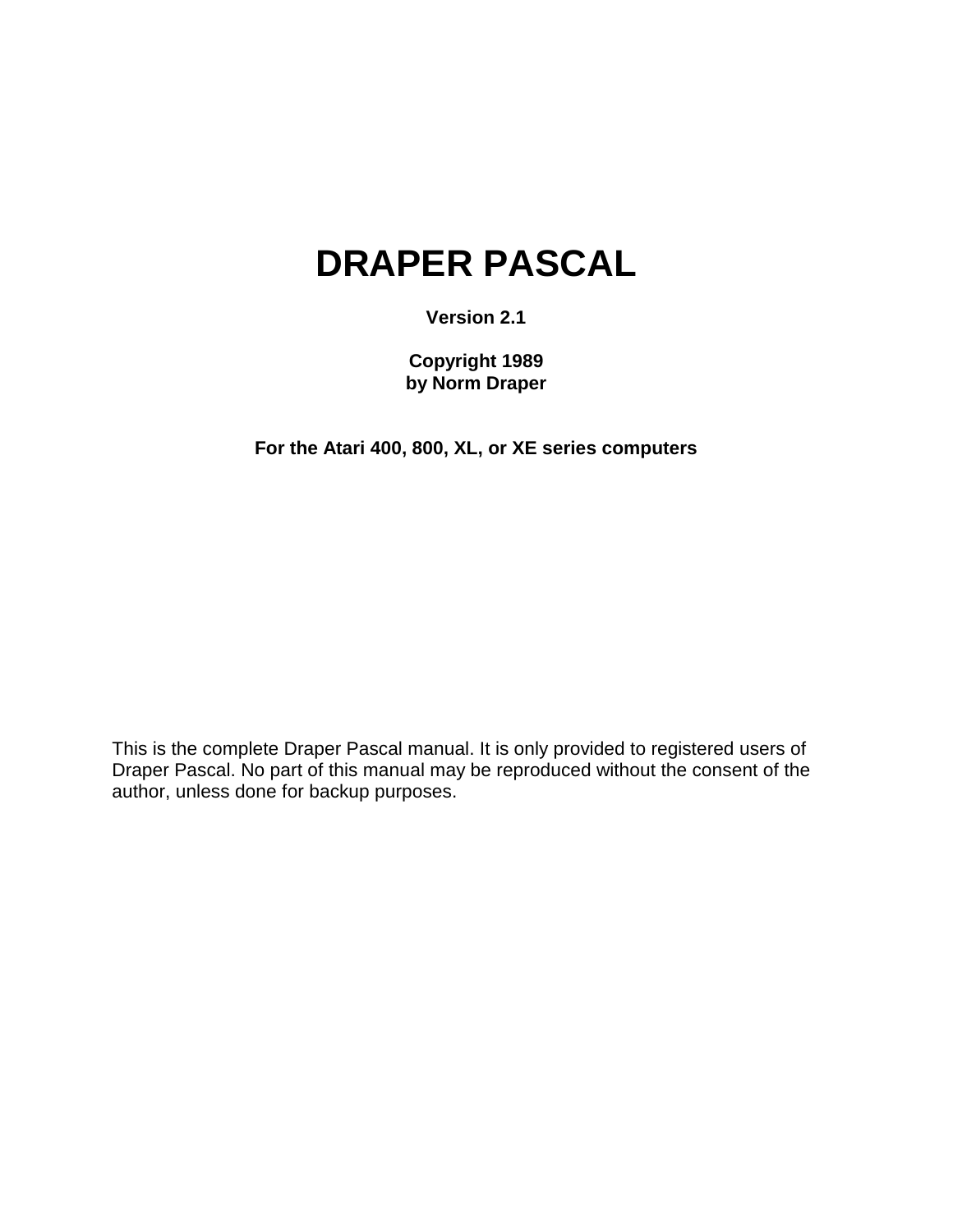# DRAPER PASCAL

**Version 2.1**

**Copyright 1989**
**by Norm Draper**

**For the Atari 400, 800, XL, or XE series computers**

This is the complete Draper Pascal manual. It is only provided to registered users of Draper Pascal. No part of this manual may be reproduced without the consent of the author, unless done for backup purposes.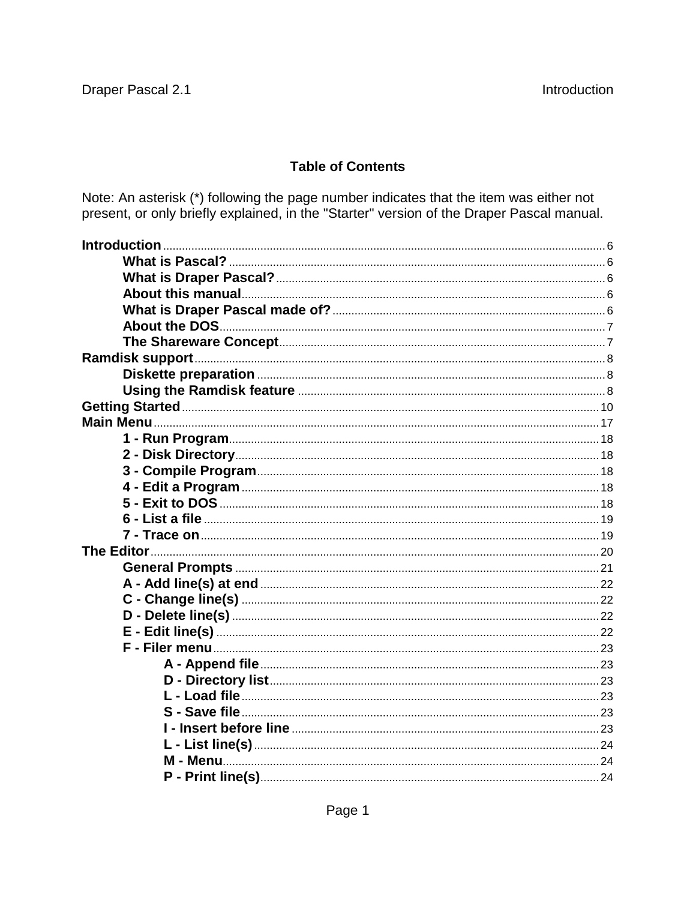## Table of Contents

Note: An asterisk (*) following the page number indicates that the item was either not present, or only briefly explained, in the "Starter" version of the Draper Pascal manual.

**Introduction** ........ 6
- **What is Pascal?** ........ 6
- **What is Draper Pascal?** ........ 6
- **About this manual** ........ 6
- **What is Draper Pascal made of?** ........ 6
- **About the DOS** ........ 7
- **The Shareware Concept** ........ 7

**Ramdisk support** ........ 8
- **Diskette preparation** ........ 8
- **Using the Ramdisk feature** ........ 8

**Getting Started** ........ 10

**Main Menu** ........ 17
- **1 - Run Program** ........ 18
- **2 - Disk Directory** ........ 18
- **3 - Compile Program** ........ 18
- **4 - Edit a Program** ........ 18
- **5 - Exit to DOS** ........ 18
- **6 - List a file** ........ 19
- **7 - Trace on** ........ 19

**The Editor** ........ 20
- **General Prompts** ........ 21
- **A - Add line(s) at end** ........ 22
- **C - Change line(s)** ........ 22
- **D - Delete line(s)** ........ 22
- **E - Edit line(s)** ........ 22
- **F - Filer menu** ........ 23
  - **A - Append file** ........ 23
  - **D - Directory list** ........ 23
  - **L - Load file** ........ 23
  - **S - Save file** ........ 23
  - **I - Insert before line** ........ 23
  - **L - List line(s)** ........ 24
  - **M - Menu** ........ 24
  - **P - Print line(s)** ........ 24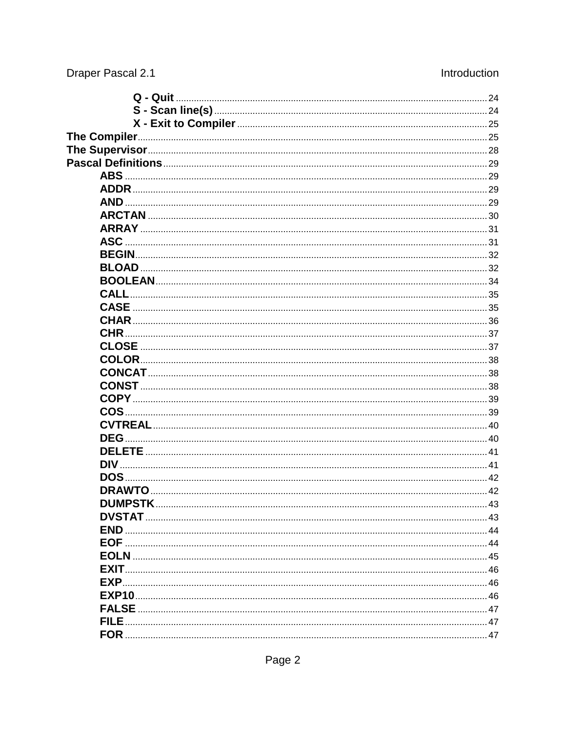Q - Quit ........ 24
S - Scan line(s) ........ 24
X - Exit to Compiler ........ 25

**The Compiler** ........ 25
**The Supervisor** ........ 28
**Pascal Definitions** ........ 29

- **ABS** ........ 29
- **ADDR** ........ 29
- **AND** ........ 29
- **ARCTAN** ........ 30
- **ARRAY** ........ 31
- **ASC** ........ 31
- **BEGIN** ........ 32
- **BLOAD** ........ 32
- **BOOLEAN** ........ 34
- **CALL** ........ 35
- **CASE** ........ 35
- **CHAR** ........ 36
- **CHR** ........ 37
- **CLOSE** ........ 37
- **COLOR** ........ 38
- **CONCAT** ........ 38
- **CONST** ........ 38
- **COPY** ........ 39
- **COS** ........ 39
- **CVTREAL** ........ 40
- **DEG** ........ 40
- **DELETE** ........ 41
- **DIV** ........ 41
- **DOS** ........ 42
- **DRAWTO** ........ 42
- **DUMPSTK** ........ 43
- **DVSTAT** ........ 43
- **END** ........ 44
- **EOF** ........ 44
- **EOLN** ........ 45
- **EXIT** ........ 46
- **EXP** ........ 46
- **EXP10** ........ 46
- **FALSE** ........ 47
- **FILE** ........ 47
- **FOR** ........ 47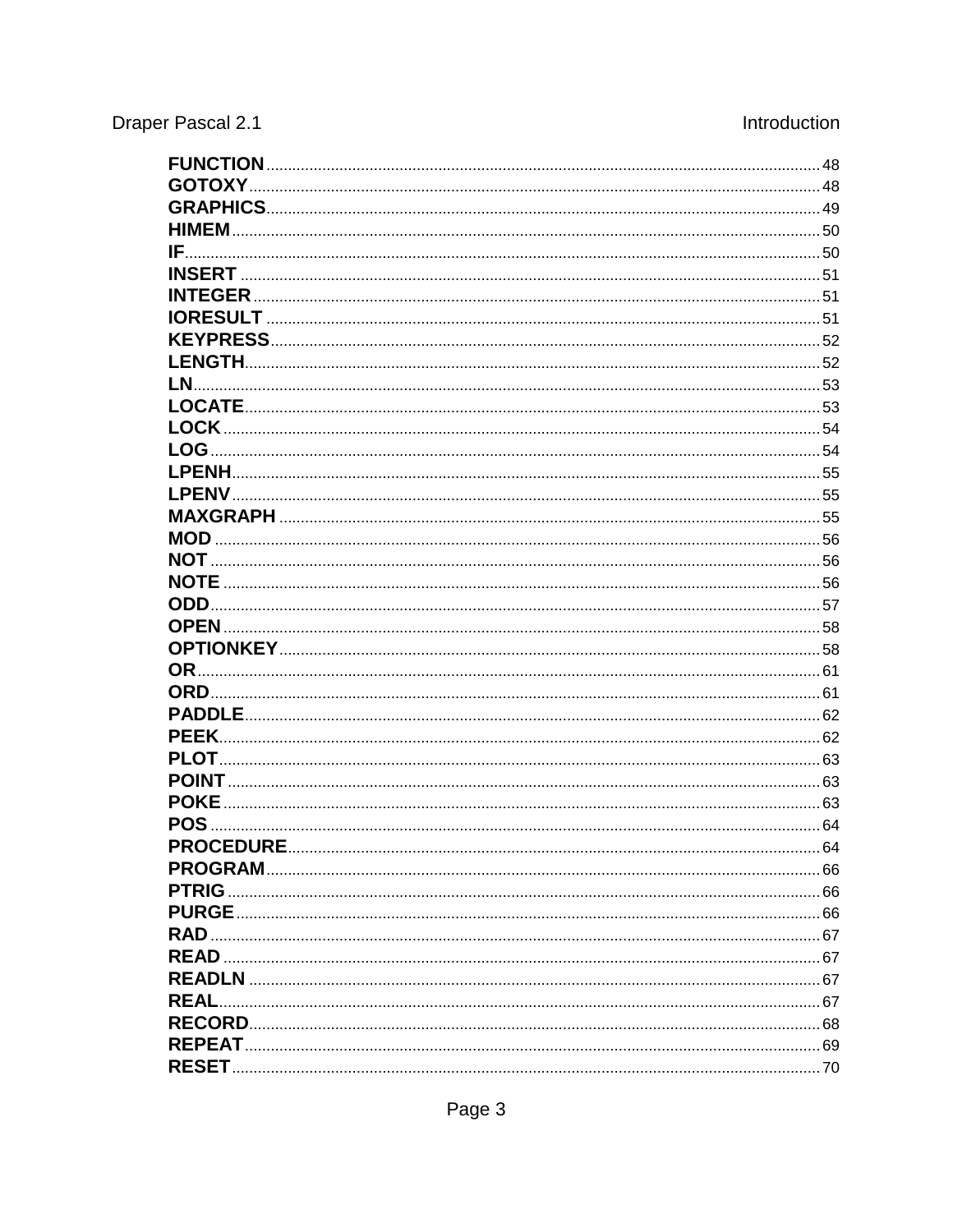**FUNCTION** ........ 48
**GOTOXY** ........ 48
**GRAPHICS** ........ 49
**HIMEM** ........ 50
**IF** ........ 50
**INSERT** ........ 51
**INTEGER** ........ 51
**IORESULT** ........ 51
**KEYPRESS** ........ 52
**LENGTH** ........ 52
**LN** ........ 53
**LOCATE** ........ 53
**LOCK** ........ 54
**LOG** ........ 54
**LPENH** ........ 55
**LPENV** ........ 55
**MAXGRAPH** ........ 55
**MOD** ........ 56
**NOT** ........ 56
**NOTE** ........ 56
**ODD** ........ 57
**OPEN** ........ 58
**OPTIONKEY** ........ 58
**OR** ........ 61
**ORD** ........ 61
**PADDLE** ........ 62
**PEEK** ........ 62
**PLOT** ........ 63
**POINT** ........ 63
**POKE** ........ 63
**POS** ........ 64
**PROCEDURE** ........ 64
**PROGRAM** ........ 66
**PTRIG** ........ 66
**PURGE** ........ 66
**RAD** ........ 67
**READ** ........ 67
**READLN** ........ 67
**REAL** ........ 67
**RECORD** ........ 68
**REPEAT** ........ 69
**RESET** ........ 70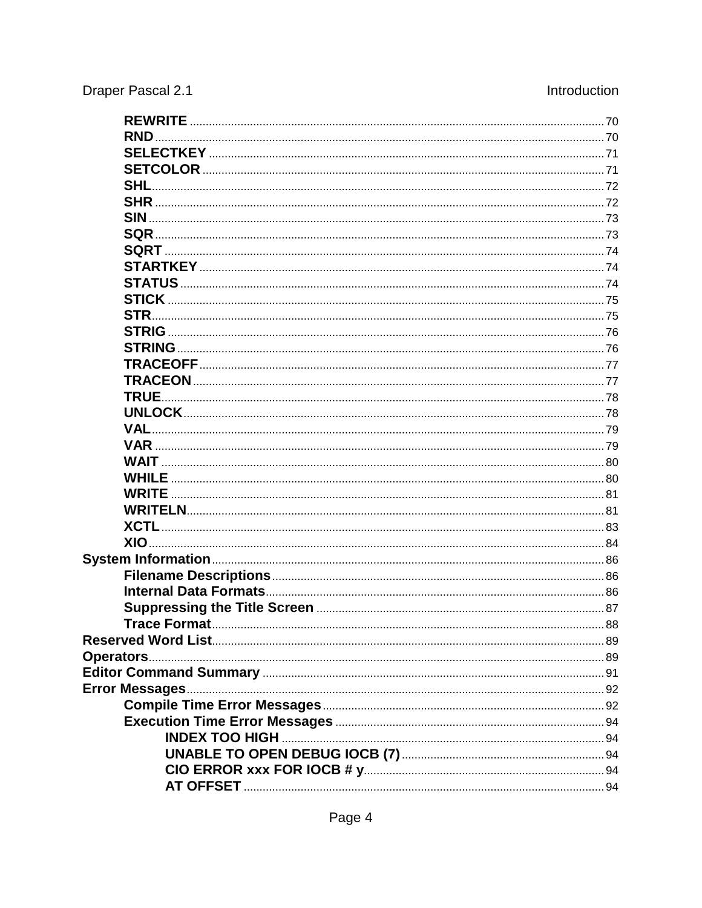REWRITE ..... 70
RND ..... 70
SELECTKEY ..... 71
SETCOLOR ..... 71
SHL ..... 72
SHR ..... 72
SIN ..... 73
SQR ..... 73
SQRT ..... 74
STARTKEY ..... 74
STATUS ..... 74
STICK ..... 75
STR ..... 75
STRIG ..... 76
STRING ..... 76
TRACEOFF ..... 77
TRACEON ..... 77
TRUE ..... 78
UNLOCK ..... 78
VAL ..... 79
VAR ..... 79
WAIT ..... 80
WHILE ..... 80
WRITE ..... 81
WRITELN ..... 81
XCTL ..... 83
XIO ..... 84

**System Information** ..... 86
- Filename Descriptions ..... 86
- Internal Data Formats ..... 86
- Suppressing the Title Screen ..... 87
- Trace Format ..... 88

**Reserved Word List** ..... 89

**Operators** ..... 89

**Editor Command Summary** ..... 91

**Error Messages** ..... 92
- Compile Time Error Messages ..... 92
- Execution Time Error Messages ..... 94
  - INDEX TOO HIGH ..... 94
  - UNABLE TO OPEN DEBUG IOCB (7) ..... 94
  - CIO ERROR xxx FOR IOCB # y ..... 94
  - AT OFFSET ..... 94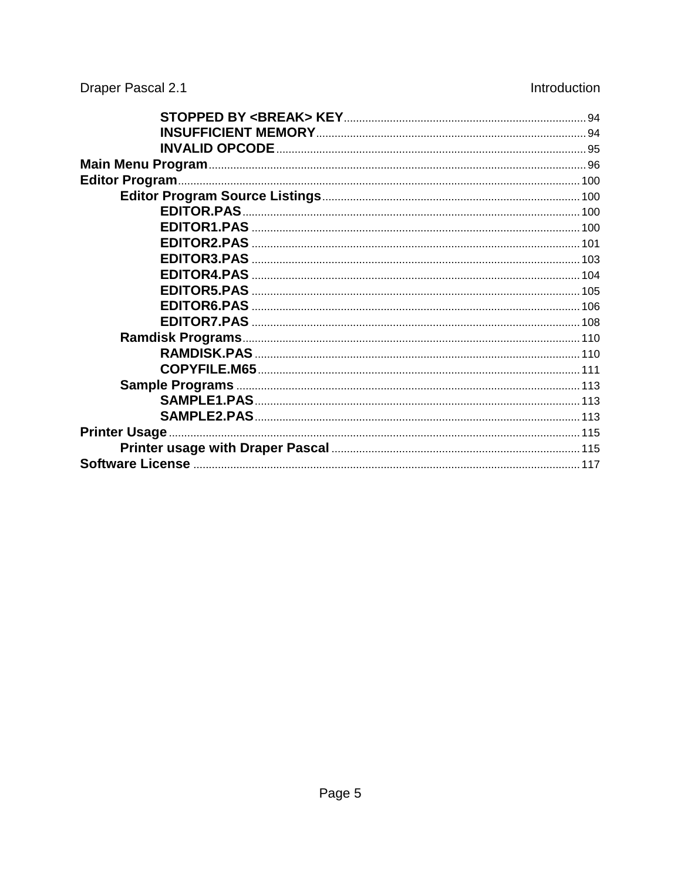- STOPPED BY <BREAK> KEY ........ 94
- INSUFFICIENT MEMORY ........ 94
- INVALID OPCODE ........ 95

**Main Menu Program** ........ 96

**Editor Program** ........ 100

- **Editor Program Source Listings** ........ 100
  - EDITOR.PAS ........ 100
  - EDITOR1.PAS ........ 100
  - EDITOR2.PAS ........ 101
  - EDITOR3.PAS ........ 103
  - EDITOR4.PAS ........ 104
  - EDITOR5.PAS ........ 105
  - EDITOR6.PAS ........ 106
  - EDITOR7.PAS ........ 108
- **Ramdisk Programs** ........ 110
  - RAMDISK.PAS ........ 110
  - COPYFILE.M65 ........ 111
- **Sample Programs** ........ 113
  - SAMPLE1.PAS ........ 113
  - SAMPLE2.PAS ........ 113

**Printer Usage** ........ 115

- **Printer usage with Draper Pascal** ........ 115

**Software License** ........ 117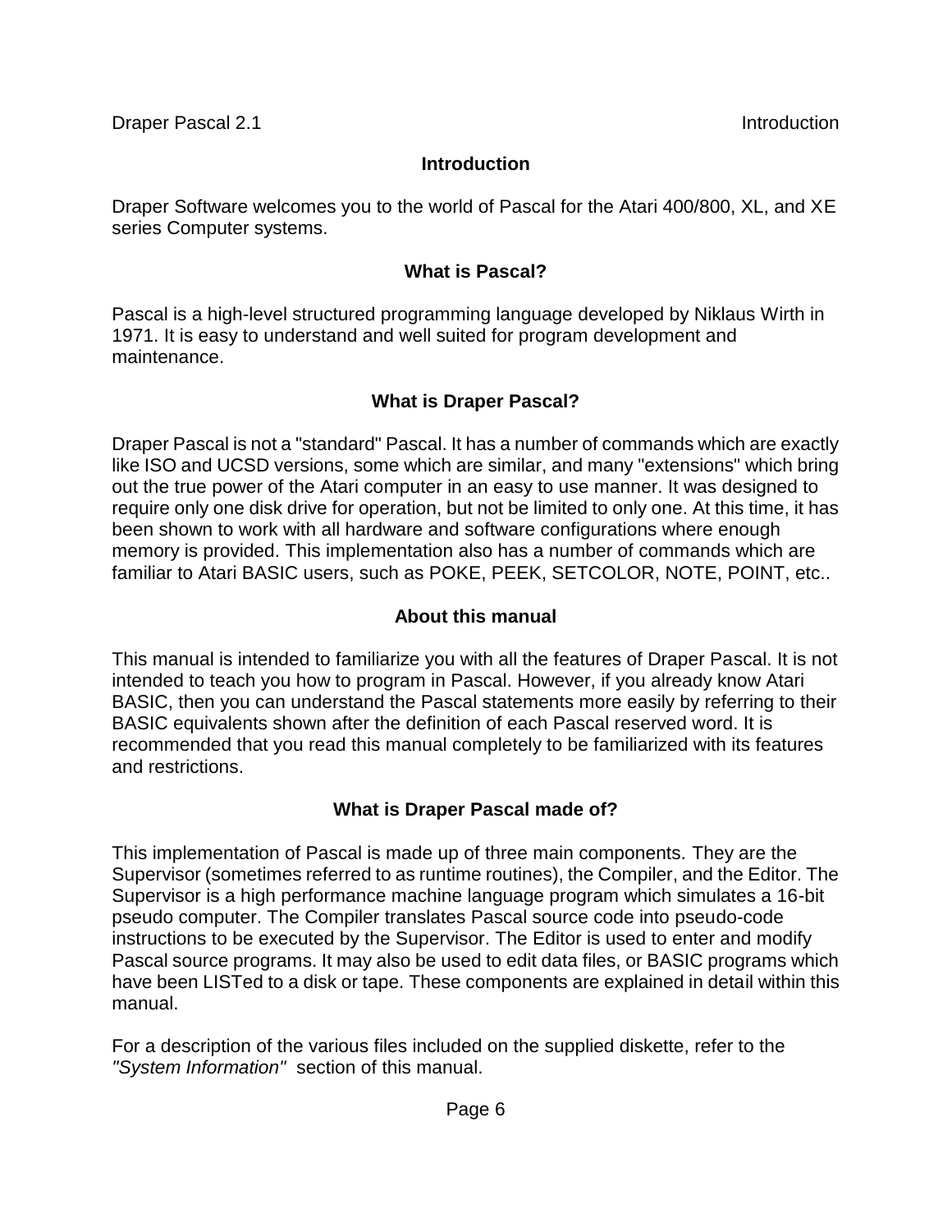# Introduction

Draper Software welcomes you to the world of Pascal for the Atari 400/800, XL, and XE series Computer systems.

## What is Pascal?

Pascal is a high-level structured programming language developed by Niklaus Wirth in 1971. It is easy to understand and well suited for program development and maintenance.

## What is Draper Pascal?

Draper Pascal is not a "standard" Pascal. It has a number of commands which are exactly like ISO and UCSD versions, some which are similar, and many "extensions" which bring out the true power of the Atari computer in an easy to use manner. It was designed to require only one disk drive for operation, but not be limited to only one. At this time, it has been shown to work with all hardware and software configurations where enough memory is provided. This implementation also has a number of commands which are familiar to Atari BASIC users, such as POKE, PEEK, SETCOLOR, NOTE, POINT, etc..

## About this manual

This manual is intended to familiarize you with all the features of Draper Pascal. It is not intended to teach you how to program in Pascal. However, if you already know Atari BASIC, then you can understand the Pascal statements more easily by referring to their BASIC equivalents shown after the definition of each Pascal reserved word. It is recommended that you read this manual completely to be familiarized with its features and restrictions.

## What is Draper Pascal made of?

This implementation of Pascal is made up of three main components. They are the Supervisor (sometimes referred to as runtime routines), the Compiler, and the Editor. The Supervisor is a high performance machine language program which simulates a 16-bit pseudo computer. The Compiler translates Pascal source code into pseudo-code instructions to be executed by the Supervisor. The Editor is used to enter and modify Pascal source programs. It may also be used to edit data files, or BASIC programs which have been LISTed to a disk or tape. These components are explained in detail within this manual.

For a description of the various files included on the supplied diskette, refer to the *"System Information"* section of this manual.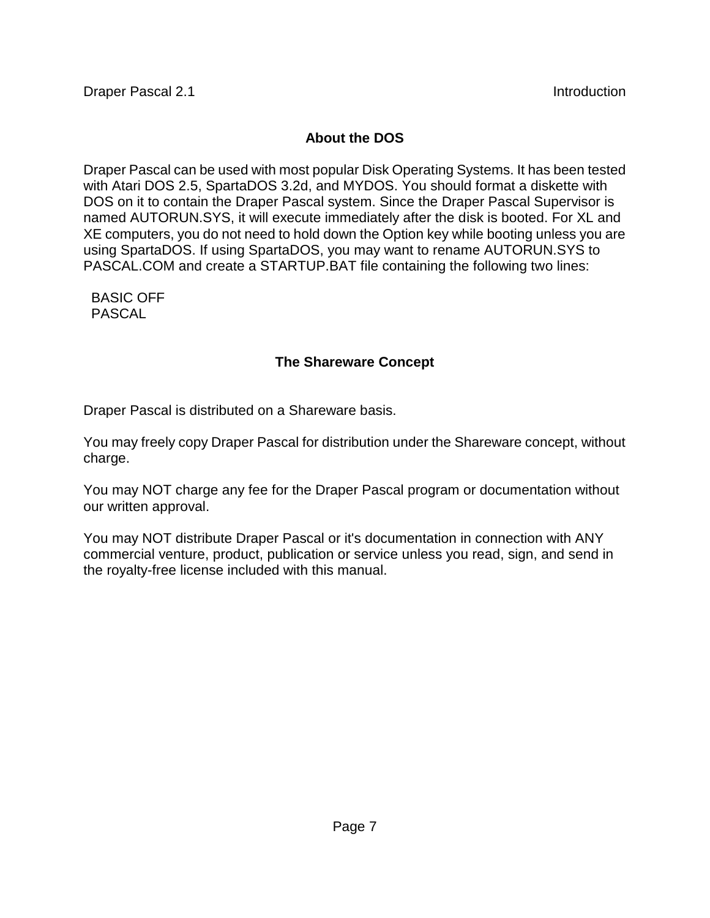## About the DOS

Draper Pascal can be used with most popular Disk Operating Systems. It has been tested with Atari DOS 2.5, SpartaDOS 3.2d, and MYDOS. You should format a diskette with DOS on it to contain the Draper Pascal system. Since the Draper Pascal Supervisor is named AUTORUN.SYS, it will execute immediately after the disk is booted. For XL and XE computers, you do not need to hold down the Option key while booting unless you are using SpartaDOS. If using SpartaDOS, you may want to rename AUTORUN.SYS to PASCAL.COM and create a STARTUP.BAT file containing the following two lines:

```
BASIC OFF
PASCAL
```

## The Shareware Concept

Draper Pascal is distributed on a Shareware basis.

You may freely copy Draper Pascal for distribution under the Shareware concept, without charge.

You may NOT charge any fee for the Draper Pascal program or documentation without our written approval.

You may NOT distribute Draper Pascal or it's documentation in connection with ANY commercial venture, product, publication or service unless you read, sign, and send in the royalty-free license included with this manual.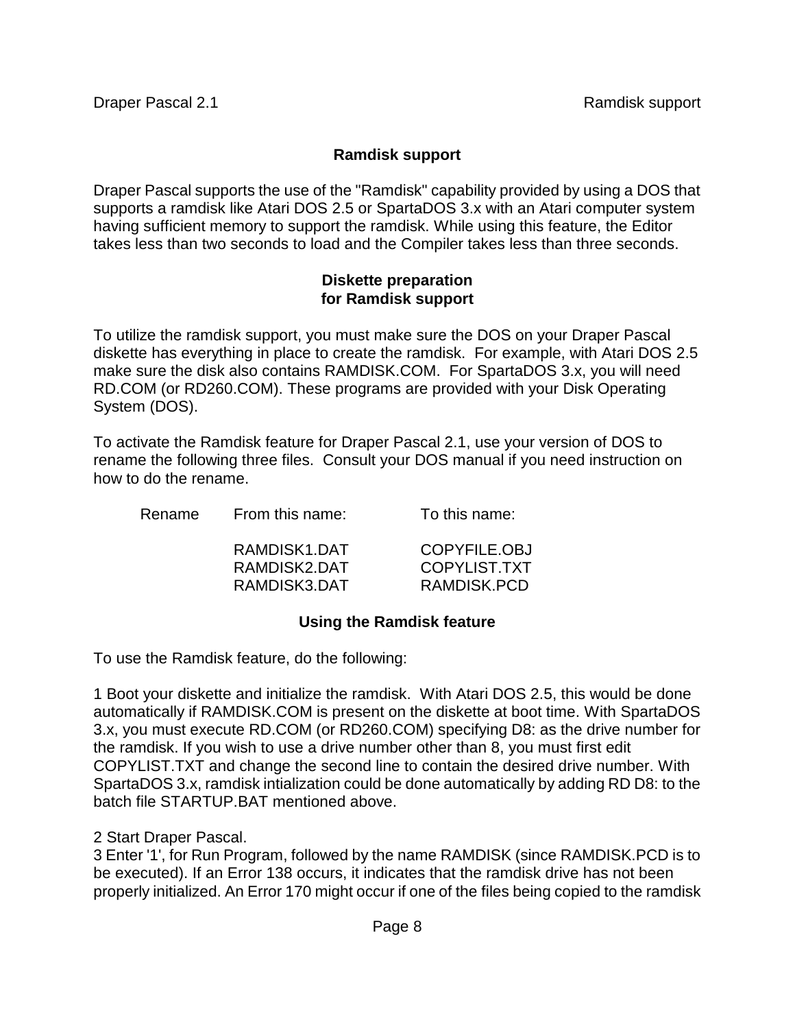## Ramdisk support

Draper Pascal supports the use of the "Ramdisk" capability provided by using a DOS that supports a ramdisk like Atari DOS 2.5 or SpartaDOS 3.x with an Atari computer system having sufficient memory to support the ramdisk. While using this feature, the Editor takes less than two seconds to load and the Compiler takes less than three seconds.

### Diskette preparation for Ramdisk support

To utilize the ramdisk support, you must make sure the DOS on your Draper Pascal diskette has everything in place to create the ramdisk. For example, with Atari DOS 2.5 make sure the disk also contains RAMDISK.COM. For SpartaDOS 3.x, you will need RD.COM (or RD260.COM). These programs are provided with your Disk Operating System (DOS).

To activate the Ramdisk feature for Draper Pascal 2.1, use your version of DOS to rename the following three files. Consult your DOS manual if you need instruction on how to do the rename.

| Rename | From this name: | To this name: |
|---|---|---|
| | RAMDISK1.DAT | COPYFILE.OBJ |
| | RAMDISK2.DAT | COPYLIST.TXT |
| | RAMDISK3.DAT | RAMDISK.PCD |

### Using the Ramdisk feature

To use the Ramdisk feature, do the following:

1 Boot your diskette and initialize the ramdisk. With Atari DOS 2.5, this would be done automatically if RAMDISK.COM is present on the diskette at boot time. With SpartaDOS 3.x, you must execute RD.COM (or RD260.COM) specifying D8: as the drive number for the ramdisk. If you wish to use a drive number other than 8, you must first edit COPYLIST.TXT and change the second line to contain the desired drive number. With SpartaDOS 3.x, ramdisk intialization could be done automatically by adding RD D8: to the batch file STARTUP.BAT mentioned above.

2 Start Draper Pascal.

3 Enter '1', for Run Program, followed by the name RAMDISK (since RAMDISK.PCD is to be executed). If an Error 138 occurs, it indicates that the ramdisk drive has not been properly initialized. An Error 170 might occur if one of the files being copied to the ramdisk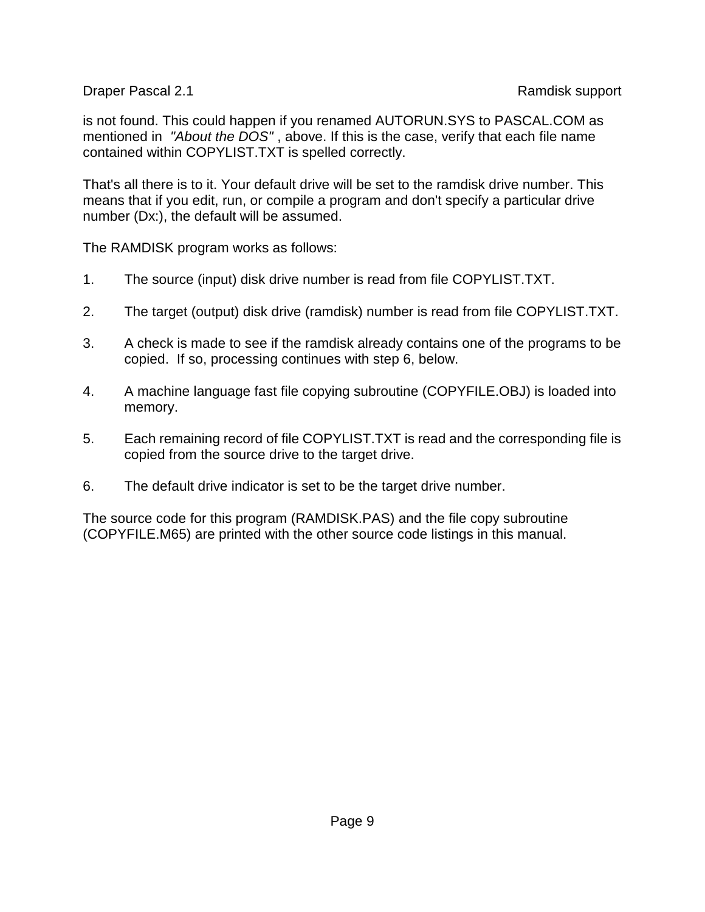is not found. This could happen if you renamed AUTORUN.SYS to PASCAL.COM as mentioned in *"About the DOS"* , above. If this is the case, verify that each file name contained within COPYLIST.TXT is spelled correctly.

That's all there is to it. Your default drive will be set to the ramdisk drive number. This means that if you edit, run, or compile a program and don't specify a particular drive number (Dx:), the default will be assumed.

The RAMDISK program works as follows:

1. The source (input) disk drive number is read from file COPYLIST.TXT.

2. The target (output) disk drive (ramdisk) number is read from file COPYLIST.TXT.

3. A check is made to see if the ramdisk already contains one of the programs to be copied. If so, processing continues with step 6, below.

4. A machine language fast file copying subroutine (COPYFILE.OBJ) is loaded into memory.

5. Each remaining record of file COPYLIST.TXT is read and the corresponding file is copied from the source drive to the target drive.

6. The default drive indicator is set to be the target drive number.

The source code for this program (RAMDISK.PAS) and the file copy subroutine (COPYFILE.M65) are printed with the other source code listings in this manual.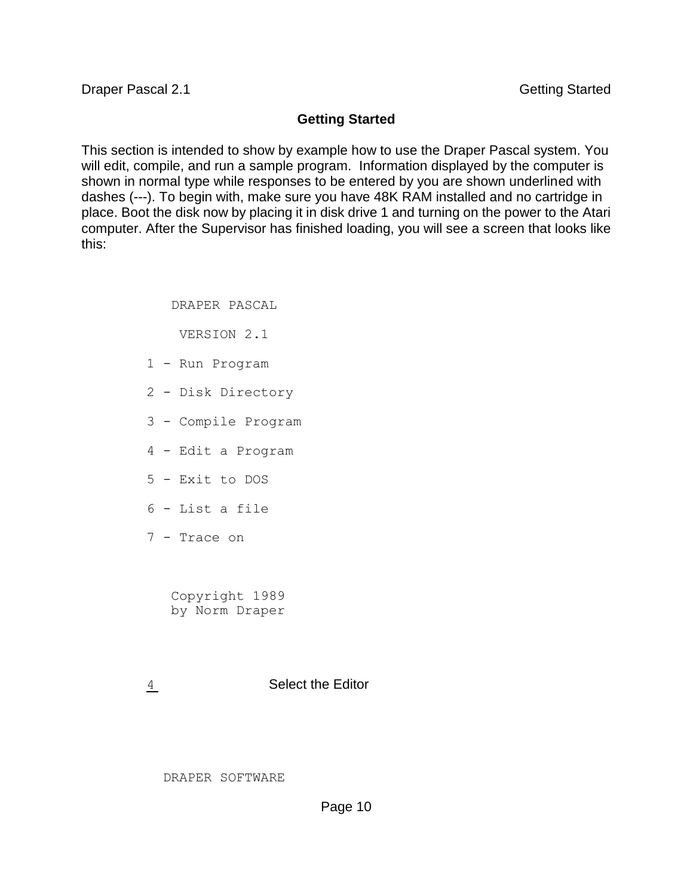# Getting Started

This section is intended to show by example how to use the Draper Pascal system. You will edit, compile, and run a sample program. Information displayed by the computer is shown in normal type while responses to be entered by you are shown underlined with dashes (---). To begin with, make sure you have 48K RAM installed and no cartridge in place. Boot the disk now by placing it in disk drive 1 and turning on the power to the Atari computer. After the Supervisor has finished loading, you will see a screen that looks like this:

```
     DRAPER PASCAL

      VERSION 2.1

  1 - Run Program

  2 - Disk Directory

  3 - Compile Program

  4 - Edit a Program

  5 - Exit to DOS

  6 - List a file

  7 - Trace on


     Copyright 1989
     by Norm Draper
```

```
  4                     Select the Editor
  -
```

```
    DRAPER SOFTWARE
```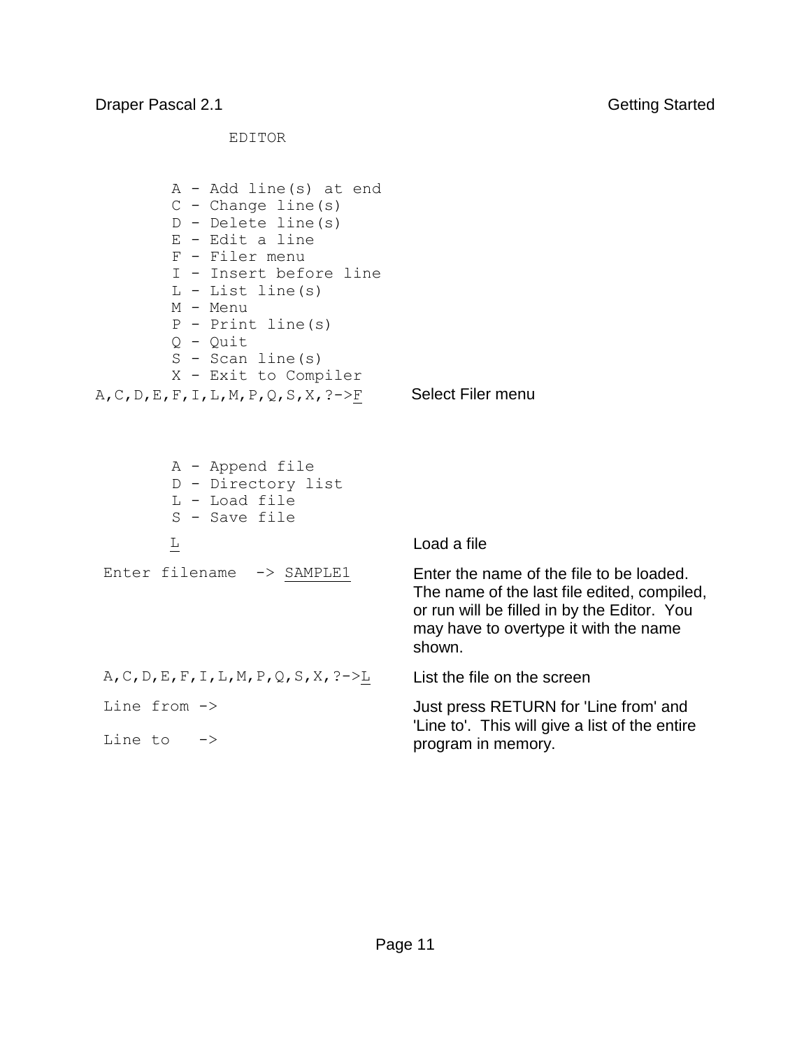```
              EDITOR


        A - Add line(s) at end
        C - Change line(s)
        D - Delete line(s)
        E - Edit a line
        F - Filer menu
        I - Insert before line
        L - List line(s)
        M - Menu
        P - Print line(s)
        Q - Quit
        S - Scan line(s)
        X - Exit to Compiler
A,C,D,E,F,I,L,M,P,Q,S,X,?->F
```

Select Filer menu

```
        A - Append file
        D - Directory list
        L - Load file
        S - Save file

        L
```

Load a file

```
 Enter filename  -> SAMPLE1
```

Enter the name of the file to be loaded. The name of the last file edited, compiled, or run will be filled in by the Editor. You may have to overtype it with the name shown.

```
 A,C,D,E,F,I,L,M,P,Q,S,X,?->L
```

List the file on the screen

```
 Line from ->

 Line to   ->
```

Just press RETURN for 'Line from' and 'Line to'. This will give a list of the entire program in memory.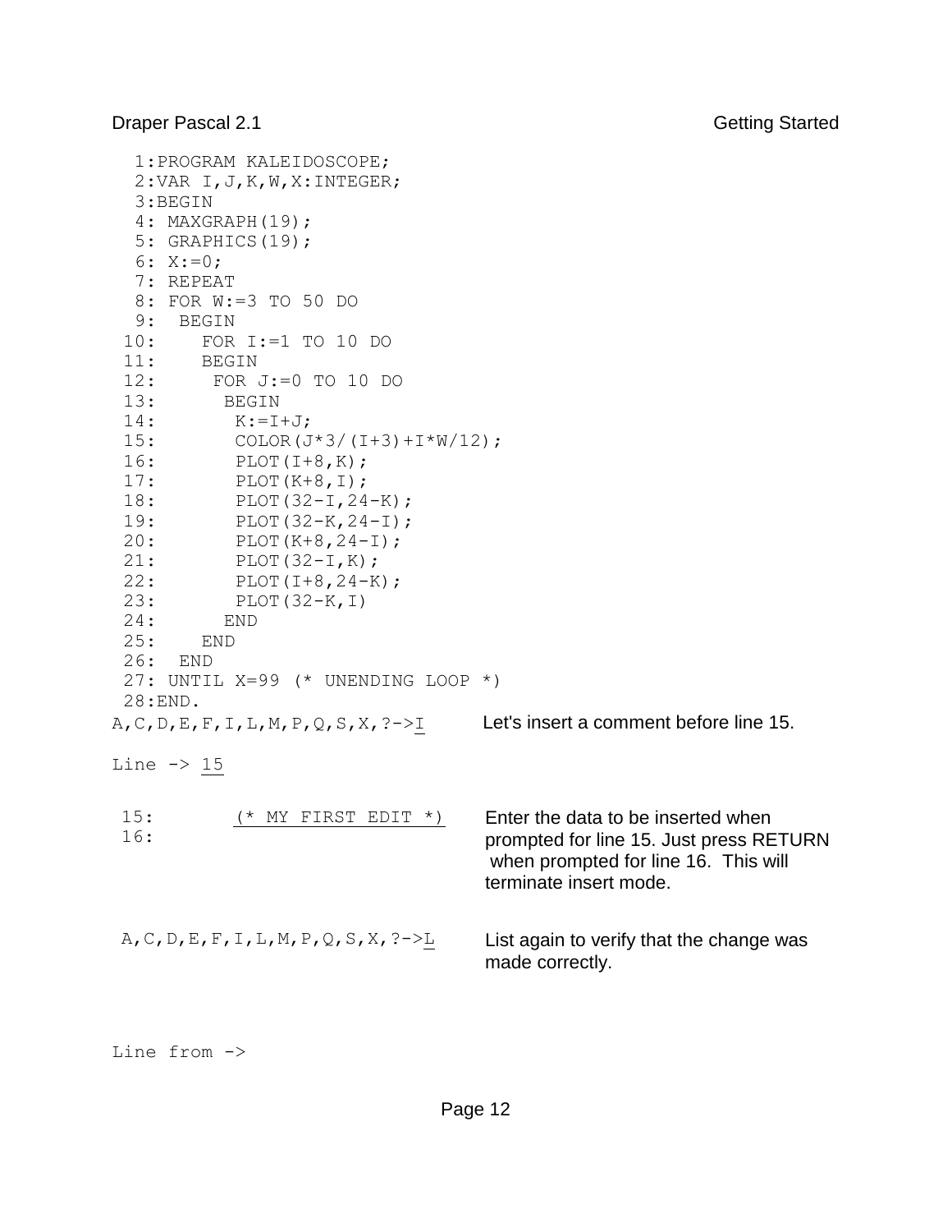```
  1:PROGRAM KALEIDOSCOPE;
  2:VAR I,J,K,W,X:INTEGER;
  3:BEGIN
  4: MAXGRAPH(19);
  5: GRAPHICS(19);
  6: X:=0;
  7: REPEAT
  8: FOR W:=3 TO 50 DO
  9:  BEGIN
 10:    FOR I:=1 TO 10 DO
 11:    BEGIN
 12:     FOR J:=0 TO 10 DO
 13:      BEGIN
 14:       K:=I+J;
 15:       COLOR(J*3/(I+3)+I*W/12);
 16:       PLOT(I+8,K);
 17:       PLOT(K+8,I);
 18:       PLOT(32-I,24-K);
 19:       PLOT(32-K,24-I);
 20:       PLOT(K+8,24-I);
 21:       PLOT(32-I,K);
 22:       PLOT(I+8,24-K);
 23:       PLOT(32-K,I)
 24:      END
 25:    END
 26:  END
 27: UNTIL X=99 (* UNENDING LOOP *)
 28:END.
A,C,D,E,F,I,L,M,P,Q,S,X,?->I
```

Let's insert a comment before line 15.

```
Line -> 15
```

```
 15:       (* MY FIRST EDIT *)
 16:
```

Enter the data to be inserted when prompted for line 15. Just press RETURN when prompted for line 16. This will terminate insert mode.

```
A,C,D,E,F,I,L,M,P,Q,S,X,?->L
```

List again to verify that the change was made correctly.

```
Line from ->
```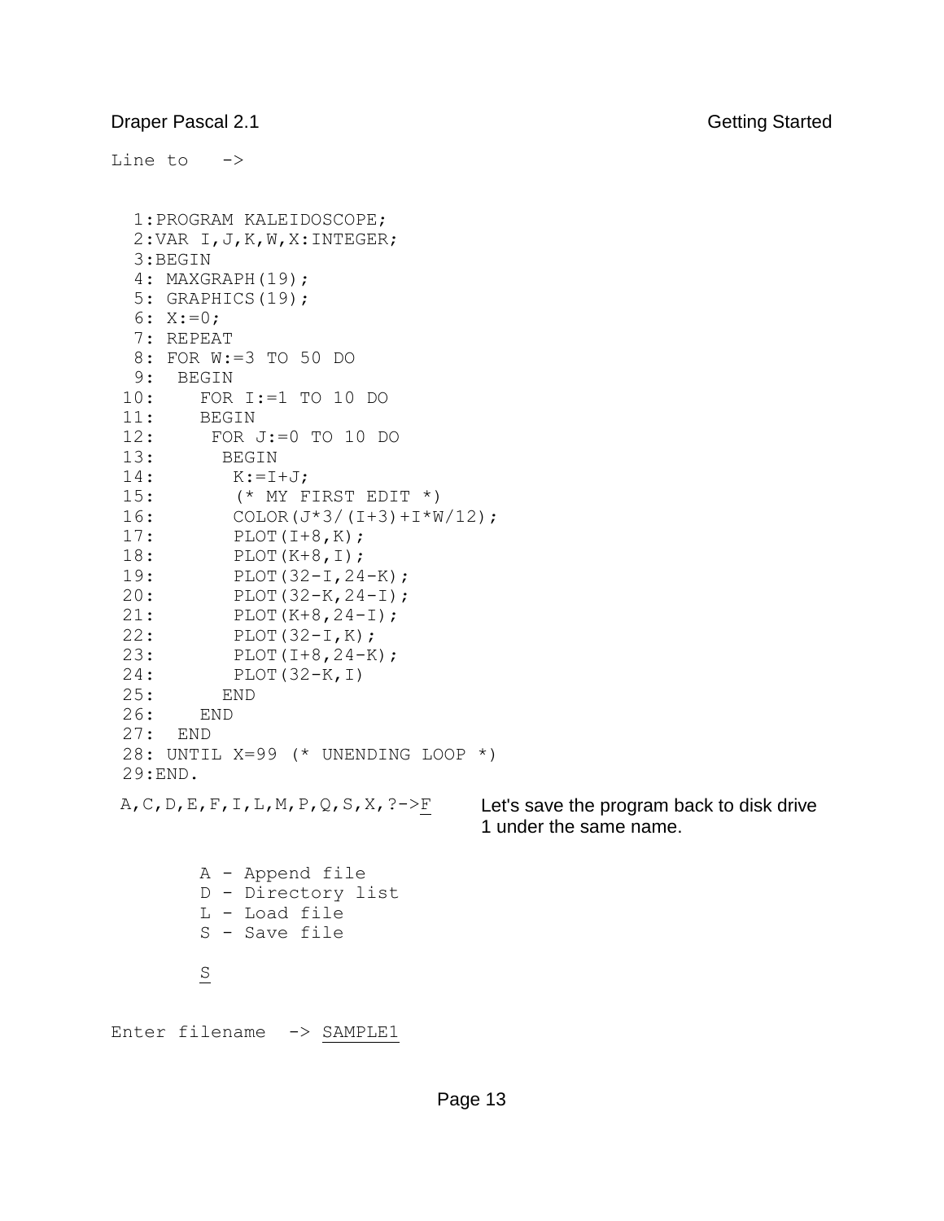```
Line to   ->


  1:PROGRAM KALEIDOSCOPE;
  2:VAR I,J,K,W,X:INTEGER;
  3:BEGIN
  4: MAXGRAPH(19);
  5: GRAPHICS(19);
  6: X:=0;
  7: REPEAT
  8: FOR W:=3 TO 50 DO
  9:  BEGIN
 10:    FOR I:=1 TO 10 DO
 11:    BEGIN
 12:     FOR J:=0 TO 10 DO
 13:      BEGIN
 14:       K:=I+J;
 15:       (* MY FIRST EDIT *)
 16:       COLOR(J*3/(I+3)+I*W/12);
 17:       PLOT(I+8,K);
 18:       PLOT(K+8,I);
 19:       PLOT(32-I,24-K);
 20:       PLOT(32-K,24-I);
 21:       PLOT(K+8,24-I);
 22:       PLOT(32-I,K);
 23:       PLOT(I+8,24-K);
 24:       PLOT(32-K,I)
 25:      END
 26:    END
 27:  END
 28: UNTIL X=99 (* UNENDING LOOP *)
 29:END.
```

```
 A,C,D,E,F,I,L,M,P,Q,S,X,?->F
```

Let's save the program back to disk drive 1 under the same name.

```
        A - Append file
        D - Directory list
        L - Load file
        S - Save file

        S


Enter filename  -> SAMPLE1
```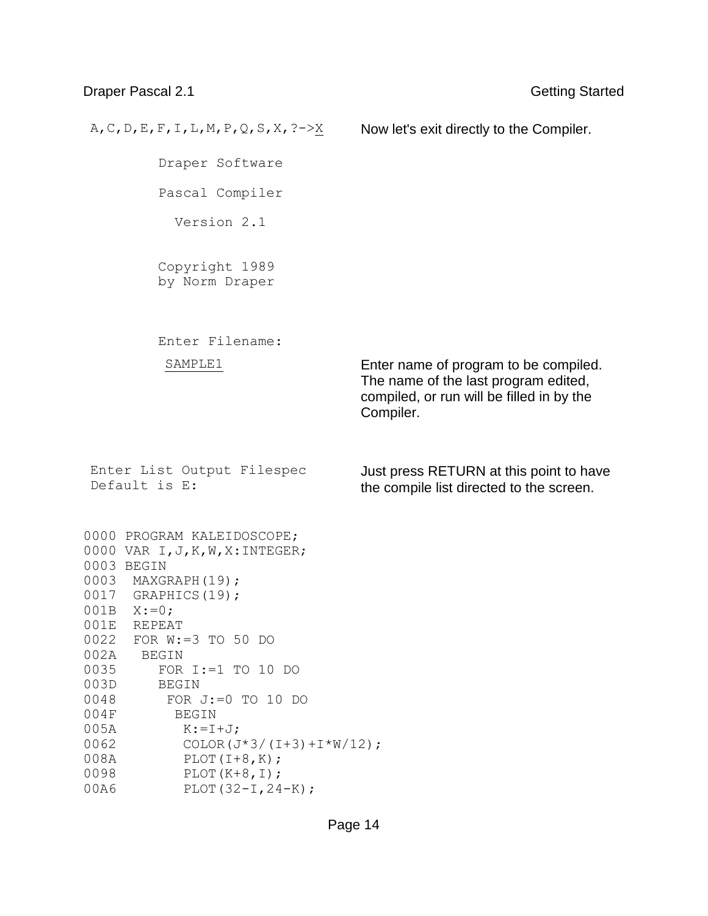```
A,C,D,E,F,I,L,M,P,Q,S,X,?->X
```

Now let's exit directly to the Compiler.

```
         Draper Software

         Pascal Compiler

           Version 2.1


         Copyright 1989
         by Norm Draper



         Enter Filename:

          SAMPLE1
```

Enter name of program to be compiled. The name of the last program edited, compiled, or run will be filled in by the Compiler.

```
 Enter List Output Filespec
 Default is E:
```

Just press RETURN at this point to have the compile list directed to the screen.

```
0000 PROGRAM KALEIDOSCOPE;
0000 VAR I,J,K,W,X:INTEGER;
0003 BEGIN
0003  MAXGRAPH(19);
0017  GRAPHICS(19);
001B  X:=0;
001E  REPEAT
0022  FOR W:=3 TO 50 DO
002A   BEGIN
0035     FOR I:=1 TO 10 DO
003D     BEGIN
0048      FOR J:=0 TO 10 DO
004F       BEGIN
005A        K:=I+J;
0062        COLOR(J*3/(I+3)+I*W/12);
008A        PLOT(I+8,K);
0098        PLOT(K+8,I);
00A6        PLOT(32-I,24-K);
```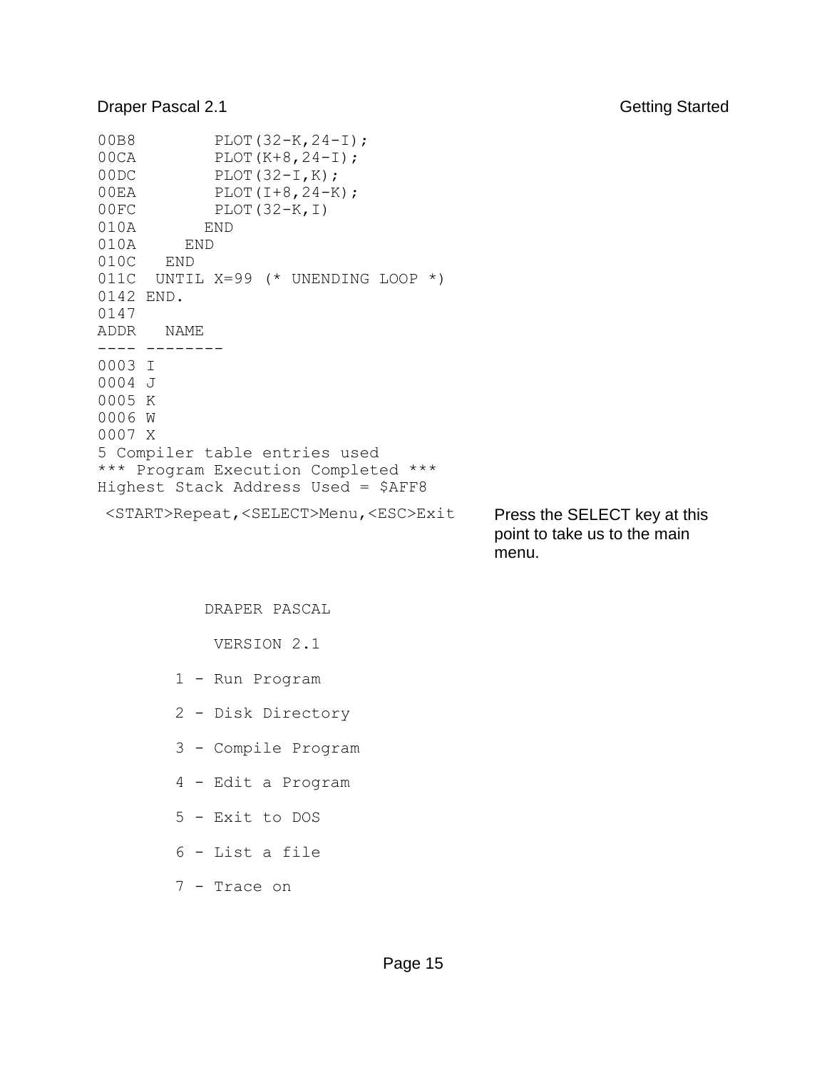```
00B8        PLOT(32-K,24-I);
00CA        PLOT(K+8,24-I);
00DC        PLOT(32-I,K);
00EA        PLOT(I+8,24-K);
00FC        PLOT(32-K,I)
010A       END
010A     END
010C   END
011C  UNTIL X=99 (* UNENDING LOOP *)
0142 END.
0147
ADDR   NAME
---- --------
0003 I
0004 J
0005 K
0006 W
0007 X
5 Compiler table entries used
*** Program Execution Completed ***
Highest Stack Address Used = $AFF8
 <START>Repeat,<SELECT>Menu,<ESC>Exit
```

Press the SELECT key at this point to take us to the main menu.

```
           DRAPER PASCAL

            VERSION 2.1

        1 - Run Program

        2 - Disk Directory

        3 - Compile Program

        4 - Edit a Program

        5 - Exit to DOS

        6 - List a file

        7 - Trace on
```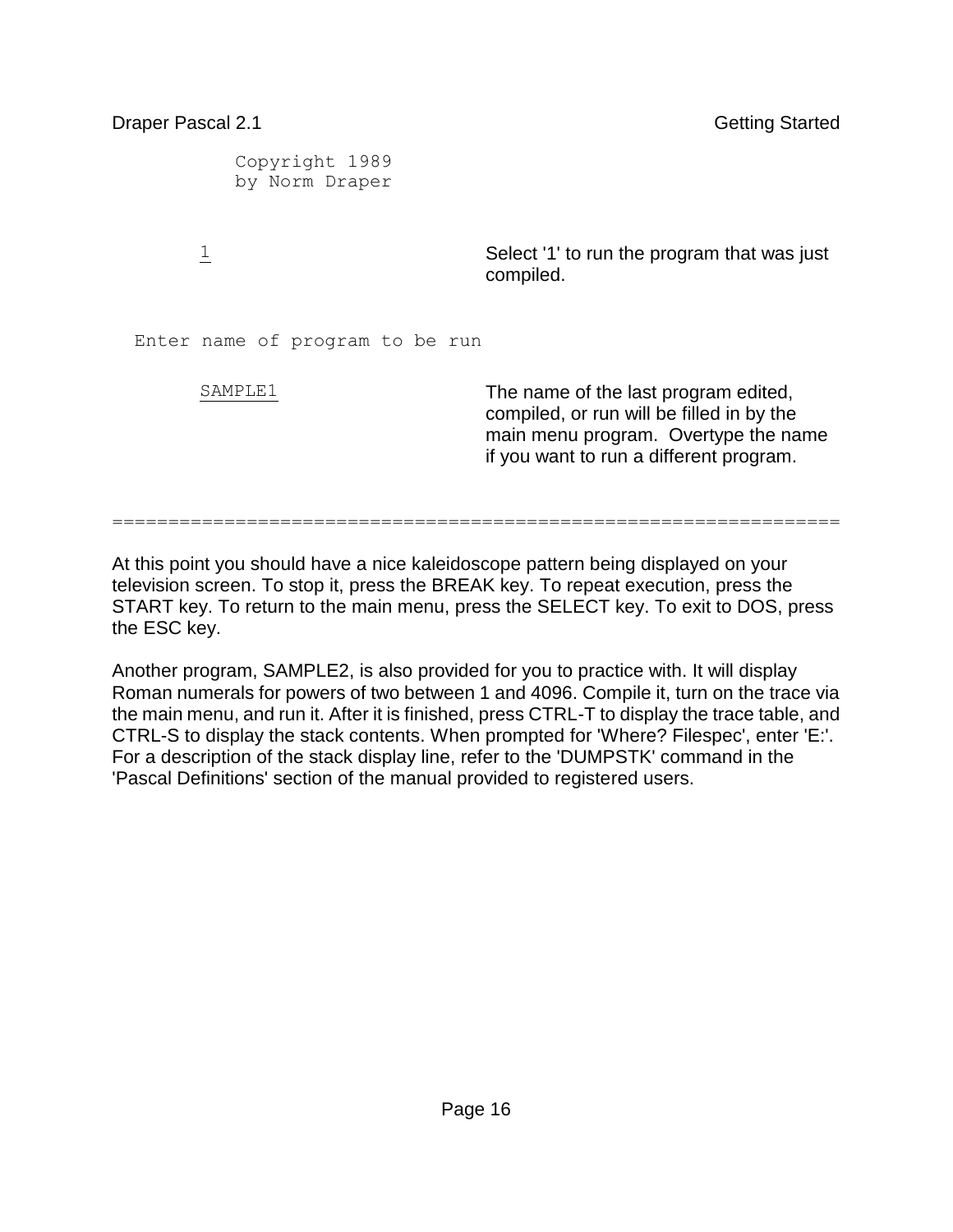```
          Copyright 1989
          by Norm Draper
```

| | |
|---|---|
| 1 | Select '1' to run the program that was just compiled. |

```
  Enter name of program to be run
```

| | |
|---|---|
| SAMPLE1 | The name of the last program edited, compiled, or run will be filled in by the main menu program. Overtype the name if you want to run a different program. |

=================================================================

At this point you should have a nice kaleidoscope pattern being displayed on your television screen. To stop it, press the BREAK key. To repeat execution, press the START key. To return to the main menu, press the SELECT key. To exit to DOS, press the ESC key.

Another program, SAMPLE2, is also provided for you to practice with. It will display Roman numerals for powers of two between 1 and 4096. Compile it, turn on the trace via the main menu, and run it. After it is finished, press CTRL-T to display the trace table, and CTRL-S to display the stack contents. When prompted for 'Where? Filespec', enter 'E:'. For a description of the stack display line, refer to the 'DUMPSTK' command in the 'Pascal Definitions' section of the manual provided to registered users.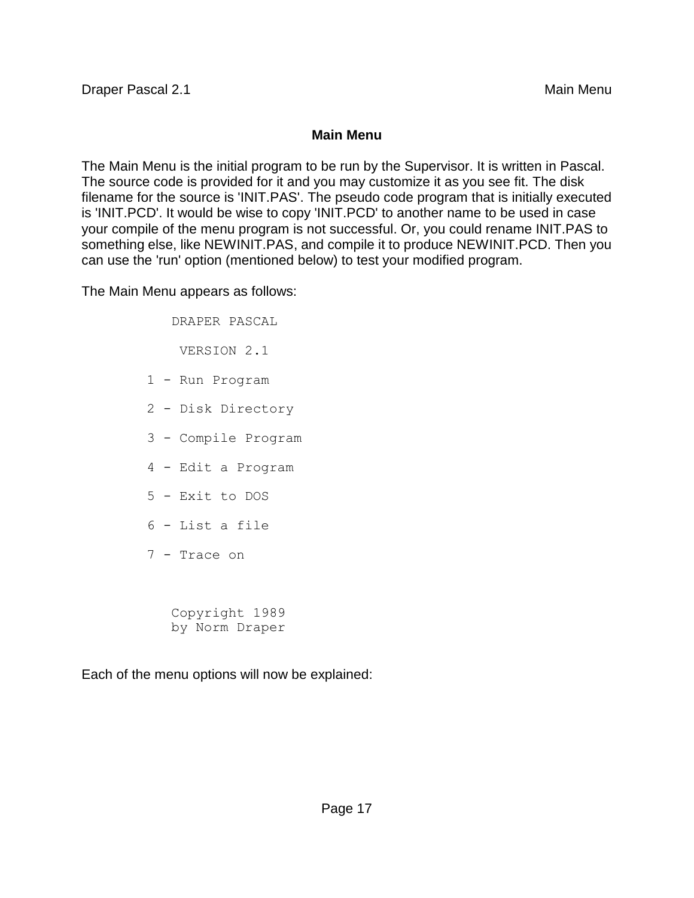# Main Menu

The Main Menu is the initial program to be run by the Supervisor. It is written in Pascal. The source code is provided for it and you may customize it as you see fit. The disk filename for the source is 'INIT.PAS'. The pseudo code program that is initially executed is 'INIT.PCD'. It would be wise to copy 'INIT.PCD' to another name to be used in case your compile of the menu program is not successful. Or, you could rename INIT.PAS to something else, like NEWINIT.PAS, and compile it to produce NEWINIT.PCD. Then you can use the 'run' option (mentioned below) to test your modified program.

The Main Menu appears as follows:

```
            DRAPER PASCAL

             VERSION 2.1

         1 - Run Program

         2 - Disk Directory

         3 - Compile Program

         4 - Edit a Program

         5 - Exit to DOS

         6 - List a file

         7 - Trace on


            Copyright 1989
            by Norm Draper
```

Each of the menu options will now be explained: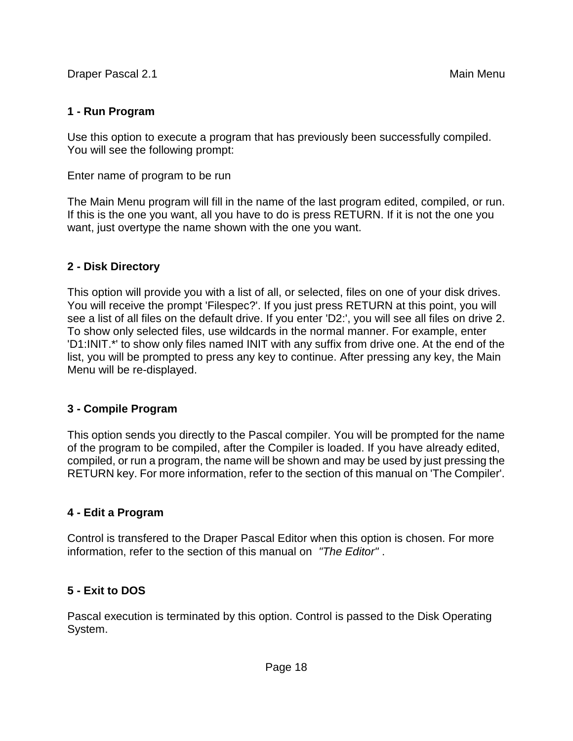### 1 - Run Program

Use this option to execute a program that has previously been successfully compiled. You will see the following prompt:

Enter name of program to be run

The Main Menu program will fill in the name of the last program edited, compiled, or run. If this is the one you want, all you have to do is press RETURN. If it is not the one you want, just overtype the name shown with the one you want.

### 2 - Disk Directory

This option will provide you with a list of all, or selected, files on one of your disk drives. You will receive the prompt 'Filespec?'. If you just press RETURN at this point, you will see a list of all files on the default drive. If you enter 'D2:', you will see all files on drive 2. To show only selected files, use wildcards in the normal manner. For example, enter 'D1:INIT.*' to show only files named INIT with any suffix from drive one. At the end of the list, you will be prompted to press any key to continue. After pressing any key, the Main Menu will be re-displayed.

### 3 - Compile Program

This option sends you directly to the Pascal compiler. You will be prompted for the name of the program to be compiled, after the Compiler is loaded. If you have already edited, compiled, or run a program, the name will be shown and may be used by just pressing the RETURN key. For more information, refer to the section of this manual on 'The Compiler'.

### 4 - Edit a Program

Control is transfered to the Draper Pascal Editor when this option is chosen. For more information, refer to the section of this manual on *"The Editor"* .

### 5 - Exit to DOS

Pascal execution is terminated by this option. Control is passed to the Disk Operating System.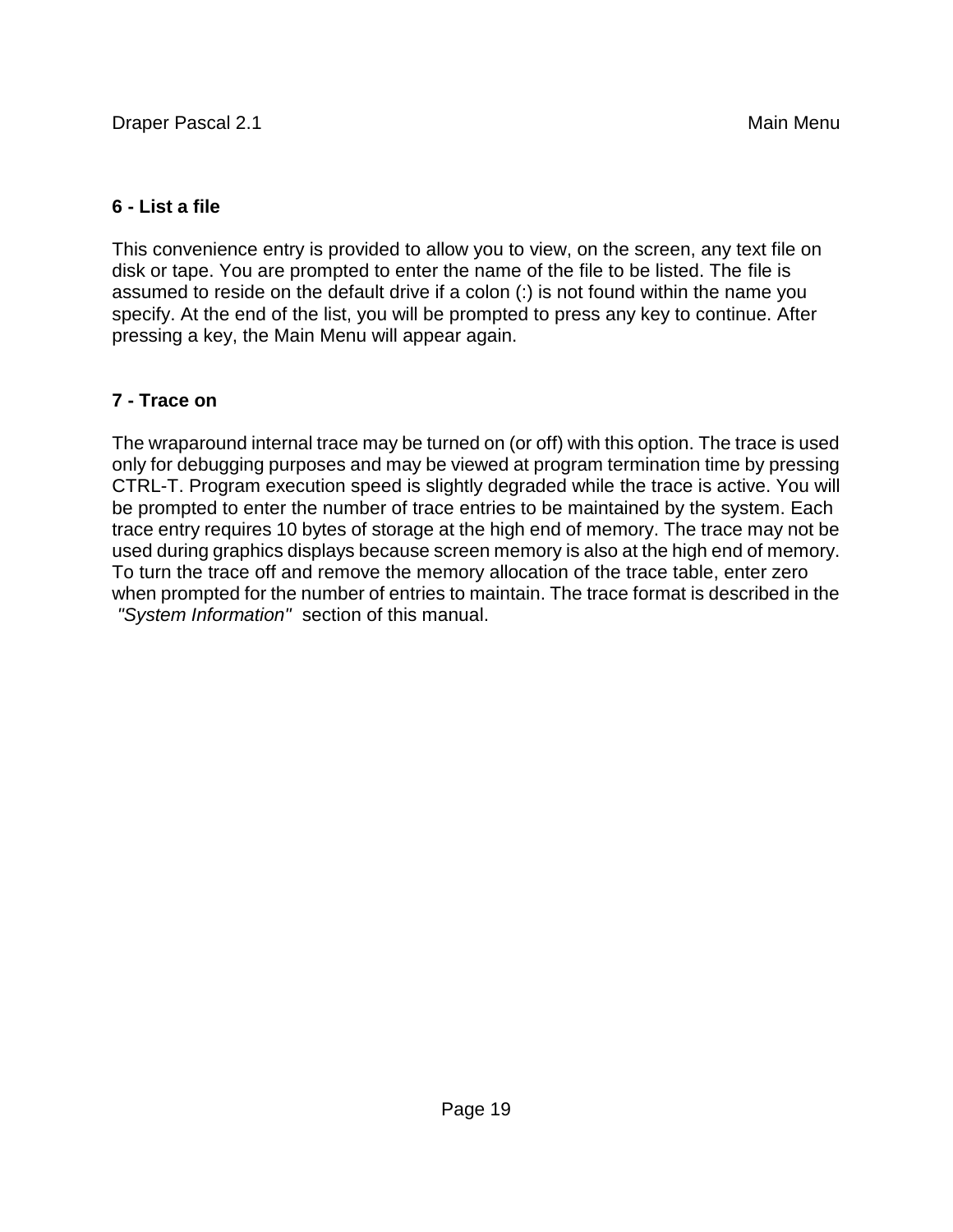### 6 - List a file

This convenience entry is provided to allow you to view, on the screen, any text file on disk or tape. You are prompted to enter the name of the file to be listed. The file is assumed to reside on the default drive if a colon (:) is not found within the name you specify. At the end of the list, you will be prompted to press any key to continue. After pressing a key, the Main Menu will appear again.

### 7 - Trace on

The wraparound internal trace may be turned on (or off) with this option. The trace is used only for debugging purposes and may be viewed at program termination time by pressing CTRL-T. Program execution speed is slightly degraded while the trace is active. You will be prompted to enter the number of trace entries to be maintained by the system. Each trace entry requires 10 bytes of storage at the high end of memory. The trace may not be used during graphics displays because screen memory is also at the high end of memory. To turn the trace off and remove the memory allocation of the trace table, enter zero when prompted for the number of entries to maintain. The trace format is described in the *"System Information"* section of this manual.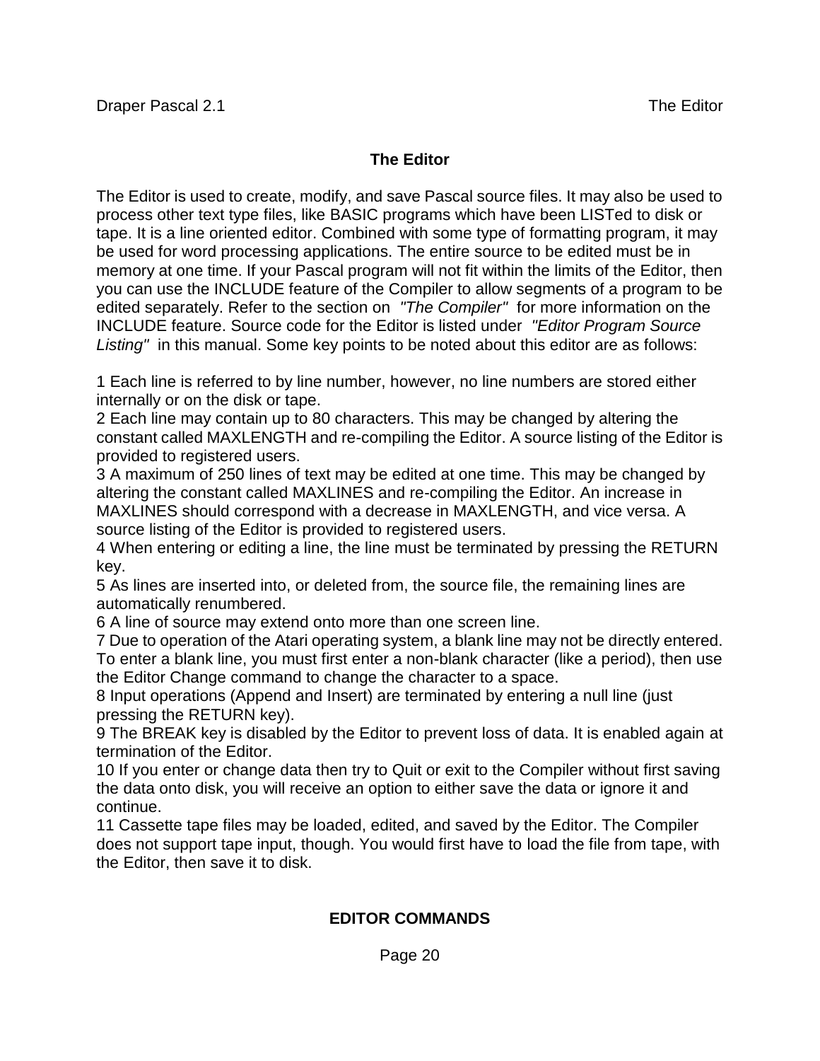# The Editor

The Editor is used to create, modify, and save Pascal source files. It may also be used to process other text type files, like BASIC programs which have been LISTed to disk or tape. It is a line oriented editor. Combined with some type of formatting program, it may be used for word processing applications. The entire source to be edited must be in memory at one time. If your Pascal program will not fit within the limits of the Editor, then you can use the INCLUDE feature of the Compiler to allow segments of a program to be edited separately. Refer to the section on *"The Compiler"* for more information on the INCLUDE feature. Source code for the Editor is listed under *"Editor Program Source Listing"* in this manual. Some key points to be noted about this editor are as follows:

1 Each line is referred to by line number, however, no line numbers are stored either internally or on the disk or tape.
2 Each line may contain up to 80 characters. This may be changed by altering the constant called MAXLENGTH and re-compiling the Editor. A source listing of the Editor is provided to registered users.
3 A maximum of 250 lines of text may be edited at one time. This may be changed by altering the constant called MAXLINES and re-compiling the Editor. An increase in MAXLINES should correspond with a decrease in MAXLENGTH, and vice versa. A source listing of the Editor is provided to registered users.
4 When entering or editing a line, the line must be terminated by pressing the RETURN key.
5 As lines are inserted into, or deleted from, the source file, the remaining lines are automatically renumbered.
6 A line of source may extend onto more than one screen line.
7 Due to operation of the Atari operating system, a blank line may not be directly entered. To enter a blank line, you must first enter a non-blank character (like a period), then use the Editor Change command to change the character to a space.
8 Input operations (Append and Insert) are terminated by entering a null line (just pressing the RETURN key).
9 The BREAK key is disabled by the Editor to prevent loss of data. It is enabled again at termination of the Editor.
10 If you enter or change data then try to Quit or exit to the Compiler without first saving the data onto disk, you will receive an option to either save the data or ignore it and continue.
11 Cassette tape files may be loaded, edited, and saved by the Editor. The Compiler does not support tape input, though. You would first have to load the file from tape, with the Editor, then save it to disk.

## EDITOR COMMANDS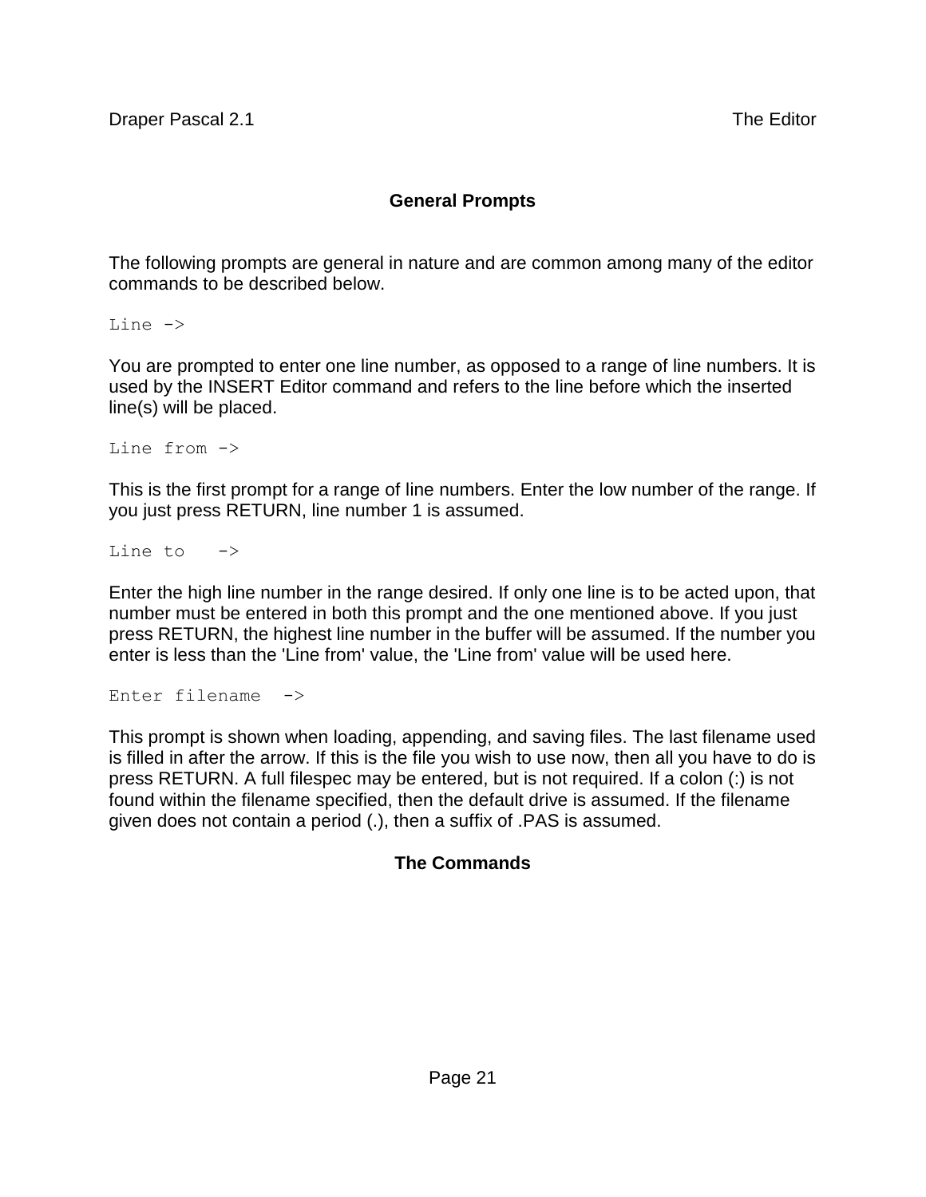## General Prompts

The following prompts are general in nature and are common among many of the editor commands to be described below.

```
Line ->
```

You are prompted to enter one line number, as opposed to a range of line numbers. It is used by the INSERT Editor command and refers to the line before which the inserted line(s) will be placed.

```
Line from ->
```

This is the first prompt for a range of line numbers. Enter the low number of the range. If you just press RETURN, line number 1 is assumed.

```
Line to   ->
```

Enter the high line number in the range desired. If only one line is to be acted upon, that number must be entered in both this prompt and the one mentioned above. If you just press RETURN, the highest line number in the buffer will be assumed. If the number you enter is less than the 'Line from' value, the 'Line from' value will be used here.

```
Enter filename  ->
```

This prompt is shown when loading, appending, and saving files. The last filename used is filled in after the arrow. If this is the file you wish to use now, then all you have to do is press RETURN. A full filespec may be entered, but is not required. If a colon (:) is not found within the filename specified, then the default drive is assumed. If the filename given does not contain a period (.), then a suffix of .PAS is assumed.

## The Commands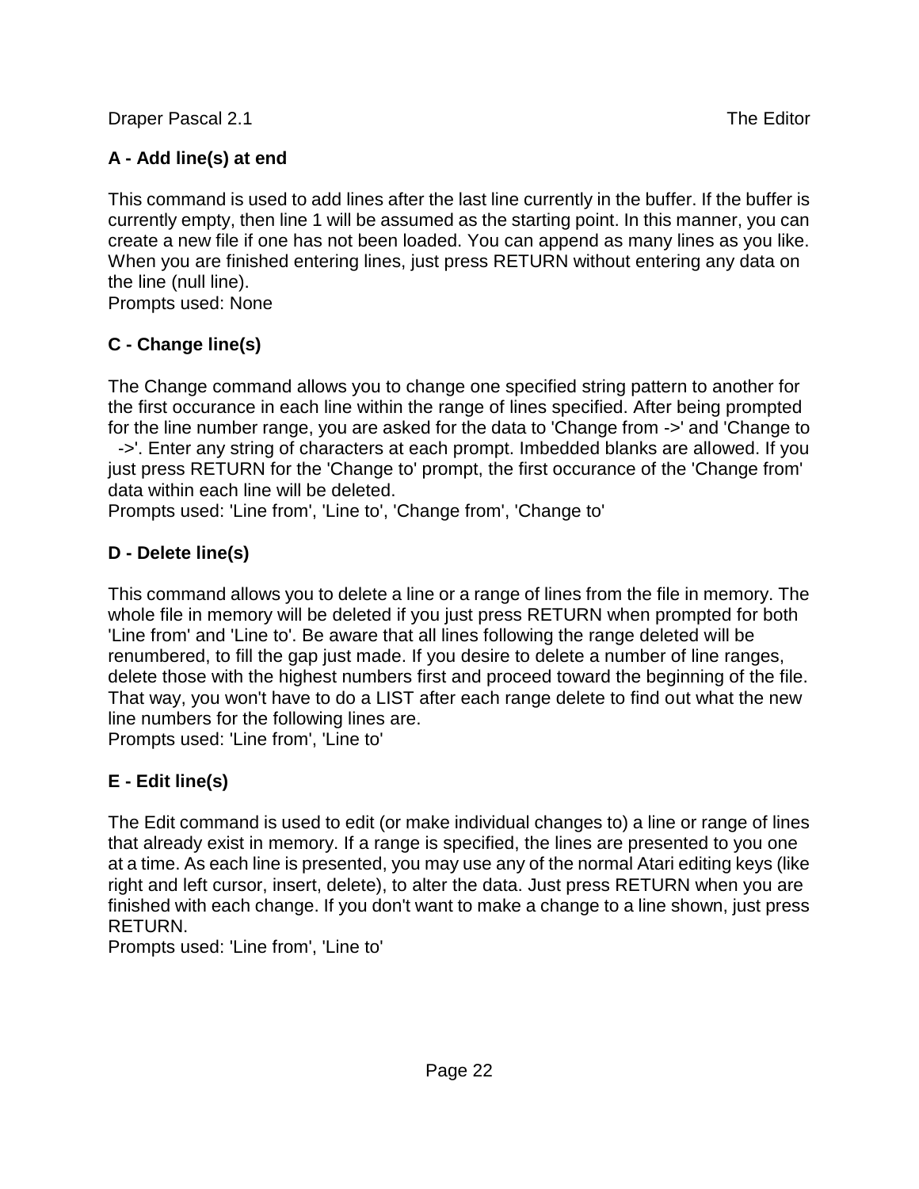### A - Add line(s) at end

This command is used to add lines after the last line currently in the buffer. If the buffer is currently empty, then line 1 will be assumed as the starting point. In this manner, you can create a new file if one has not been loaded. You can append as many lines as you like. When you are finished entering lines, just press RETURN without entering any data on the line (null line).
Prompts used: None

### C - Change line(s)

The Change command allows you to change one specified string pattern to another for the first occurance in each line within the range of lines specified. After being prompted for the line number range, you are asked for the data to 'Change from ->' and 'Change to ->'. Enter any string of characters at each prompt. Imbedded blanks are allowed. If you just press RETURN for the 'Change to' prompt, the first occurance of the 'Change from' data within each line will be deleted.
Prompts used: 'Line from', 'Line to', 'Change from', 'Change to'

### D - Delete line(s)

This command allows you to delete a line or a range of lines from the file in memory. The whole file in memory will be deleted if you just press RETURN when prompted for both 'Line from' and 'Line to'. Be aware that all lines following the range deleted will be renumbered, to fill the gap just made. If you desire to delete a number of line ranges, delete those with the highest numbers first and proceed toward the beginning of the file. That way, you won't have to do a LIST after each range delete to find out what the new line numbers for the following lines are.
Prompts used: 'Line from', 'Line to'

### E - Edit line(s)

The Edit command is used to edit (or make individual changes to) a line or range of lines that already exist in memory. If a range is specified, the lines are presented to you one at a time. As each line is presented, you may use any of the normal Atari editing keys (like right and left cursor, insert, delete), to alter the data. Just press RETURN when you are finished with each change. If you don't want to make a change to a line shown, just press RETURN.
Prompts used: 'Line from', 'Line to'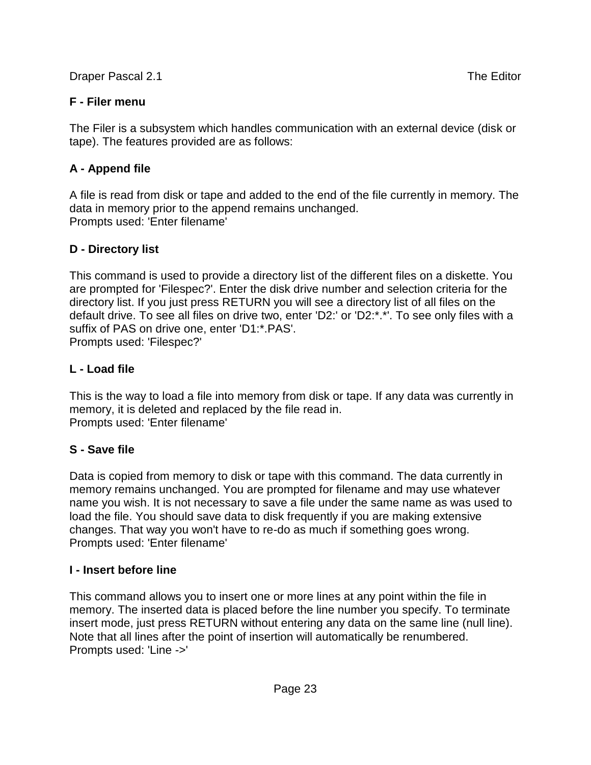### F - Filer menu

The Filer is a subsystem which handles communication with an external device (disk or tape). The features provided are as follows:

#### A - Append file

A file is read from disk or tape and added to the end of the file currently in memory. The data in memory prior to the append remains unchanged.
Prompts used: 'Enter filename'

#### D - Directory list

This command is used to provide a directory list of the different files on a diskette. You are prompted for 'Filespec?'. Enter the disk drive number and selection criteria for the directory list. If you just press RETURN you will see a directory list of all files on the default drive. To see all files on drive two, enter 'D2:' or 'D2:*.*'. To see only files with a suffix of PAS on drive one, enter 'D1:*.PAS'.
Prompts used: 'Filespec?'

#### L - Load file

This is the way to load a file into memory from disk or tape. If any data was currently in memory, it is deleted and replaced by the file read in.
Prompts used: 'Enter filename'

#### S - Save file

Data is copied from memory to disk or tape with this command. The data currently in memory remains unchanged. You are prompted for filename and may use whatever name you wish. It is not necessary to save a file under the same name as was used to load the file. You should save data to disk frequently if you are making extensive changes. That way you won't have to re-do as much if something goes wrong.
Prompts used: 'Enter filename'

### I - Insert before line

This command allows you to insert one or more lines at any point within the file in memory. The inserted data is placed before the line number you specify. To terminate insert mode, just press RETURN without entering any data on the same line (null line). Note that all lines after the point of insertion will automatically be renumbered.
Prompts used: 'Line ->'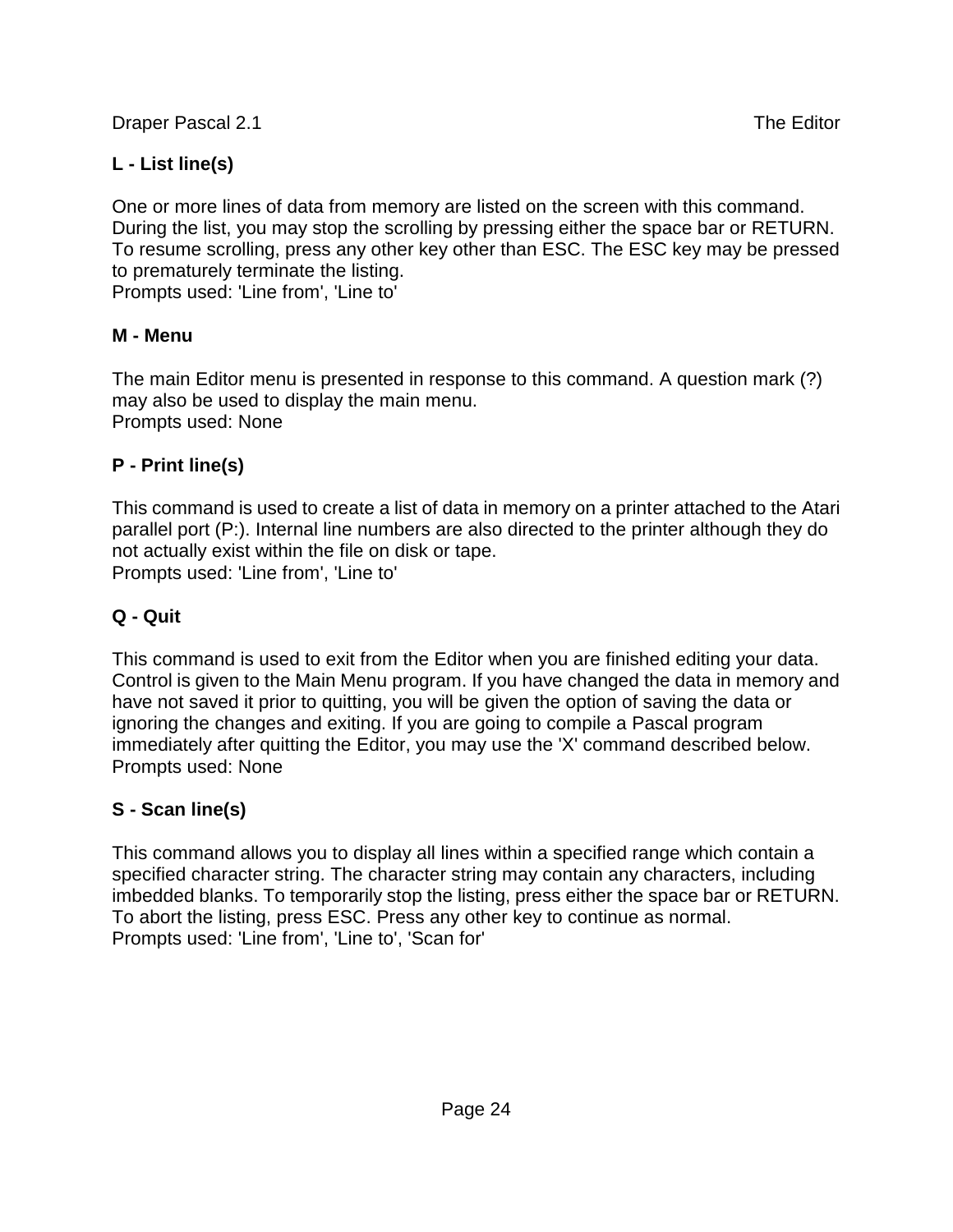**L - List line(s)**

One or more lines of data from memory are listed on the screen with this command. During the list, you may stop the scrolling by pressing either the space bar or RETURN. To resume scrolling, press any other key other than ESC. The ESC key may be pressed to prematurely terminate the listing.
Prompts used: 'Line from', 'Line to'

**M - Menu**

The main Editor menu is presented in response to this command. A question mark (?) may also be used to display the main menu.
Prompts used: None

**P - Print line(s)**

This command is used to create a list of data in memory on a printer attached to the Atari parallel port (P:). Internal line numbers are also directed to the printer although they do not actually exist within the file on disk or tape.
Prompts used: 'Line from', 'Line to'

**Q - Quit**

This command is used to exit from the Editor when you are finished editing your data. Control is given to the Main Menu program. If you have changed the data in memory and have not saved it prior to quitting, you will be given the option of saving the data or ignoring the changes and exiting. If you are going to compile a Pascal program immediately after quitting the Editor, you may use the 'X' command described below.
Prompts used: None

**S - Scan line(s)**

This command allows you to display all lines within a specified range which contain a specified character string. The character string may contain any characters, including imbedded blanks. To temporarily stop the listing, press either the space bar or RETURN. To abort the listing, press ESC. Press any other key to continue as normal.
Prompts used: 'Line from', 'Line to', 'Scan for'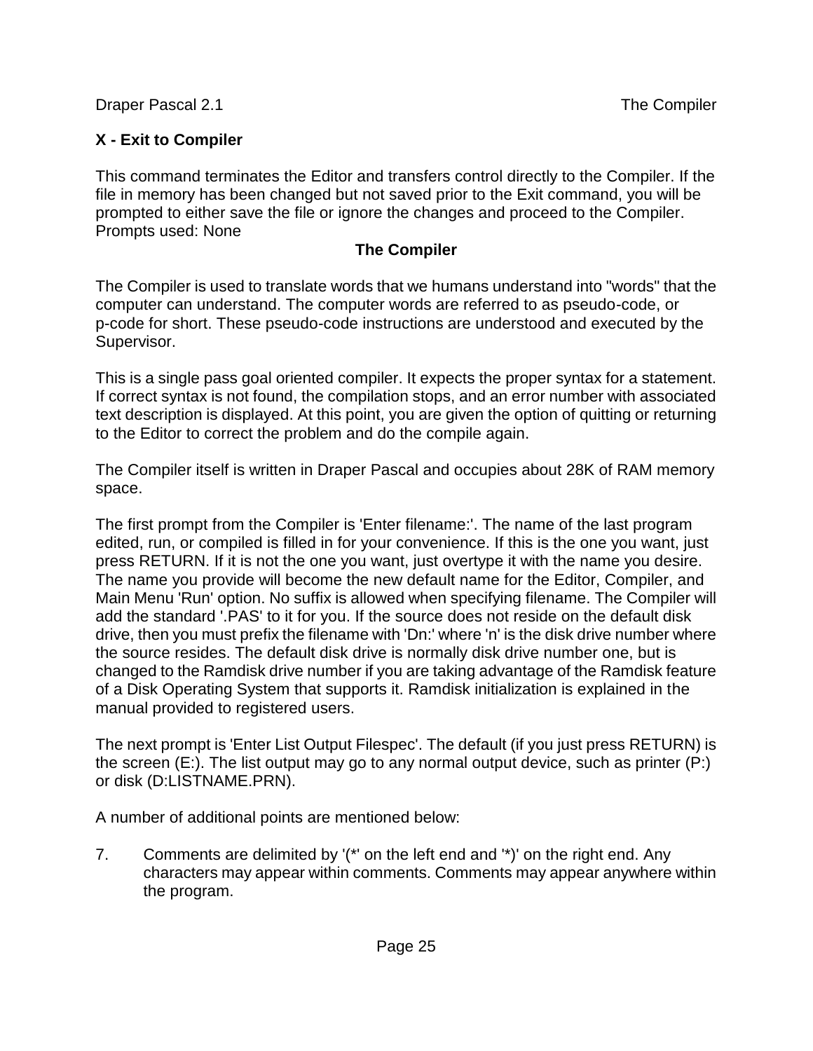### X - Exit to Compiler

This command terminates the Editor and transfers control directly to the Compiler. If the file in memory has been changed but not saved prior to the Exit command, you will be prompted to either save the file or ignore the changes and proceed to the Compiler. Prompts used: None

## The Compiler

The Compiler is used to translate words that we humans understand into "words" that the computer can understand. The computer words are referred to as pseudo-code, or p-code for short. These pseudo-code instructions are understood and executed by the Supervisor.

This is a single pass goal oriented compiler. It expects the proper syntax for a statement. If correct syntax is not found, the compilation stops, and an error number with associated text description is displayed. At this point, you are given the option of quitting or returning to the Editor to correct the problem and do the compile again.

The Compiler itself is written in Draper Pascal and occupies about 28K of RAM memory space.

The first prompt from the Compiler is 'Enter filename:'. The name of the last program edited, run, or compiled is filled in for your convenience. If this is the one you want, just press RETURN. If it is not the one you want, just overtype it with the name you desire. The name you provide will become the new default name for the Editor, Compiler, and Main Menu 'Run' option. No suffix is allowed when specifying filename. The Compiler will add the standard '.PAS' to it for you. If the source does not reside on the default disk drive, then you must prefix the filename with 'Dn:' where 'n' is the disk drive number where the source resides. The default disk drive is normally disk drive number one, but is changed to the Ramdisk drive number if you are taking advantage of the Ramdisk feature of a Disk Operating System that supports it. Ramdisk initialization is explained in the manual provided to registered users.

The next prompt is 'Enter List Output Filespec'. The default (if you just press RETURN) is the screen (E:). The list output may go to any normal output device, such as printer (P:) or disk (D:LISTNAME.PRN).

A number of additional points are mentioned below:

7. Comments are delimited by '(*' on the left end and '*)' on the right end. Any characters may appear within comments. Comments may appear anywhere within the program.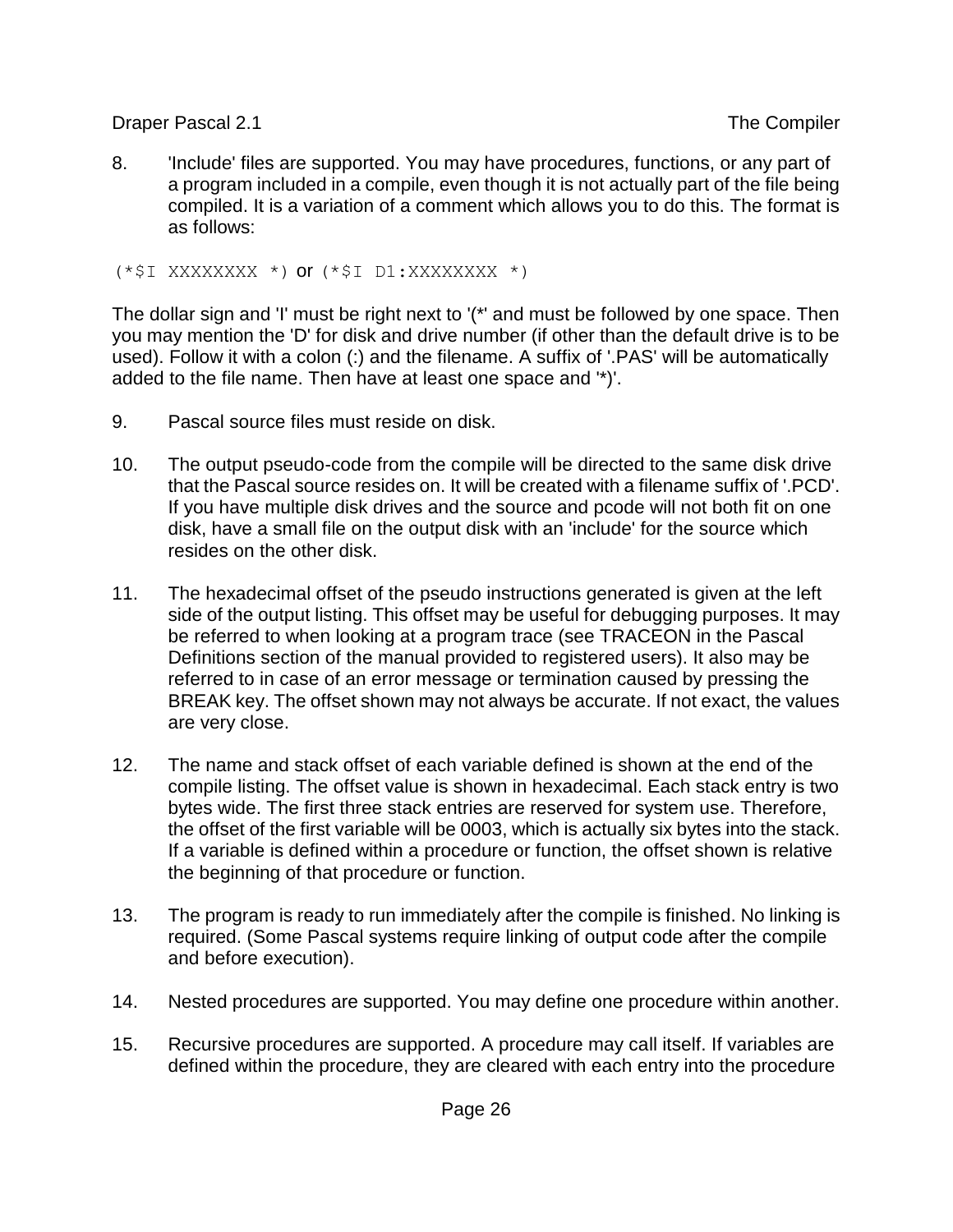8. 'Include' files are supported. You may have procedures, functions, or any part of a program included in a compile, even though it is not actually part of the file being compiled. It is a variation of a comment which allows you to do this. The format is as follows:

`(*$I XXXXXXXX *)` or `(*$I D1:XXXXXXXX *)`

The dollar sign and 'I' must be right next to '(*' and must be followed by one space. Then you may mention the 'D' for disk and drive number (if other than the default drive is to be used). Follow it with a colon (:) and the filename. A suffix of '.PAS' will be automatically added to the file name. Then have at least one space and '*)'.

9. Pascal source files must reside on disk.

10. The output pseudo-code from the compile will be directed to the same disk drive that the Pascal source resides on. It will be created with a filename suffix of '.PCD'. If you have multiple disk drives and the source and pcode will not both fit on one disk, have a small file on the output disk with an 'include' for the source which resides on the other disk.

11. The hexadecimal offset of the pseudo instructions generated is given at the left side of the output listing. This offset may be useful for debugging purposes. It may be referred to when looking at a program trace (see TRACEON in the Pascal Definitions section of the manual provided to registered users). It also may be referred to in case of an error message or termination caused by pressing the BREAK key. The offset shown may not always be accurate. If not exact, the values are very close.

12. The name and stack offset of each variable defined is shown at the end of the compile listing. The offset value is shown in hexadecimal. Each stack entry is two bytes wide. The first three stack entries are reserved for system use. Therefore, the offset of the first variable will be 0003, which is actually six bytes into the stack. If a variable is defined within a procedure or function, the offset shown is relative the beginning of that procedure or function.

13. The program is ready to run immediately after the compile is finished. No linking is required. (Some Pascal systems require linking of output code after the compile and before execution).

14. Nested procedures are supported. You may define one procedure within another.

15. Recursive procedures are supported. A procedure may call itself. If variables are defined within the procedure, they are cleared with each entry into the procedure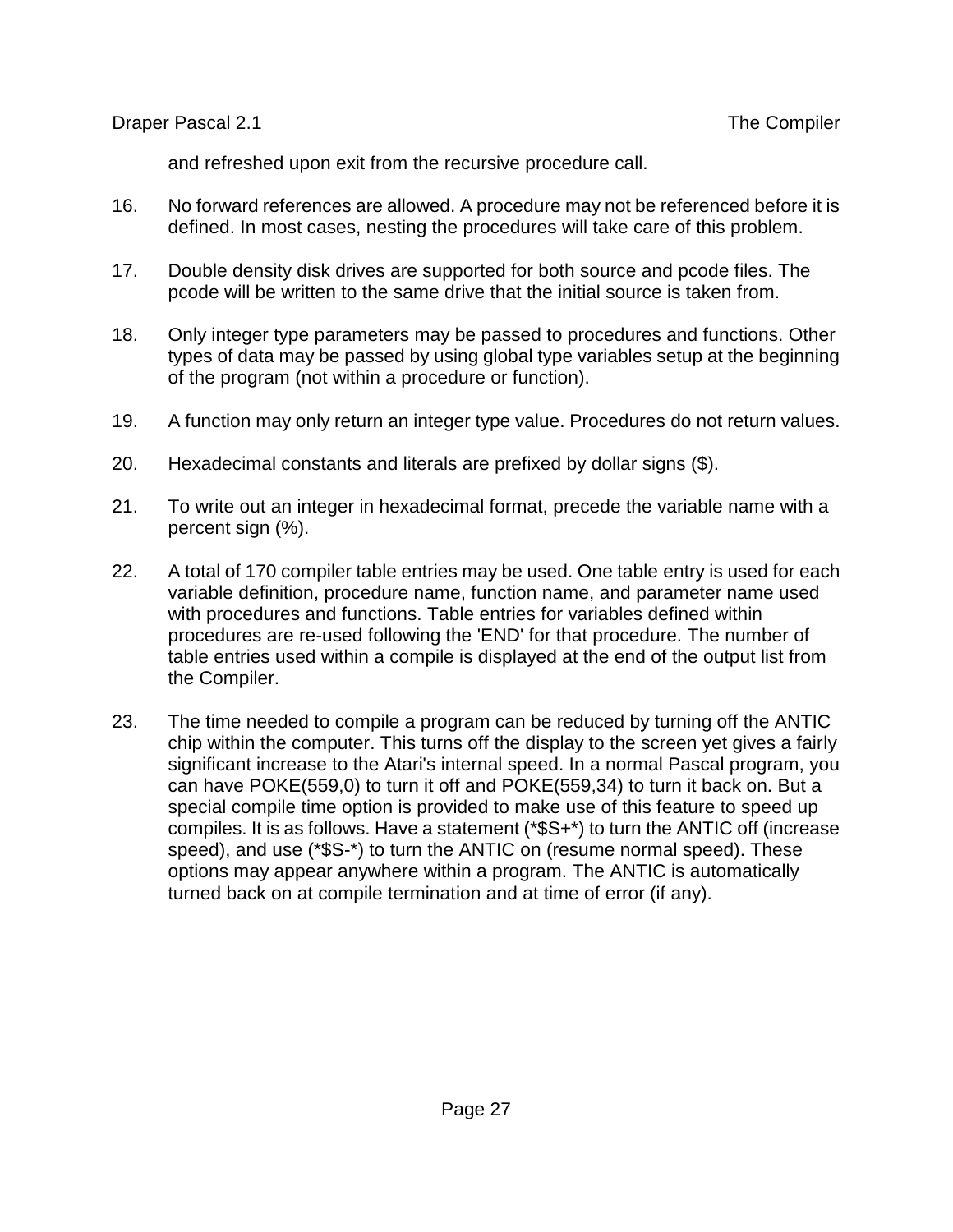and refreshed upon exit from the recursive procedure call.

16. No forward references are allowed. A procedure may not be referenced before it is defined. In most cases, nesting the procedures will take care of this problem.

17. Double density disk drives are supported for both source and pcode files. The pcode will be written to the same drive that the initial source is taken from.

18. Only integer type parameters may be passed to procedures and functions. Other types of data may be passed by using global type variables setup at the beginning of the program (not within a procedure or function).

19. A function may only return an integer type value. Procedures do not return values.

20. Hexadecimal constants and literals are prefixed by dollar signs ($).

21. To write out an integer in hexadecimal format, precede the variable name with a percent sign (%).

22. A total of 170 compiler table entries may be used. One table entry is used for each variable definition, procedure name, function name, and parameter name used with procedures and functions. Table entries for variables defined within procedures are re-used following the 'END' for that procedure. The number of table entries used within a compile is displayed at the end of the output list from the Compiler.

23. The time needed to compile a program can be reduced by turning off the ANTIC chip within the computer. This turns off the display to the screen yet gives a fairly significant increase to the Atari's internal speed. In a normal Pascal program, you can have POKE(559,0) to turn it off and POKE(559,34) to turn it back on. But a special compile time option is provided to make use of this feature to speed up compiles. It is as follows. Have a statement (*$S+*) to turn the ANTIC off (increase speed), and use (*$S-*) to turn the ANTIC on (resume normal speed). These options may appear anywhere within a program. The ANTIC is automatically turned back on at compile termination and at time of error (if any).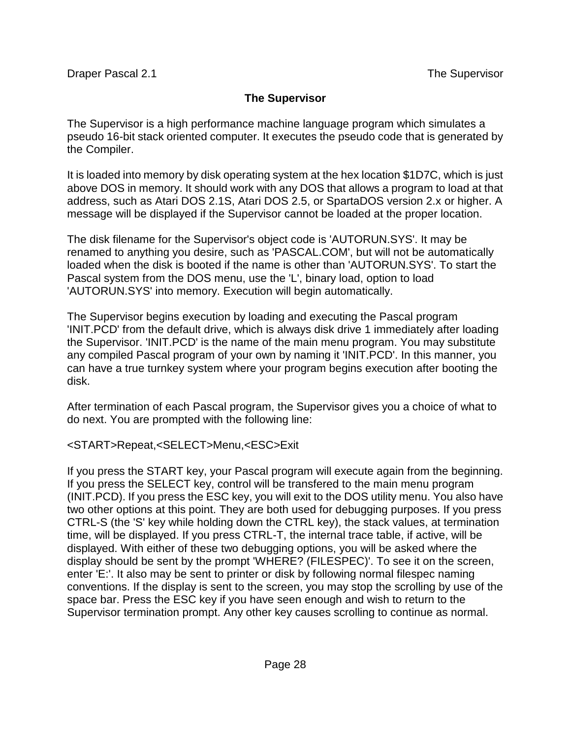# The Supervisor

The Supervisor is a high performance machine language program which simulates a pseudo 16-bit stack oriented computer. It executes the pseudo code that is generated by the Compiler.

It is loaded into memory by disk operating system at the hex location $1D7C, which is just above DOS in memory. It should work with any DOS that allows a program to load at that address, such as Atari DOS 2.1S, Atari DOS 2.5, or SpartaDOS version 2.x or higher. A message will be displayed if the Supervisor cannot be loaded at the proper location.

The disk filename for the Supervisor's object code is 'AUTORUN.SYS'. It may be renamed to anything you desire, such as 'PASCAL.COM', but will not be automatically loaded when the disk is booted if the name is other than 'AUTORUN.SYS'. To start the Pascal system from the DOS menu, use the 'L', binary load, option to load 'AUTORUN.SYS' into memory. Execution will begin automatically.

The Supervisor begins execution by loading and executing the Pascal program 'INIT.PCD' from the default drive, which is always disk drive 1 immediately after loading the Supervisor. 'INIT.PCD' is the name of the main menu program. You may substitute any compiled Pascal program of your own by naming it 'INIT.PCD'. In this manner, you can have a true turnkey system where your program begins execution after booting the disk.

After termination of each Pascal program, the Supervisor gives you a choice of what to do next. You are prompted with the following line:

<START>Repeat,<SELECT>Menu,<ESC>Exit

If you press the START key, your Pascal program will execute again from the beginning. If you press the SELECT key, control will be transfered to the main menu program (INIT.PCD). If you press the ESC key, you will exit to the DOS utility menu. You also have two other options at this point. They are both used for debugging purposes. If you press CTRL-S (the 'S' key while holding down the CTRL key), the stack values, at termination time, will be displayed. If you press CTRL-T, the internal trace table, if active, will be displayed. With either of these two debugging options, you will be asked where the display should be sent by the prompt 'WHERE? (FILESPEC)'. To see it on the screen, enter 'E:'. It also may be sent to printer or disk by following normal filespec naming conventions. If the display is sent to the screen, you may stop the scrolling by use of the space bar. Press the ESC key if you have seen enough and wish to return to the Supervisor termination prompt. Any other key causes scrolling to continue as normal.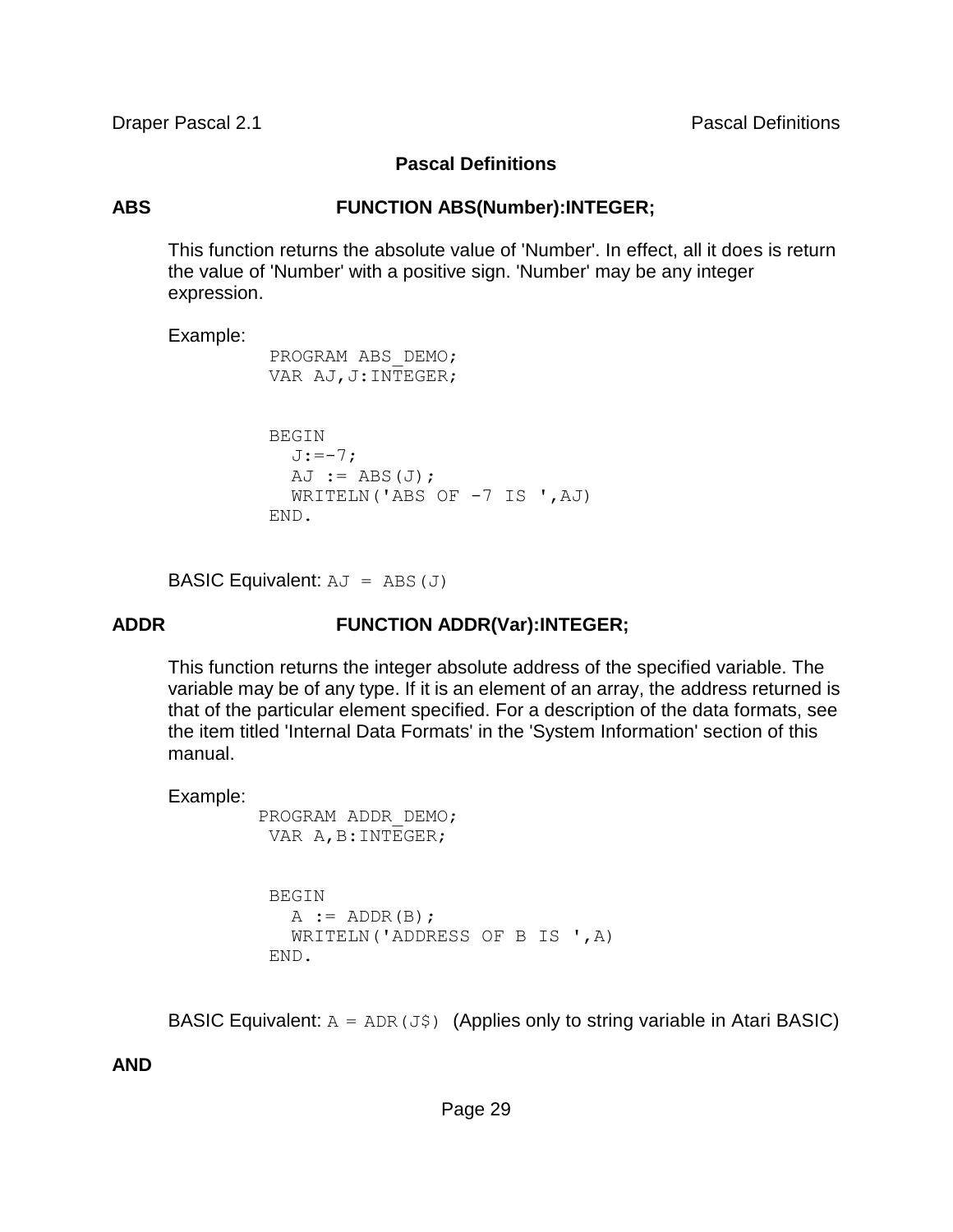# Pascal Definitions

**ABS** **FUNCTION ABS(Number):INTEGER;**

This function returns the absolute value of 'Number'. In effect, all it does is return the value of 'Number' with a positive sign. 'Number' may be any integer expression.

Example:

```
PROGRAM ABS_DEMO;
VAR AJ,J:INTEGER;


BEGIN
  J:=-7;
  AJ := ABS(J);
  WRITELN('ABS OF -7 IS ',AJ)
END.
```

BASIC Equivalent: `AJ = ABS(J)`

**ADDR** **FUNCTION ADDR(Var):INTEGER;**

This function returns the integer absolute address of the specified variable. The variable may be of any type. If it is an element of an array, the address returned is that of the particular element specified. For a description of the data formats, see the item titled 'Internal Data Formats' in the 'System Information' section of this manual.

Example:

```
PROGRAM ADDR_DEMO;
VAR A,B:INTEGER;


BEGIN
  A := ADDR(B);
  WRITELN('ADDRESS OF B IS ',A)
END.
```

BASIC Equivalent: `A = ADR(J$)` (Applies only to string variable in Atari BASIC)

**AND**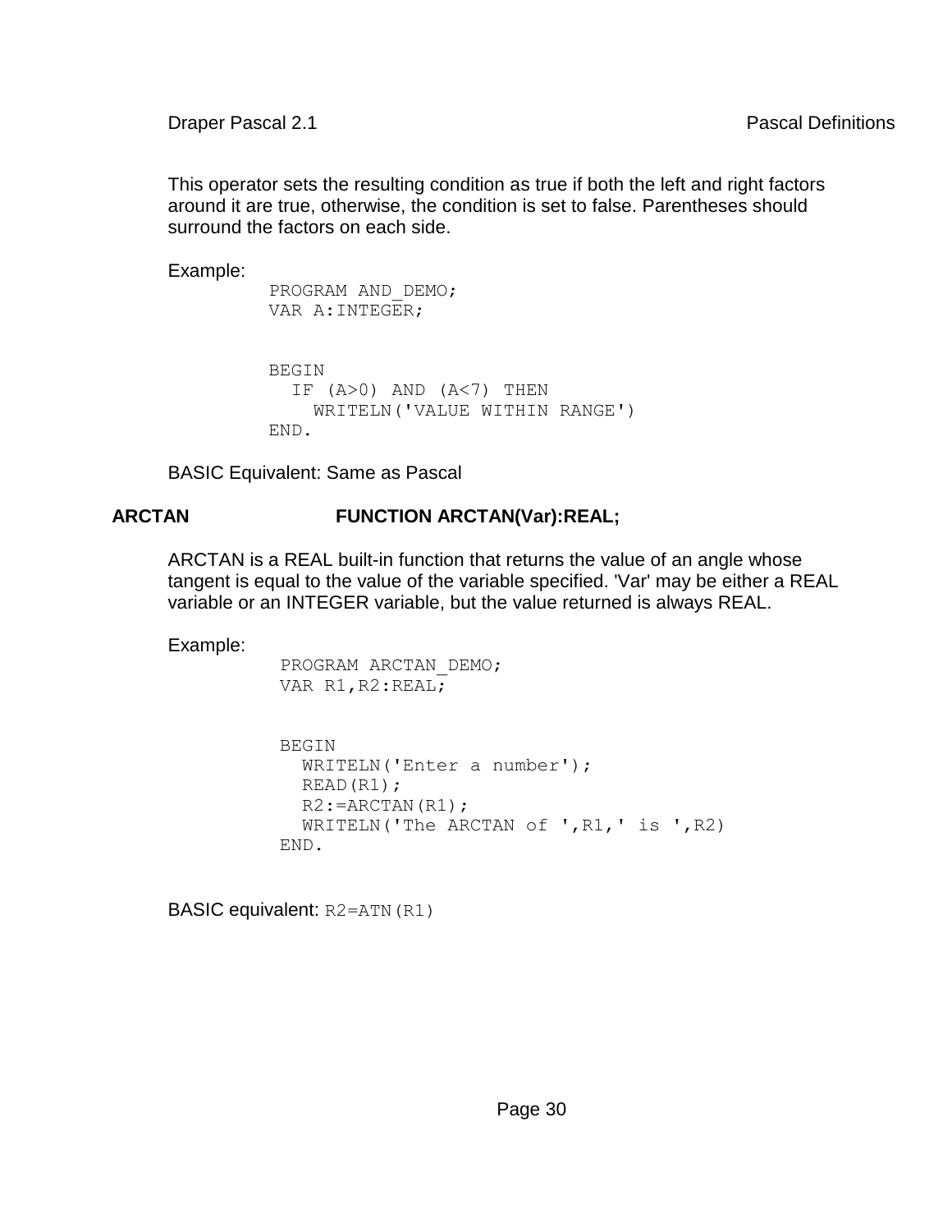This operator sets the resulting condition as true if both the left and right factors around it are true, otherwise, the condition is set to false. Parentheses should surround the factors on each side.

Example:

```
PROGRAM AND_DEMO;
VAR A:INTEGER;


BEGIN
  IF (A>0) AND (A<7) THEN
    WRITELN('VALUE WITHIN RANGE')
END.
```

BASIC Equivalent: Same as Pascal

## ARCTAN FUNCTION ARCTAN(Var):REAL;

ARCTAN is a REAL built-in function that returns the value of an angle whose tangent is equal to the value of the variable specified. 'Var' may be either a REAL variable or an INTEGER variable, but the value returned is always REAL.

Example:

```
PROGRAM ARCTAN_DEMO;
VAR R1,R2:REAL;


BEGIN
  WRITELN('Enter a number');
  READ(R1);
  R2:=ARCTAN(R1);
  WRITELN('The ARCTAN of ',R1,' is ',R2)
END.
```

BASIC equivalent: `R2=ATN(R1)`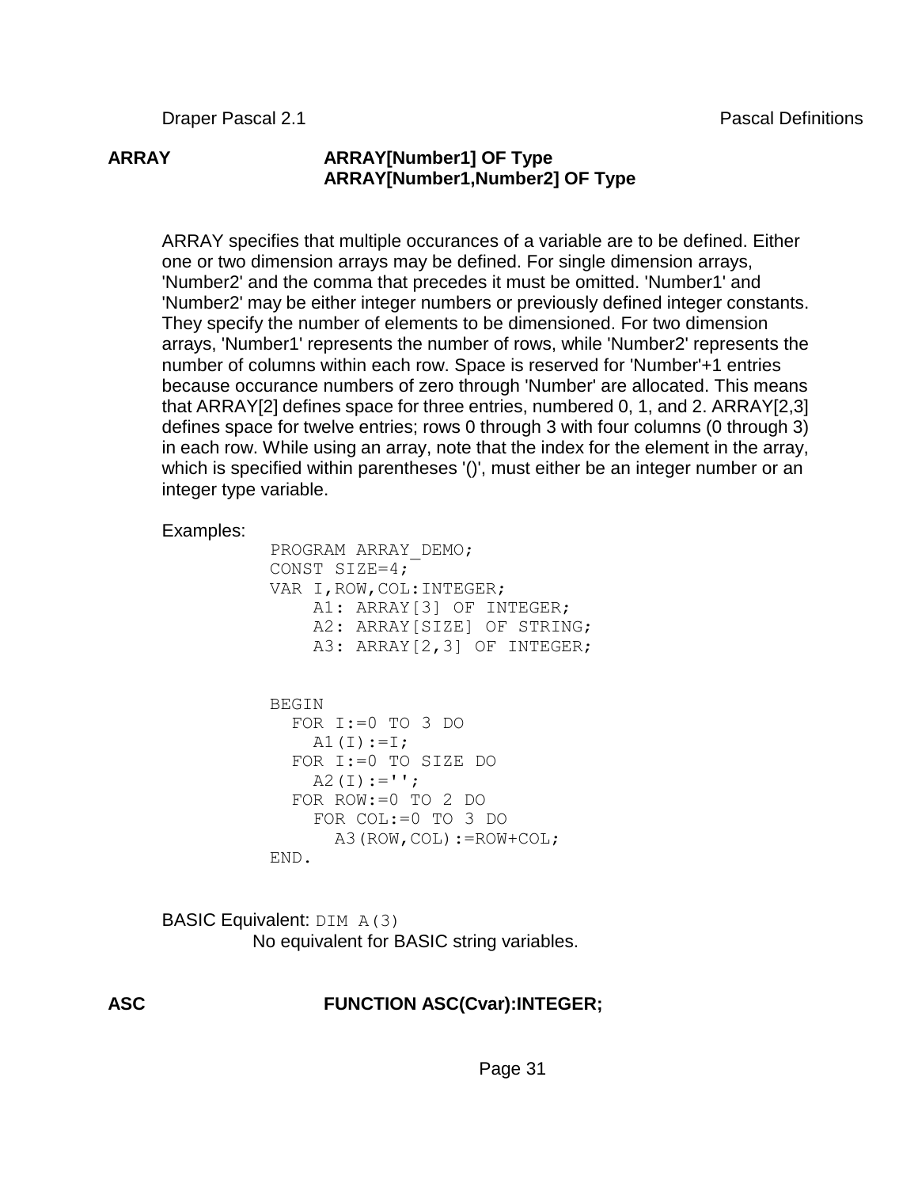**ARRAY** **ARRAY[Number1] OF Type**
**ARRAY[Number1,Number2] OF Type**

ARRAY specifies that multiple occurances of a variable are to be defined. Either one or two dimension arrays may be defined. For single dimension arrays, 'Number2' and the comma that precedes it must be omitted. 'Number1' and 'Number2' may be either integer numbers or previously defined integer constants. They specify the number of elements to be dimensioned. For two dimension arrays, 'Number1' represents the number of rows, while 'Number2' represents the number of columns within each row. Space is reserved for 'Number'+1 entries because occurance numbers of zero through 'Number' are allocated. This means that ARRAY[2] defines space for three entries, numbered 0, 1, and 2. ARRAY[2,3] defines space for twelve entries; rows 0 through 3 with four columns (0 through 3) in each row. While using an array, note that the index for the element in the array, which is specified within parentheses '()', must either be an integer number or an integer type variable.

Examples:

```
PROGRAM ARRAY_DEMO;
CONST SIZE=4;
VAR I,ROW,COL:INTEGER;
    A1: ARRAY[3] OF INTEGER;
    A2: ARRAY[SIZE] OF STRING;
    A3: ARRAY[2,3] OF INTEGER;


BEGIN
  FOR I:=0 TO 3 DO
    A1(I):=I;
  FOR I:=0 TO SIZE DO
    A2(I):='';
  FOR ROW:=0 TO 2 DO
    FOR COL:=0 TO 3 DO
      A3(ROW,COL):=ROW+COL;
END.
```

BASIC Equivalent: `DIM A(3)`
No equivalent for BASIC string variables.

**ASC** **FUNCTION ASC(Cvar):INTEGER;**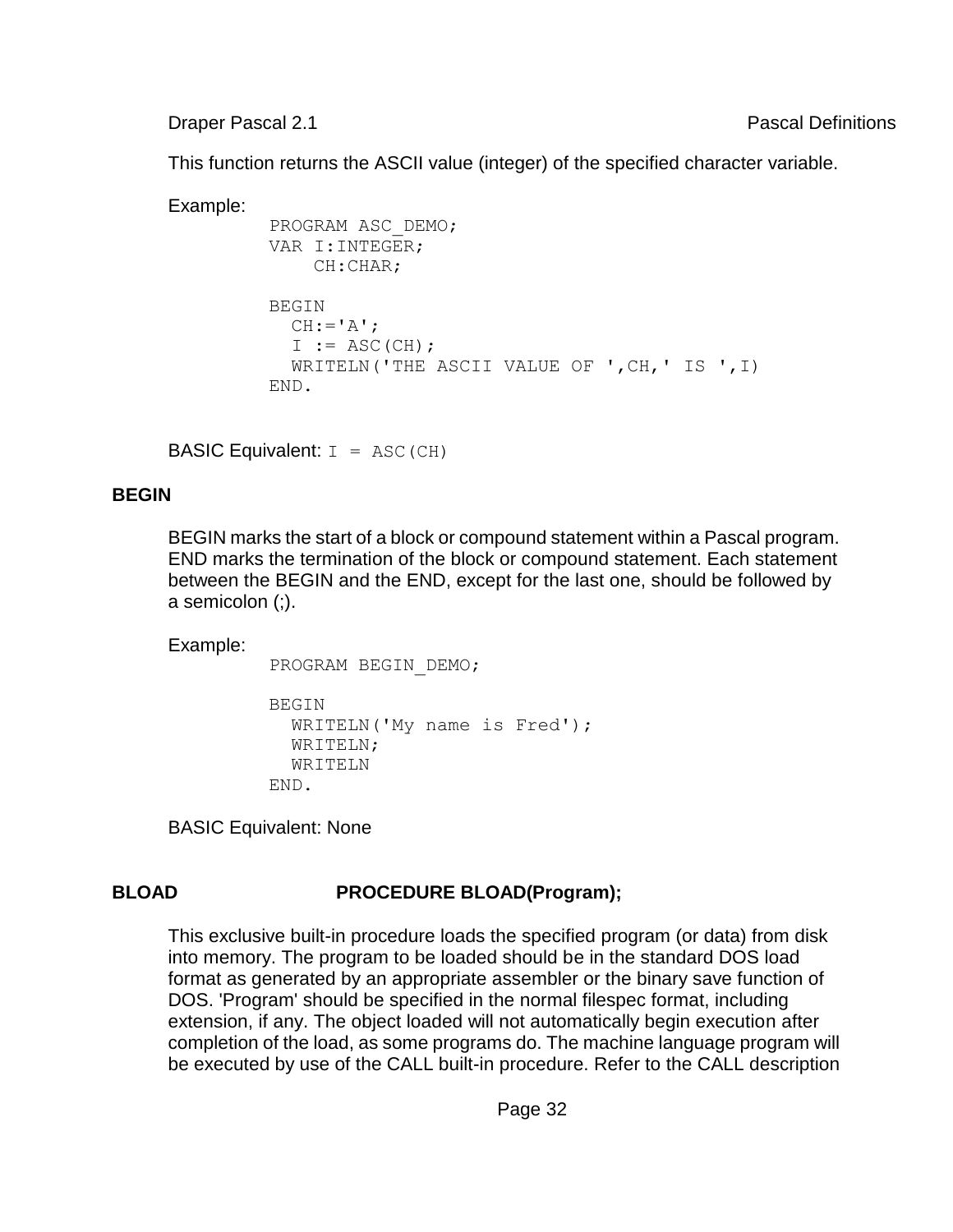This function returns the ASCII value (integer) of the specified character variable.

Example:

```
PROGRAM ASC_DEMO;
VAR I:INTEGER;
    CH:CHAR;

BEGIN
  CH:='A';
  I := ASC(CH);
  WRITELN('THE ASCII VALUE OF ',CH,' IS ',I)
END.
```

BASIC Equivalent: `I = ASC(CH)`

## BEGIN

BEGIN marks the start of a block or compound statement within a Pascal program. END marks the termination of the block or compound statement. Each statement between the BEGIN and the END, except for the last one, should be followed by a semicolon (;).

Example:

```
PROGRAM BEGIN_DEMO;

BEGIN
  WRITELN('My name is Fred');
  WRITELN;
  WRITELN
END.
```

BASIC Equivalent: None

## BLOAD **PROCEDURE BLOAD(Program);**

This exclusive built-in procedure loads the specified program (or data) from disk into memory. The program to be loaded should be in the standard DOS load format as generated by an appropriate assembler or the binary save function of DOS. 'Program' should be specified in the normal filespec format, including extension, if any. The object loaded will not automatically begin execution after completion of the load, as some programs do. The machine language program will be executed by use of the CALL built-in procedure. Refer to the CALL description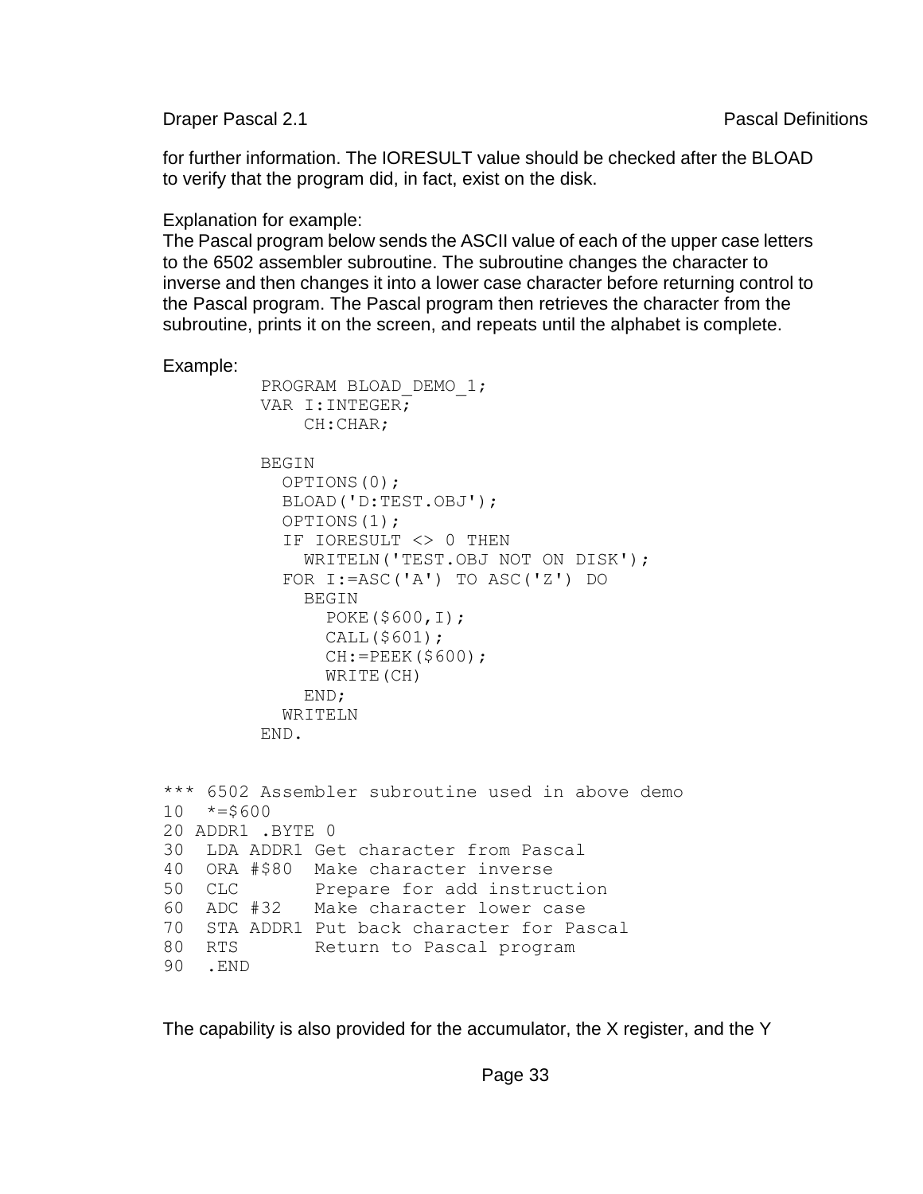for further information. The IORESULT value should be checked after the BLOAD to verify that the program did, in fact, exist on the disk.

Explanation for example:
The Pascal program below sends the ASCII value of each of the upper case letters to the 6502 assembler subroutine. The subroutine changes the character to inverse and then changes it into a lower case character before returning control to the Pascal program. The Pascal program then retrieves the character from the subroutine, prints it on the screen, and repeats until the alphabet is complete.

Example:

```
PROGRAM BLOAD_DEMO_1;
VAR I:INTEGER;
    CH:CHAR;

BEGIN
  OPTIONS(0);
  BLOAD('D:TEST.OBJ');
  OPTIONS(1);
  IF IORESULT <> 0 THEN
    WRITELN('TEST.OBJ NOT ON DISK');
  FOR I:=ASC('A') TO ASC('Z') DO
    BEGIN
      POKE($600,I);
      CALL($601);
      CH:=PEEK($600);
      WRITE(CH)
    END;
  WRITELN
END.
```

```
*** 6502 Assembler subroutine used in above demo
10  *=$600
20 ADDR1 .BYTE 0
30  LDA ADDR1 Get character from Pascal
40  ORA #$80  Make character inverse
50  CLC       Prepare for add instruction
60  ADC #32   Make character lower case
70  STA ADDR1 Put back character for Pascal
80  RTS       Return to Pascal program
90  .END
```

The capability is also provided for the accumulator, the X register, and the Y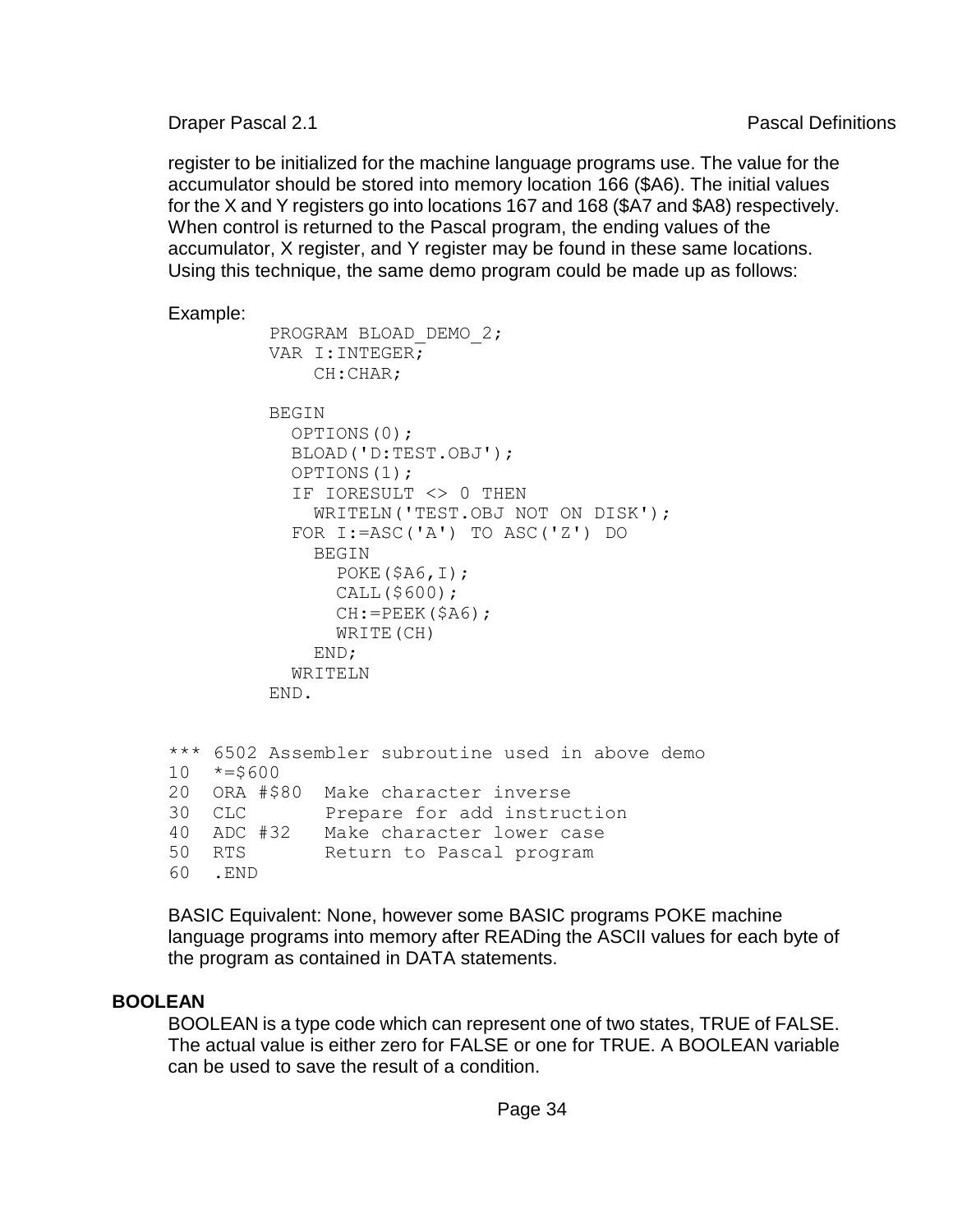register to be initialized for the machine language programs use. The value for the accumulator should be stored into memory location 166 ($A6). The initial values for the X and Y registers go into locations 167 and 168 ($A7 and $A8) respectively. When control is returned to the Pascal program, the ending values of the accumulator, X register, and Y register may be found in these same locations. Using this technique, the same demo program could be made up as follows:

Example:

```
PROGRAM BLOAD_DEMO_2;
VAR I:INTEGER;
    CH:CHAR;

BEGIN
  OPTIONS(0);
  BLOAD('D:TEST.OBJ');
  OPTIONS(1);
  IF IORESULT <> 0 THEN
    WRITELN('TEST.OBJ NOT ON DISK');
  FOR I:=ASC('A') TO ASC('Z') DO
    BEGIN
      POKE($A6,I);
      CALL($600);
      CH:=PEEK($A6);
      WRITE(CH)
    END;
  WRITELN
END.
```

```
*** 6502 Assembler subroutine used in above demo
10  *=$600
20  ORA #$80  Make character inverse
30  CLC       Prepare for add instruction
40  ADC #32   Make character lower case
50  RTS       Return to Pascal program
60  .END
```

BASIC Equivalent: None, however some BASIC programs POKE machine language programs into memory after READing the ASCII values for each byte of the program as contained in DATA statements.

## BOOLEAN

BOOLEAN is a type code which can represent one of two states, TRUE of FALSE. The actual value is either zero for FALSE or one for TRUE. A BOOLEAN variable can be used to save the result of a condition.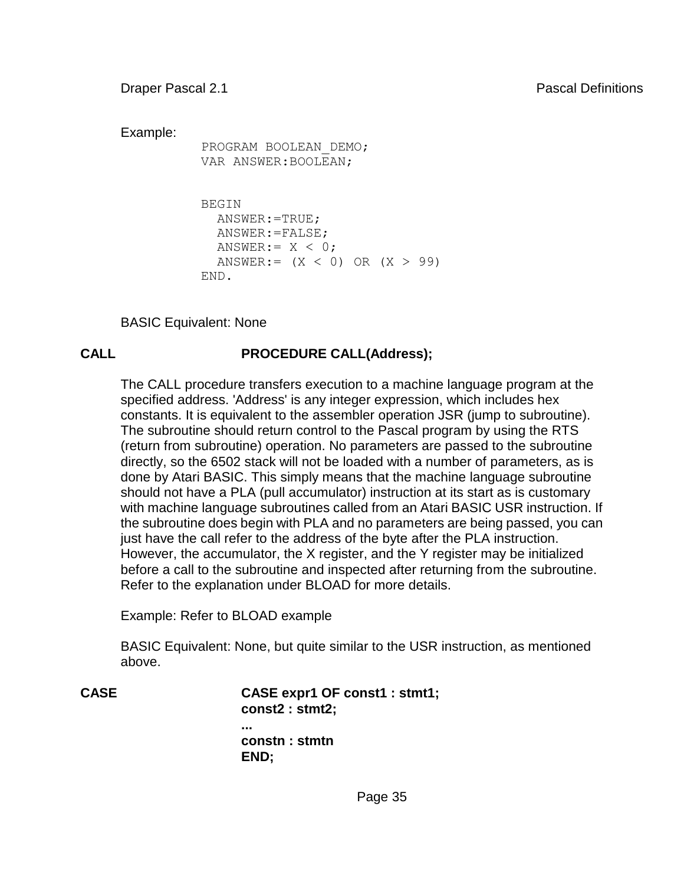Example:

```
PROGRAM BOOLEAN_DEMO;
VAR ANSWER:BOOLEAN;


BEGIN
  ANSWER:=TRUE;
  ANSWER:=FALSE;
  ANSWER:= X < 0;
  ANSWER:= (X < 0) OR (X > 99)
END.
```

BASIC Equivalent: None

**CALL** **PROCEDURE CALL(Address);**

The CALL procedure transfers execution to a machine language program at the specified address. 'Address' is any integer expression, which includes hex constants. It is equivalent to the assembler operation JSR (jump to subroutine). The subroutine should return control to the Pascal program by using the RTS (return from subroutine) operation. No parameters are passed to the subroutine directly, so the 6502 stack will not be loaded with a number of parameters, as is done by Atari BASIC. This simply means that the machine language subroutine should not have a PLA (pull accumulator) instruction at its start as is customary with machine language subroutines called from an Atari BASIC USR instruction. If the subroutine does begin with PLA and no parameters are being passed, you can just have the call refer to the address of the byte after the PLA instruction. However, the accumulator, the X register, and the Y register may be initialized before a call to the subroutine and inspected after returning from the subroutine. Refer to the explanation under BLOAD for more details.

Example: Refer to BLOAD example

BASIC Equivalent: None, but quite similar to the USR instruction, as mentioned above.

**CASE** **CASE expr1 OF const1 : stmt1;**
**const2 : stmt2;**
**...**
**constn : stmtn**
**END;**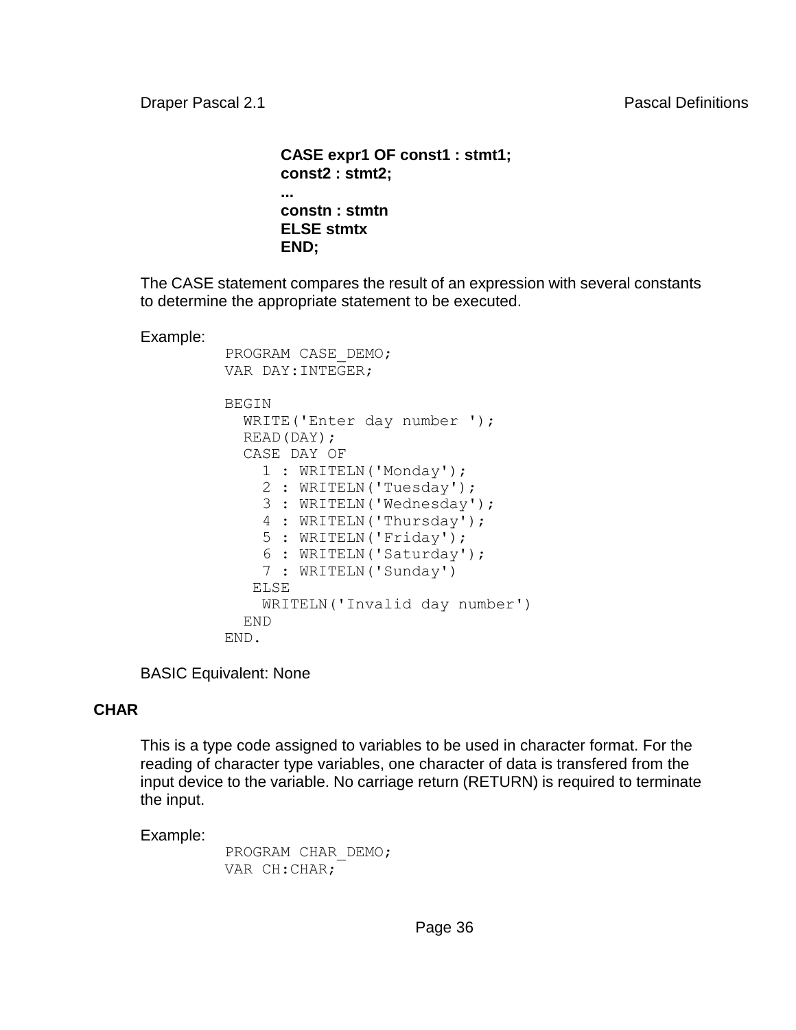**CASE expr1 OF const1 : stmt1;**
**const2 : stmt2;**
**...**
**constn : stmtn**
**ELSE stmtx**
**END;**

The CASE statement compares the result of an expression with several constants to determine the appropriate statement to be executed.

Example:

```
PROGRAM CASE_DEMO;
VAR DAY:INTEGER;

BEGIN
  WRITE('Enter day number ');
  READ(DAY);
  CASE DAY OF
    1 : WRITELN('Monday');
    2 : WRITELN('Tuesday');
    3 : WRITELN('Wednesday');
    4 : WRITELN('Thursday');
    5 : WRITELN('Friday');
    6 : WRITELN('Saturday');
    7 : WRITELN('Sunday')
   ELSE
    WRITELN('Invalid day number')
  END
END.
```

BASIC Equivalent: None

## CHAR

This is a type code assigned to variables to be used in character format. For the reading of character type variables, one character of data is transfered from the input device to the variable. No carriage return (RETURN) is required to terminate the input.

Example:

```
PROGRAM CHAR_DEMO;
VAR CH:CHAR;
```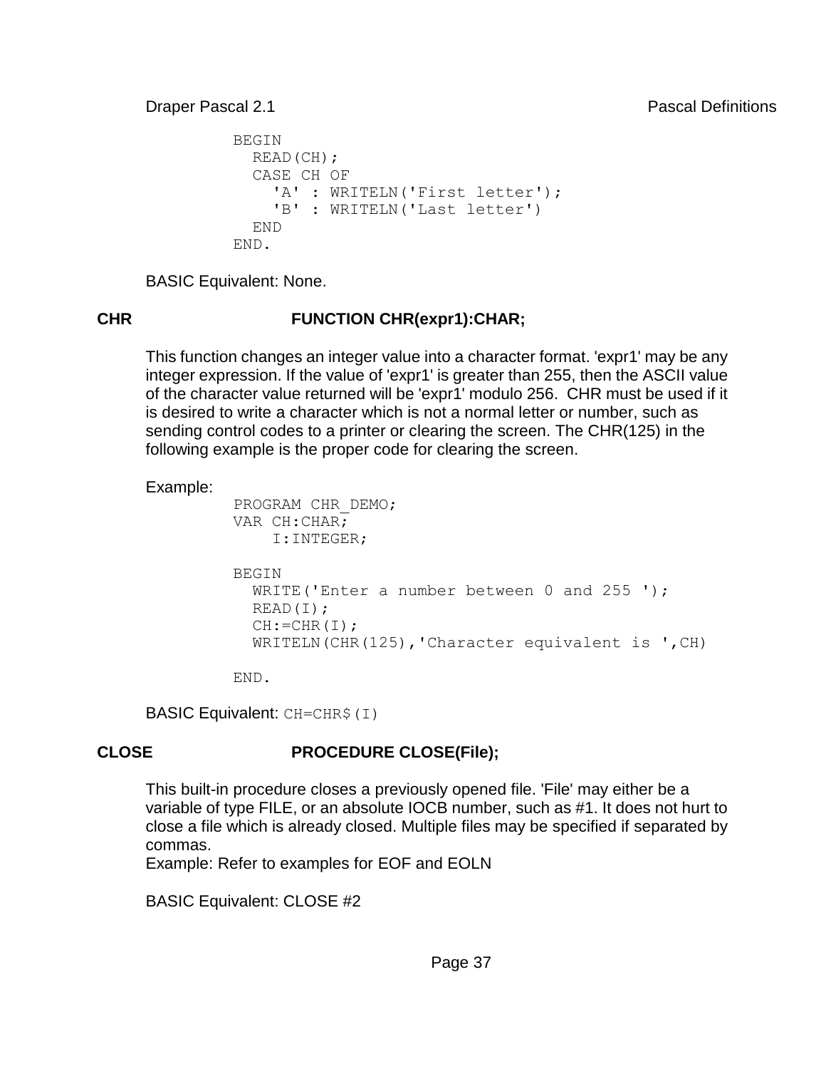```
BEGIN
  READ(CH);
  CASE CH OF
    'A' : WRITELN('First letter');
    'B' : WRITELN('Last letter')
  END
END.
```

BASIC Equivalent: None.

### CHR — FUNCTION CHR(expr1):CHAR;

This function changes an integer value into a character format. 'expr1' may be any integer expression. If the value of 'expr1' is greater than 255, then the ASCII value of the character value returned will be 'expr1' modulo 256. CHR must be used if it is desired to write a character which is not a normal letter or number, such as sending control codes to a printer or clearing the screen. The CHR(125) in the following example is the proper code for clearing the screen.

Example:

```
PROGRAM CHR_DEMO;
VAR CH:CHAR;
    I:INTEGER;

BEGIN
  WRITE('Enter a number between 0 and 255 ');
  READ(I);
  CH:=CHR(I);
  WRITELN(CHR(125),'Character equivalent is ',CH)

END.
```

BASIC Equivalent: `CH=CHR$(I)`

### CLOSE — PROCEDURE CLOSE(File);

This built-in procedure closes a previously opened file. 'File' may either be a variable of type FILE, or an absolute IOCB number, such as #1. It does not hurt to close a file which is already closed. Multiple files may be specified if separated by commas.
Example: Refer to examples for EOF and EOLN

BASIC Equivalent: CLOSE #2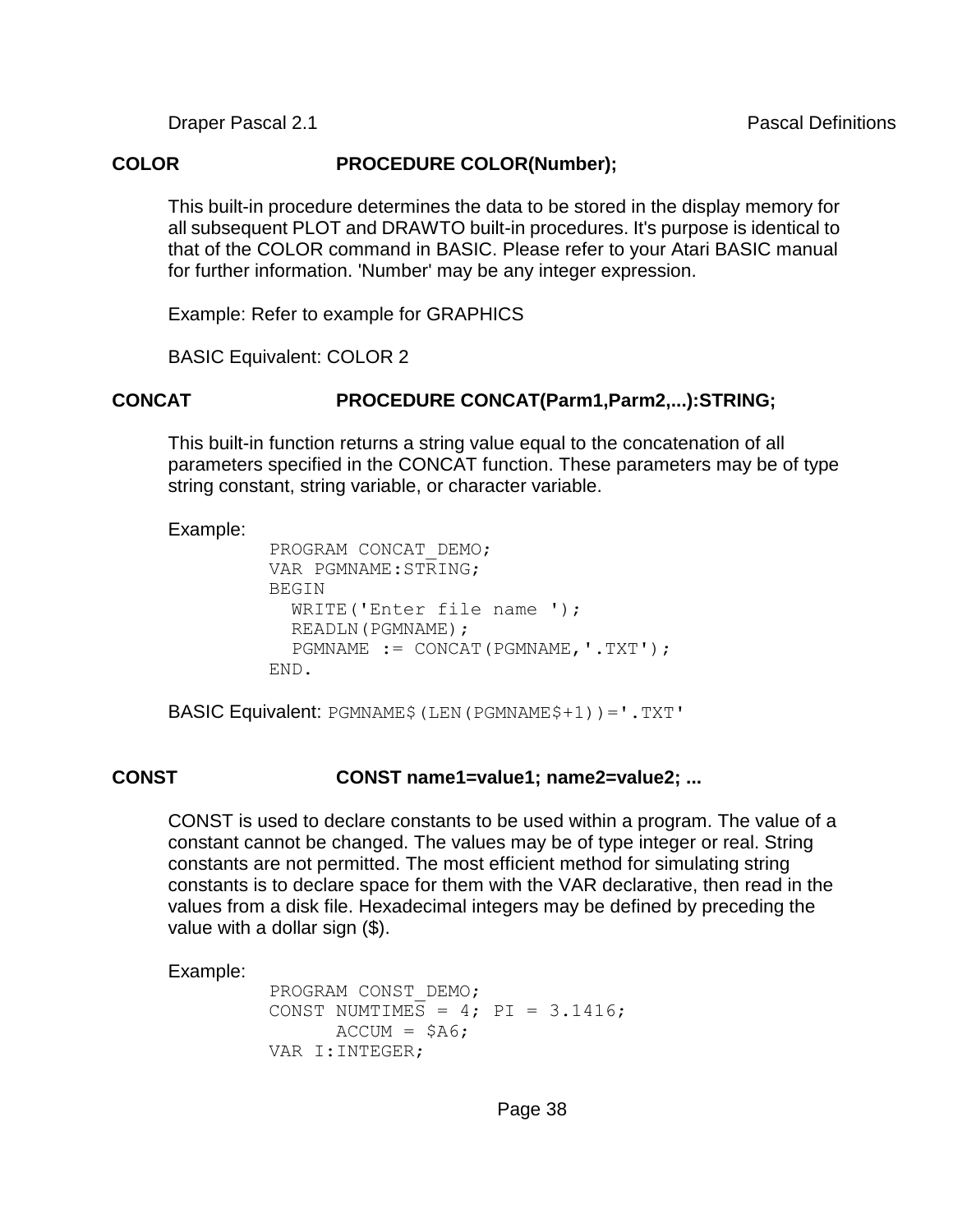## COLOR    PROCEDURE COLOR(Number);

This built-in procedure determines the data to be stored in the display memory for all subsequent PLOT and DRAWTO built-in procedures. It's purpose is identical to that of the COLOR command in BASIC. Please refer to your Atari BASIC manual for further information. 'Number' may be any integer expression.

Example: Refer to example for GRAPHICS

BASIC Equivalent: COLOR 2

## CONCAT    PROCEDURE CONCAT(Parm1,Parm2,...):STRING;

This built-in function returns a string value equal to the concatenation of all parameters specified in the CONCAT function. These parameters may be of type string constant, string variable, or character variable.

Example:

```
PROGRAM CONCAT_DEMO;
VAR PGMNAME:STRING;
BEGIN
  WRITE('Enter file name ');
  READLN(PGMNAME);
  PGMNAME := CONCAT(PGMNAME,'.TXT');
END.
```

BASIC Equivalent: `PGMNAME$(LEN(PGMNAME$+1))='.TXT'`

## CONST    CONST name1=value1; name2=value2; ...

CONST is used to declare constants to be used within a program. The value of a constant cannot be changed. The values may be of type integer or real. String constants are not permitted. The most efficient method for simulating string constants is to declare space for them with the VAR declarative, then read in the values from a disk file. Hexadecimal integers may be defined by preceding the value with a dollar sign ($).

Example:

```
PROGRAM CONST_DEMO;
CONST NUMTIMES = 4; PI = 3.1416;
      ACCUM = $A6;
VAR I:INTEGER;
```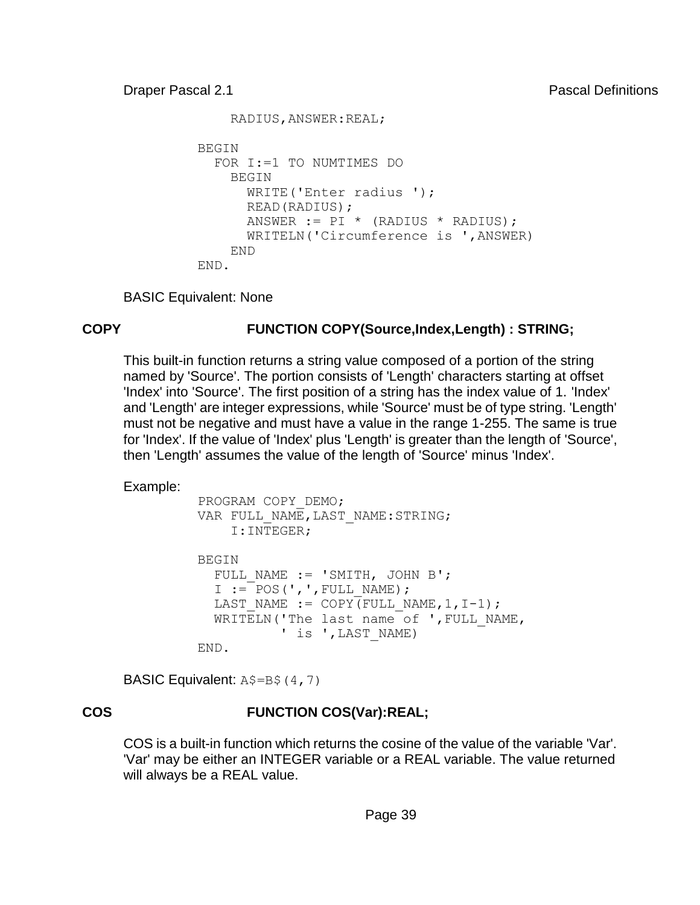```
    RADIUS,ANSWER:REAL;

BEGIN
  FOR I:=1 TO NUMTIMES DO
    BEGIN
      WRITE('Enter radius ');
      READ(RADIUS);
      ANSWER := PI * (RADIUS * RADIUS);
      WRITELN('Circumference is ',ANSWER)
    END
END.
```

BASIC Equivalent: None

**COPY** **FUNCTION COPY(Source,Index,Length) : STRING;**

This built-in function returns a string value composed of a portion of the string named by 'Source'. The portion consists of 'Length' characters starting at offset 'Index' into 'Source'. The first position of a string has the index value of 1. 'Index' and 'Length' are integer expressions, while 'Source' must be of type string. 'Length' must not be negative and must have a value in the range 1-255. The same is true for 'Index'. If the value of 'Index' plus 'Length' is greater than the length of 'Source', then 'Length' assumes the value of the length of 'Source' minus 'Index'.

Example:

```
PROGRAM COPY_DEMO;
VAR FULL_NAME,LAST_NAME:STRING;
    I:INTEGER;

BEGIN
  FULL_NAME := 'SMITH, JOHN B';
  I := POS(',',FULL_NAME);
  LAST_NAME := COPY(FULL_NAME,1,I-1);
  WRITELN('The last name of ',FULL_NAME,
          ' is ',LAST_NAME)
END.
```

BASIC Equivalent: `A$=B$(4,7)`

**COS** **FUNCTION COS(Var):REAL;**

COS is a built-in function which returns the cosine of the value of the variable 'Var'. 'Var' may be either an INTEGER variable or a REAL variable. The value returned will always be a REAL value.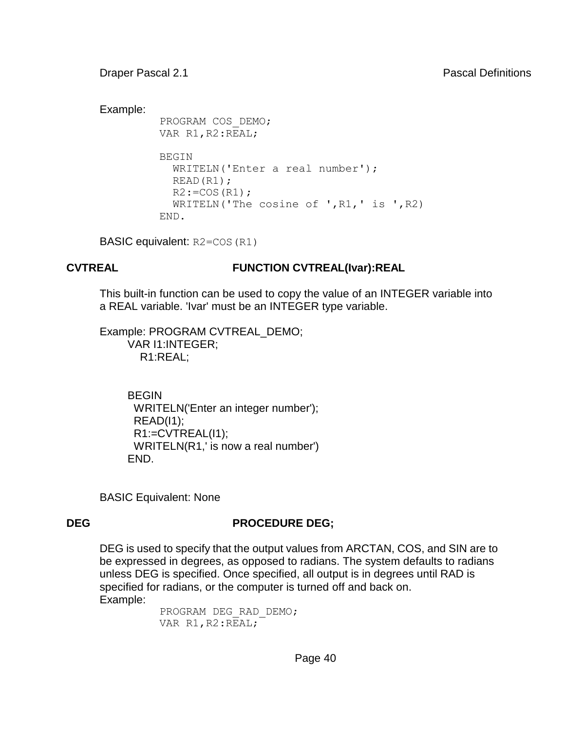Example:

```
PROGRAM COS_DEMO;
VAR R1,R2:REAL;

BEGIN
  WRITELN('Enter a real number');
  READ(R1);
  R2:=COS(R1);
  WRITELN('The cosine of ',R1,' is ',R2)
END.
```

BASIC equivalent: `R2=COS(R1)`

**CVTREAL** **FUNCTION CVTREAL(Ivar):REAL**

This built-in function can be used to copy the value of an INTEGER variable into a REAL variable. 'Ivar' must be an INTEGER type variable.

Example:

```
PROGRAM CVTREAL_DEMO;
VAR I1:INTEGER;
    R1:REAL;


BEGIN
  WRITELN('Enter an integer number');
  READ(I1);
  R1:=CVTREAL(I1);
  WRITELN(R1,' is now a real number')
END.
```

BASIC Equivalent: None

**DEG** **PROCEDURE DEG;**

DEG is used to specify that the output values from ARCTAN, COS, and SIN are to be expressed in degrees, as opposed to radians. The system defaults to radians unless DEG is specified. Once specified, all output is in degrees until RAD is specified for radians, or the computer is turned off and back on.

Example:

```
PROGRAM DEG_RAD_DEMO;
VAR R1,R2:REAL;
```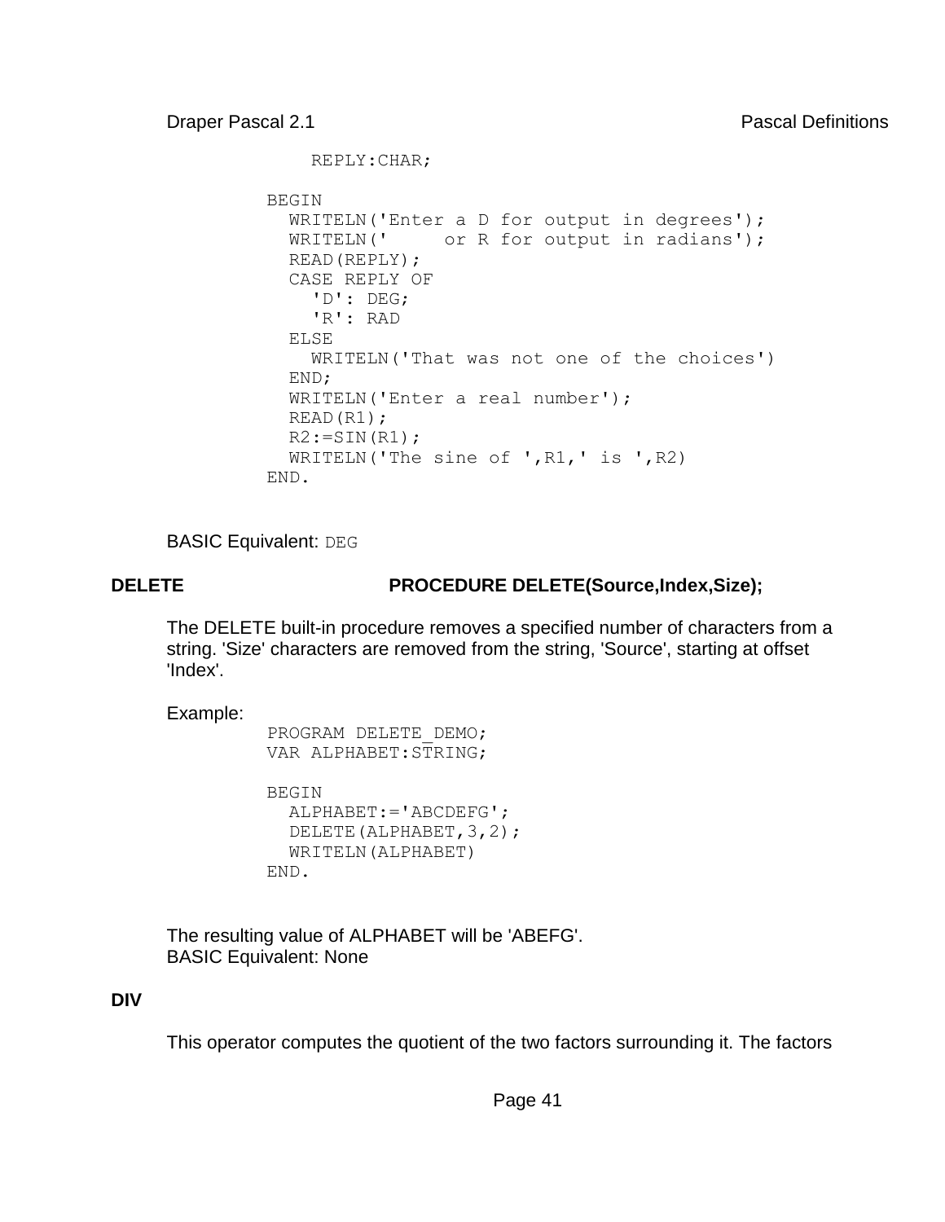```
    REPLY:CHAR;

BEGIN
  WRITELN('Enter a D for output in degrees');
  WRITELN('     or R for output in radians');
  READ(REPLY);
  CASE REPLY OF
    'D': DEG;
    'R': RAD
  ELSE
    WRITELN('That was not one of the choices')
  END;
  WRITELN('Enter a real number');
  READ(R1);
  R2:=SIN(R1);
  WRITELN('The sine of ',R1,' is ',R2)
END.
```

BASIC Equivalent: `DEG`

### DELETE — PROCEDURE DELETE(Source,Index,Size);

The DELETE built-in procedure removes a specified number of characters from a string. 'Size' characters are removed from the string, 'Source', starting at offset 'Index'.

Example:

```
PROGRAM DELETE_DEMO;
VAR ALPHABET:STRING;

BEGIN
  ALPHABET:='ABCDEFG';
  DELETE(ALPHABET,3,2);
  WRITELN(ALPHABET)
END.
```

The resulting value of ALPHABET will be 'ABEFG'.
BASIC Equivalent: None

### DIV

This operator computes the quotient of the two factors surrounding it. The factors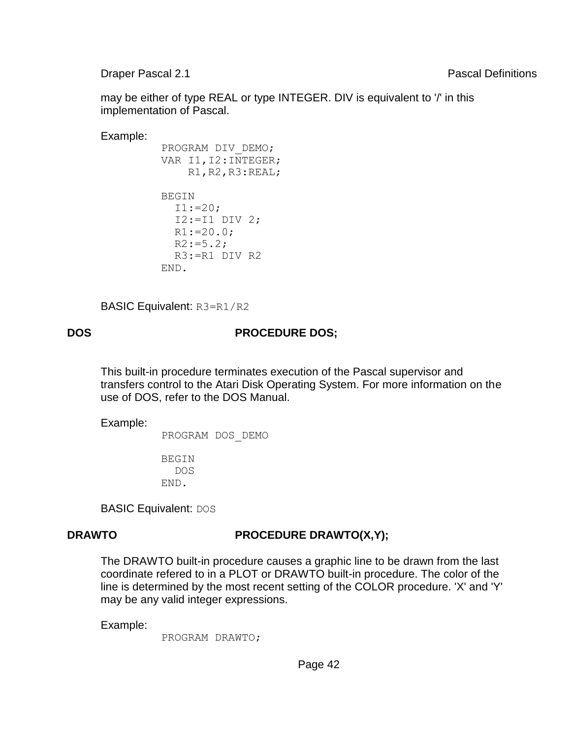may be either of type REAL or type INTEGER. DIV is equivalent to '/' in this implementation of Pascal.

Example:

```
PROGRAM DIV_DEMO;
VAR I1,I2:INTEGER;
    R1,R2,R3:REAL;

BEGIN
  I1:=20;
  I2:=I1 DIV 2;
  R1:=20.0;
  R2:=5.2;
  R3:=R1 DIV R2
END.
```

BASIC Equivalent: `R3=R1/R2`

**DOS** **PROCEDURE DOS;**

This built-in procedure terminates execution of the Pascal supervisor and transfers control to the Atari Disk Operating System. For more information on the use of DOS, refer to the DOS Manual.

Example:

```
PROGRAM DOS_DEMO

BEGIN
  DOS
END.
```

BASIC Equivalent: `DOS`

**DRAWTO** **PROCEDURE DRAWTO(X,Y);**

The DRAWTO built-in procedure causes a graphic line to be drawn from the last coordinate refered to in a PLOT or DRAWTO built-in procedure. The color of the line is determined by the most recent setting of the COLOR procedure. 'X' and 'Y' may be any valid integer expressions.

Example:

```
PROGRAM DRAWTO;
```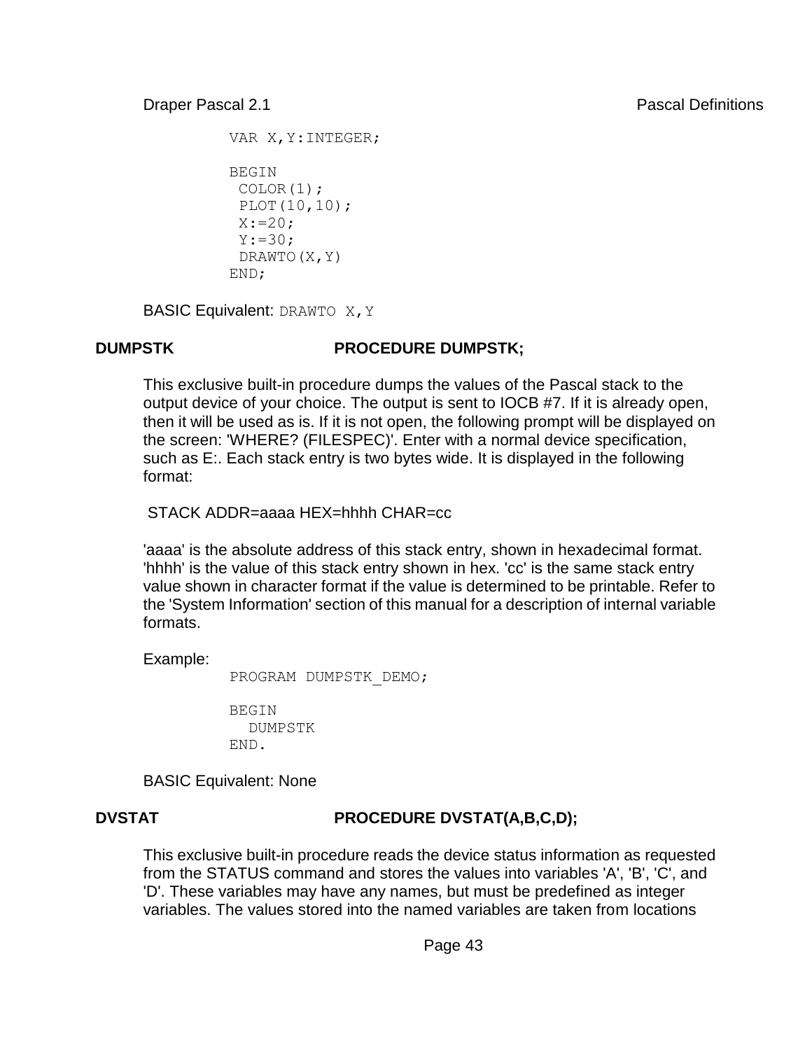```
VAR X,Y:INTEGER;

BEGIN
 COLOR(1);
 PLOT(10,10);
 X:=20;
 Y:=30;
 DRAWTO(X,Y)
END;
```

BASIC Equivalent: `DRAWTO X,Y`

### DUMPSTK — PROCEDURE DUMPSTK;

This exclusive built-in procedure dumps the values of the Pascal stack to the output device of your choice. The output is sent to IOCB #7. If it is already open, then it will be used as is. If it is not open, the following prompt will be displayed on the screen: 'WHERE? (FILESPEC)'. Enter with a normal device specification, such as E:. Each stack entry is two bytes wide. It is displayed in the following format:

STACK ADDR=aaaa HEX=hhhh CHAR=cc

'aaaa' is the absolute address of this stack entry, shown in hexadecimal format. 'hhhh' is the value of this stack entry shown in hex. 'cc' is the same stack entry value shown in character format if the value is determined to be printable. Refer to the 'System Information' section of this manual for a description of internal variable formats.

Example:

```
PROGRAM DUMPSTK_DEMO;

BEGIN
  DUMPSTK
END.
```

BASIC Equivalent: None

### DVSTAT — PROCEDURE DVSTAT(A,B,C,D);

This exclusive built-in procedure reads the device status information as requested from the STATUS command and stores the values into variables 'A', 'B', 'C', and 'D'. These variables may have any names, but must be predefined as integer variables. The values stored into the named variables are taken from locations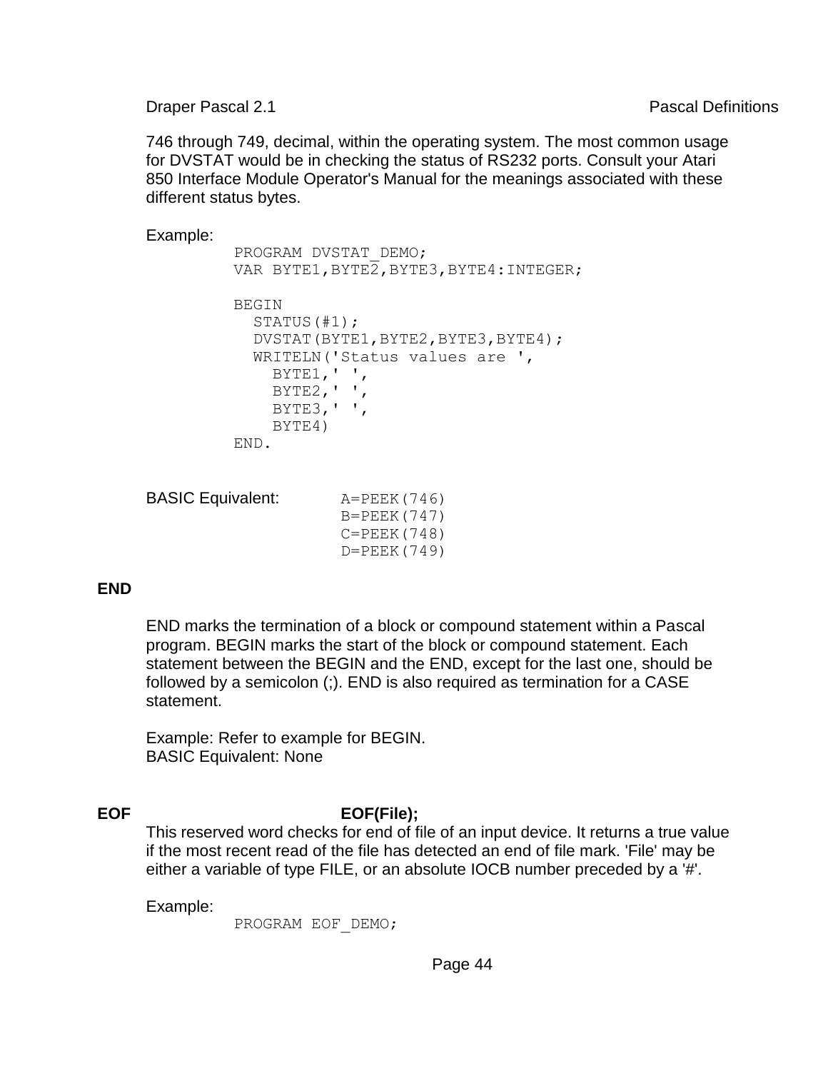746 through 749, decimal, within the operating system. The most common usage for DVSTAT would be in checking the status of RS232 ports. Consult your Atari 850 Interface Module Operator's Manual for the meanings associated with these different status bytes.

Example:

```
PROGRAM DVSTAT_DEMO;
VAR BYTE1,BYTE2,BYTE3,BYTE4:INTEGER;

BEGIN
  STATUS(#1);
  DVSTAT(BYTE1,BYTE2,BYTE3,BYTE4);
  WRITELN('Status values are ',
    BYTE1,' ',
    BYTE2,' ',
    BYTE3,' ',
    BYTE4)
END.
```

BASIC Equivalent:

```
A=PEEK(746)
B=PEEK(747)
C=PEEK(748)
D=PEEK(749)
```

## END

END marks the termination of a block or compound statement within a Pascal program. BEGIN marks the start of the block or compound statement. Each statement between the BEGIN and the END, except for the last one, should be followed by a semicolon (;). END is also required as termination for a CASE statement.

Example: Refer to example for BEGIN.
BASIC Equivalent: None

## EOF **EOF(File);**

This reserved word checks for end of file of an input device. It returns a true value if the most recent read of the file has detected an end of file mark. 'File' may be either a variable of type FILE, or an absolute IOCB number preceded by a '#'.

Example:

```
PROGRAM EOF_DEMO;
```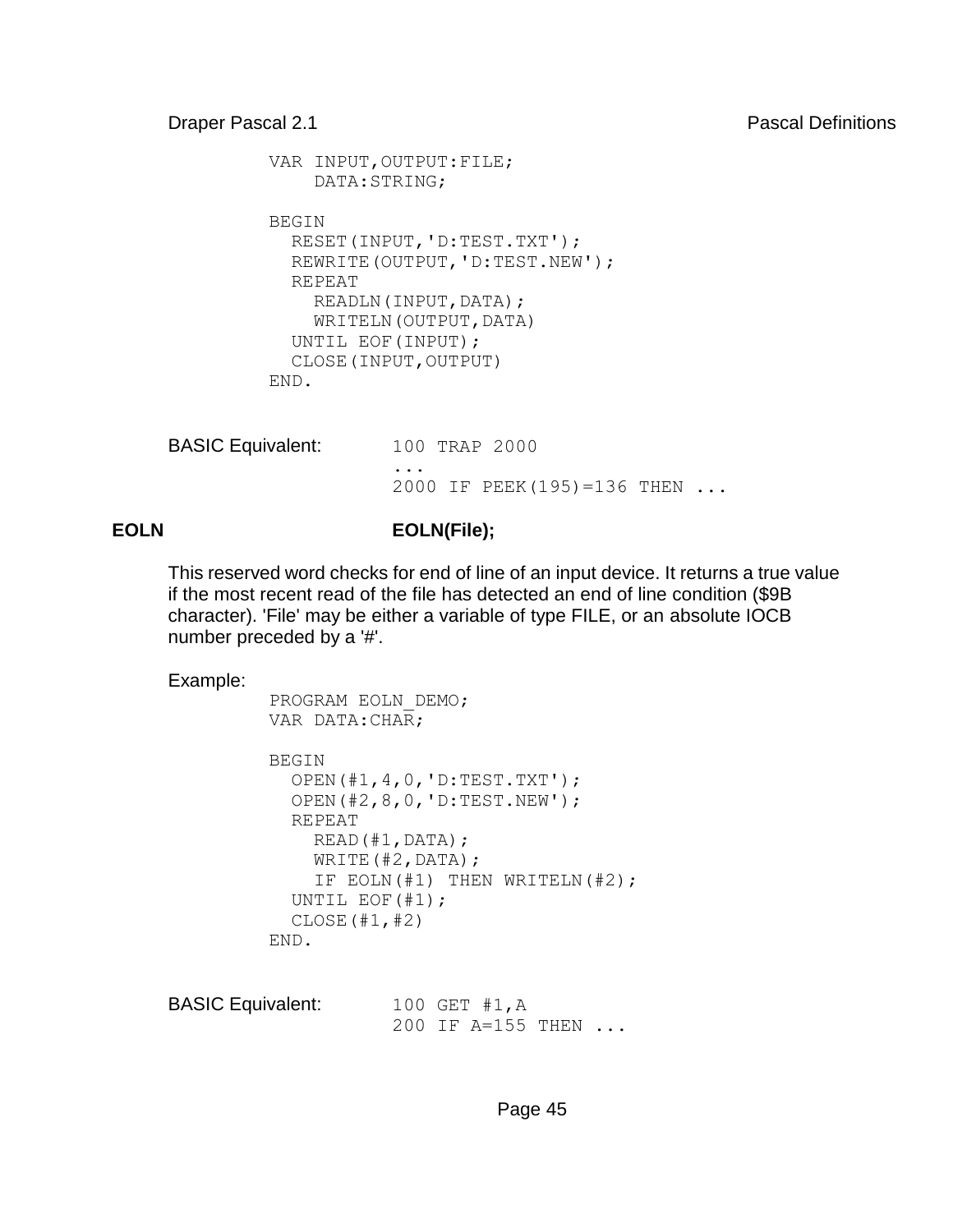```
VAR INPUT,OUTPUT:FILE;
    DATA:STRING;

BEGIN
  RESET(INPUT,'D:TEST.TXT');
  REWRITE(OUTPUT,'D:TEST.NEW');
  REPEAT
    READLN(INPUT,DATA);
    WRITELN(OUTPUT,DATA)
  UNTIL EOF(INPUT);
  CLOSE(INPUT,OUTPUT)
END.
```

BASIC Equivalent:

```
100 TRAP 2000
...
2000 IF PEEK(195)=136 THEN ...
```

**EOLN** **EOLN(File);**

This reserved word checks for end of line of an input device. It returns a true value if the most recent read of the file has detected an end of line condition ($9B character). 'File' may be either a variable of type FILE, or an absolute IOCB number preceded by a '#'.

Example:

```
PROGRAM EOLN_DEMO;
VAR DATA:CHAR;

BEGIN
  OPEN(#1,4,0,'D:TEST.TXT');
  OPEN(#2,8,0,'D:TEST.NEW');
  REPEAT
    READ(#1,DATA);
    WRITE(#2,DATA);
    IF EOLN(#1) THEN WRITELN(#2);
  UNTIL EOF(#1);
  CLOSE(#1,#2)
END.
```

BASIC Equivalent:

```
100 GET #1,A
200 IF A=155 THEN ...
```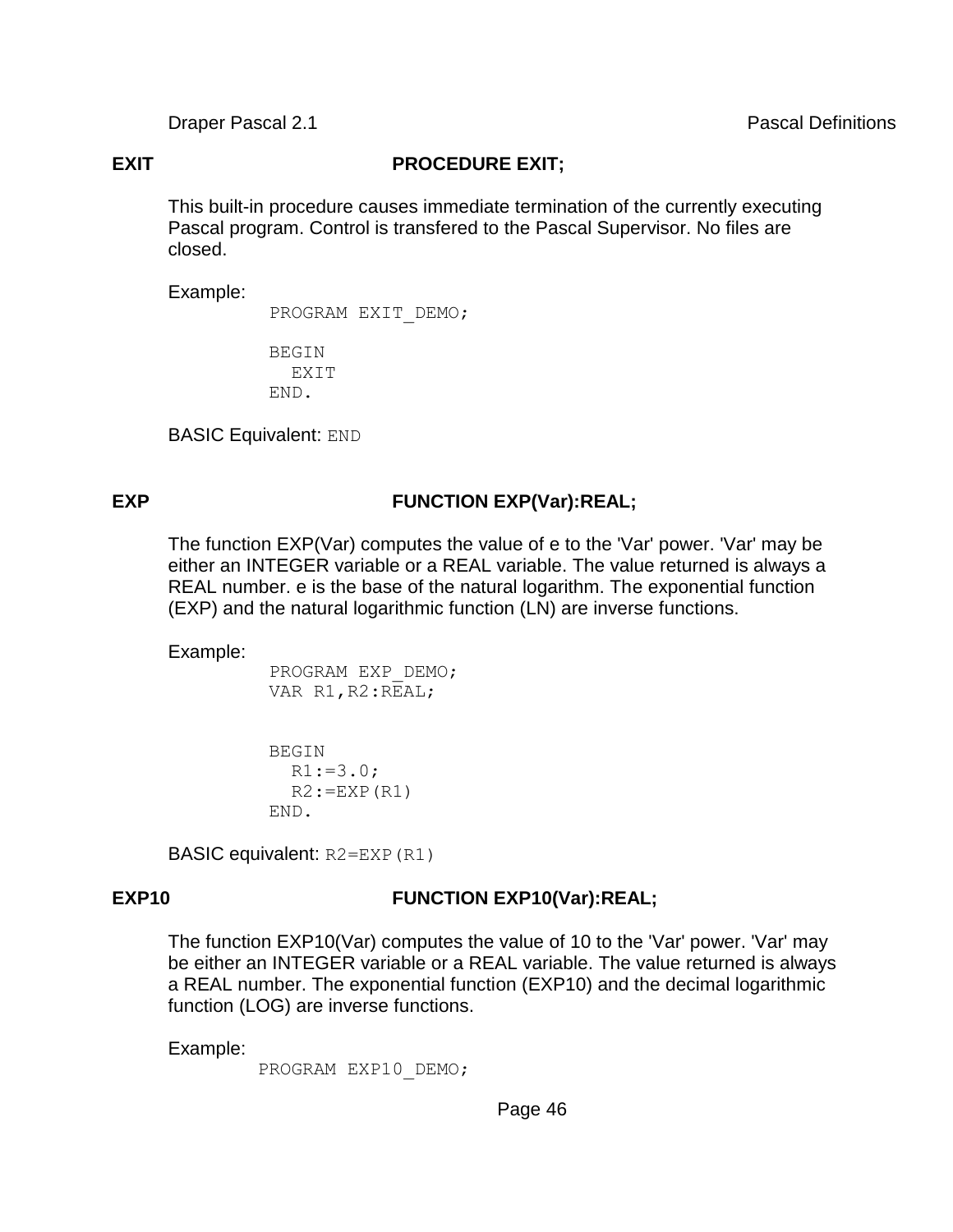## EXIT — PROCEDURE EXIT;

This built-in procedure causes immediate termination of the currently executing Pascal program. Control is transfered to the Pascal Supervisor. No files are closed.

Example:

```
PROGRAM EXIT_DEMO;

BEGIN
  EXIT
END.
```

BASIC Equivalent: `END`

## EXP — FUNCTION EXP(Var):REAL;

The function EXP(Var) computes the value of e to the 'Var' power. 'Var' may be either an INTEGER variable or a REAL variable. The value returned is always a REAL number. e is the base of the natural logarithm. The exponential function (EXP) and the natural logarithmic function (LN) are inverse functions.

Example:

```
PROGRAM EXP_DEMO;
VAR R1,R2:REAL;


BEGIN
  R1:=3.0;
  R2:=EXP(R1)
END.
```

BASIC equivalent: `R2=EXP(R1)`

## EXP10 — FUNCTION EXP10(Var):REAL;

The function EXP10(Var) computes the value of 10 to the 'Var' power. 'Var' may be either an INTEGER variable or a REAL variable. The value returned is always a REAL number. The exponential function (EXP10) and the decimal logarithmic function (LOG) are inverse functions.

Example:

```
PROGRAM EXP10_DEMO;
```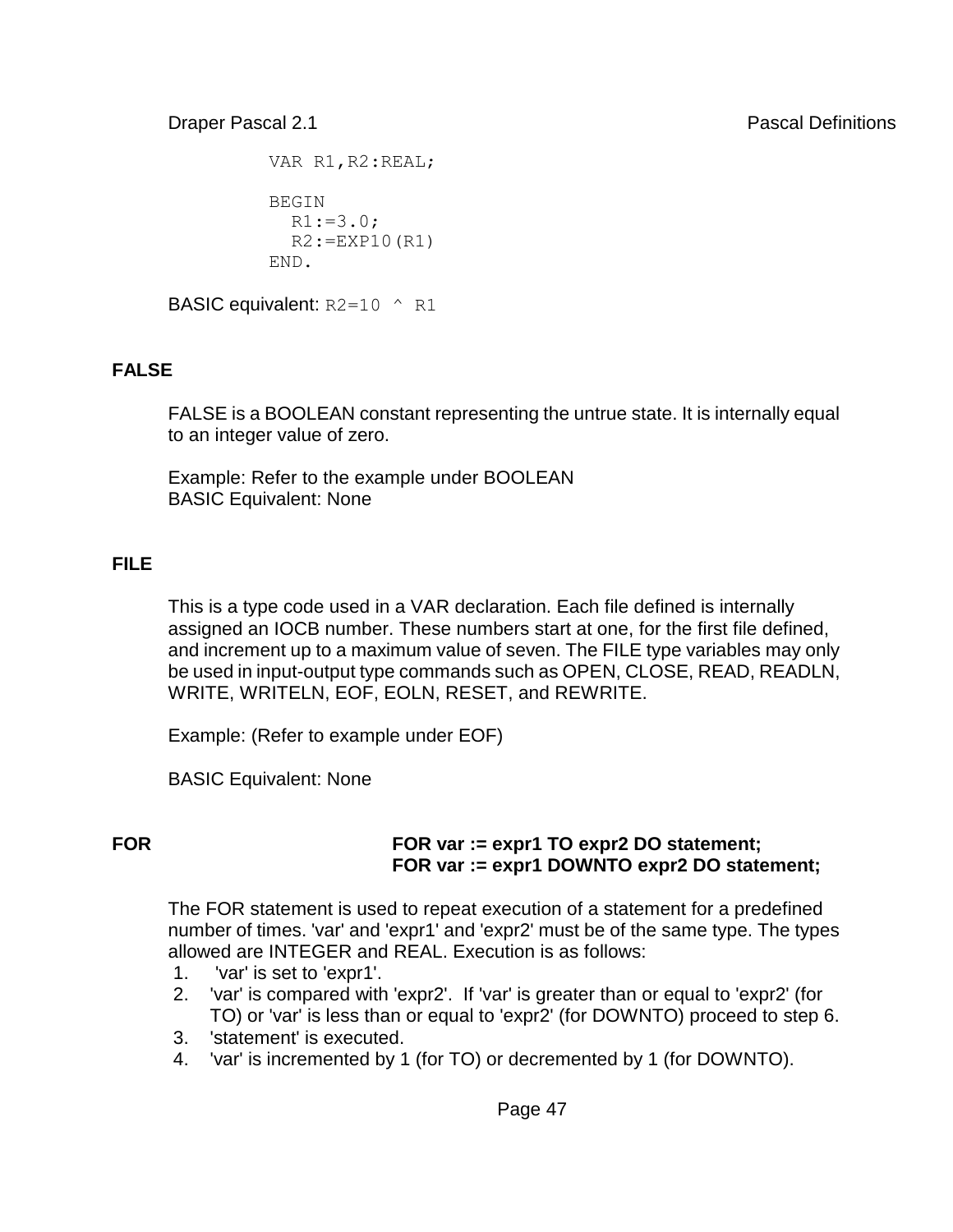```
VAR R1,R2:REAL;

BEGIN
  R1:=3.0;
  R2:=EXP10(R1)
END.
```

BASIC equivalent: `R2=10 ^ R1`

## FALSE

FALSE is a BOOLEAN constant representing the untrue state. It is internally equal to an integer value of zero.

Example: Refer to the example under BOOLEAN
BASIC Equivalent: None

## FILE

This is a type code used in a VAR declaration. Each file defined is internally assigned an IOCB number. These numbers start at one, for the first file defined, and increment up to a maximum value of seven. The FILE type variables may only be used in input-output type commands such as OPEN, CLOSE, READ, READLN, WRITE, WRITELN, EOF, EOLN, RESET, and REWRITE.

Example: (Refer to example under EOF)

BASIC Equivalent: None

## FOR

**FOR var := expr1 TO expr2 DO statement;**
**FOR var := expr1 DOWNTO expr2 DO statement;**

The FOR statement is used to repeat execution of a statement for a predefined number of times. 'var' and 'expr1' and 'expr2' must be of the same type. The types allowed are INTEGER and REAL. Execution is as follows:

1. 'var' is set to 'expr1'.
2. 'var' is compared with 'expr2'. If 'var' is greater than or equal to 'expr2' (for TO) or 'var' is less than or equal to 'expr2' (for DOWNTO) proceed to step 6.
3. 'statement' is executed.
4. 'var' is incremented by 1 (for TO) or decremented by 1 (for DOWNTO).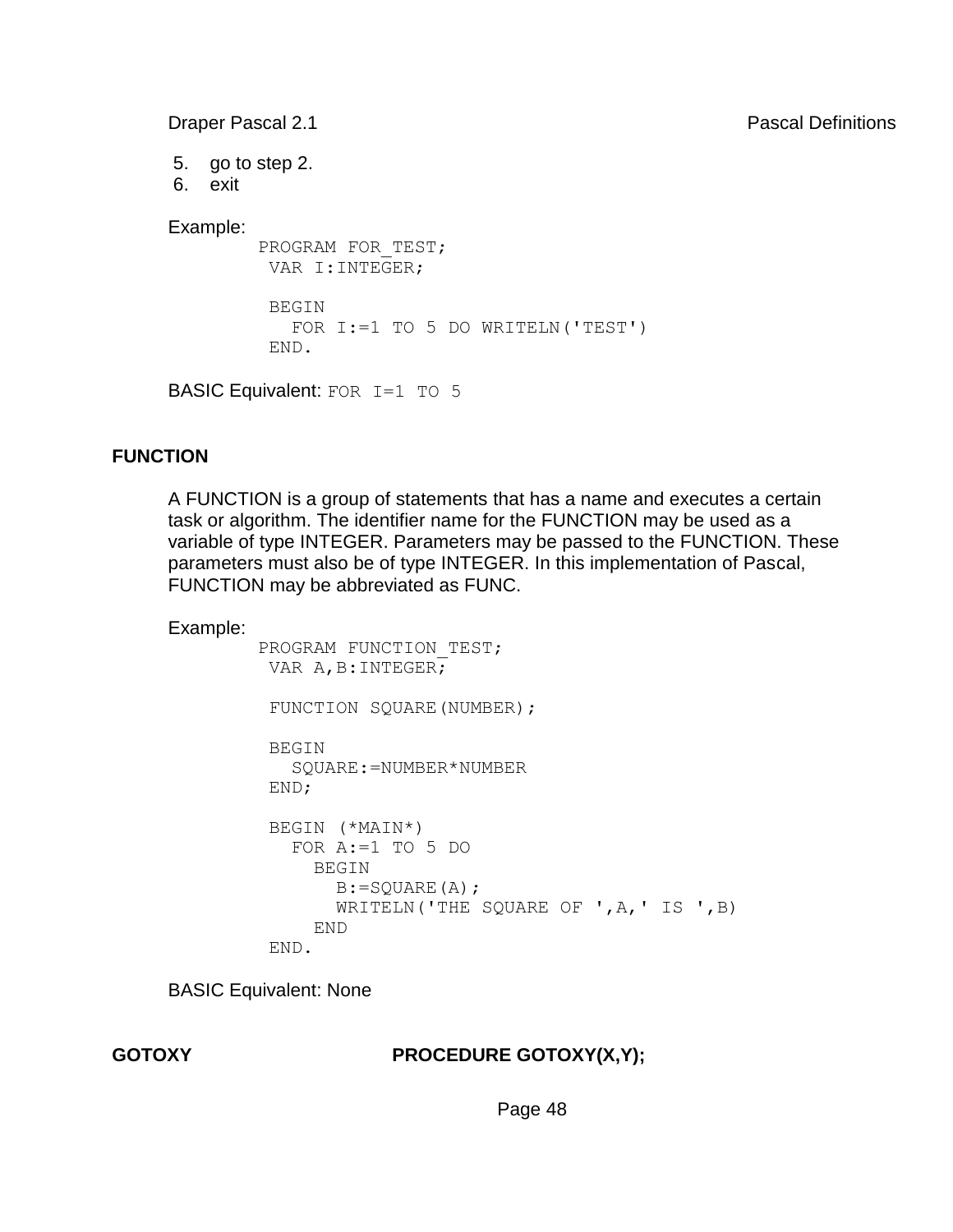5. go to step 2.
6. exit

Example:

```
PROGRAM FOR_TEST;
 VAR I:INTEGER;

 BEGIN
   FOR I:=1 TO 5 DO WRITELN('TEST')
 END.
```

BASIC Equivalent: `FOR I=1 TO 5`

## FUNCTION

A FUNCTION is a group of statements that has a name and executes a certain task or algorithm. The identifier name for the FUNCTION may be used as a variable of type INTEGER. Parameters may be passed to the FUNCTION. These parameters must also be of type INTEGER. In this implementation of Pascal, FUNCTION may be abbreviated as FUNC.

Example:

```
PROGRAM FUNCTION_TEST;
 VAR A,B:INTEGER;

 FUNCTION SQUARE(NUMBER);

 BEGIN
   SQUARE:=NUMBER*NUMBER
 END;

 BEGIN (*MAIN*)
   FOR A:=1 TO 5 DO
     BEGIN
       B:=SQUARE(A);
       WRITELN('THE SQUARE OF ',A,' IS ',B)
     END
 END.
```

BASIC Equivalent: None

## GOTOXY    PROCEDURE GOTOXY(X,Y);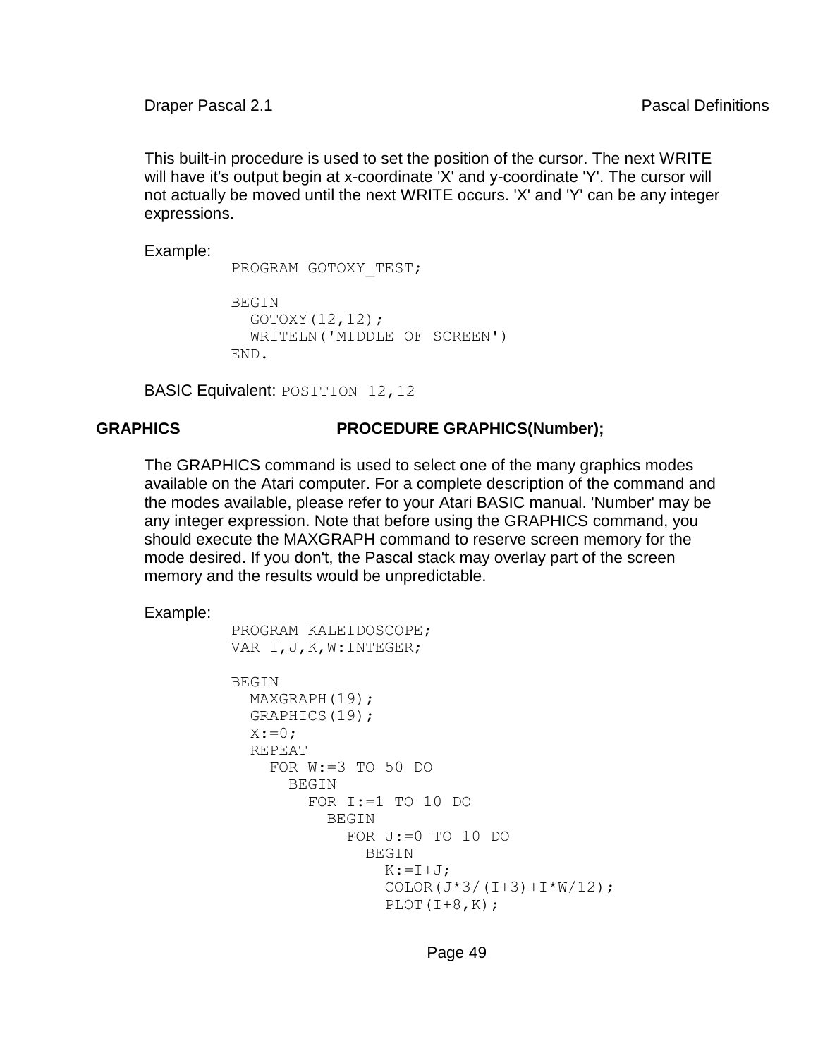This built-in procedure is used to set the position of the cursor. The next WRITE will have it's output begin at x-coordinate 'X' and y-coordinate 'Y'. The cursor will not actually be moved until the next WRITE occurs. 'X' and 'Y' can be any integer expressions.

Example:

```
PROGRAM GOTOXY_TEST;

BEGIN
  GOTOXY(12,12);
  WRITELN('MIDDLE OF SCREEN')
END.
```

BASIC Equivalent: `POSITION 12,12`

**GRAPHICS** **PROCEDURE GRAPHICS(Number);**

The GRAPHICS command is used to select one of the many graphics modes available on the Atari computer. For a complete description of the command and the modes available, please refer to your Atari BASIC manual. 'Number' may be any integer expression. Note that before using the GRAPHICS command, you should execute the MAXGRAPH command to reserve screen memory for the mode desired. If you don't, the Pascal stack may overlay part of the screen memory and the results would be unpredictable.

Example:

```
PROGRAM KALEIDOSCOPE;
VAR I,J,K,W:INTEGER;

BEGIN
  MAXGRAPH(19);
  GRAPHICS(19);
  X:=0;
  REPEAT
    FOR W:=3 TO 50 DO
      BEGIN
        FOR I:=1 TO 10 DO
          BEGIN
            FOR J:=0 TO 10 DO
              BEGIN
                K:=I+J;
                COLOR(J*3/(I+3)+I*W/12);
                PLOT(I+8,K);
```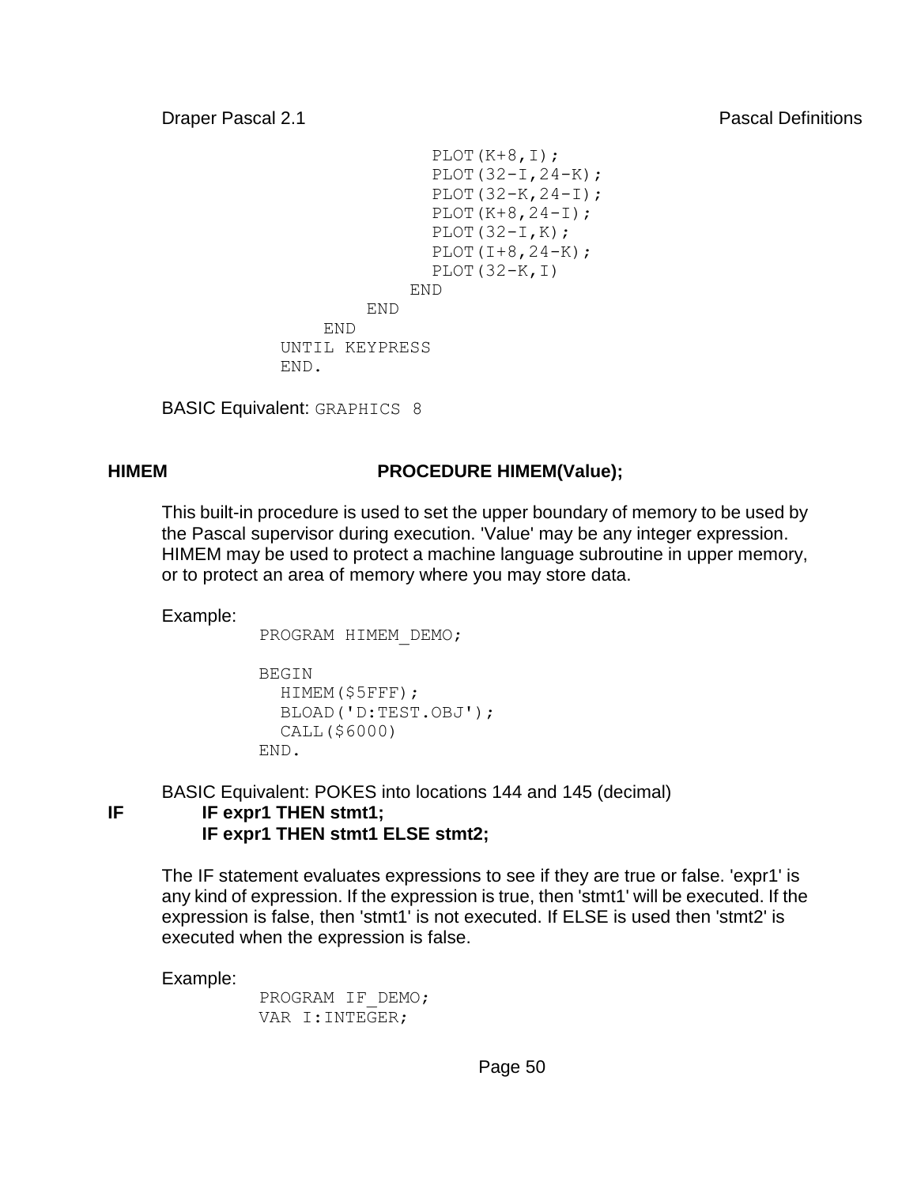```
                PLOT(K+8,I);
                PLOT(32-I,24-K);
                PLOT(32-K,24-I);
                PLOT(K+8,24-I);
                PLOT(32-I,K);
                PLOT(I+8,24-K);
                PLOT(32-K,I)
              END
          END
      END
  UNTIL KEYPRESS
  END.
```

BASIC Equivalent: `GRAPHICS 8`

**HIMEM** **PROCEDURE HIMEM(Value);**

This built-in procedure is used to set the upper boundary of memory to be used by the Pascal supervisor during execution. 'Value' may be any integer expression. HIMEM may be used to protect a machine language subroutine in upper memory, or to protect an area of memory where you may store data.

Example:

```
PROGRAM HIMEM_DEMO;

BEGIN
  HIMEM($5FFF);
  BLOAD('D:TEST.OBJ');
  CALL($6000)
END.
```

BASIC Equivalent: POKES into locations 144 and 145 (decimal)

**IF** **IF expr1 THEN stmt1;**
**IF expr1 THEN stmt1 ELSE stmt2;**

The IF statement evaluates expressions to see if they are true or false. 'expr1' is any kind of expression. If the expression is true, then 'stmt1' will be executed. If the expression is false, then 'stmt1' is not executed. If ELSE is used then 'stmt2' is executed when the expression is false.

Example:

```
PROGRAM IF_DEMO;
VAR I:INTEGER;
```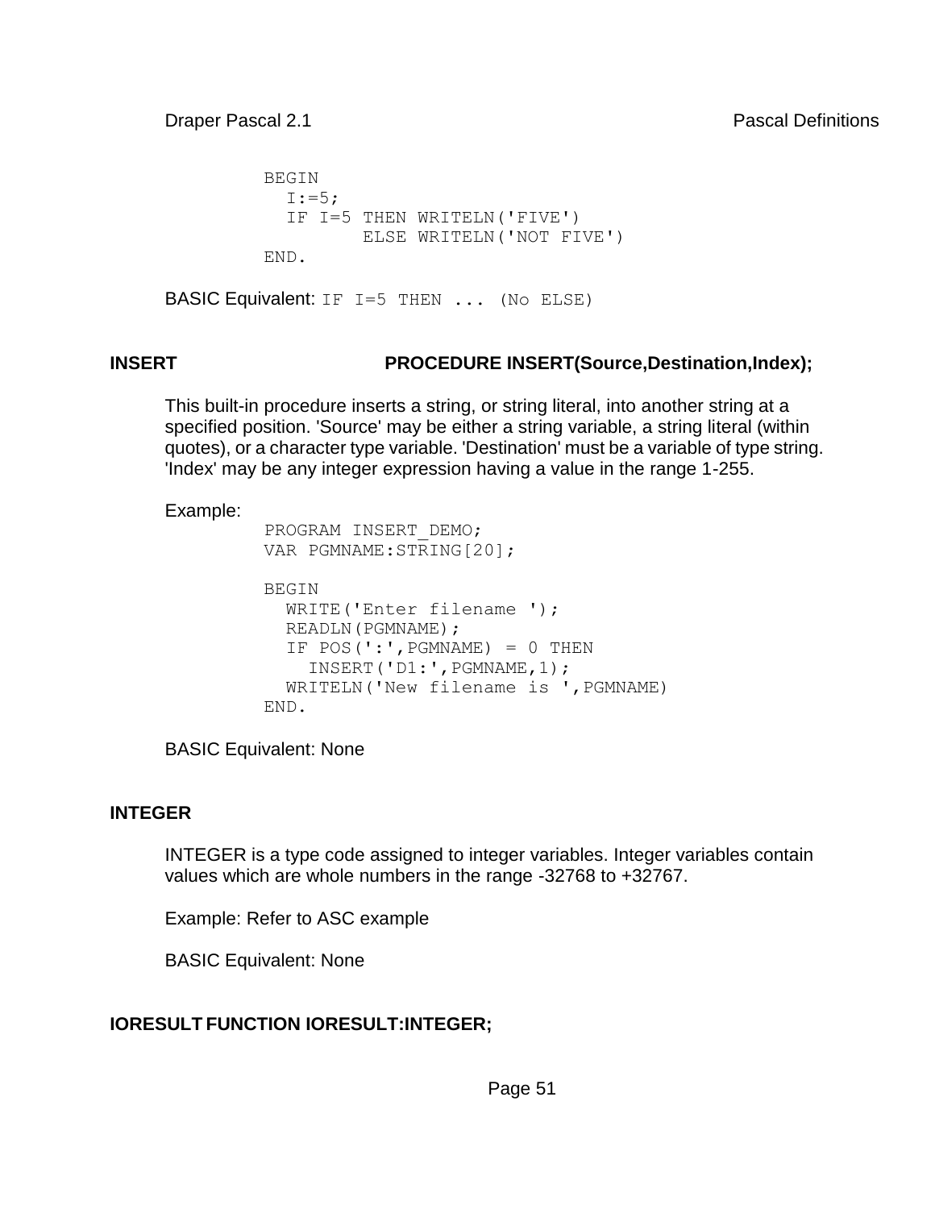```
BEGIN
  I:=5;
  IF I=5 THEN WRITELN('FIVE')
         ELSE WRITELN('NOT FIVE')
END.
```

BASIC Equivalent: `IF I=5 THEN ... (No ELSE)`

### INSERT — PROCEDURE INSERT(Source,Destination,Index);

This built-in procedure inserts a string, or string literal, into another string at a specified position. 'Source' may be either a string variable, a string literal (within quotes), or a character type variable. 'Destination' must be a variable of type string. 'Index' may be any integer expression having a value in the range 1-255.

Example:

```
PROGRAM INSERT_DEMO;
VAR PGMNAME:STRING[20];

BEGIN
  WRITE('Enter filename ');
  READLN(PGMNAME);
  IF POS(':',PGMNAME) = 0 THEN
    INSERT('D1:',PGMNAME,1);
  WRITELN('New filename is ',PGMNAME)
END.
```

BASIC Equivalent: None

### INTEGER

INTEGER is a type code assigned to integer variables. Integer variables contain values which are whole numbers in the range -32768 to +32767.

Example: Refer to ASC example

BASIC Equivalent: None

### IORESULT FUNCTION IORESULT:INTEGER;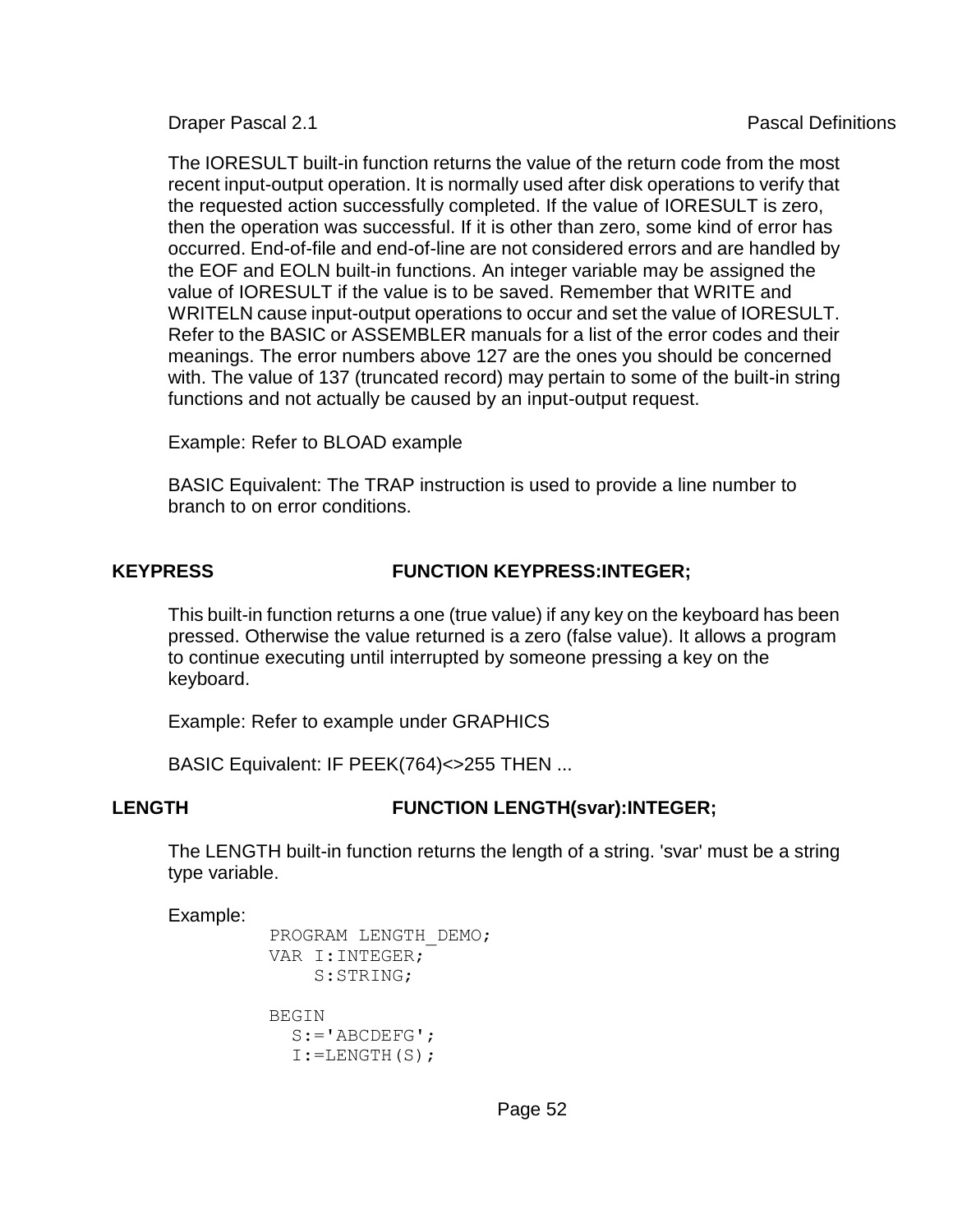The IORESULT built-in function returns the value of the return code from the most recent input-output operation. It is normally used after disk operations to verify that the requested action successfully completed. If the value of IORESULT is zero, then the operation was successful. If it is other than zero, some kind of error has occurred. End-of-file and end-of-line are not considered errors and are handled by the EOF and EOLN built-in functions. An integer variable may be assigned the value of IORESULT if the value is to be saved. Remember that WRITE and WRITELN cause input-output operations to occur and set the value of IORESULT. Refer to the BASIC or ASSEMBLER manuals for a list of the error codes and their meanings. The error numbers above 127 are the ones you should be concerned with. The value of 137 (truncated record) may pertain to some of the built-in string functions and not actually be caused by an input-output request.

Example: Refer to BLOAD example

BASIC Equivalent: The TRAP instruction is used to provide a line number to branch to on error conditions.

**KEYPRESS** **FUNCTION KEYPRESS:INTEGER;**

This built-in function returns a one (true value) if any key on the keyboard has been pressed. Otherwise the value returned is a zero (false value). It allows a program to continue executing until interrupted by someone pressing a key on the keyboard.

Example: Refer to example under GRAPHICS

BASIC Equivalent: IF PEEK(764)<>255 THEN ...

**LENGTH** **FUNCTION LENGTH(svar):INTEGER;**

The LENGTH built-in function returns the length of a string. 'svar' must be a string type variable.

Example:

```
PROGRAM LENGTH_DEMO;
VAR I:INTEGER;
    S:STRING;

BEGIN
  S:='ABCDEFG';
  I:=LENGTH(S);
```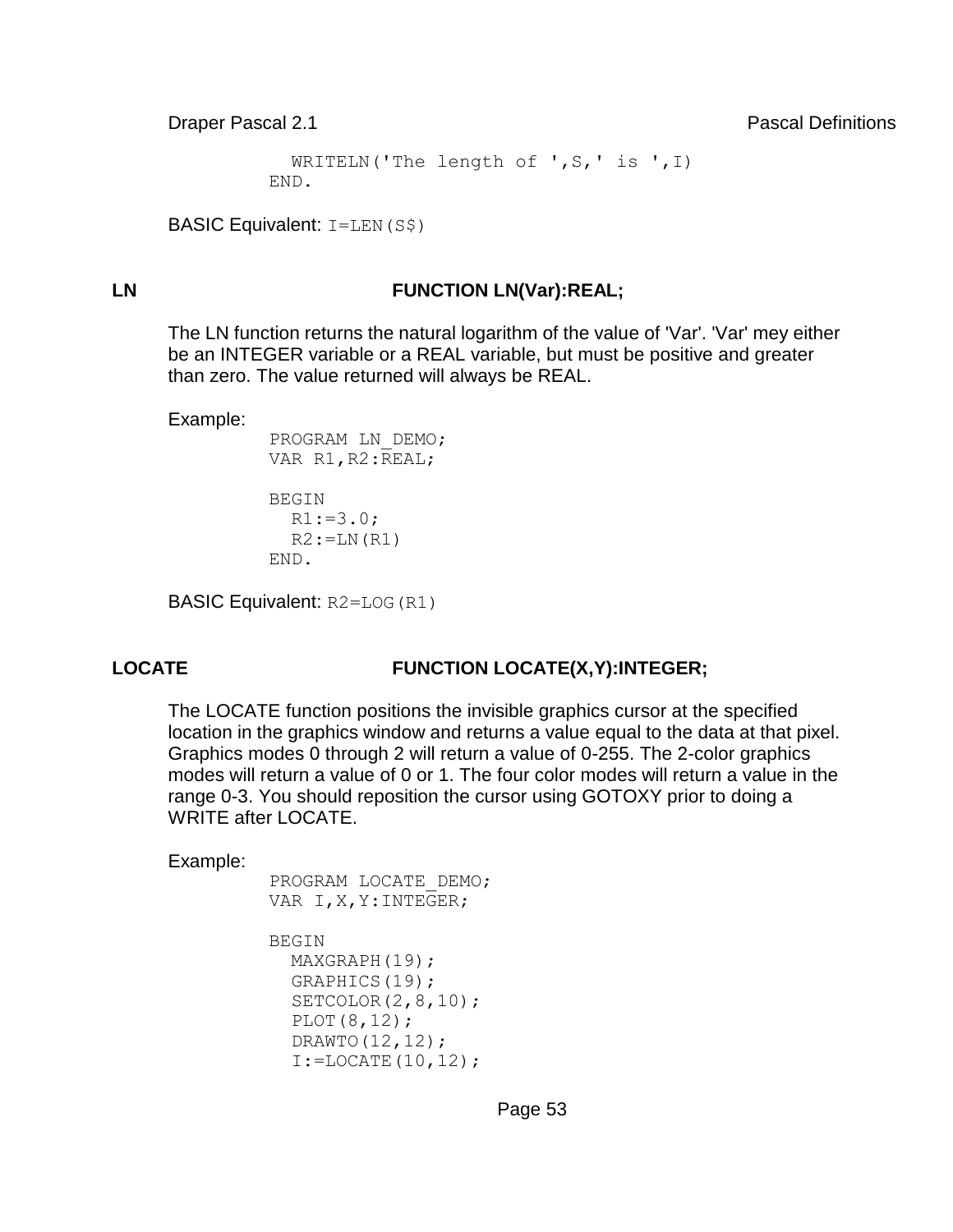```
  WRITELN('The length of ',S,' is ',I)
END.
```

BASIC Equivalent: `I=LEN(S$)`

## LN — FUNCTION LN(Var):REAL;

The LN function returns the natural logarithm of the value of 'Var'. 'Var' mey either be an INTEGER variable or a REAL variable, but must be positive and greater than zero. The value returned will always be REAL.

Example:

```
PROGRAM LN_DEMO;
VAR R1,R2:REAL;

BEGIN
  R1:=3.0;
  R2:=LN(R1)
END.
```

BASIC Equivalent: `R2=LOG(R1)`

## LOCATE — FUNCTION LOCATE(X,Y):INTEGER;

The LOCATE function positions the invisible graphics cursor at the specified location in the graphics window and returns a value equal to the data at that pixel. Graphics modes 0 through 2 will return a value of 0-255. The 2-color graphics modes will return a value of 0 or 1. The four color modes will return a value in the range 0-3. You should reposition the cursor using GOTOXY prior to doing a WRITE after LOCATE.

Example:

```
PROGRAM LOCATE_DEMO;
VAR I,X,Y:INTEGER;

BEGIN
  MAXGRAPH(19);
  GRAPHICS(19);
  SETCOLOR(2,8,10);
  PLOT(8,12);
  DRAWTO(12,12);
  I:=LOCATE(10,12);
```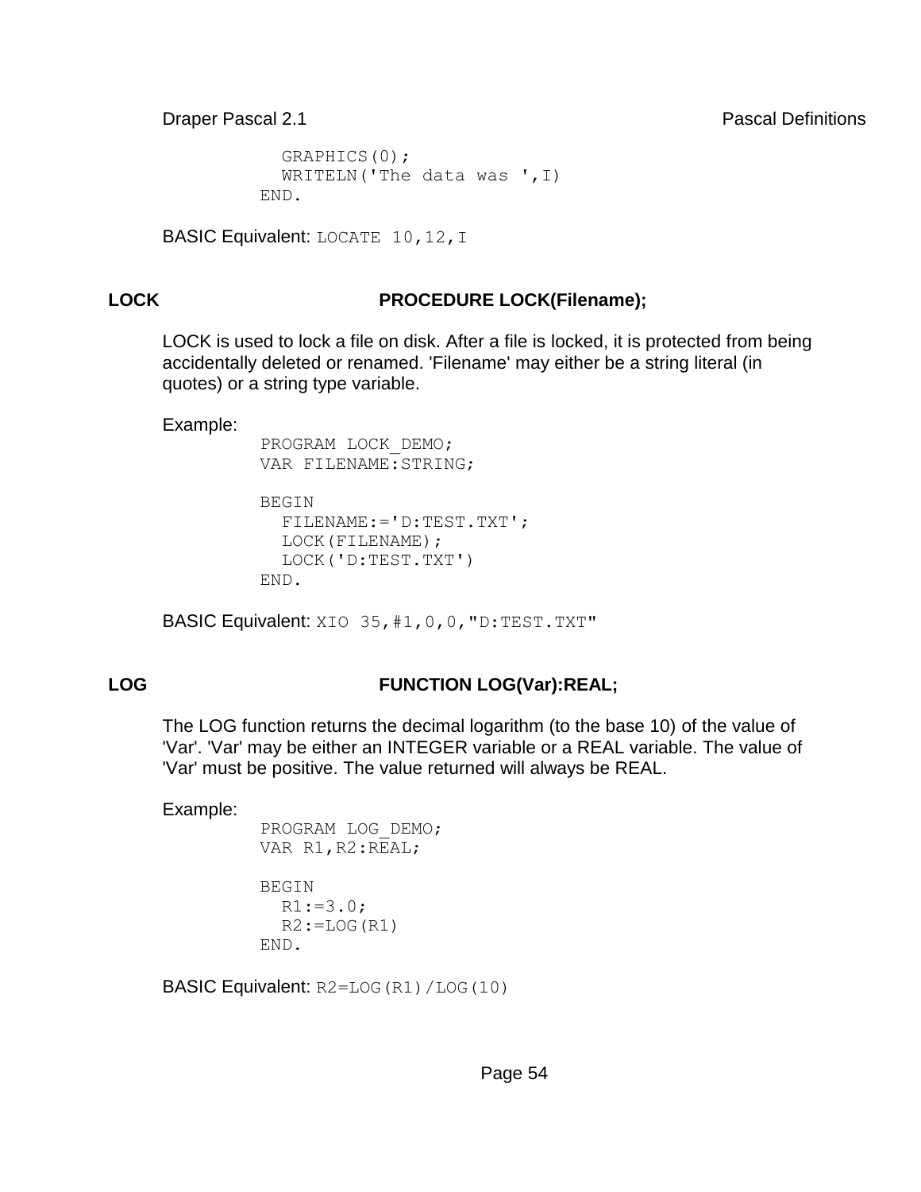```
  GRAPHICS(0);
  WRITELN('The data was ',I)
END.
```

BASIC Equivalent: `LOCATE 10,12,I`

## LOCK **PROCEDURE LOCK(Filename);**

LOCK is used to lock a file on disk. After a file is locked, it is protected from being accidentally deleted or renamed. 'Filename' may either be a string literal (in quotes) or a string type variable.

Example:

```
PROGRAM LOCK_DEMO;
VAR FILENAME:STRING;

BEGIN
  FILENAME:='D:TEST.TXT';
  LOCK(FILENAME);
  LOCK('D:TEST.TXT')
END.
```

BASIC Equivalent: `XIO 35,#1,0,0,"D:TEST.TXT"`

## LOG **FUNCTION LOG(Var):REAL;**

The LOG function returns the decimal logarithm (to the base 10) of the value of 'Var'. 'Var' may be either an INTEGER variable or a REAL variable. The value of 'Var' must be positive. The value returned will always be REAL.

Example:

```
PROGRAM LOG_DEMO;
VAR R1,R2:REAL;

BEGIN
  R1:=3.0;
  R2:=LOG(R1)
END.
```

BASIC Equivalent: `R2=LOG(R1)/LOG(10)`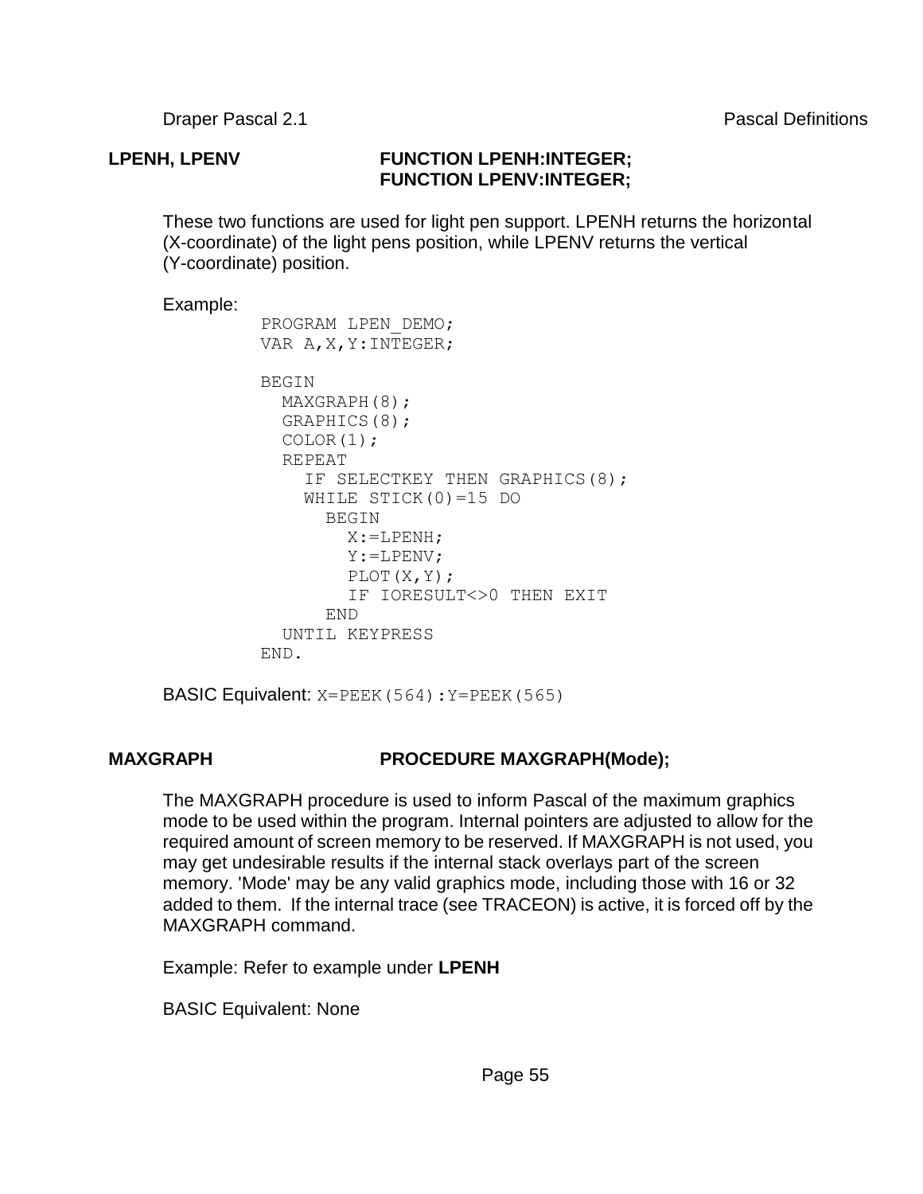**LPENH, LPENV** **FUNCTION LPENH:INTEGER;**
**FUNCTION LPENV:INTEGER;**

These two functions are used for light pen support. LPENH returns the horizontal (X-coordinate) of the light pens position, while LPENV returns the vertical (Y-coordinate) position.

Example:

```
PROGRAM LPEN_DEMO;
VAR A,X,Y:INTEGER;

BEGIN
  MAXGRAPH(8);
  GRAPHICS(8);
  COLOR(1);
  REPEAT
    IF SELECTKEY THEN GRAPHICS(8);
    WHILE STICK(0)=15 DO
      BEGIN
        X:=LPENH;
        Y:=LPENV;
        PLOT(X,Y);
        IF IORESULT<>0 THEN EXIT
      END
  UNTIL KEYPRESS
END.
```

BASIC Equivalent: `X=PEEK(564):Y=PEEK(565)`

**MAXGRAPH** **PROCEDURE MAXGRAPH(Mode);**

The MAXGRAPH procedure is used to inform Pascal of the maximum graphics mode to be used within the program. Internal pointers are adjusted to allow for the required amount of screen memory to be reserved. If MAXGRAPH is not used, you may get undesirable results if the internal stack overlays part of the screen memory. 'Mode' may be any valid graphics mode, including those with 16 or 32 added to them. If the internal trace (see TRACEON) is active, it is forced off by the MAXGRAPH command.

Example: Refer to example under **LPENH**

BASIC Equivalent: None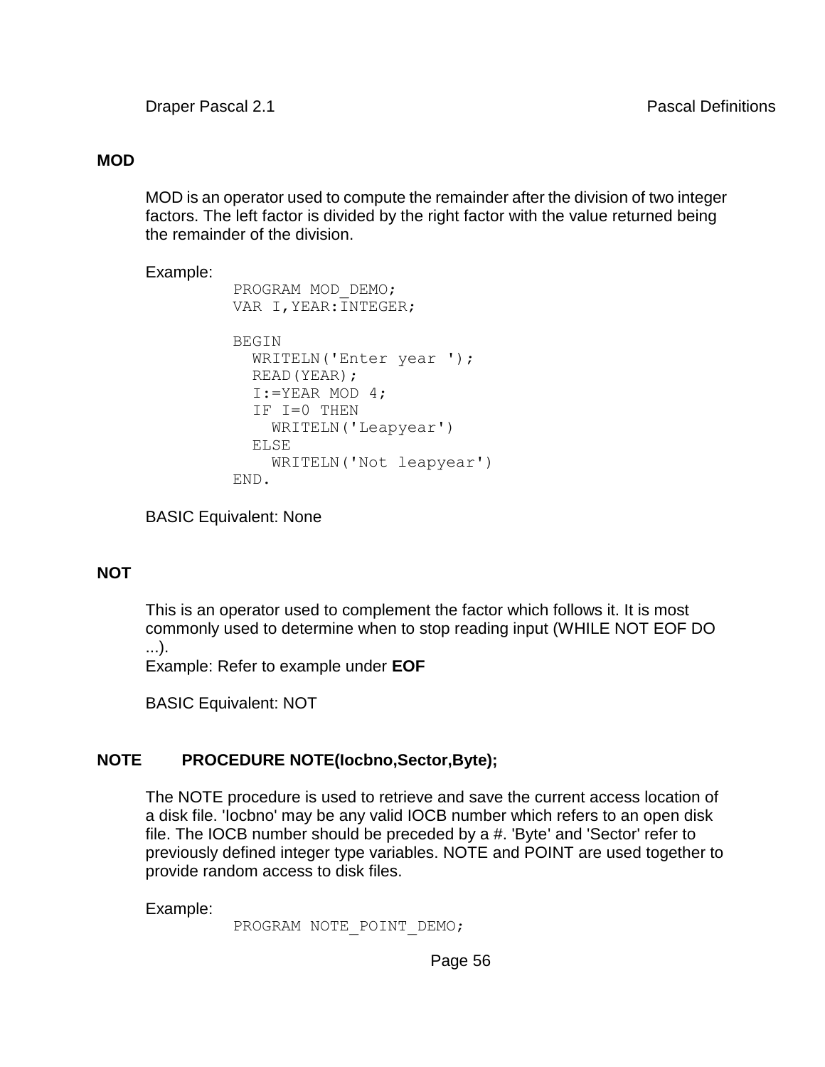## MOD

MOD is an operator used to compute the remainder after the division of two integer factors. The left factor is divided by the right factor with the value returned being the remainder of the division.

Example:

```
PROGRAM MOD_DEMO;
VAR I,YEAR:INTEGER;

BEGIN
  WRITELN('Enter year ');
  READ(YEAR);
  I:=YEAR MOD 4;
  IF I=0 THEN
    WRITELN('Leapyear')
  ELSE
    WRITELN('Not leapyear')
END.
```

BASIC Equivalent: None

## NOT

This is an operator used to complement the factor which follows it. It is most commonly used to determine when to stop reading input (WHILE NOT EOF DO ...).

Example: Refer to example under **EOF**

BASIC Equivalent: NOT

## NOTE **PROCEDURE NOTE(Iocbno,Sector,Byte);**

The NOTE procedure is used to retrieve and save the current access location of a disk file. 'Iocbno' may be any valid IOCB number which refers to an open disk file. The IOCB number should be preceded by a #. 'Byte' and 'Sector' refer to previously defined integer type variables. NOTE and POINT are used together to provide random access to disk files.

Example:

```
PROGRAM NOTE_POINT_DEMO;
```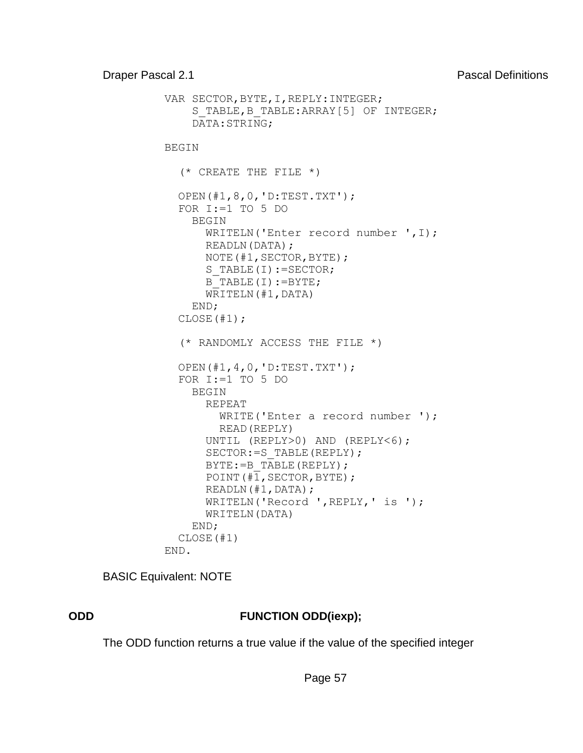```
VAR SECTOR,BYTE,I,REPLY:INTEGER;
    S_TABLE,B_TABLE:ARRAY[5] OF INTEGER;
    DATA:STRING;

BEGIN

  (* CREATE THE FILE *)

  OPEN(#1,8,0,'D:TEST.TXT');
  FOR I:=1 TO 5 DO
    BEGIN
      WRITELN('Enter record number ',I);
      READLN(DATA);
      NOTE(#1,SECTOR,BYTE);
      S_TABLE(I):=SECTOR;
      B_TABLE(I):=BYTE;
      WRITELN(#1,DATA)
    END;
  CLOSE(#1);

  (* RANDOMLY ACCESS THE FILE *)

  OPEN(#1,4,0,'D:TEST.TXT');
  FOR I:=1 TO 5 DO
    BEGIN
      REPEAT
        WRITE('Enter a record number ');
        READ(REPLY)
      UNTIL (REPLY>0) AND (REPLY<6);
      SECTOR:=S_TABLE(REPLY);
      BYTE:=B_TABLE(REPLY);
      POINT(#1,SECTOR,BYTE);
      READLN(#1,DATA);
      WRITELN('Record ',REPLY,' is ');
      WRITELN(DATA)
    END;
  CLOSE(#1)
END.
```

BASIC Equivalent: NOTE

**ODD** **FUNCTION ODD(iexp);**

The ODD function returns a true value if the value of the specified integer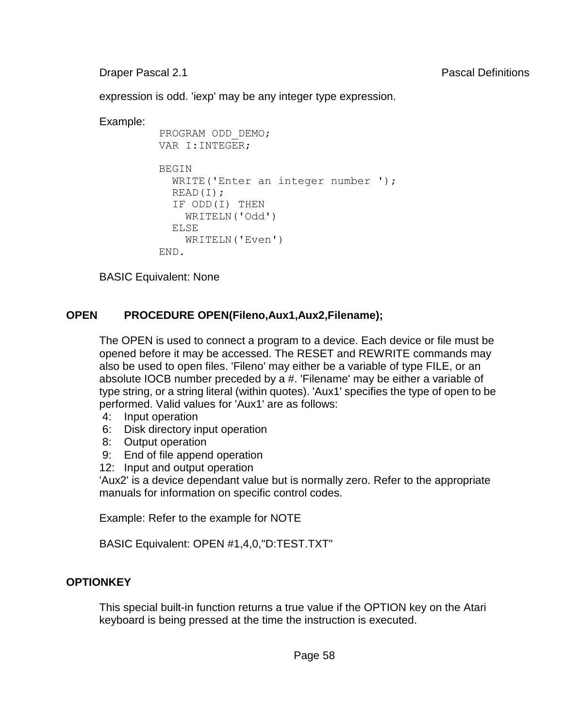expression is odd. 'iexp' may be any integer type expression.

Example:

```
PROGRAM ODD_DEMO;
VAR I:INTEGER;

BEGIN
  WRITE('Enter an integer number ');
  READ(I);
  IF ODD(I) THEN
    WRITELN('Odd')
  ELSE
    WRITELN('Even')
END.
```

BASIC Equivalent: None

### OPEN PROCEDURE OPEN(Fileno,Aux1,Aux2,Filename);

The OPEN is used to connect a program to a device. Each device or file must be opened before it may be accessed. The RESET and REWRITE commands may also be used to open files. 'Fileno' may either be a variable of type FILE, or an absolute IOCB number preceded by a #. 'Filename' may be either a variable of type string, or a string literal (within quotes). 'Aux1' specifies the type of open to be performed. Valid values for 'Aux1' are as follows:

- 4: Input operation
- 6: Disk directory input operation
- 8: Output operation
- 9: End of file append operation
- 12: Input and output operation

'Aux2' is a device dependant value but is normally zero. Refer to the appropriate manuals for information on specific control codes.

Example: Refer to the example for NOTE

BASIC Equivalent: OPEN #1,4,0,"D:TEST.TXT"

### OPTIONKEY

This special built-in function returns a true value if the OPTION key on the Atari keyboard is being pressed at the time the instruction is executed.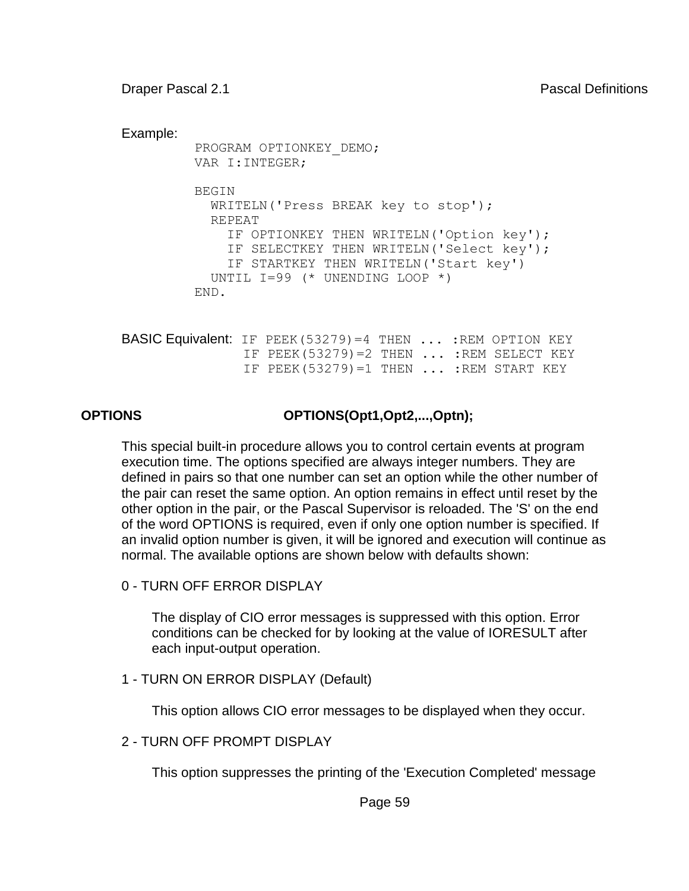Example:

```
PROGRAM OPTIONKEY_DEMO;
VAR I:INTEGER;

BEGIN
  WRITELN('Press BREAK key to stop');
  REPEAT
    IF OPTIONKEY THEN WRITELN('Option key');
    IF SELECTKEY THEN WRITELN('Select key');
    IF STARTKEY THEN WRITELN('Start key')
  UNTIL I=99 (* UNENDING LOOP *)
END.
```

BASIC Equivalent:

```
IF PEEK(53279)=4 THEN ... :REM OPTION KEY
IF PEEK(53279)=2 THEN ... :REM SELECT KEY
IF PEEK(53279)=1 THEN ... :REM START KEY
```

**OPTIONS** **OPTIONS(Opt1,Opt2,...,Optn);**

This special built-in procedure allows you to control certain events at program execution time. The options specified are always integer numbers. They are defined in pairs so that one number can set an option while the other number of the pair can reset the same option. An option remains in effect until reset by the other option in the pair, or the Pascal Supervisor is reloaded. The 'S' on the end of the word OPTIONS is required, even if only one option number is specified. If an invalid option number is given, it will be ignored and execution will continue as normal. The available options are shown below with defaults shown:

0 - TURN OFF ERROR DISPLAY

The display of CIO error messages is suppressed with this option. Error conditions can be checked for by looking at the value of IORESULT after each input-output operation.

1 - TURN ON ERROR DISPLAY (Default)

This option allows CIO error messages to be displayed when they occur.

2 - TURN OFF PROMPT DISPLAY

This option suppresses the printing of the 'Execution Completed' message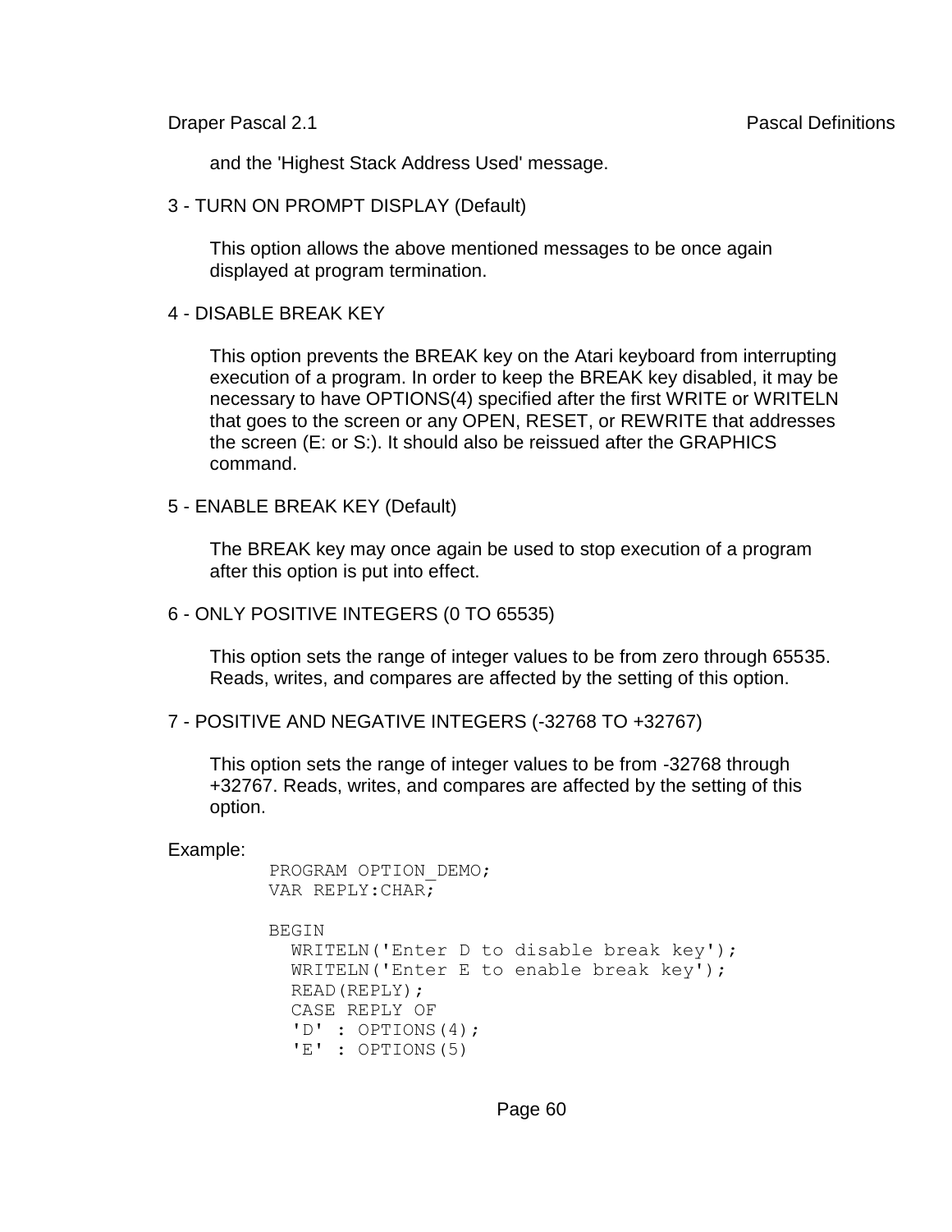and the 'Highest Stack Address Used' message.

3 - TURN ON PROMPT DISPLAY (Default)

This option allows the above mentioned messages to be once again displayed at program termination.

4 - DISABLE BREAK KEY

This option prevents the BREAK key on the Atari keyboard from interrupting execution of a program. In order to keep the BREAK key disabled, it may be necessary to have OPTIONS(4) specified after the first WRITE or WRITELN that goes to the screen or any OPEN, RESET, or REWRITE that addresses the screen (E: or S:). It should also be reissued after the GRAPHICS command.

5 - ENABLE BREAK KEY (Default)

The BREAK key may once again be used to stop execution of a program after this option is put into effect.

6 - ONLY POSITIVE INTEGERS (0 TO 65535)

This option sets the range of integer values to be from zero through 65535. Reads, writes, and compares are affected by the setting of this option.

7 - POSITIVE AND NEGATIVE INTEGERS (-32768 TO +32767)

This option sets the range of integer values to be from -32768 through +32767. Reads, writes, and compares are affected by the setting of this option.

Example:

```
PROGRAM OPTION_DEMO;
VAR REPLY:CHAR;

BEGIN
  WRITELN('Enter D to disable break key');
  WRITELN('Enter E to enable break key');
  READ(REPLY);
  CASE REPLY OF
  'D' : OPTIONS(4);
  'E' : OPTIONS(5)
```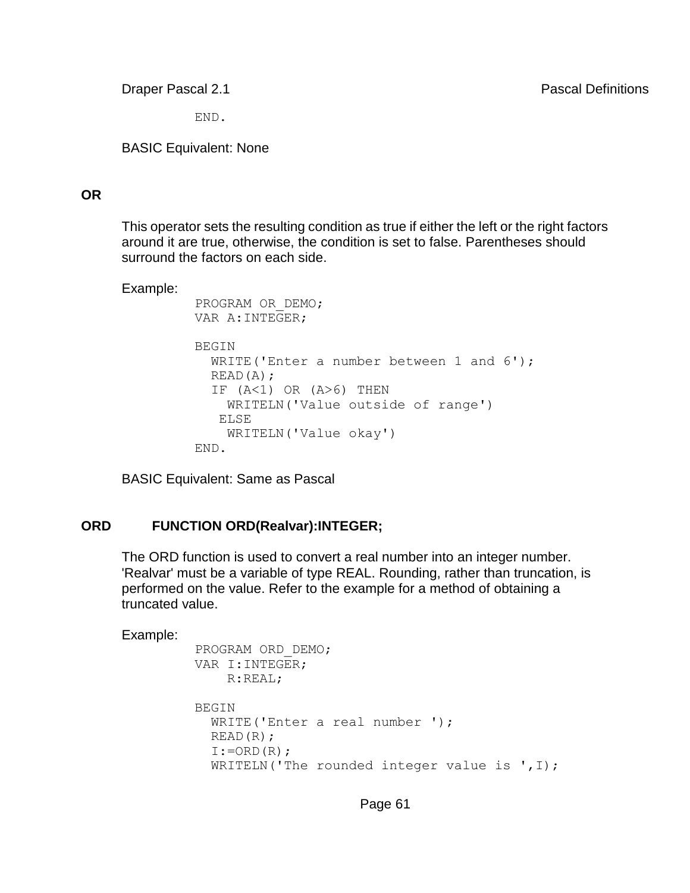```
END.
```

BASIC Equivalent: None

## OR

This operator sets the resulting condition as true if either the left or the right factors around it are true, otherwise, the condition is set to false. Parentheses should surround the factors on each side.

Example:

```
PROGRAM OR_DEMO;
VAR A:INTEGER;

BEGIN
  WRITE('Enter a number between 1 and 6');
  READ(A);
  IF (A<1) OR (A>6) THEN
    WRITELN('Value outside of range')
   ELSE
    WRITELN('Value okay')
END.
```

BASIC Equivalent: Same as Pascal

## ORD     FUNCTION ORD(Realvar):INTEGER;

The ORD function is used to convert a real number into an integer number. 'Realvar' must be a variable of type REAL. Rounding, rather than truncation, is performed on the value. Refer to the example for a method of obtaining a truncated value.

Example:

```
PROGRAM ORD_DEMO;
VAR I:INTEGER;
    R:REAL;

BEGIN
  WRITE('Enter a real number ');
  READ(R);
  I:=ORD(R);
  WRITELN('The rounded integer value is ',I);
```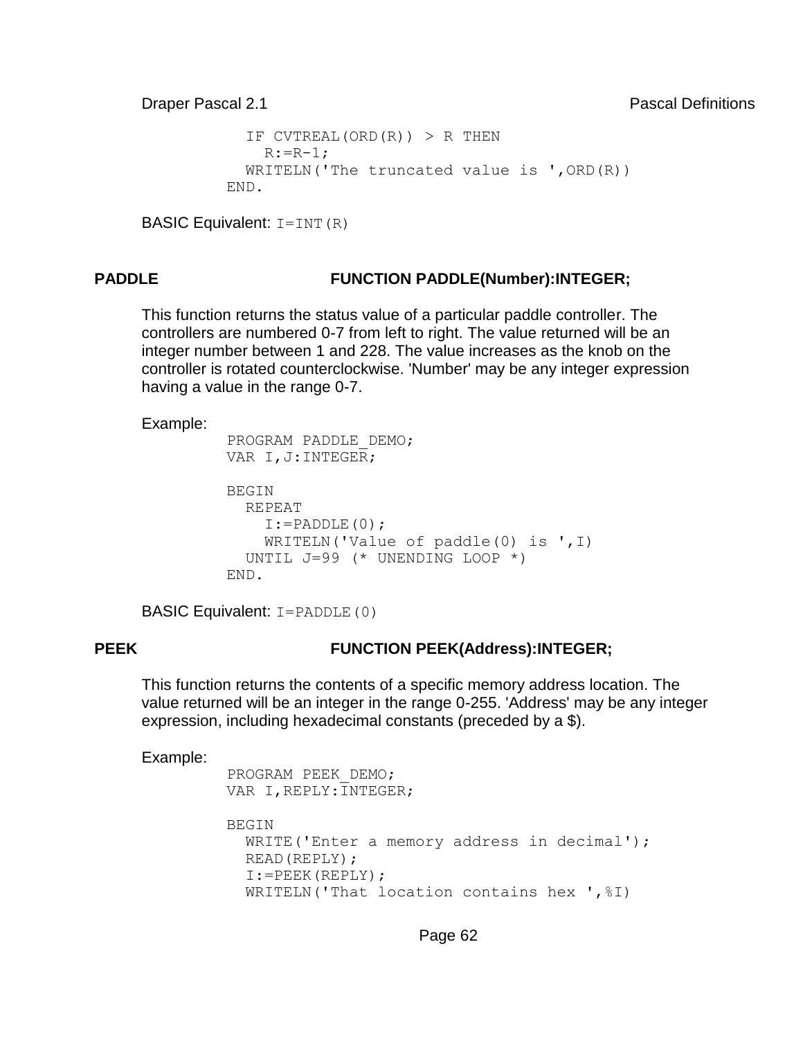```
  IF CVTREAL(ORD(R)) > R THEN
    R:=R-1;
  WRITELN('The truncated value is ',ORD(R))
END.
```

BASIC Equivalent: `I=INT(R)`

### PADDLE — FUNCTION PADDLE(Number):INTEGER;

This function returns the status value of a particular paddle controller. The controllers are numbered 0-7 from left to right. The value returned will be an integer number between 1 and 228. The value increases as the knob on the controller is rotated counterclockwise. 'Number' may be any integer expression having a value in the range 0-7.

Example:

```
PROGRAM PADDLE_DEMO;
VAR I,J:INTEGER;

BEGIN
  REPEAT
    I:=PADDLE(0);
    WRITELN('Value of paddle(0) is ',I)
  UNTIL J=99 (* UNENDING LOOP *)
END.
```

BASIC Equivalent: `I=PADDLE(0)`

### PEEK — FUNCTION PEEK(Address):INTEGER;

This function returns the contents of a specific memory address location. The value returned will be an integer in the range 0-255. 'Address' may be any integer expression, including hexadecimal constants (preceded by a $).

Example:

```
PROGRAM PEEK_DEMO;
VAR I,REPLY:INTEGER;

BEGIN
  WRITE('Enter a memory address in decimal');
  READ(REPLY);
  I:=PEEK(REPLY);
  WRITELN('That location contains hex ',%I)
```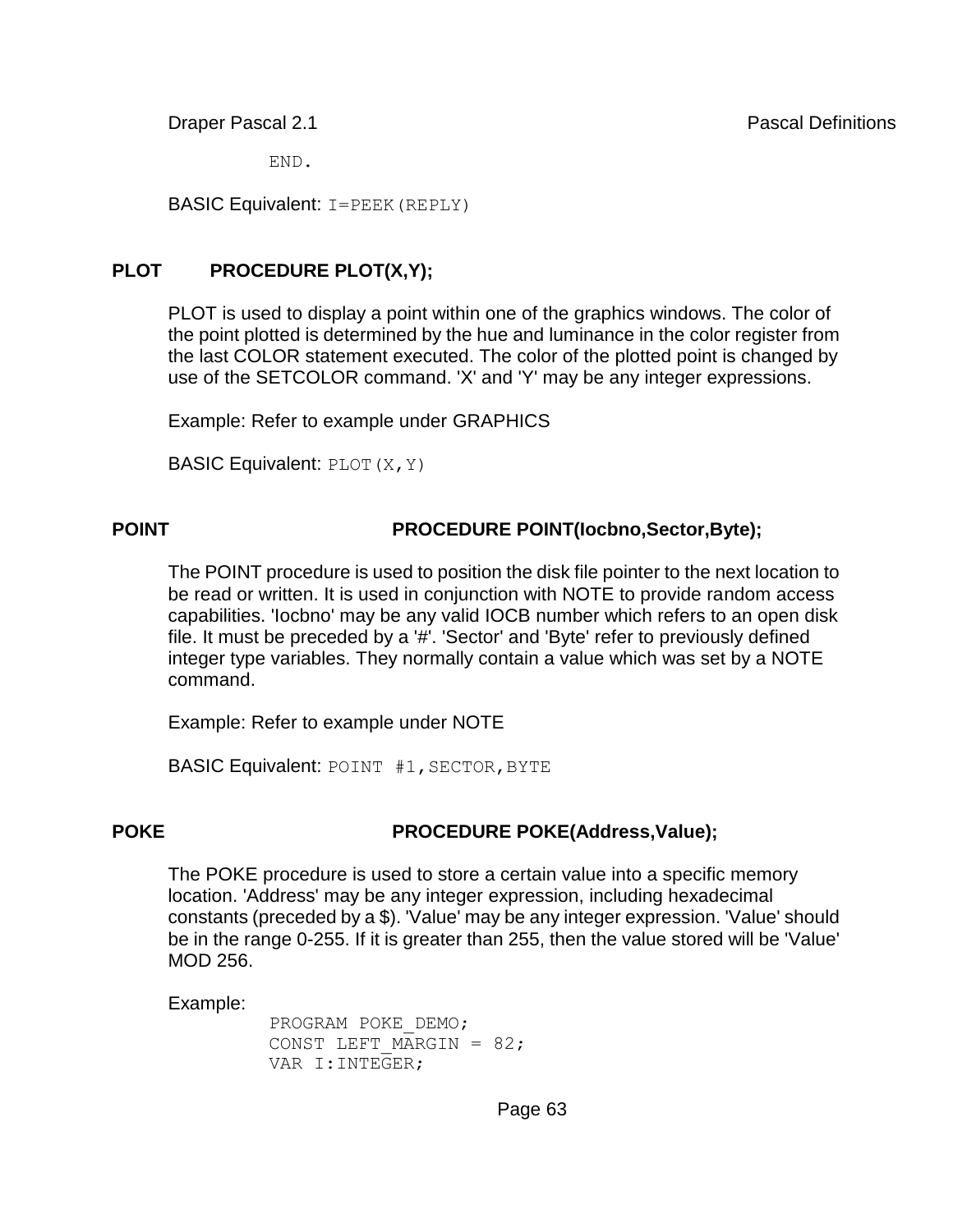```
END.
```

BASIC Equivalent: `I=PEEK(REPLY)`

## PLOT    PROCEDURE PLOT(X,Y);

PLOT is used to display a point within one of the graphics windows. The color of the point plotted is determined by the hue and luminance in the color register from the last COLOR statement executed. The color of the plotted point is changed by use of the SETCOLOR command. 'X' and 'Y' may be any integer expressions.

Example: Refer to example under GRAPHICS

BASIC Equivalent: `PLOT(X,Y)`

## POINT    PROCEDURE POINT(Iocbno,Sector,Byte);

The POINT procedure is used to position the disk file pointer to the next location to be read or written. It is used in conjunction with NOTE to provide random access capabilities. 'Iocbno' may be any valid IOCB number which refers to an open disk file. It must be preceded by a '#'. 'Sector' and 'Byte' refer to previously defined integer type variables. They normally contain a value which was set by a NOTE command.

Example: Refer to example under NOTE

BASIC Equivalent: `POINT #1,SECTOR,BYTE`

## POKE    PROCEDURE POKE(Address,Value);

The POKE procedure is used to store a certain value into a specific memory location. 'Address' may be any integer expression, including hexadecimal constants (preceded by a $). 'Value' may be any integer expression. 'Value' should be in the range 0-255. If it is greater than 255, then the value stored will be 'Value' MOD 256.

Example:

```
PROGRAM POKE_DEMO;
CONST LEFT_MARGIN = 82;
VAR I:INTEGER;
```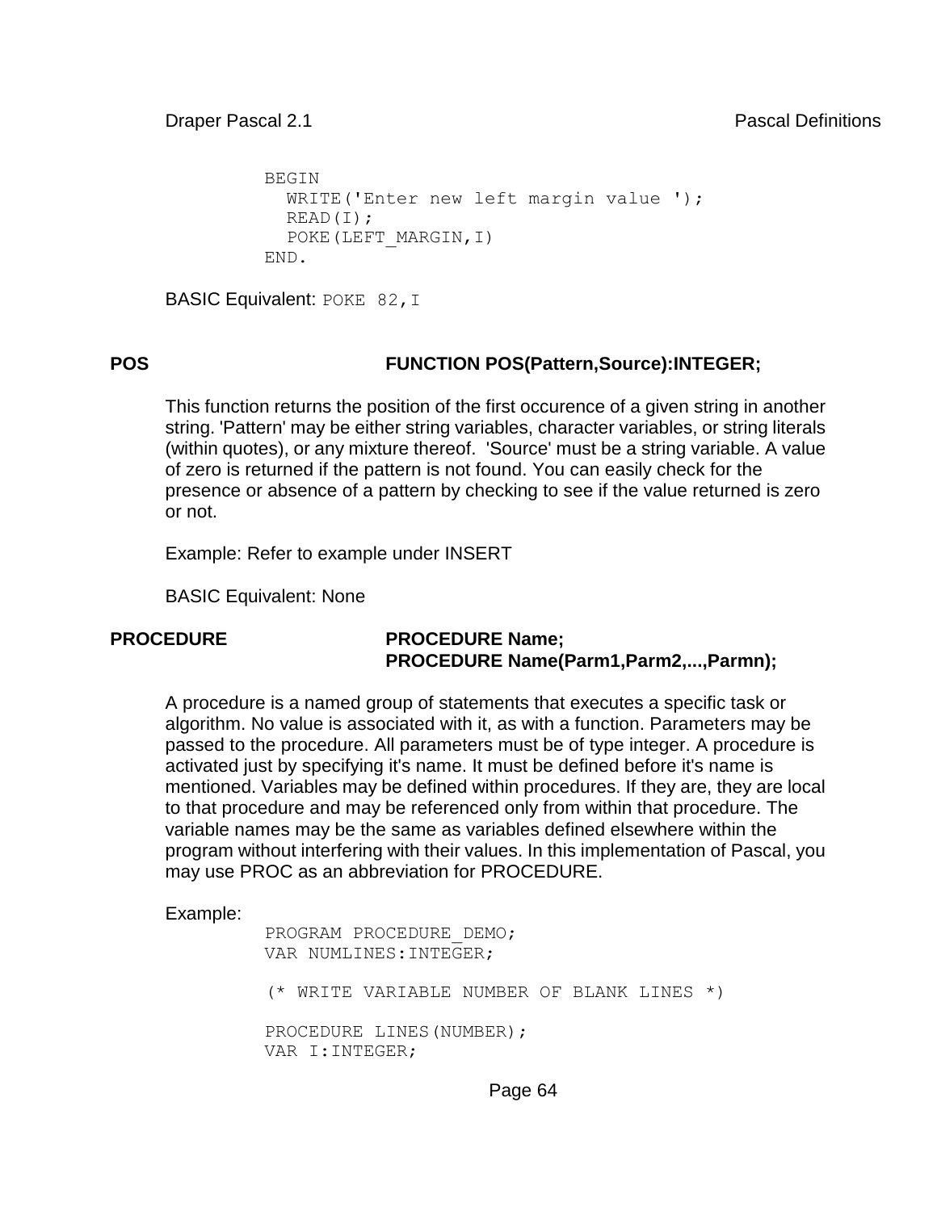```
BEGIN
  WRITE('Enter new left margin value ');
  READ(I);
  POKE(LEFT_MARGIN,I)
END.
```

BASIC Equivalent: `POKE 82,I`

**POS** **FUNCTION POS(Pattern,Source):INTEGER;**

This function returns the position of the first occurence of a given string in another string. 'Pattern' may be either string variables, character variables, or string literals (within quotes), or any mixture thereof. 'Source' must be a string variable. A value of zero is returned if the pattern is not found. You can easily check for the presence or absence of a pattern by checking to see if the value returned is zero or not.

Example: Refer to example under INSERT

BASIC Equivalent: None

**PROCEDURE** **PROCEDURE Name;**
**PROCEDURE Name(Parm1,Parm2,...,Parmn);**

A procedure is a named group of statements that executes a specific task or algorithm. No value is associated with it, as with a function. Parameters may be passed to the procedure. All parameters must be of type integer. A procedure is activated just by specifying it's name. It must be defined before it's name is mentioned. Variables may be defined within procedures. If they are, they are local to that procedure and may be referenced only from within that procedure. The variable names may be the same as variables defined elsewhere within the program without interfering with their values. In this implementation of Pascal, you may use PROC as an abbreviation for PROCEDURE.

Example:

```
PROGRAM PROCEDURE_DEMO;
VAR NUMLINES:INTEGER;

(* WRITE VARIABLE NUMBER OF BLANK LINES *)

PROCEDURE LINES(NUMBER);
VAR I:INTEGER;
```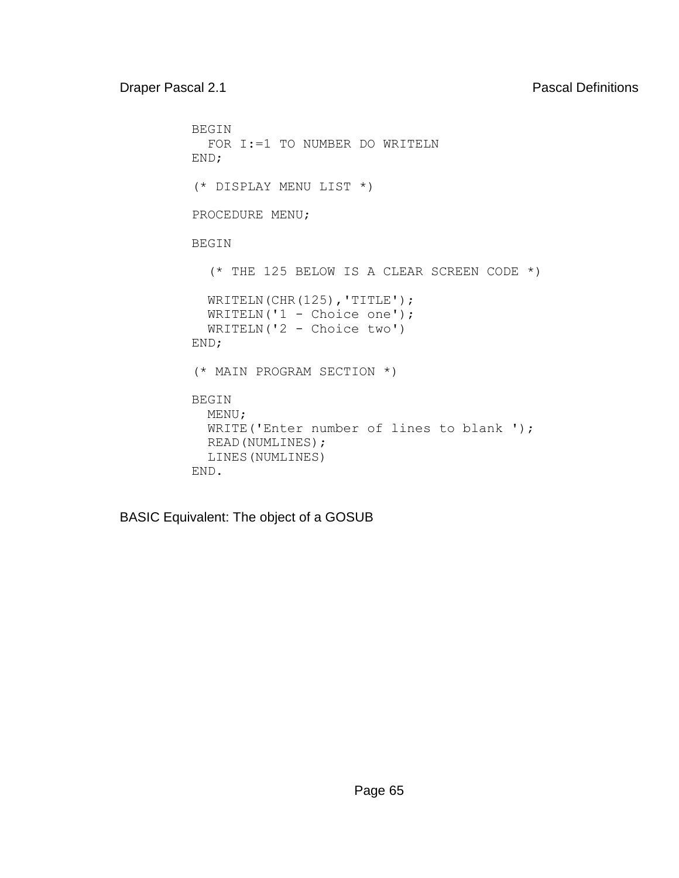```
BEGIN
  FOR I:=1 TO NUMBER DO WRITELN
END;

(* DISPLAY MENU LIST *)

PROCEDURE MENU;

BEGIN

   (* THE 125 BELOW IS A CLEAR SCREEN CODE *)

  WRITELN(CHR(125),'TITLE');
  WRITELN('1 - Choice one');
  WRITELN('2 - Choice two')
END;

(* MAIN PROGRAM SECTION *)

BEGIN
  MENU;
  WRITE('Enter number of lines to blank ');
  READ(NUMLINES);
  LINES(NUMLINES)
END.
```

BASIC Equivalent: The object of a GOSUB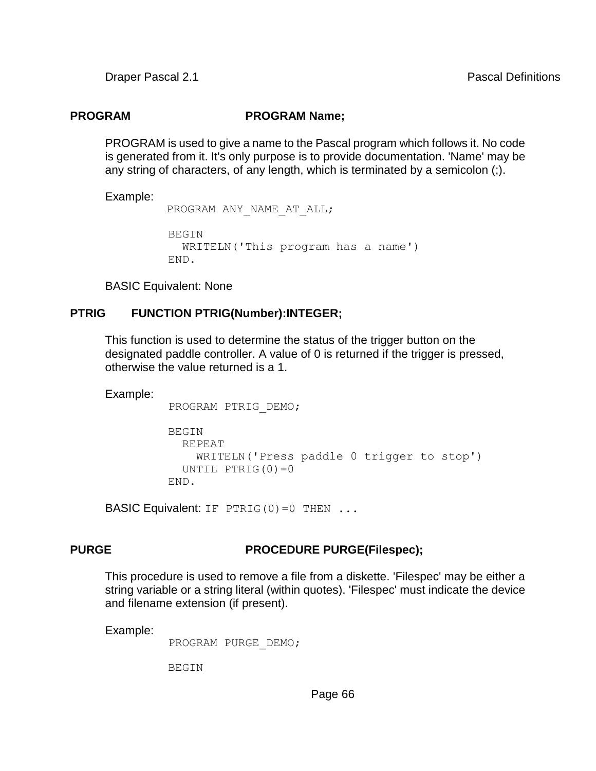**PROGRAM** **PROGRAM Name;**

PROGRAM is used to give a name to the Pascal program which follows it. No code is generated from it. It's only purpose is to provide documentation. 'Name' may be any string of characters, of any length, which is terminated by a semicolon (;).

Example:

```
PROGRAM ANY_NAME_AT_ALL;

BEGIN
  WRITELN('This program has a name')
END.
```

BASIC Equivalent: None

**PTRIG** **FUNCTION PTRIG(Number):INTEGER;**

This function is used to determine the status of the trigger button on the designated paddle controller. A value of 0 is returned if the trigger is pressed, otherwise the value returned is a 1.

Example:

```
PROGRAM PTRIG_DEMO;

BEGIN
  REPEAT
    WRITELN('Press paddle 0 trigger to stop')
  UNTIL PTRIG(0)=0
END.
```

BASIC Equivalent: `IF PTRIG(0)=0 THEN ...`

**PURGE** **PROCEDURE PURGE(Filespec);**

This procedure is used to remove a file from a diskette. 'Filespec' may be either a string variable or a string literal (within quotes). 'Filespec' must indicate the device and filename extension (if present).

Example:

```
PROGRAM PURGE_DEMO;

BEGIN
```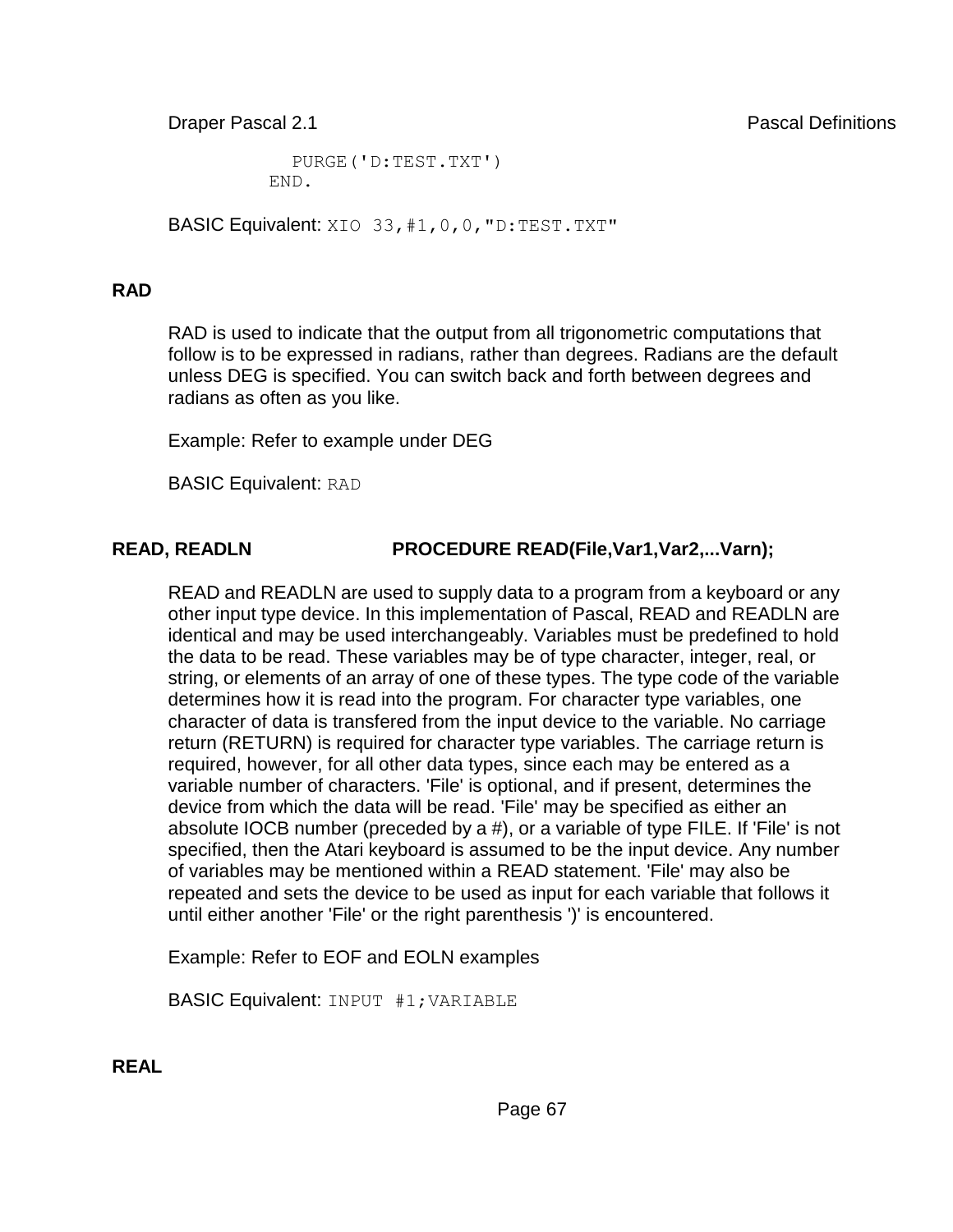```
   PURGE('D:TEST.TXT')
END.
```

BASIC Equivalent: `XIO 33,#1,0,0,"D:TEST.TXT"`

## RAD

RAD is used to indicate that the output from all trigonometric computations that follow is to be expressed in radians, rather than degrees. Radians are the default unless DEG is specified. You can switch back and forth between degrees and radians as often as you like.

Example: Refer to example under DEG

BASIC Equivalent: `RAD`

## READ, READLN — PROCEDURE READ(File,Var1,Var2,...Varn);

READ and READLN are used to supply data to a program from a keyboard or any other input type device. In this implementation of Pascal, READ and READLN are identical and may be used interchangeably. Variables must be predefined to hold the data to be read. These variables may be of type character, integer, real, or string, or elements of an array of one of these types. The type code of the variable determines how it is read into the program. For character type variables, one character of data is transfered from the input device to the variable. No carriage return (RETURN) is required for character type variables. The carriage return is required, however, for all other data types, since each may be entered as a variable number of characters. 'File' is optional, and if present, determines the device from which the data will be read. 'File' may be specified as either an absolute IOCB number (preceded by a #), or a variable of type FILE. If 'File' is not specified, then the Atari keyboard is assumed to be the input device. Any number of variables may be mentioned within a READ statement. 'File' may also be repeated and sets the device to be used as input for each variable that follows it until either another 'File' or the right parenthesis ')' is encountered.

Example: Refer to EOF and EOLN examples

BASIC Equivalent: `INPUT #1;VARIABLE`

## REAL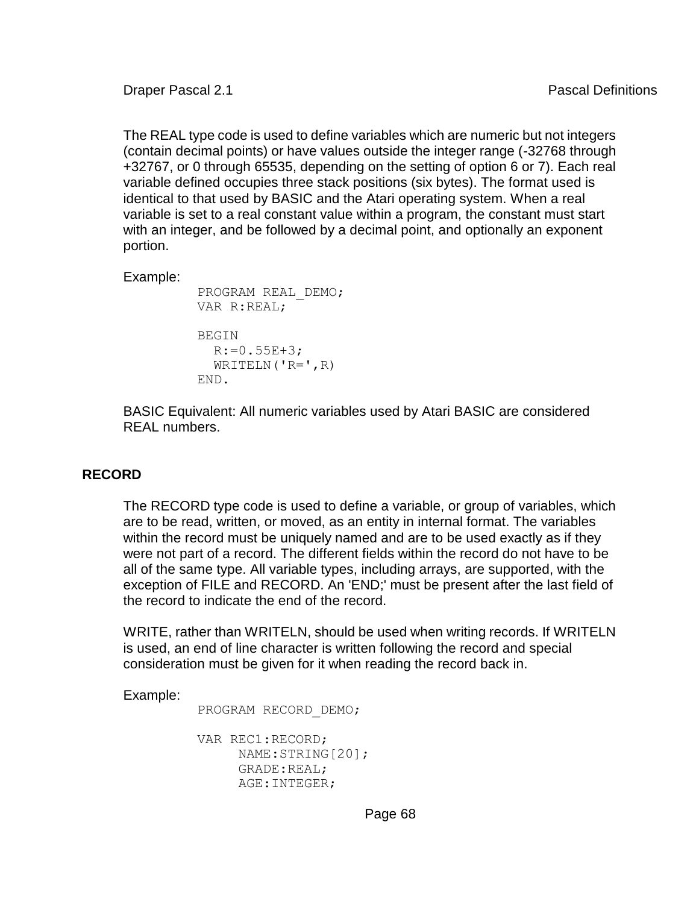The REAL type code is used to define variables which are numeric but not integers (contain decimal points) or have values outside the integer range (-32768 through +32767, or 0 through 65535, depending on the setting of option 6 or 7). Each real variable defined occupies three stack positions (six bytes). The format used is identical to that used by BASIC and the Atari operating system. When a real variable is set to a real constant value within a program, the constant must start with an integer, and be followed by a decimal point, and optionally an exponent portion.

Example:

```
PROGRAM REAL_DEMO;
VAR R:REAL;

BEGIN
  R:=0.55E+3;
  WRITELN('R=',R)
END.
```

BASIC Equivalent: All numeric variables used by Atari BASIC are considered REAL numbers.

## RECORD

The RECORD type code is used to define a variable, or group of variables, which are to be read, written, or moved, as an entity in internal format. The variables within the record must be uniquely named and are to be used exactly as if they were not part of a record. The different fields within the record do not have to be all of the same type. All variable types, including arrays, are supported, with the exception of FILE and RECORD. An 'END;' must be present after the last field of the record to indicate the end of the record.

WRITE, rather than WRITELN, should be used when writing records. If WRITELN is used, an end of line character is written following the record and special consideration must be given for it when reading the record back in.

Example:

```
PROGRAM RECORD_DEMO;

VAR REC1:RECORD;
     NAME:STRING[20];
     GRADE:REAL;
     AGE:INTEGER;
```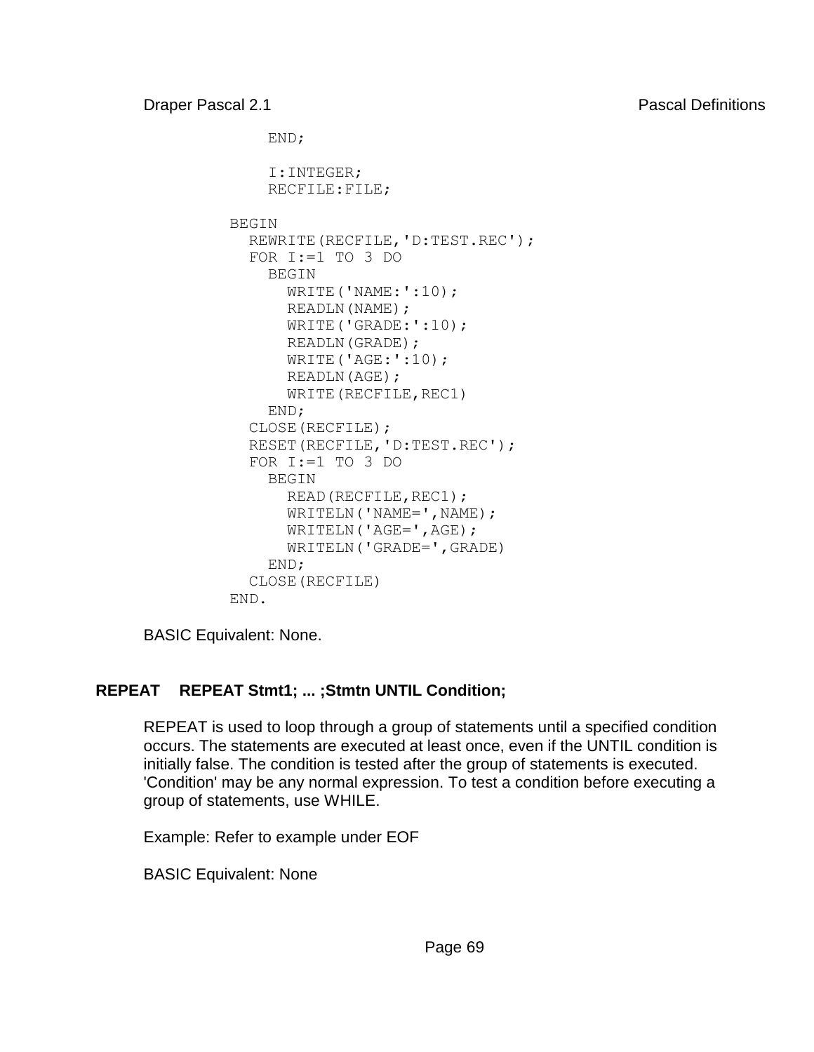```
     END;

     I:INTEGER;
     RECFILE:FILE;

BEGIN
  REWRITE(RECFILE,'D:TEST.REC');
  FOR I:=1 TO 3 DO
    BEGIN
      WRITE('NAME:':10);
      READLN(NAME);
      WRITE('GRADE:':10);
      READLN(GRADE);
      WRITE('AGE:':10);
      READLN(AGE);
      WRITE(RECFILE,REC1)
    END;
  CLOSE(RECFILE);
  RESET(RECFILE,'D:TEST.REC');
  FOR I:=1 TO 3 DO
    BEGIN
      READ(RECFILE,REC1);
      WRITELN('NAME=',NAME);
      WRITELN('AGE=',AGE);
      WRITELN('GRADE=',GRADE)
    END;
  CLOSE(RECFILE)
END.
```

BASIC Equivalent: None.

**REPEAT REPEAT Stmt1; ... ;Stmtn UNTIL Condition;**

REPEAT is used to loop through a group of statements until a specified condition occurs. The statements are executed at least once, even if the UNTIL condition is initially false. The condition is tested after the group of statements is executed. 'Condition' may be any normal expression. To test a condition before executing a group of statements, use WHILE.

Example: Refer to example under EOF

BASIC Equivalent: None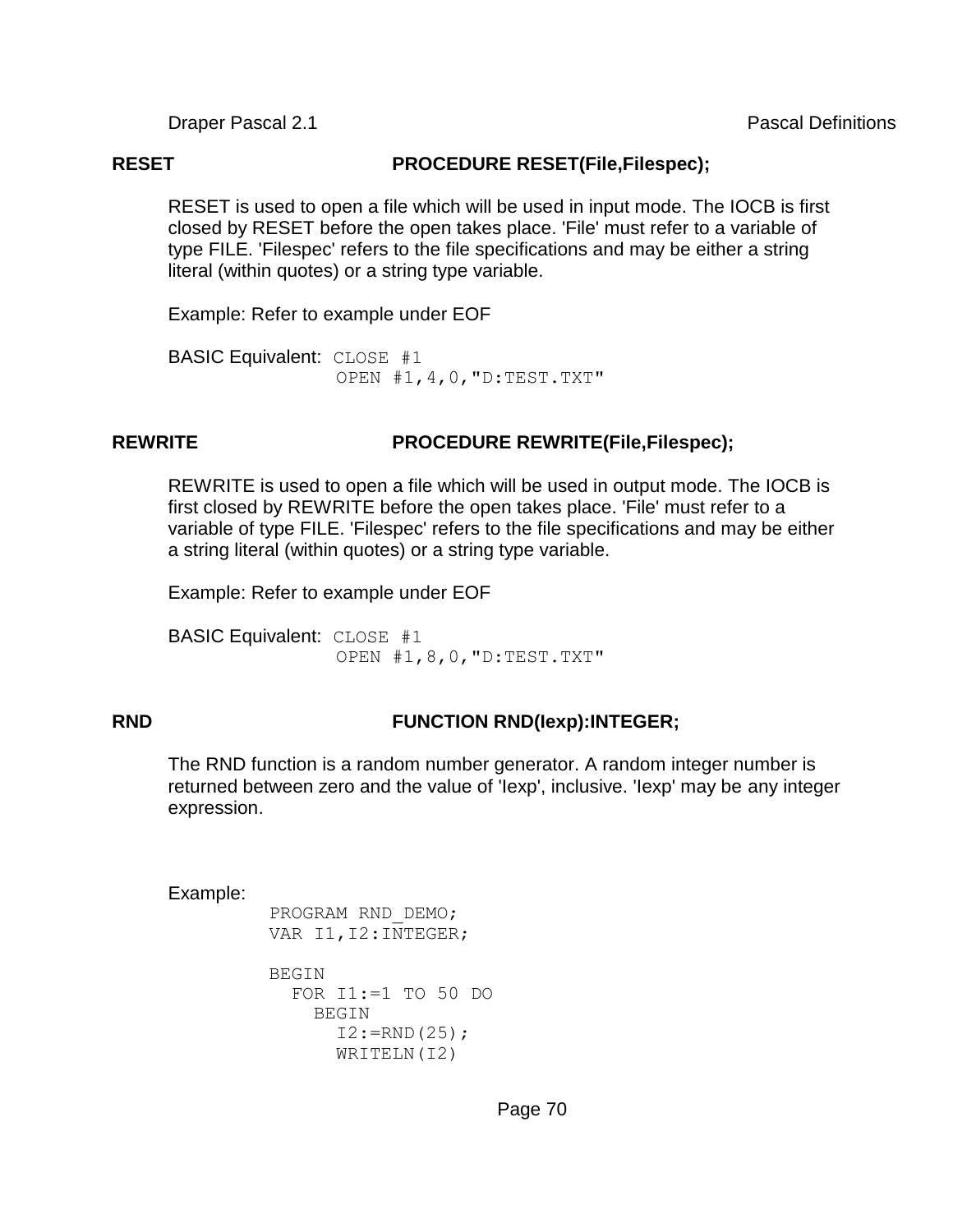**RESET** **PROCEDURE RESET(File,Filespec);**

RESET is used to open a file which will be used in input mode. The IOCB is first closed by RESET before the open takes place. 'File' must refer to a variable of type FILE. 'Filespec' refers to the file specifications and may be either a string literal (within quotes) or a string type variable.

Example: Refer to example under EOF

BASIC Equivalent:

```
CLOSE #1
OPEN #1,4,0,"D:TEST.TXT"
```

**REWRITE** **PROCEDURE REWRITE(File,Filespec);**

REWRITE is used to open a file which will be used in output mode. The IOCB is first closed by REWRITE before the open takes place. 'File' must refer to a variable of type FILE. 'Filespec' refers to the file specifications and may be either a string literal (within quotes) or a string type variable.

Example: Refer to example under EOF

BASIC Equivalent:

```
CLOSE #1
OPEN #1,8,0,"D:TEST.TXT"
```

**RND** **FUNCTION RND(Iexp):INTEGER;**

The RND function is a random number generator. A random integer number is returned between zero and the value of 'Iexp', inclusive. 'Iexp' may be any integer expression.

Example:

```
PROGRAM RND_DEMO;
VAR I1,I2:INTEGER;

BEGIN
  FOR I1:=1 TO 50 DO
    BEGIN
      I2:=RND(25);
      WRITELN(I2)
```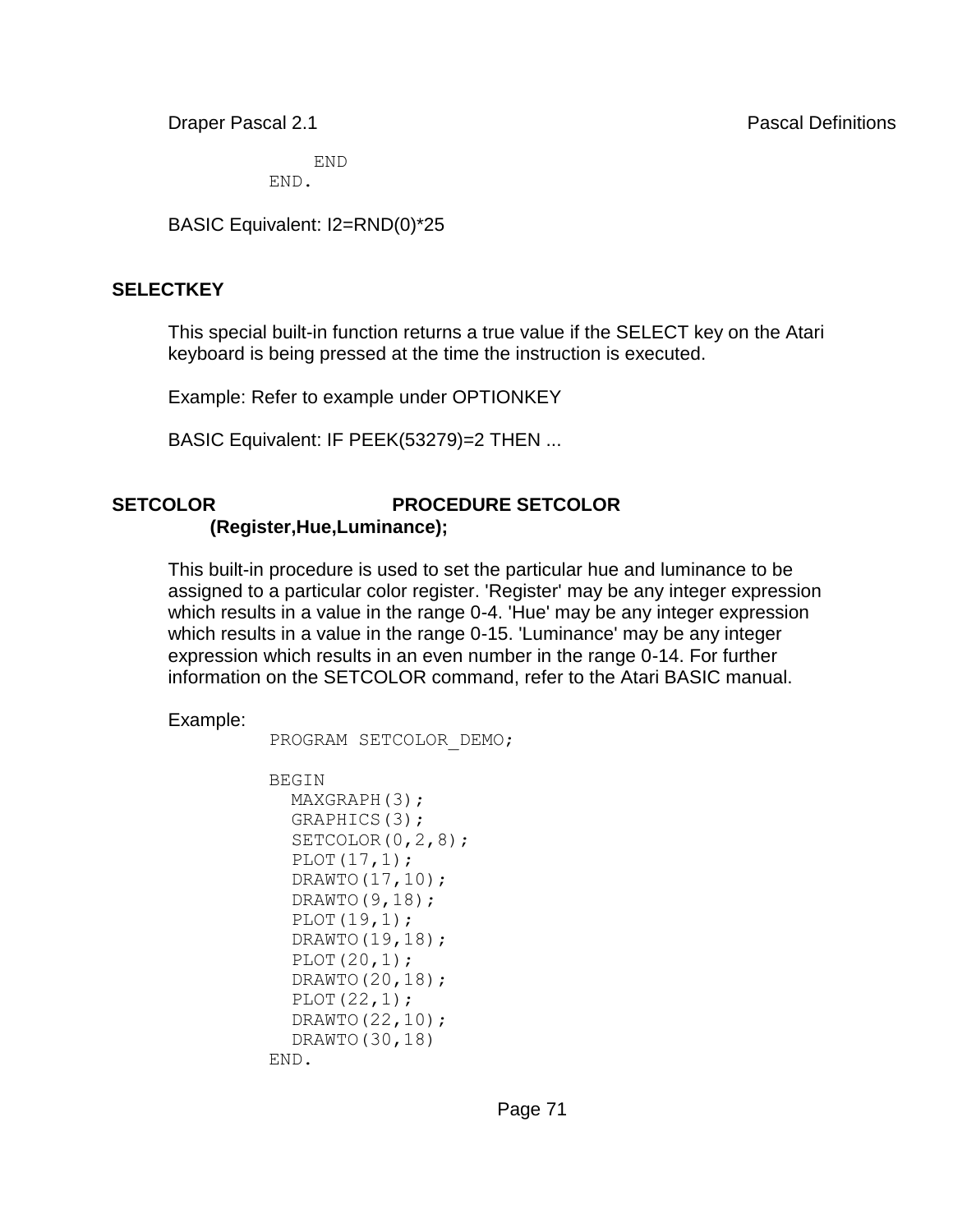```
    END
END.
```

BASIC Equivalent: I2=RND(0)*25

## SELECTKEY

This special built-in function returns a true value if the SELECT key on the Atari keyboard is being pressed at the time the instruction is executed.

Example: Refer to example under OPTIONKEY

BASIC Equivalent: IF PEEK(53279)=2 THEN ...

## SETCOLOR PROCEDURE SETCOLOR (Register,Hue,Luminance);

This built-in procedure is used to set the particular hue and luminance to be assigned to a particular color register. 'Register' may be any integer expression which results in a value in the range 0-4. 'Hue' may be any integer expression which results in a value in the range 0-15. 'Luminance' may be any integer expression which results in an even number in the range 0-14. For further information on the SETCOLOR command, refer to the Atari BASIC manual.

Example:

```
PROGRAM SETCOLOR_DEMO;

BEGIN
  MAXGRAPH(3);
  GRAPHICS(3);
  SETCOLOR(0,2,8);
  PLOT(17,1);
  DRAWTO(17,10);
  DRAWTO(9,18);
  PLOT(19,1);
  DRAWTO(19,18);
  PLOT(20,1);
  DRAWTO(20,18);
  PLOT(22,1);
  DRAWTO(22,10);
  DRAWTO(30,18)
END.
```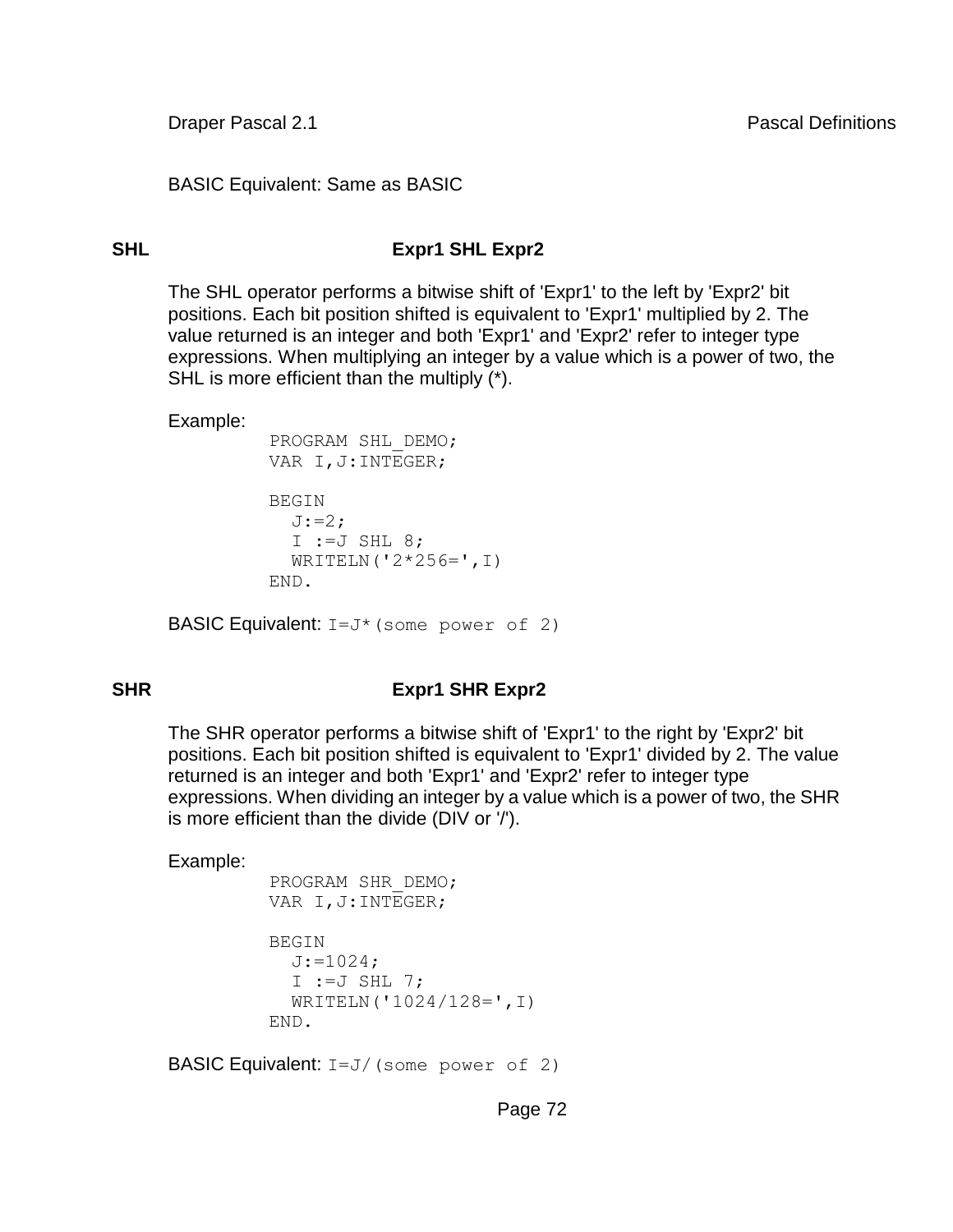BASIC Equivalent: Same as BASIC

## SHL **Expr1 SHL Expr2**

The SHL operator performs a bitwise shift of 'Expr1' to the left by 'Expr2' bit positions. Each bit position shifted is equivalent to 'Expr1' multiplied by 2. The value returned is an integer and both 'Expr1' and 'Expr2' refer to integer type expressions. When multiplying an integer by a value which is a power of two, the SHL is more efficient than the multiply (*).

Example:

```
PROGRAM SHL_DEMO;
VAR I,J:INTEGER;

BEGIN
  J:=2;
  I :=J SHL 8;
  WRITELN('2*256=',I)
END.
```

BASIC Equivalent: `I=J*(some power of 2)`

## SHR **Expr1 SHR Expr2**

The SHR operator performs a bitwise shift of 'Expr1' to the right by 'Expr2' bit positions. Each bit position shifted is equivalent to 'Expr1' divided by 2. The value returned is an integer and both 'Expr1' and 'Expr2' refer to integer type expressions. When dividing an integer by a value which is a power of two, the SHR is more efficient than the divide (DIV or '/').

Example:

```
PROGRAM SHR_DEMO;
VAR I,J:INTEGER;

BEGIN
  J:=1024;
  I :=J SHL 7;
  WRITELN('1024/128=',I)
END.
```

BASIC Equivalent: `I=J/(some power of 2)`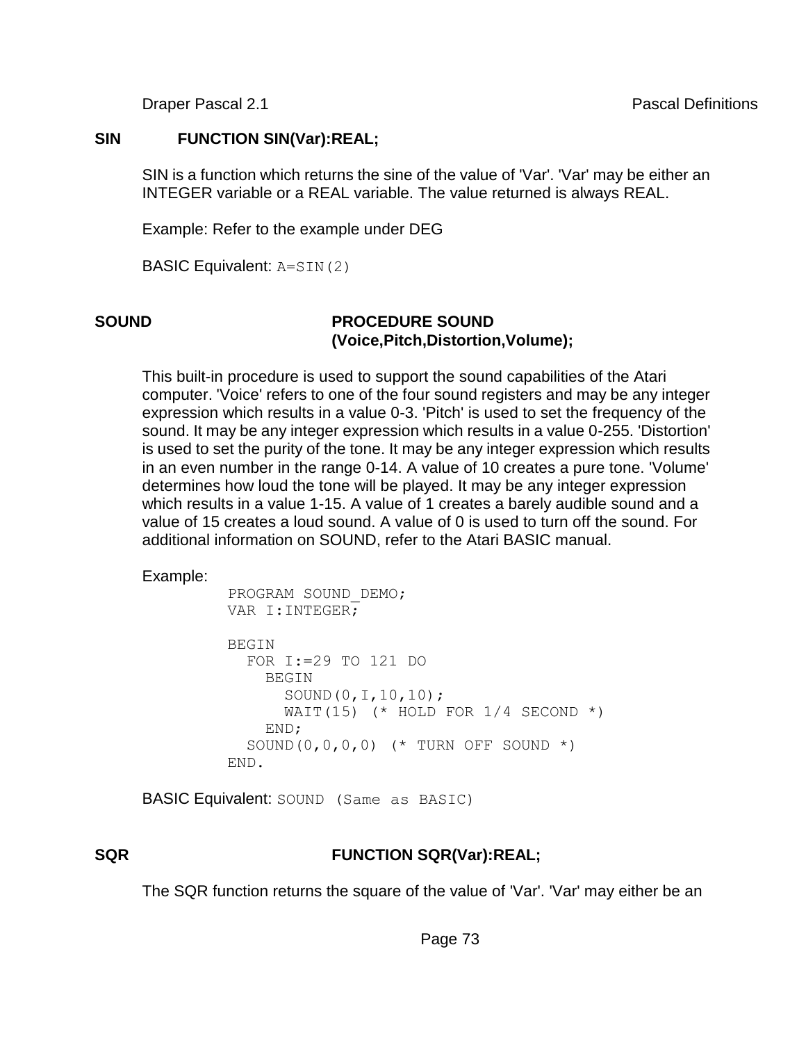**SIN** **FUNCTION SIN(Var):REAL;**

SIN is a function which returns the sine of the value of 'Var'. 'Var' may be either an INTEGER variable or a REAL variable. The value returned is always REAL.

Example: Refer to the example under DEG

BASIC Equivalent: `A=SIN(2)`

**SOUND** **PROCEDURE SOUND (Voice,Pitch,Distortion,Volume);**

This built-in procedure is used to support the sound capabilities of the Atari computer. 'Voice' refers to one of the four sound registers and may be any integer expression which results in a value 0-3. 'Pitch' is used to set the frequency of the sound. It may be any integer expression which results in a value 0-255. 'Distortion' is used to set the purity of the tone. It may be any integer expression which results in an even number in the range 0-14. A value of 10 creates a pure tone. 'Volume' determines how loud the tone will be played. It may be any integer expression which results in a value 1-15. A value of 1 creates a barely audible sound and a value of 15 creates a loud sound. A value of 0 is used to turn off the sound. For additional information on SOUND, refer to the Atari BASIC manual.

Example:

```
PROGRAM SOUND_DEMO;
VAR I:INTEGER;

BEGIN
  FOR I:=29 TO 121 DO
    BEGIN
      SOUND(0,I,10,10);
      WAIT(15) (* HOLD FOR 1/4 SECOND *)
    END;
  SOUND(0,0,0,0) (* TURN OFF SOUND *)
END.
```

BASIC Equivalent: `SOUND (Same as BASIC)`

**SQR** **FUNCTION SQR(Var):REAL;**

The SQR function returns the square of the value of 'Var'. 'Var' may either be an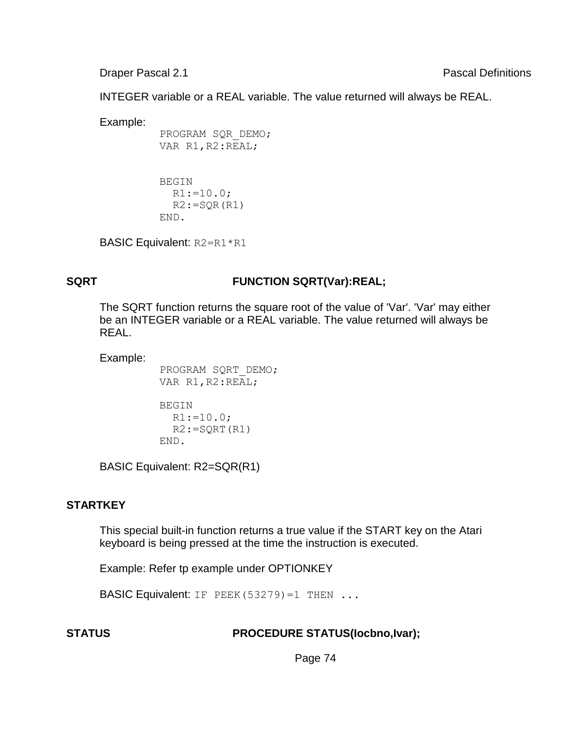INTEGER variable or a REAL variable. The value returned will always be REAL.

Example:

```
PROGRAM SQR_DEMO;
VAR R1,R2:REAL;


BEGIN
  R1:=10.0;
  R2:=SQR(R1)
END.
```

BASIC Equivalent: `R2=R1*R1`

**SQRT** **FUNCTION SQRT(Var):REAL;**

The SQRT function returns the square root of the value of 'Var'. 'Var' may either be an INTEGER variable or a REAL variable. The value returned will always be REAL.

Example:

```
PROGRAM SQRT_DEMO;
VAR R1,R2:REAL;

BEGIN
  R1:=10.0;
  R2:=SQRT(R1)
END.
```

BASIC Equivalent: R2=SQR(R1)

**STARTKEY**

This special built-in function returns a true value if the START key on the Atari keyboard is being pressed at the time the instruction is executed.

Example: Refer tp example under OPTIONKEY

BASIC Equivalent: `IF PEEK(53279)=1 THEN ...`

**STATUS** **PROCEDURE STATUS(Iocbno,Ivar);**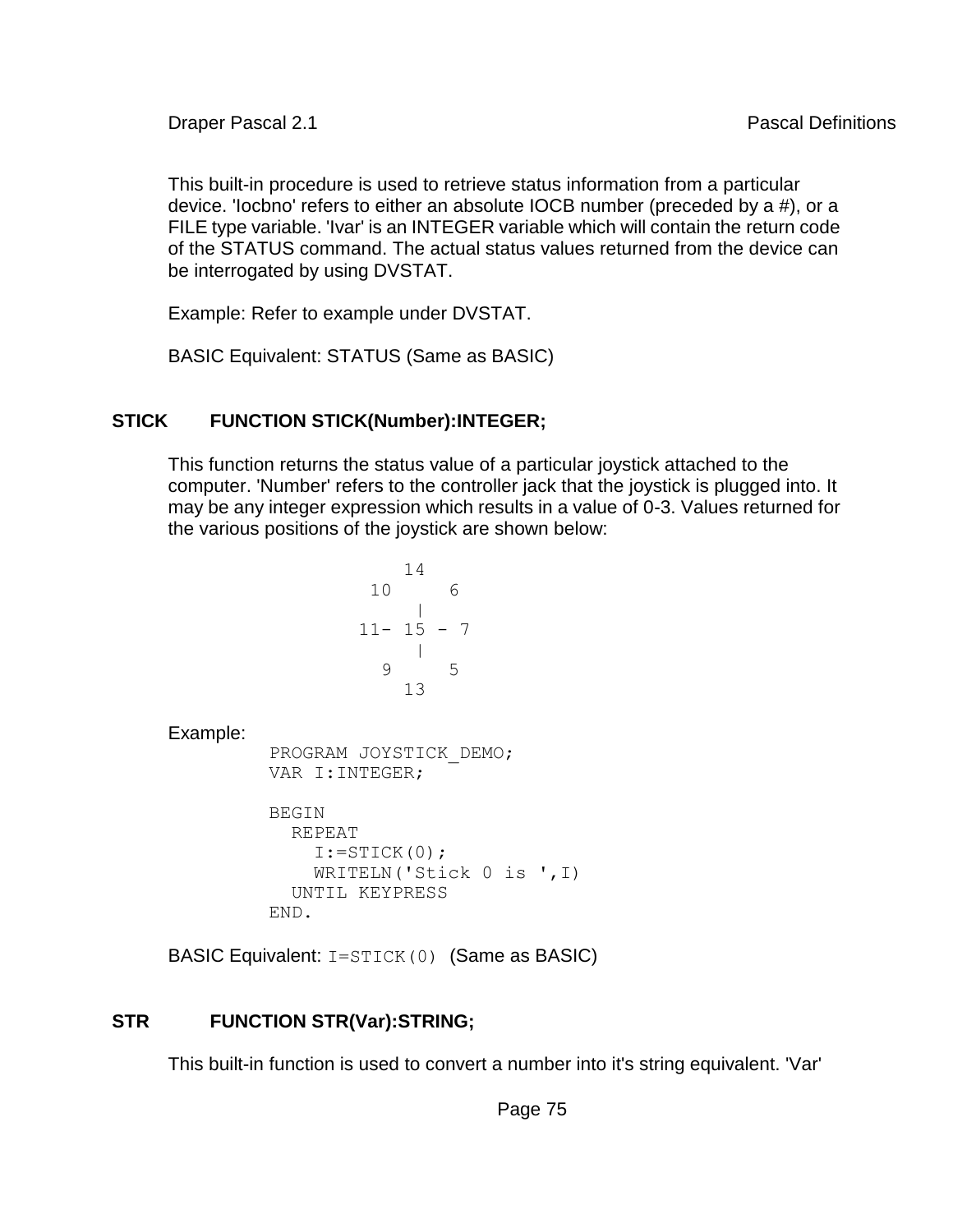This built-in procedure is used to retrieve status information from a particular device. 'Iocbno' refers to either an absolute IOCB number (preceded by a #), or a FILE type variable. 'Ivar' is an INTEGER variable which will contain the return code of the STATUS command. The actual status values returned from the device can be interrogated by using DVSTAT.

Example: Refer to example under DVSTAT.

BASIC Equivalent: STATUS (Same as BASIC)

**STICK FUNCTION STICK(Number):INTEGER;**

This function returns the status value of a particular joystick attached to the computer. 'Number' refers to the controller jack that the joystick is plugged into. It may be any integer expression which results in a value of 0-3. Values returned for the various positions of the joystick are shown below:

```
      14
  10      6
       |
 11- 15 - 7
       |
   9      5
      13
```

Example:

```
PROGRAM JOYSTICK_DEMO;
VAR I:INTEGER;

BEGIN
  REPEAT
    I:=STICK(0);
    WRITELN('Stick 0 is ',I)
  UNTIL KEYPRESS
END.
```

BASIC Equivalent: `I=STICK(0)` (Same as BASIC)

**STR FUNCTION STR(Var):STRING;**

This built-in function is used to convert a number into it's string equivalent. 'Var'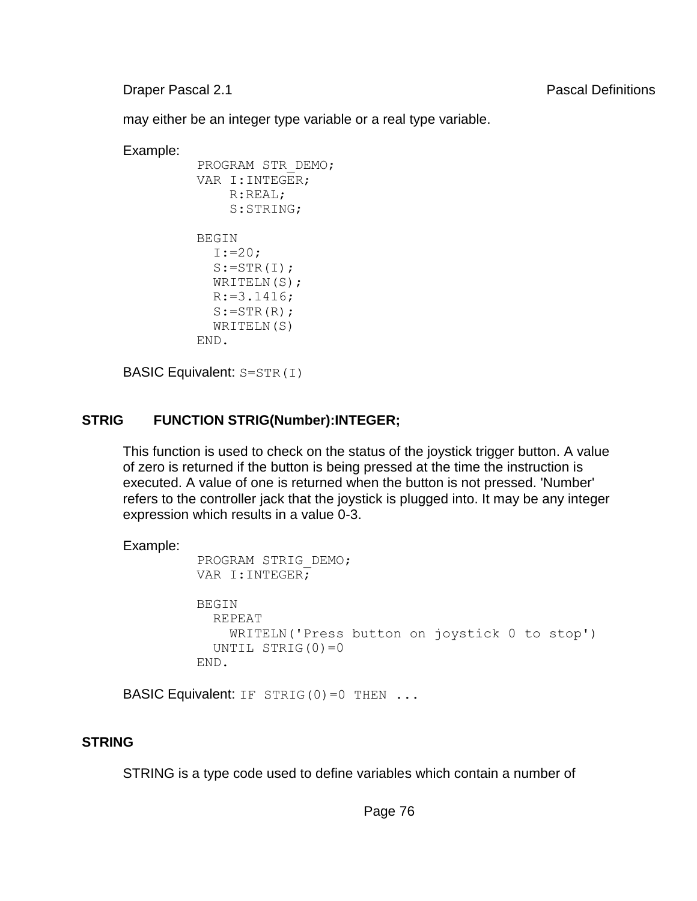may either be an integer type variable or a real type variable.

Example:

```
PROGRAM STR_DEMO;
VAR I:INTEGER;
    R:REAL;
    S:STRING;

BEGIN
  I:=20;
  S:=STR(I);
  WRITELN(S);
  R:=3.1416;
  S:=STR(R);
  WRITELN(S)
END.
```

BASIC Equivalent: `S=STR(I)`

### STRIG FUNCTION STRIG(Number):INTEGER;

This function is used to check on the status of the joystick trigger button. A value of zero is returned if the button is being pressed at the time the instruction is executed. A value of one is returned when the button is not pressed. 'Number' refers to the controller jack that the joystick is plugged into. It may be any integer expression which results in a value 0-3.

Example:

```
PROGRAM STRIG_DEMO;
VAR I:INTEGER;

BEGIN
  REPEAT
    WRITELN('Press button on joystick 0 to stop')
  UNTIL STRIG(0)=0
END.
```

BASIC Equivalent: `IF STRIG(0)=0 THEN ...`

### STRING

STRING is a type code used to define variables which contain a number of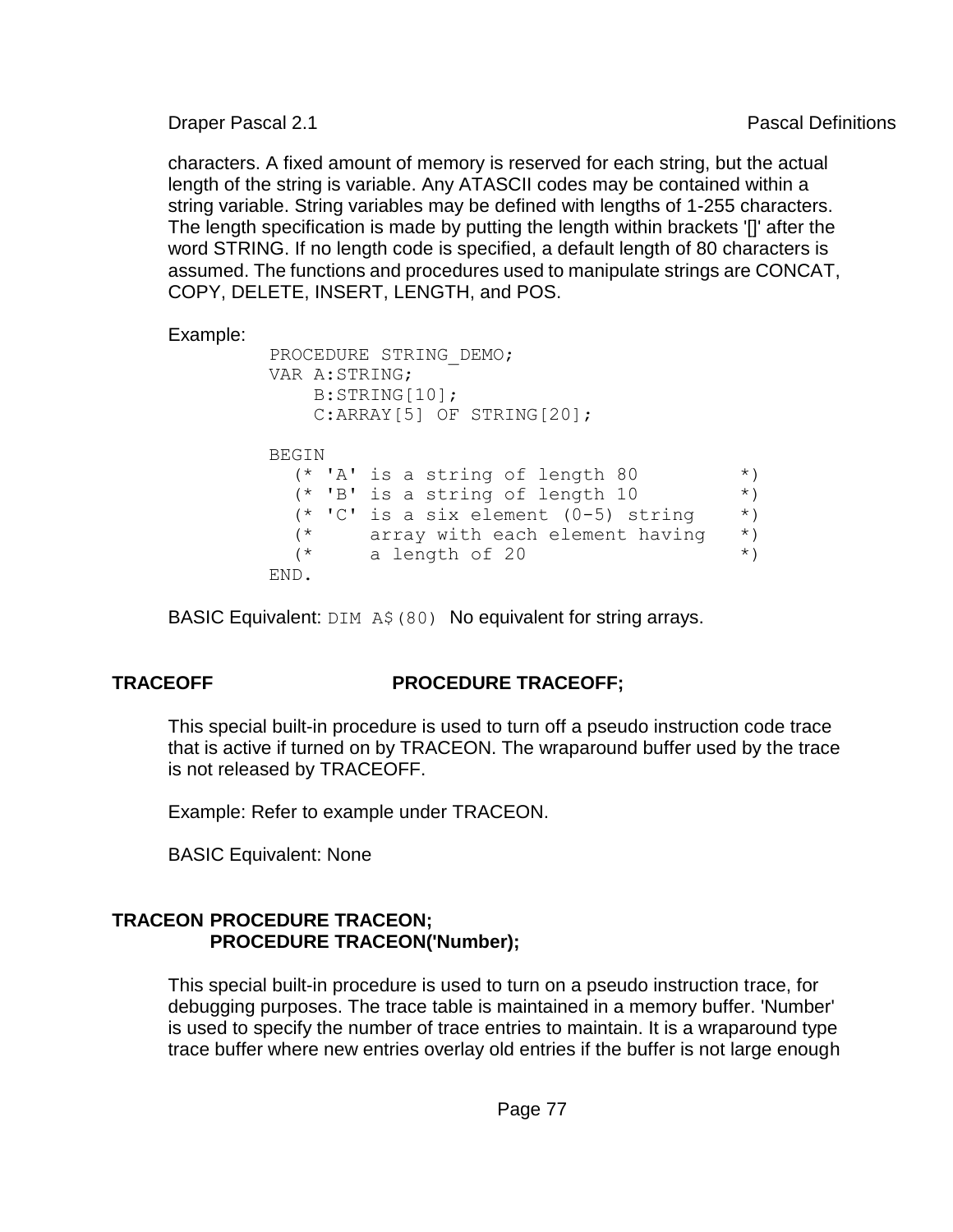characters. A fixed amount of memory is reserved for each string, but the actual length of the string is variable. Any ATASCII codes may be contained within a string variable. String variables may be defined with lengths of 1-255 characters. The length specification is made by putting the length within brackets '[]' after the word STRING. If no length code is specified, a default length of 80 characters is assumed. The functions and procedures used to manipulate strings are CONCAT, COPY, DELETE, INSERT, LENGTH, and POS.

Example:

```
PROCEDURE STRING_DEMO;
VAR A:STRING;
    B:STRING[10];
    C:ARRAY[5] OF STRING[20];

BEGIN
  (* 'A' is a string of length 80         *)
  (* 'B' is a string of length 10         *)
  (* 'C' is a six element (0-5) string    *)
  (*     array with each element having   *)
  (*     a length of 20                   *)
END.
```

BASIC Equivalent: `DIM A$(80)` No equivalent for string arrays.

## TRACEOFF PROCEDURE TRACEOFF;

This special built-in procedure is used to turn off a pseudo instruction code trace that is active if turned on by TRACEON. The wraparound buffer used by the trace is not released by TRACEOFF.

Example: Refer to example under TRACEON.

BASIC Equivalent: None

## TRACEON PROCEDURE TRACEON;
## PROCEDURE TRACEON('Number);

This special built-in procedure is used to turn on a pseudo instruction trace, for debugging purposes. The trace table is maintained in a memory buffer. 'Number' is used to specify the number of trace entries to maintain. It is a wraparound type trace buffer where new entries overlay old entries if the buffer is not large enough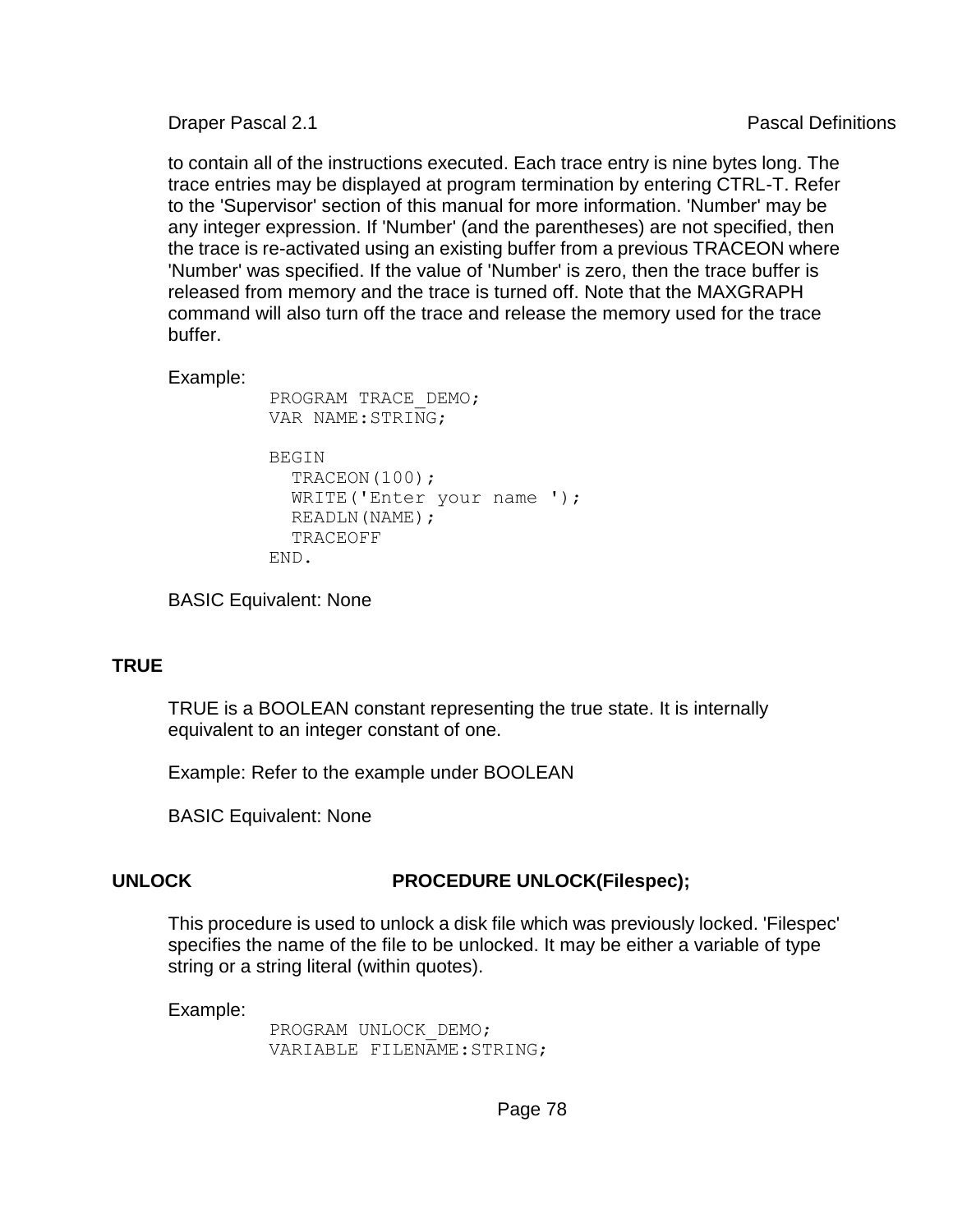to contain all of the instructions executed. Each trace entry is nine bytes long. The trace entries may be displayed at program termination by entering CTRL-T. Refer to the 'Supervisor' section of this manual for more information. 'Number' may be any integer expression. If 'Number' (and the parentheses) are not specified, then the trace is re-activated using an existing buffer from a previous TRACEON where 'Number' was specified. If the value of 'Number' is zero, then the trace buffer is released from memory and the trace is turned off. Note that the MAXGRAPH command will also turn off the trace and release the memory used for the trace buffer.

Example:

```
PROGRAM TRACE_DEMO;
VAR NAME:STRING;

BEGIN
  TRACEON(100);
  WRITE('Enter your name ');
  READLN(NAME);
  TRACEOFF
END.
```

BASIC Equivalent: None

## TRUE

TRUE is a BOOLEAN constant representing the true state. It is internally equivalent to an integer constant of one.

Example: Refer to the example under BOOLEAN

BASIC Equivalent: None

## UNLOCK **PROCEDURE UNLOCK(Filespec);**

This procedure is used to unlock a disk file which was previously locked. 'Filespec' specifies the name of the file to be unlocked. It may be either a variable of type string or a string literal (within quotes).

Example:

```
PROGRAM UNLOCK_DEMO;
VARIABLE FILENAME:STRING;
```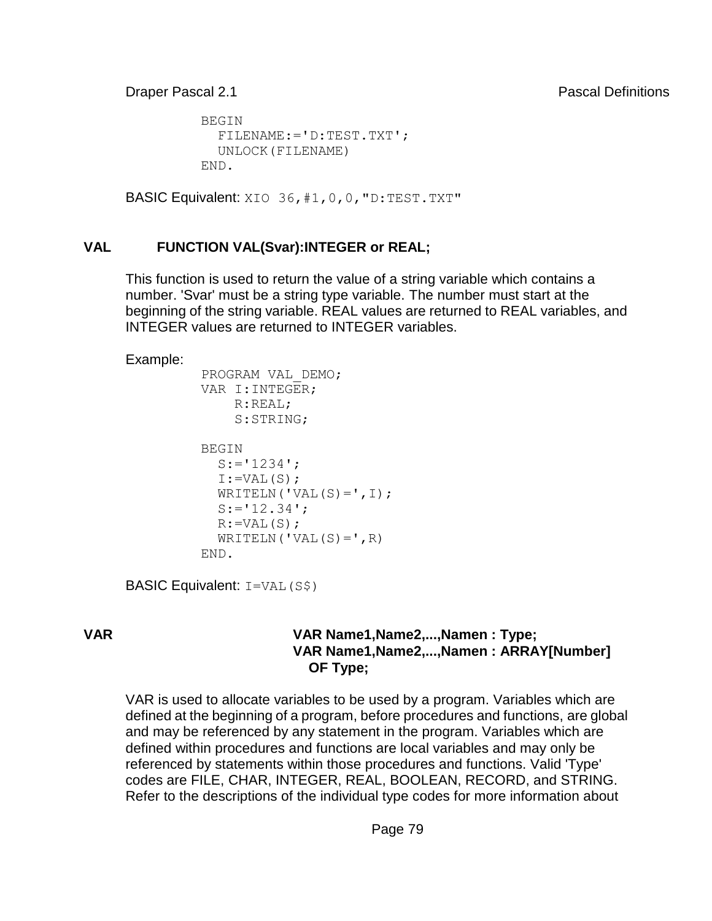```
BEGIN
  FILENAME:='D:TEST.TXT';
  UNLOCK(FILENAME)
END.
```

BASIC Equivalent: `XIO 36,#1,0,0,"D:TEST.TXT"`

## VAL FUNCTION VAL(Svar):INTEGER or REAL;

This function is used to return the value of a string variable which contains a number. 'Svar' must be a string type variable. The number must start at the beginning of the string variable. REAL values are returned to REAL variables, and INTEGER values are returned to INTEGER variables.

Example:

```
PROGRAM VAL_DEMO;
VAR I:INTEGER;
    R:REAL;
    S:STRING;

BEGIN
  S:='1234';
  I:=VAL(S);
  WRITELN('VAL(S)=',I);
  S:='12.34';
  R:=VAL(S);
  WRITELN('VAL(S)=',R)
END.
```

BASIC Equivalent: `I=VAL(S$)`

## VAR

**VAR Name1,Name2,...,Namen : Type;**
**VAR Name1,Name2,...,Namen : ARRAY[Number] OF Type;**

VAR is used to allocate variables to be used by a program. Variables which are defined at the beginning of a program, before procedures and functions, are global and may be referenced by any statement in the program. Variables which are defined within procedures and functions are local variables and may only be referenced by statements within those procedures and functions. Valid 'Type' codes are FILE, CHAR, INTEGER, REAL, BOOLEAN, RECORD, and STRING. Refer to the descriptions of the individual type codes for more information about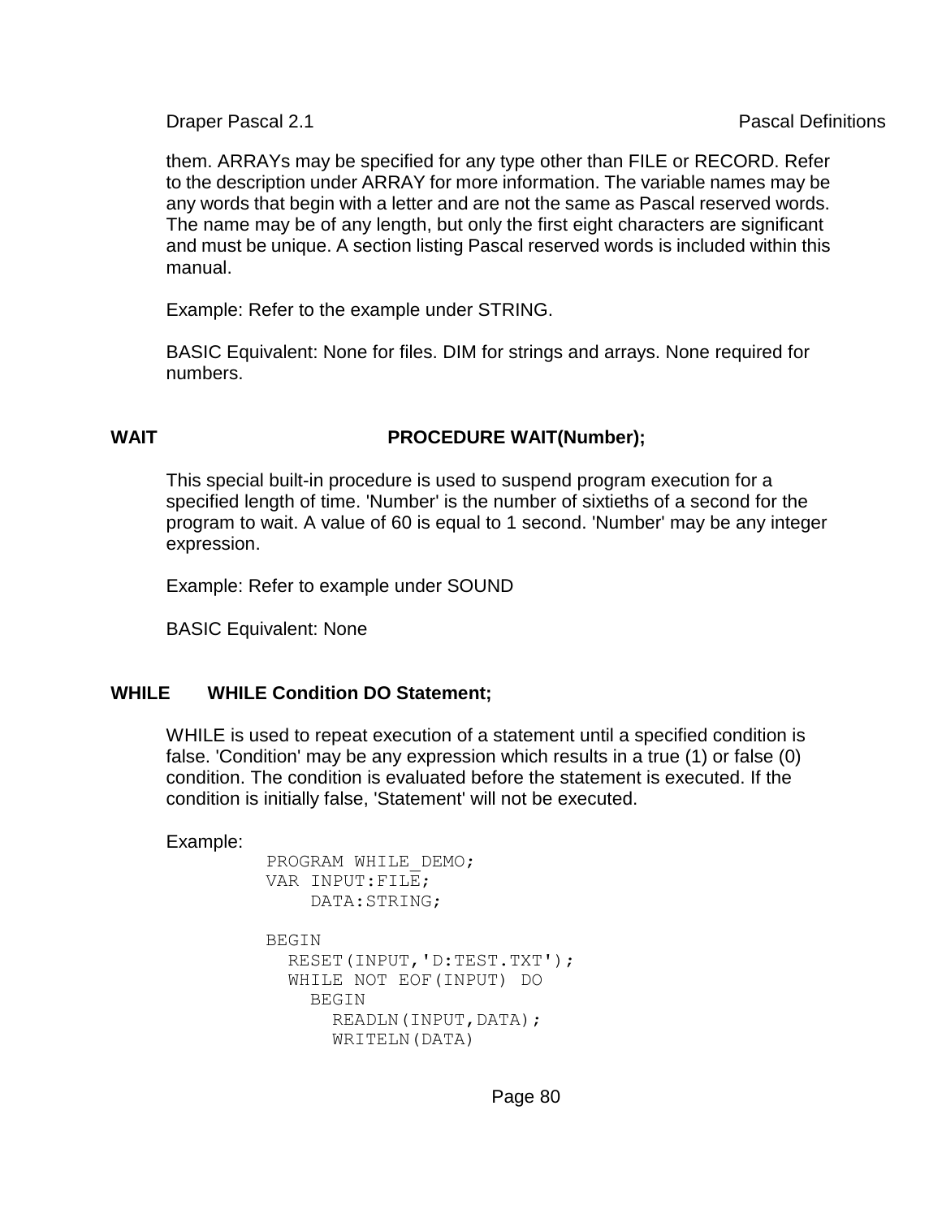them. ARRAYs may be specified for any type other than FILE or RECORD. Refer to the description under ARRAY for more information. The variable names may be any words that begin with a letter and are not the same as Pascal reserved words. The name may be of any length, but only the first eight characters are significant and must be unique. A section listing Pascal reserved words is included within this manual.

Example: Refer to the example under STRING.

BASIC Equivalent: None for files. DIM for strings and arrays. None required for numbers.

## WAIT — PROCEDURE WAIT(Number);

This special built-in procedure is used to suspend program execution for a specified length of time. 'Number' is the number of sixtieths of a second for the program to wait. A value of 60 is equal to 1 second. 'Number' may be any integer expression.

Example: Refer to example under SOUND

BASIC Equivalent: None

## WHILE — WHILE Condition DO Statement;

WHILE is used to repeat execution of a statement until a specified condition is false. 'Condition' may be any expression which results in a true (1) or false (0) condition. The condition is evaluated before the statement is executed. If the condition is initially false, 'Statement' will not be executed.

Example:

```
PROGRAM WHILE_DEMO;
VAR INPUT:FILE;
    DATA:STRING;

BEGIN
  RESET(INPUT,'D:TEST.TXT');
  WHILE NOT EOF(INPUT) DO
    BEGIN
      READLN(INPUT,DATA);
      WRITELN(DATA)
```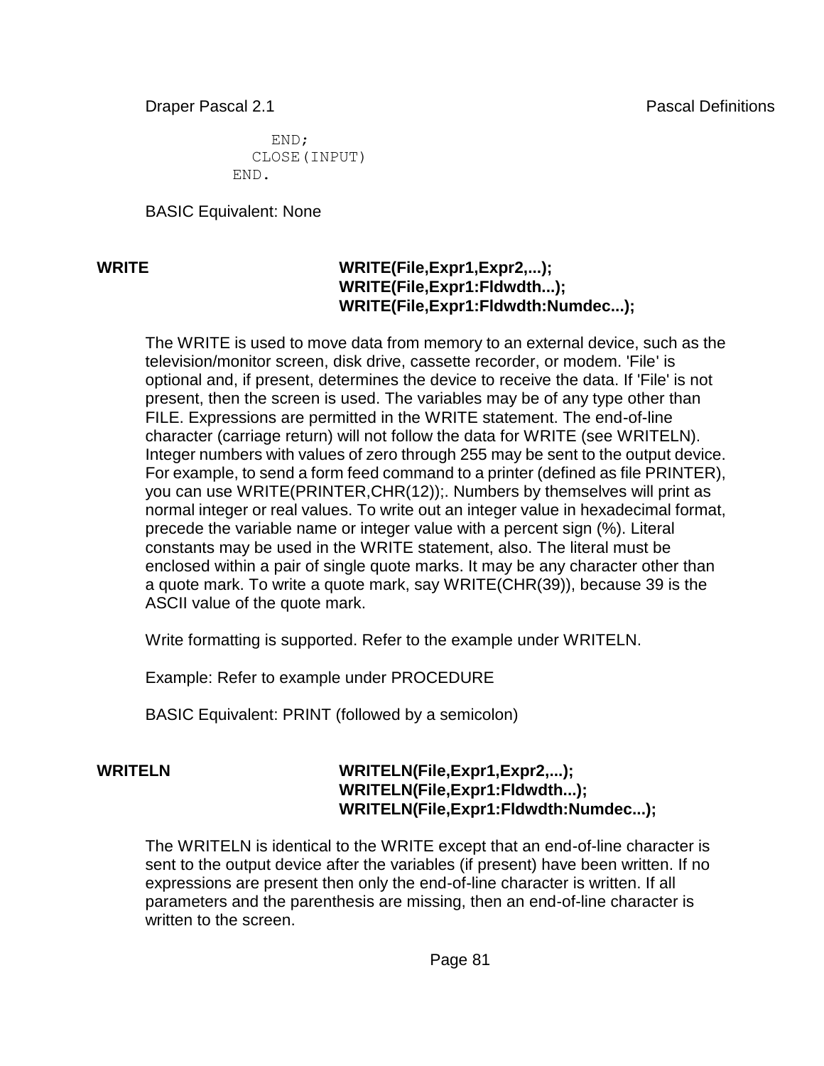```
    END;
  CLOSE(INPUT)
END.
```

BASIC Equivalent: None

## WRITE

**WRITE(File,Expr1,Expr2,...);**
**WRITE(File,Expr1:Fldwdth...);**
**WRITE(File,Expr1:Fldwdth:Numdec...);**

The WRITE is used to move data from memory to an external device, such as the television/monitor screen, disk drive, cassette recorder, or modem. 'File' is optional and, if present, determines the device to receive the data. If 'File' is not present, then the screen is used. The variables may be of any type other than FILE. Expressions are permitted in the WRITE statement. The end-of-line character (carriage return) will not follow the data for WRITE (see WRITELN). Integer numbers with values of zero through 255 may be sent to the output device. For example, to send a form feed command to a printer (defined as file PRINTER), you can use WRITE(PRINTER,CHR(12));. Numbers by themselves will print as normal integer or real values. To write out an integer value in hexadecimal format, precede the variable name or integer value with a percent sign (%). Literal constants may be used in the WRITE statement, also. The literal must be enclosed within a pair of single quote marks. It may be any character other than a quote mark. To write a quote mark, say WRITE(CHR(39)), because 39 is the ASCII value of the quote mark.

Write formatting is supported. Refer to the example under WRITELN.

Example: Refer to example under PROCEDURE

BASIC Equivalent: PRINT (followed by a semicolon)

## WRITELN

**WRITELN(File,Expr1,Expr2,...);**
**WRITELN(File,Expr1:Fldwdth...);**
**WRITELN(File,Expr1:Fldwdth:Numdec...);**

The WRITELN is identical to the WRITE except that an end-of-line character is sent to the output device after the variables (if present) have been written. If no expressions are present then only the end-of-line character is written. If all parameters and the parenthesis are missing, then an end-of-line character is written to the screen.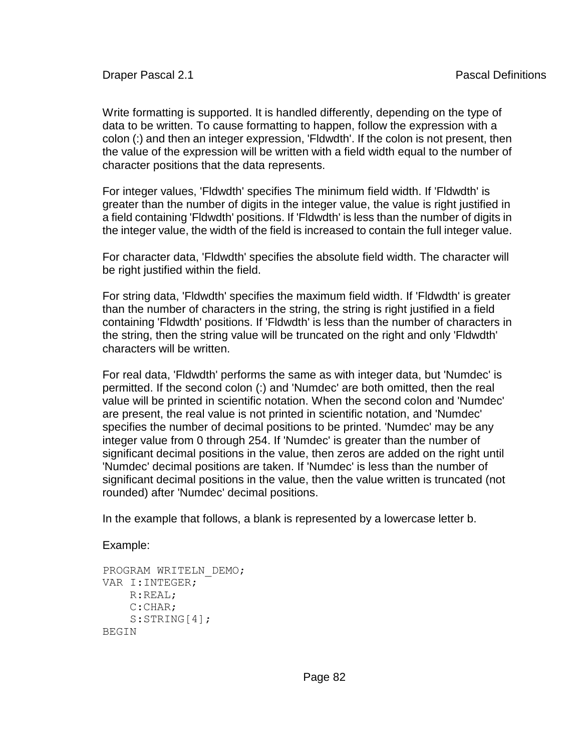Write formatting is supported. It is handled differently, depending on the type of data to be written. To cause formatting to happen, follow the expression with a colon (:) and then an integer expression, 'Fldwdth'. If the colon is not present, then the value of the expression will be written with a field width equal to the number of character positions that the data represents.

For integer values, 'Fldwdth' specifies The minimum field width. If 'Fldwdth' is greater than the number of digits in the integer value, the value is right justified in a field containing 'Fldwdth' positions. If 'Fldwdth' is less than the number of digits in the integer value, the width of the field is increased to contain the full integer value.

For character data, 'Fldwdth' specifies the absolute field width. The character will be right justified within the field.

For string data, 'Fldwdth' specifies the maximum field width. If 'Fldwdth' is greater than the number of characters in the string, the string is right justified in a field containing 'Fldwdth' positions. If 'Fldwdth' is less than the number of characters in the string, then the string value will be truncated on the right and only 'Fldwdth' characters will be written.

For real data, 'Fldwdth' performs the same as with integer data, but 'Numdec' is permitted. If the second colon (:) and 'Numdec' are both omitted, then the real value will be printed in scientific notation. When the second colon and 'Numdec' are present, the real value is not printed in scientific notation, and 'Numdec' specifies the number of decimal positions to be printed. 'Numdec' may be any integer value from 0 through 254. If 'Numdec' is greater than the number of significant decimal positions in the value, then zeros are added on the right until 'Numdec' decimal positions are taken. If 'Numdec' is less than the number of significant decimal positions in the value, then the value written is truncated (not rounded) after 'Numdec' decimal positions.

In the example that follows, a blank is represented by a lowercase letter b.

Example:

```
PROGRAM WRITELN_DEMO;
VAR I:INTEGER;
    R:REAL;
    C:CHAR;
    S:STRING[4];
BEGIN
```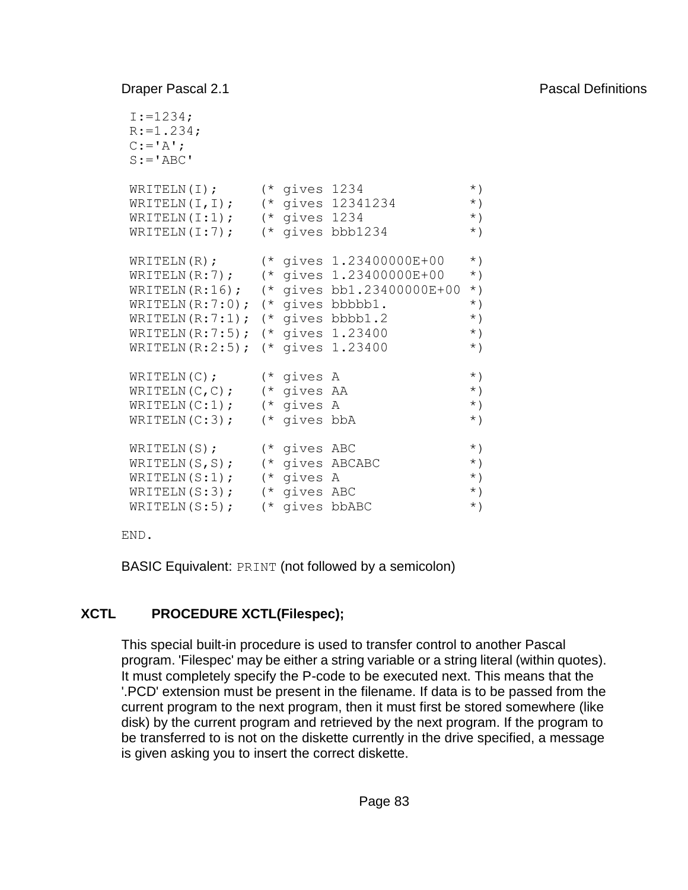```
 I:=1234;
 R:=1.234;
 C:='A';
 S:='ABC'

 WRITELN(I);      (* gives 1234             *)
 WRITELN(I,I);    (* gives 12341234         *)
 WRITELN(I:1);    (* gives 1234             *)
 WRITELN(I:7);    (* gives bbb1234          *)

 WRITELN(R);      (* gives 1.23400000E+00   *)
 WRITELN(R:7);    (* gives 1.23400000E+00   *)
 WRITELN(R:16);   (* gives bb1.23400000E+00 *)
 WRITELN(R:7:0);  (* gives bbbbb1.          *)
 WRITELN(R:7:1);  (* gives bbbb1.2          *)
 WRITELN(R:7:5);  (* gives 1.23400          *)
 WRITELN(R:2:5);  (* gives 1.23400          *)

 WRITELN(C);      (* gives A                *)
 WRITELN(C,C);    (* gives AA               *)
 WRITELN(C:1);    (* gives A                *)
 WRITELN(C:3);    (* gives bbA              *)

 WRITELN(S);      (* gives ABC              *)
 WRITELN(S,S);    (* gives ABCABC           *)
 WRITELN(S:1);    (* gives A                *)
 WRITELN(S:3);    (* gives ABC              *)
 WRITELN(S:5);    (* gives bbABC            *)

END.
```

BASIC Equivalent: `PRINT` (not followed by a semicolon)

## XCTL PROCEDURE XCTL(Filespec);

This special built-in procedure is used to transfer control to another Pascal program. 'Filespec' may be either a string variable or a string literal (within quotes). It must completely specify the P-code to be executed next. This means that the '.PCD' extension must be present in the filename. If data is to be passed from the current program to the next program, then it must first be stored somewhere (like disk) by the current program and retrieved by the next program. If the program to be transferred to is not on the diskette currently in the drive specified, a message is given asking you to insert the correct diskette.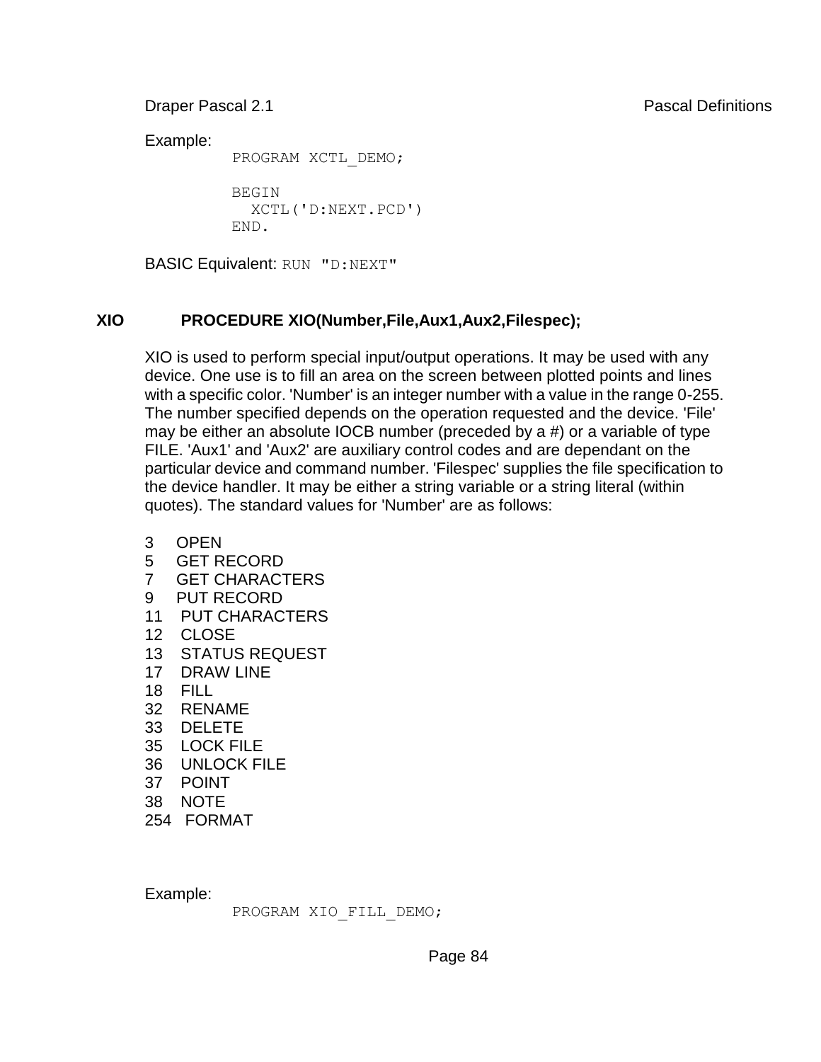Example:

```
PROGRAM XCTL_DEMO;

BEGIN
  XCTL('D:NEXT.PCD')
END.
```

BASIC Equivalent: `RUN "D:NEXT"`

### XIO    PROCEDURE XIO(Number,File,Aux1,Aux2,Filespec);

XIO is used to perform special input/output operations. It may be used with any device. One use is to fill an area on the screen between plotted points and lines with a specific color. 'Number' is an integer number with a value in the range 0-255. The number specified depends on the operation requested and the device. 'File' may be either an absolute IOCB number (preceded by a #) or a variable of type FILE. 'Aux1' and 'Aux2' are auxiliary control codes and are dependant on the particular device and command number. 'Filespec' supplies the file specification to the device handler. It may be either a string variable or a string literal (within quotes). The standard values for 'Number' are as follows:

3 OPEN
5 GET RECORD
7 GET CHARACTERS
9 PUT RECORD
11 PUT CHARACTERS
12 CLOSE
13 STATUS REQUEST
17 DRAW LINE
18 FILL
32 RENAME
33 DELETE
35 LOCK FILE
36 UNLOCK FILE
37 POINT
38 NOTE
254 FORMAT

Example:

```
PROGRAM XIO_FILL_DEMO;
```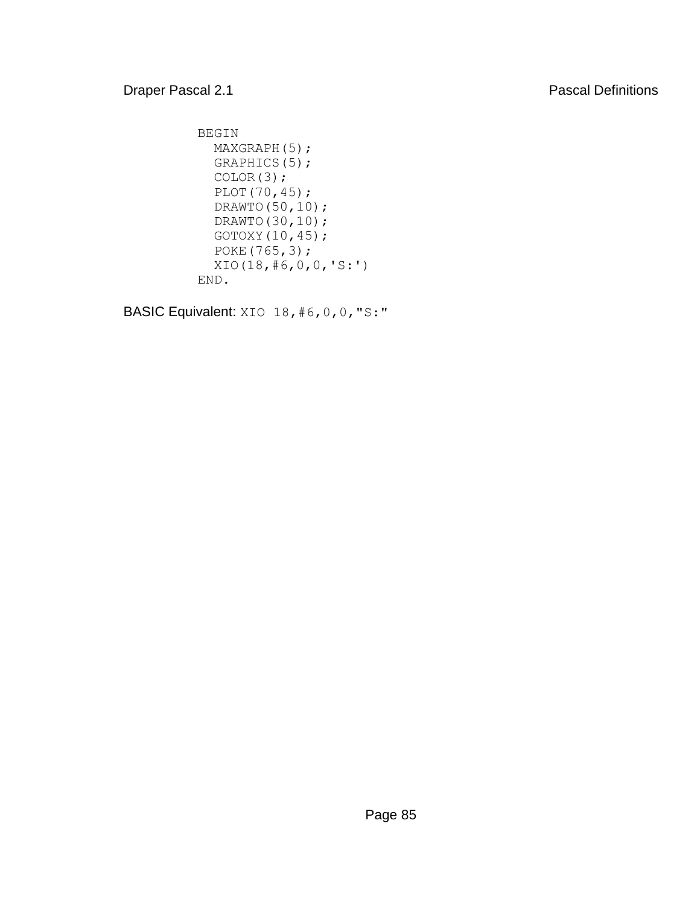```
BEGIN
  MAXGRAPH(5);
  GRAPHICS(5);
  COLOR(3);
  PLOT(70,45);
  DRAWTO(50,10);
  DRAWTO(30,10);
  GOTOXY(10,45);
  POKE(765,3);
  XIO(18,#6,0,0,'S:')
END.
```

BASIC Equivalent: `XIO 18,#6,0,0,"S:"`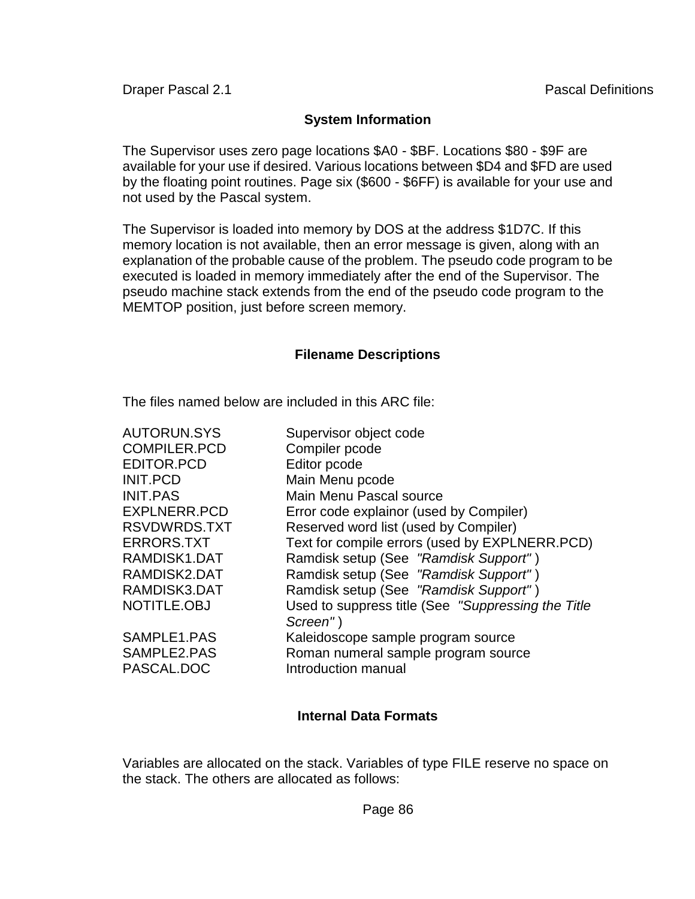## System Information

The Supervisor uses zero page locations $A0 - $BF. Locations $80 - $9F are available for your use if desired. Various locations between $D4 and $FD are used by the floating point routines. Page six ($600 - $6FF) is available for your use and not used by the Pascal system.

The Supervisor is loaded into memory by DOS at the address $1D7C. If this memory location is not available, then an error message is given, along with an explanation of the probable cause of the problem. The pseudo code program to be executed is loaded in memory immediately after the end of the Supervisor. The pseudo machine stack extends from the end of the pseudo code program to the MEMTOP position, just before screen memory.

## Filename Descriptions

The files named below are included in this ARC file:

| | |
|---|---|
| AUTORUN.SYS | Supervisor object code |
| COMPILER.PCD | Compiler pcode |
| EDITOR.PCD | Editor pcode |
| INIT.PCD | Main Menu pcode |
| INIT.PAS | Main Menu Pascal source |
| EXPLNERR.PCD | Error code explainor (used by Compiler) |
| RSVDWRDS.TXT | Reserved word list (used by Compiler) |
| ERRORS.TXT | Text for compile errors (used by EXPLNERR.PCD) |
| RAMDISK1.DAT | Ramdisk setup (See *"Ramdisk Support"* ) |
| RAMDISK2.DAT | Ramdisk setup (See *"Ramdisk Support"* ) |
| RAMDISK3.DAT | Ramdisk setup (See *"Ramdisk Support"* ) |
| NOTITLE.OBJ | Used to suppress title (See *"Suppressing the Title Screen"* ) |
| SAMPLE1.PAS | Kaleidoscope sample program source |
| SAMPLE2.PAS | Roman numeral sample program source |
| PASCAL.DOC | Introduction manual |

## Internal Data Formats

Variables are allocated on the stack. Variables of type FILE reserve no space on the stack. The others are allocated as follows: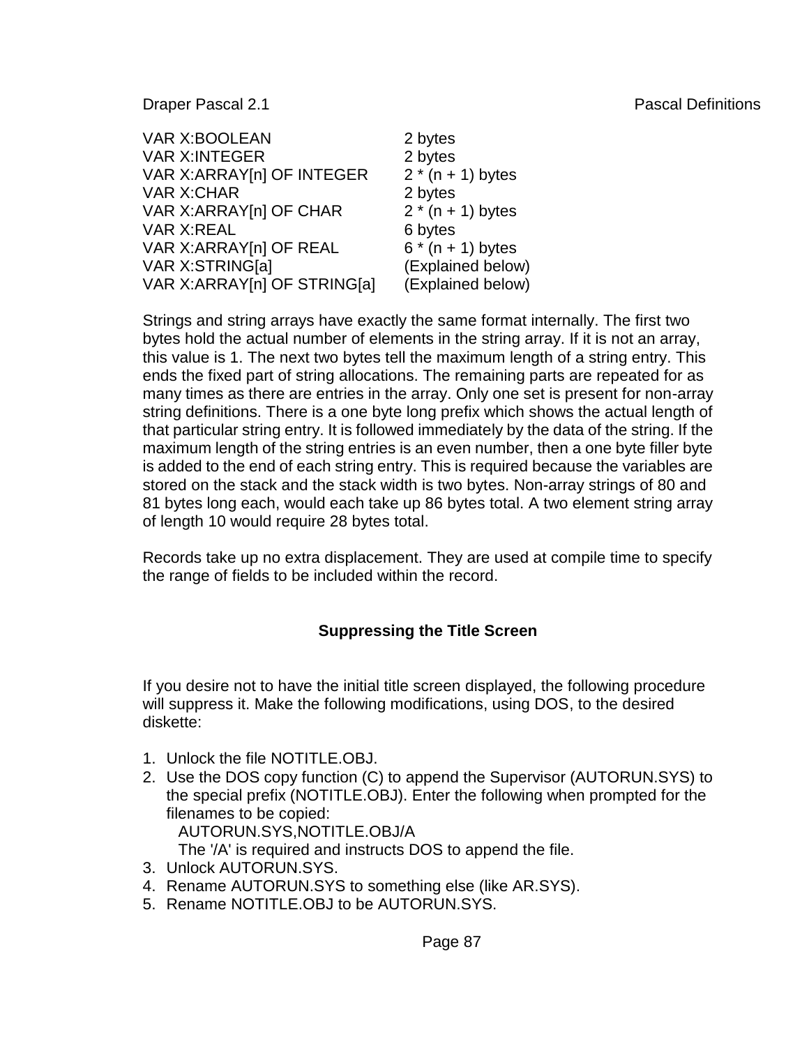| | |
|---|---|
| VAR X:BOOLEAN | 2 bytes |
| VAR X:INTEGER | 2 bytes |
| VAR X:ARRAY[n] OF INTEGER | 2 * (n + 1) bytes |
| VAR X:CHAR | 2 bytes |
| VAR X:ARRAY[n] OF CHAR | 2 * (n + 1) bytes |
| VAR X:REAL | 6 bytes |
| VAR X:ARRAY[n] OF REAL | 6 * (n + 1) bytes |
| VAR X:STRING[a] | (Explained below) |
| VAR X:ARRAY[n] OF STRING[a] | (Explained below) |

Strings and string arrays have exactly the same format internally. The first two bytes hold the actual number of elements in the string array. If it is not an array, this value is 1. The next two bytes tell the maximum length of a string entry. This ends the fixed part of string allocations. The remaining parts are repeated for as many times as there are entries in the array. Only one set is present for non-array string definitions. There is a one byte long prefix which shows the actual length of that particular string entry. It is followed immediately by the data of the string. If the maximum length of the string entries is an even number, then a one byte filler byte is added to the end of each string entry. This is required because the variables are stored on the stack and the stack width is two bytes. Non-array strings of 80 and 81 bytes long each, would each take up 86 bytes total. A two element string array of length 10 would require 28 bytes total.

Records take up no extra displacement. They are used at compile time to specify the range of fields to be included within the record.

## Suppressing the Title Screen

If you desire not to have the initial title screen displayed, the following procedure will suppress it. Make the following modifications, using DOS, to the desired diskette:

1. Unlock the file NOTITLE.OBJ.
2. Use the DOS copy function (C) to append the Supervisor (AUTORUN.SYS) to the special prefix (NOTITLE.OBJ). Enter the following when prompted for the filenames to be copied:
   AUTORUN.SYS,NOTITLE.OBJ/A
   The '/A' is required and instructs DOS to append the file.
3. Unlock AUTORUN.SYS.
4. Rename AUTORUN.SYS to something else (like AR.SYS).
5. Rename NOTITLE.OBJ to be AUTORUN.SYS.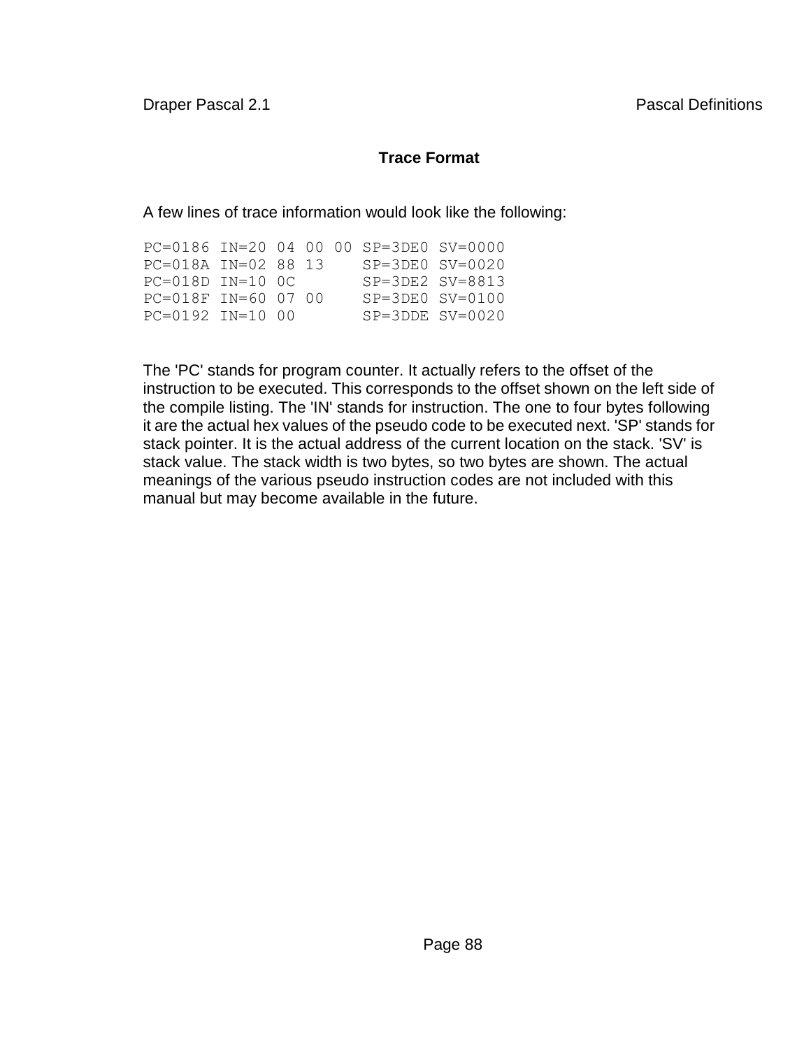## Trace Format

A few lines of trace information would look like the following:

```
PC=0186 IN=20 04 00 00 SP=3DE0 SV=0000
PC=018A IN=02 88 13    SP=3DE0 SV=0020
PC=018D IN=10 0C       SP=3DE2 SV=8813
PC=018F IN=60 07 00    SP=3DE0 SV=0100
PC=0192 IN=10 00       SP=3DDE SV=0020
```

The 'PC' stands for program counter. It actually refers to the offset of the instruction to be executed. This corresponds to the offset shown on the left side of the compile listing. The 'IN' stands for instruction. The one to four bytes following it are the actual hex values of the pseudo code to be executed next. 'SP' stands for stack pointer. It is the actual address of the current location on the stack. 'SV' is stack value. The stack width is two bytes, so two bytes are shown. The actual meanings of the various pseudo instruction codes are not included with this manual but may become available in the future.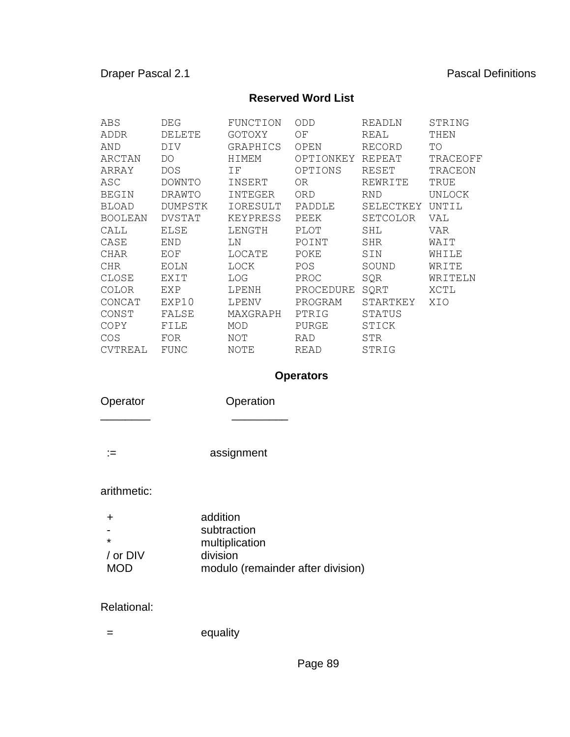## Reserved Word List

```
ABS      DEG      FUNCTION  ODD       READLN    STRING
ADDR     DELETE   GOTOXY    OF        REAL      THEN
AND      DIV      GRAPHICS  OPEN      RECORD    TO
ARCTAN   DO       HIMEM     OPTIONKEY REPEAT    TRACEOFF
ARRAY    DOS      IF        OPTIONS   RESET     TRACEON
ASC      DOWNTO   INSERT    OR        REWRITE   TRUE
BEGIN    DRAWTO   INTEGER   ORD       RND       UNLOCK
BLOAD    DUMPSTK  IORESULT  PADDLE    SELECTKEY UNTIL
BOOLEAN  DVSTAT   KEYPRESS  PEEK      SETCOLOR  VAL
CALL     ELSE     LENGTH    PLOT      SHL       VAR
CASE     END      LN        POINT     SHR       WAIT
CHAR     EOF      LOCATE    POKE      SIN       WHILE
CHR      EOLN     LOCK      POS       SOUND     WRITE
CLOSE    EXIT     LOG       PROC      SQR       WRITELN
COLOR    EXP      LPENH     PROCEDURE SQRT      XCTL
CONCAT   EXP10    LPENV     PROGRAM   STARTKEY  XIO
CONST    FALSE    MAXGRAPH  PTRIG     STATUS
COPY     FILE     MOD       PURGE     STICK
COS      FOR      NOT       RAD       STR
CVTREAL  FUNC     NOTE      READ      STRIG
```

## Operators

| Operator | Operation |
|---|---|
| := | assignment |

arithmetic:

| | |
|---|---|
| + | addition |
| - | subtraction |
| * | multiplication |
| / or DIV | division |
| MOD | modulo (remainder after division) |

Relational:

| | |
|---|---|
| = | equality |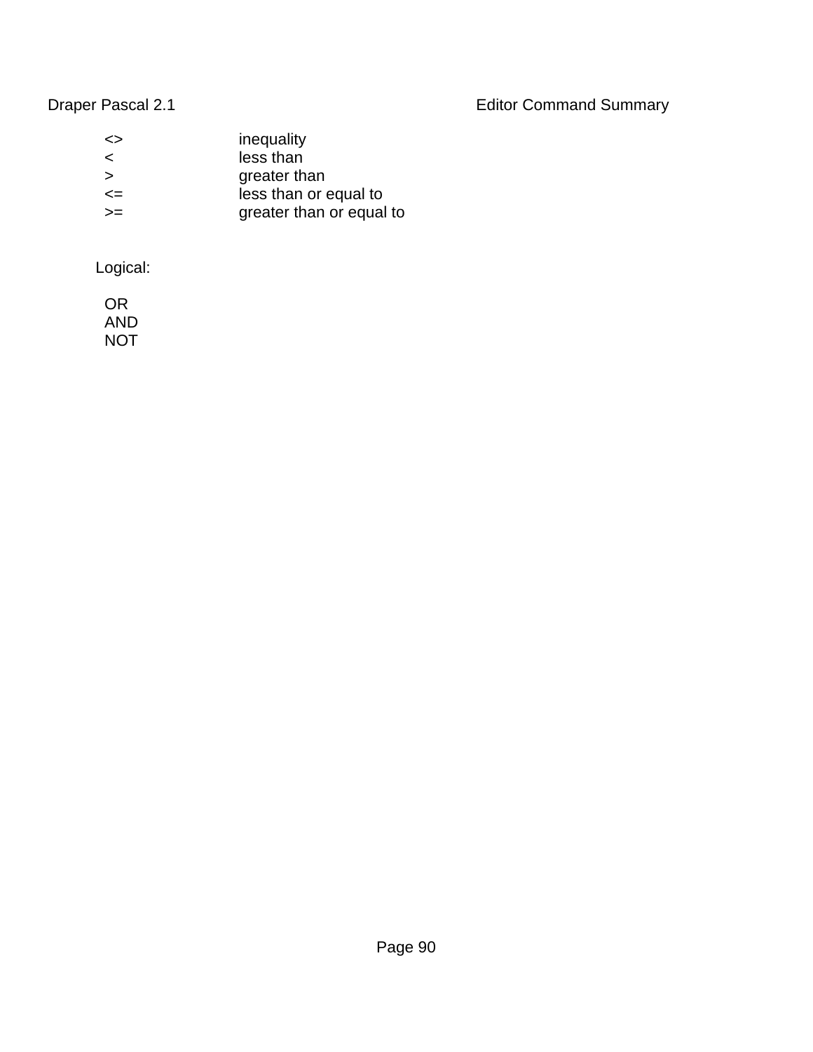| | |
|---|---|
| <> | inequality |
| < | less than |
| > | greater than |
| <= | less than or equal to |
| >= | greater than or equal to |

Logical:

OR
AND
NOT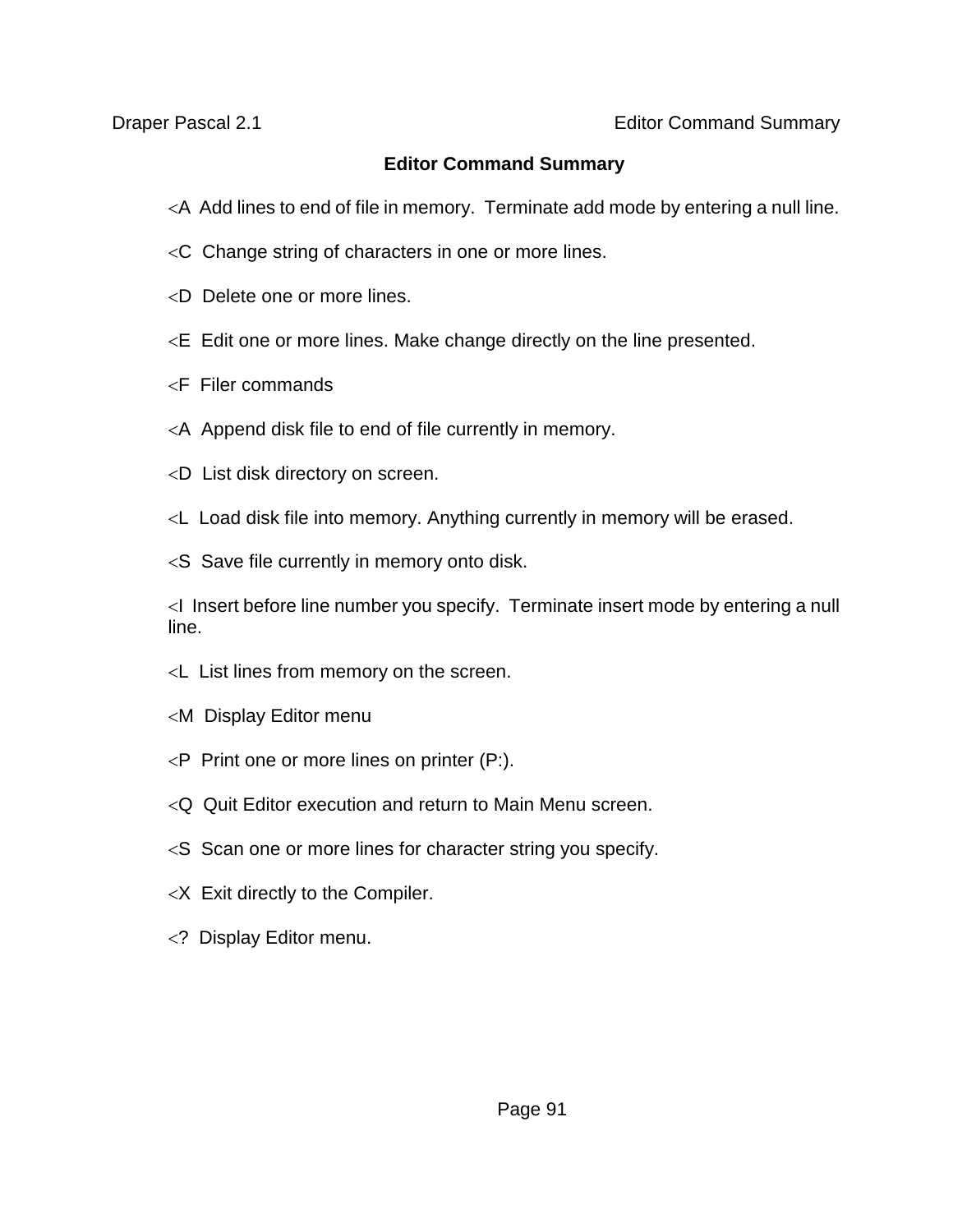# Editor Command Summary

<A  Add lines to end of file in memory.  Terminate add mode by entering a null line.

<C  Change string of characters in one or more lines.

<D  Delete one or more lines.

<E  Edit one or more lines. Make change directly on the line presented.

<F  Filer commands

<A  Append disk file to end of file currently in memory.

<D  List disk directory on screen.

<L  Load disk file into memory. Anything currently in memory will be erased.

<S  Save file currently in memory onto disk.

<I  Insert before line number you specify.  Terminate insert mode by entering a null line.

<L  List lines from memory on the screen.

<M  Display Editor menu

<P  Print one or more lines on printer (P:).

<Q  Quit Editor execution and return to Main Menu screen.

<S  Scan one or more lines for character string you specify.

<X  Exit directly to the Compiler.

<?  Display Editor menu.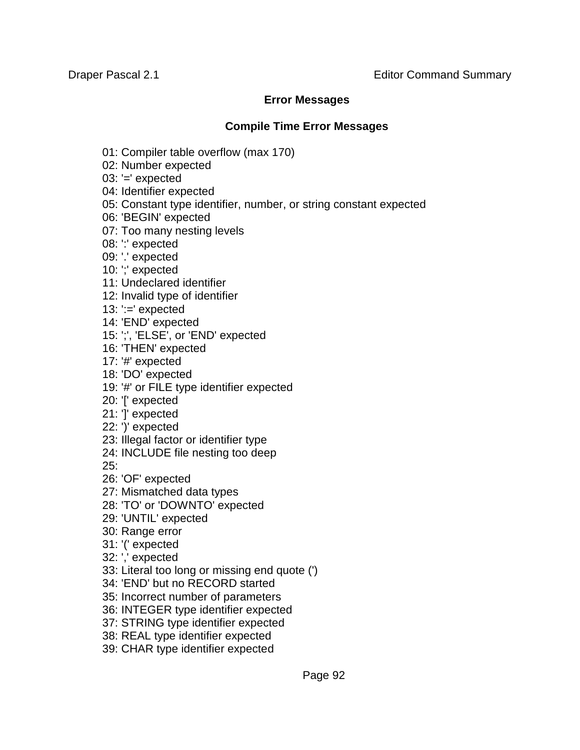## Error Messages

### Compile Time Error Messages

01: Compiler table overflow (max 170)
02: Number expected
03: '=' expected
04: Identifier expected
05: Constant type identifier, number, or string constant expected
06: 'BEGIN' expected
07: Too many nesting levels
08: ':' expected
09: '.' expected
10: ';' expected
11: Undeclared identifier
12: Invalid type of identifier
13: ':=' expected
14: 'END' expected
15: ';', 'ELSE', or 'END' expected
16: 'THEN' expected
17: '#' expected
18: 'DO' expected
19: '#' or FILE type identifier expected
20: '[' expected
21: ']' expected
22: ')' expected
23: Illegal factor or identifier type
24: INCLUDE file nesting too deep
25:
26: 'OF' expected
27: Mismatched data types
28: 'TO' or 'DOWNTO' expected
29: 'UNTIL' expected
30: Range error
31: '(' expected
32: ',' expected
33: Literal too long or missing end quote (')
34: 'END' but no RECORD started
35: Incorrect number of parameters
36: INTEGER type identifier expected
37: STRING type identifier expected
38: REAL type identifier expected
39: CHAR type identifier expected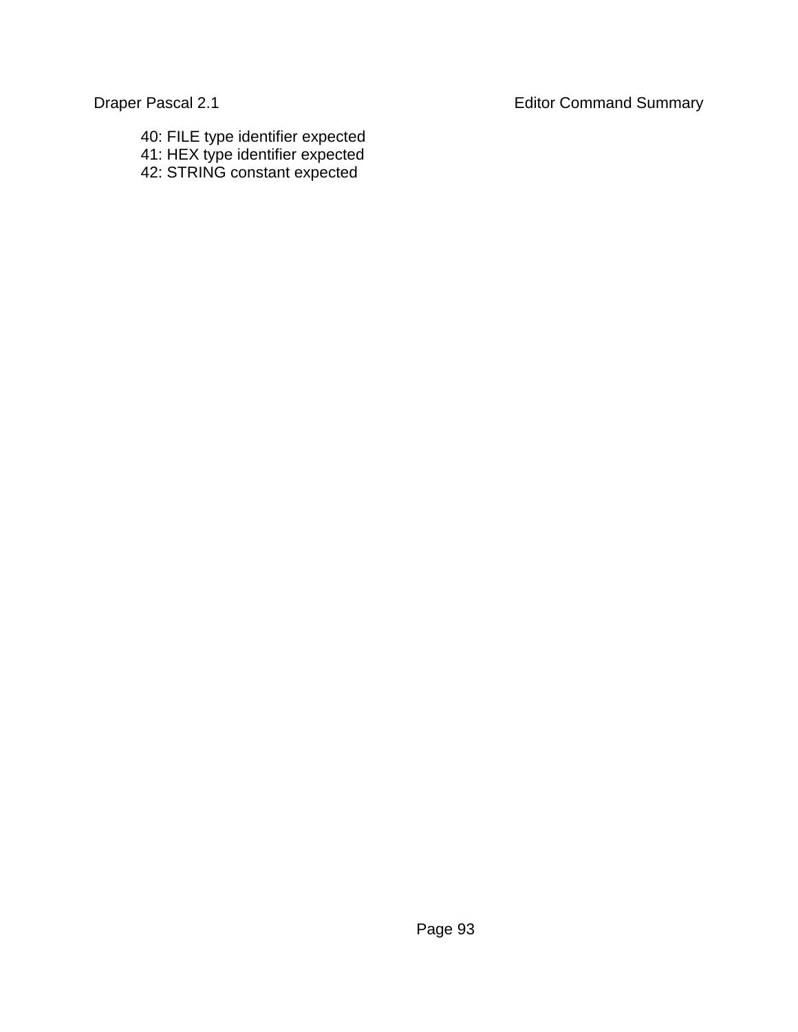40: FILE type identifier expected
41: HEX type identifier expected
42: STRING constant expected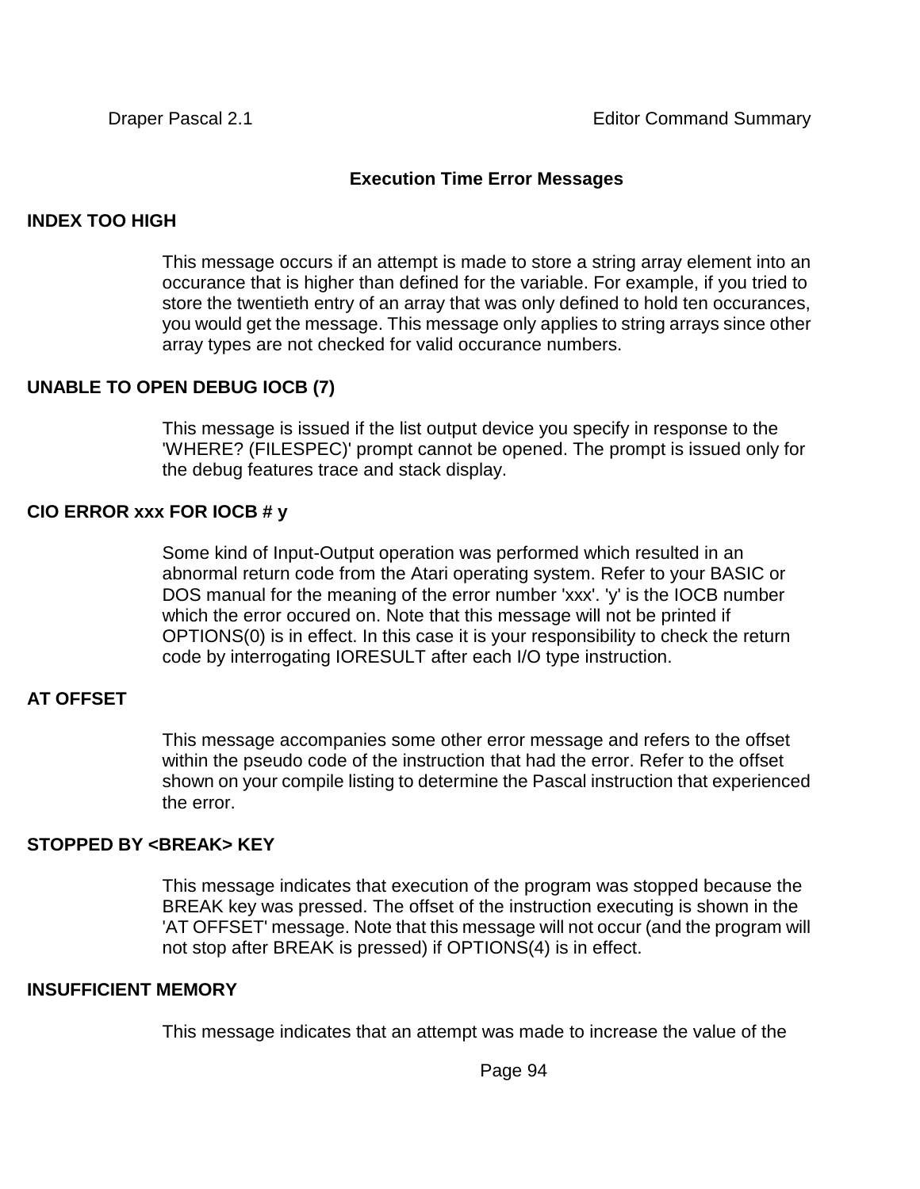## Execution Time Error Messages

**INDEX TOO HIGH**

This message occurs if an attempt is made to store a string array element into an occurance that is higher than defined for the variable. For example, if you tried to store the twentieth entry of an array that was only defined to hold ten occurances, you would get the message. This message only applies to string arrays since other array types are not checked for valid occurance numbers.

**UNABLE TO OPEN DEBUG IOCB (7)**

This message is issued if the list output device you specify in response to the 'WHERE? (FILESPEC)' prompt cannot be opened. The prompt is issued only for the debug features trace and stack display.

**CIO ERROR xxx FOR IOCB # y**

Some kind of Input-Output operation was performed which resulted in an abnormal return code from the Atari operating system. Refer to your BASIC or DOS manual for the meaning of the error number 'xxx'. 'y' is the IOCB number which the error occured on. Note that this message will not be printed if OPTIONS(0) is in effect. In this case it is your responsibility to check the return code by interrogating IORESULT after each I/O type instruction.

**AT OFFSET**

This message accompanies some other error message and refers to the offset within the pseudo code of the instruction that had the error. Refer to the offset shown on your compile listing to determine the Pascal instruction that experienced the error.

**STOPPED BY <BREAK> KEY**

This message indicates that execution of the program was stopped because the BREAK key was pressed. The offset of the instruction executing is shown in the 'AT OFFSET' message. Note that this message will not occur (and the program will not stop after BREAK is pressed) if OPTIONS(4) is in effect.

**INSUFFICIENT MEMORY**

This message indicates that an attempt was made to increase the value of the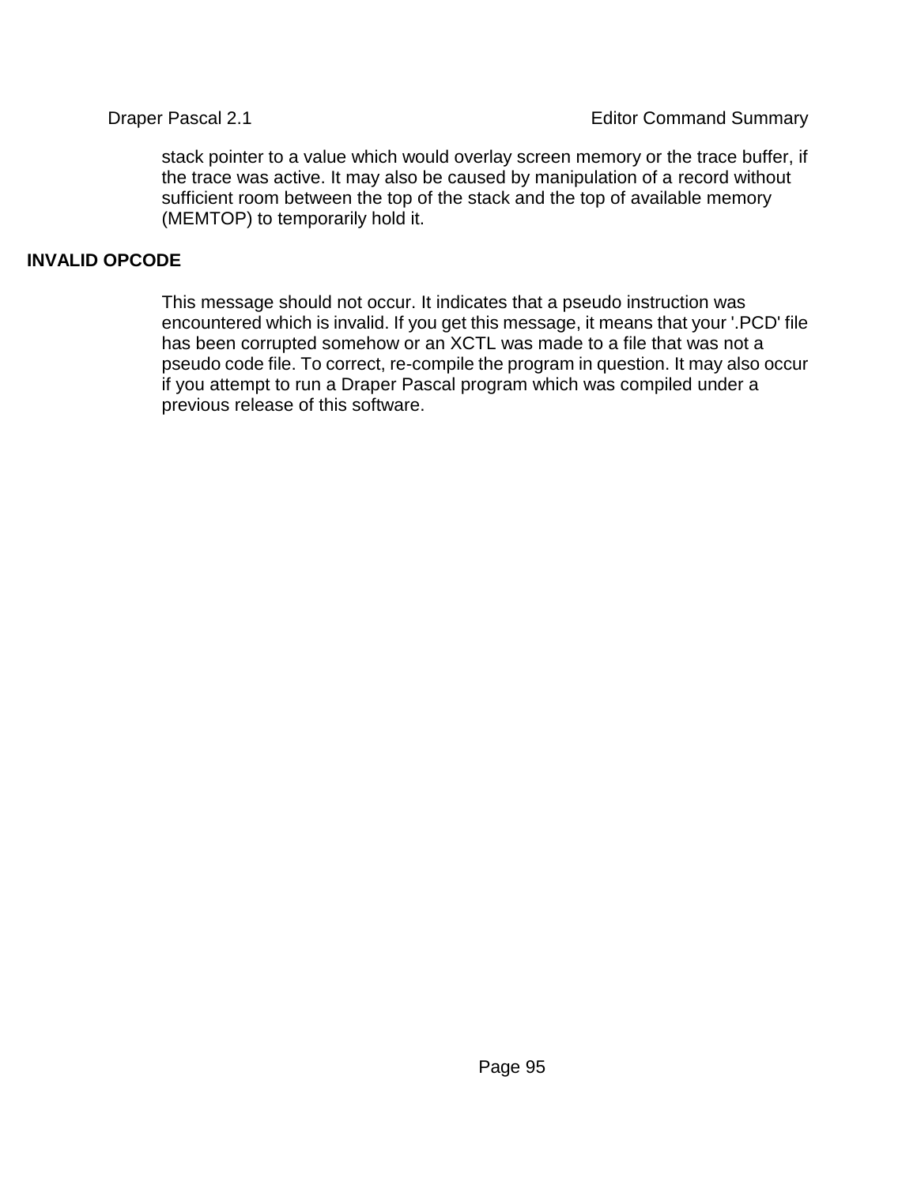stack pointer to a value which would overlay screen memory or the trace buffer, if the trace was active. It may also be caused by manipulation of a record without sufficient room between the top of the stack and the top of available memory (MEMTOP) to temporarily hold it.

**INVALID OPCODE**

This message should not occur. It indicates that a pseudo instruction was encountered which is invalid. If you get this message, it means that your '.PCD' file has been corrupted somehow or an XCTL was made to a file that was not a pseudo code file. To correct, re-compile the program in question. It may also occur if you attempt to run a Draper Pascal program which was compiled under a previous release of this software.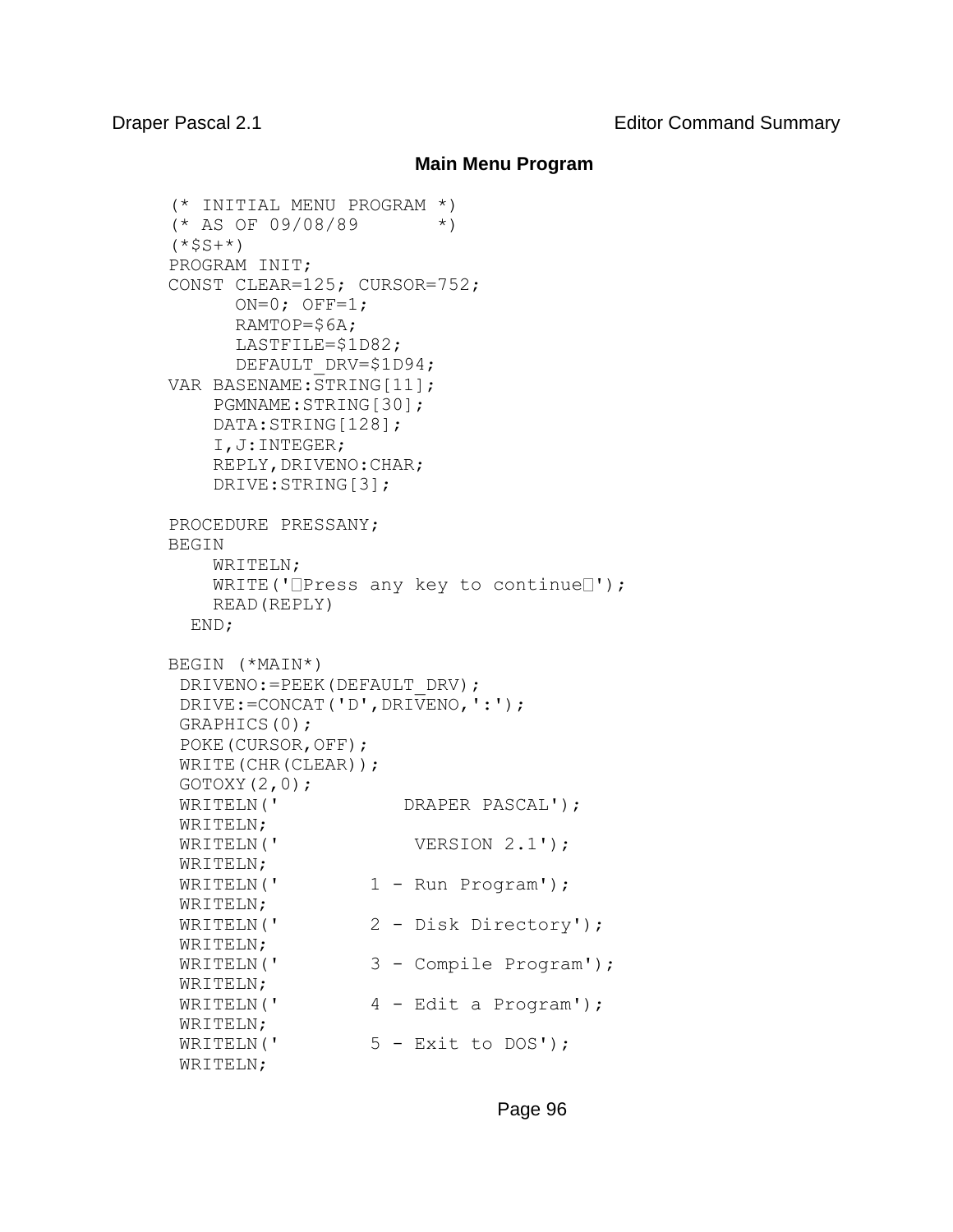## Main Menu Program

```
(* INITIAL MENU PROGRAM *)
(* AS OF 09/08/89       *)
(*$S+*)
PROGRAM INIT;
CONST CLEAR=125; CURSOR=752;
      ON=0; OFF=1;
      RAMTOP=$6A;
      LASTFILE=$1D82;
      DEFAULT_DRV=$1D94;
VAR BASENAME:STRING[11];
    PGMNAME:STRING[30];
    DATA:STRING[128];
    I,J:INTEGER;
    REPLY,DRIVENO:CHAR;
    DRIVE:STRING[3];

PROCEDURE PRESSANY;
BEGIN
    WRITELN;
    WRITE('Press any key to continue');
    READ(REPLY)
  END;

BEGIN (*MAIN*)
 DRIVENO:=PEEK(DEFAULT_DRV);
 DRIVE:=CONCAT('D',DRIVENO,':');
 GRAPHICS(0);
 POKE(CURSOR,OFF);
 WRITE(CHR(CLEAR));
 GOTOXY(2,0);
 WRITELN('           DRAPER PASCAL');
 WRITELN;
 WRITELN('            VERSION 2.1');
 WRITELN;
 WRITELN('        1 - Run Program');
 WRITELN;
 WRITELN('        2 - Disk Directory');
 WRITELN;
 WRITELN('        3 - Compile Program');
 WRITELN;
 WRITELN('        4 - Edit a Program');
 WRITELN;
 WRITELN('        5 - Exit to DOS');
 WRITELN;
```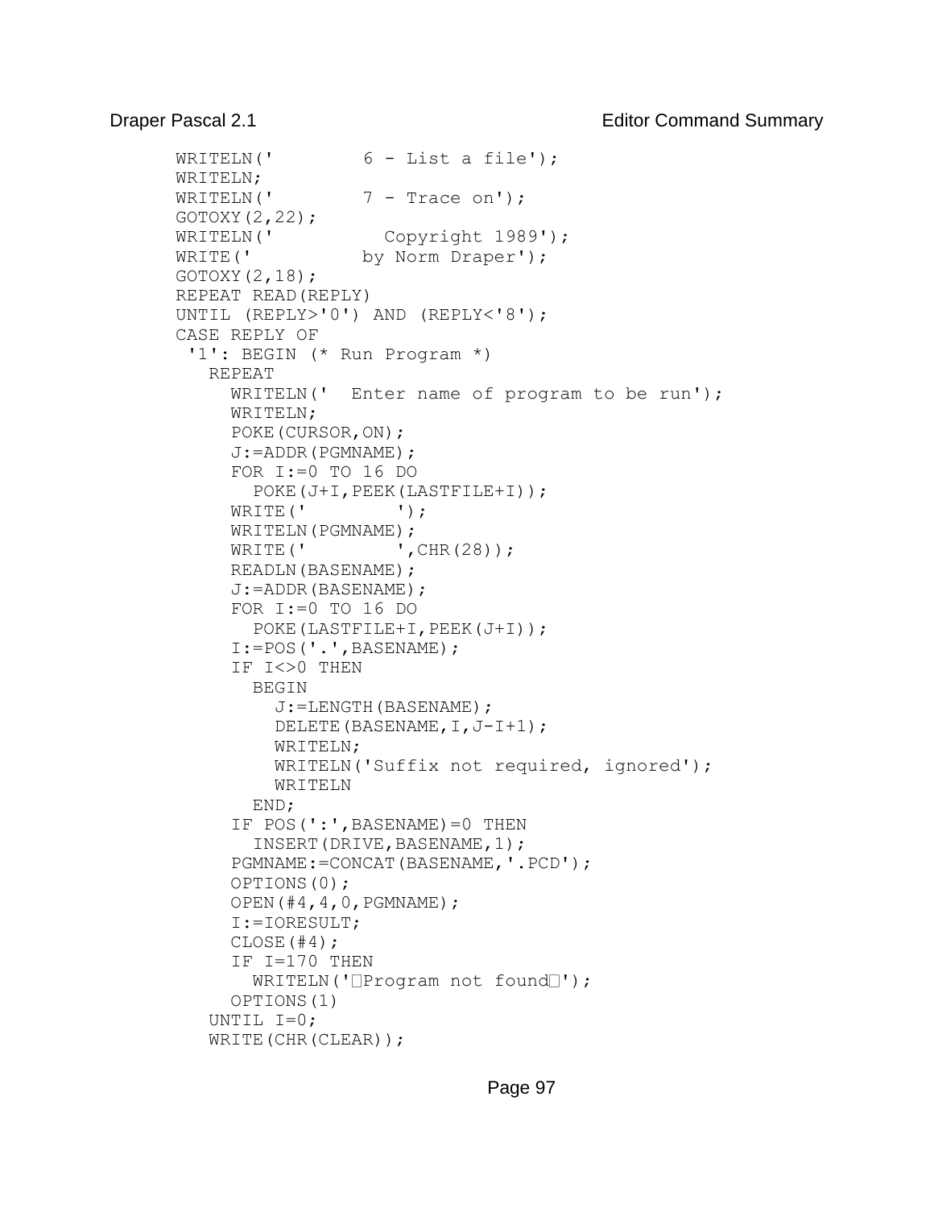```
WRITELN('        6 - List a file');
WRITELN;
WRITELN('        7 - Trace on');
GOTOXY(2,22);
WRITELN('          Copyright 1989');
WRITE('          by Norm Draper');
GOTOXY(2,18);
REPEAT READ(REPLY)
UNTIL (REPLY>'0') AND (REPLY<'8');
CASE REPLY OF
 '1': BEGIN (* Run Program *)
   REPEAT
     WRITELN('  Enter name of program to be run');
     WRITELN;
     POKE(CURSOR,ON);
     J:=ADDR(PGMNAME);
     FOR I:=0 TO 16 DO
       POKE(J+I,PEEK(LASTFILE+I));
     WRITE('        ');
     WRITELN(PGMNAME);
     WRITE('        ',CHR(28));
     READLN(BASENAME);
     J:=ADDR(BASENAME);
     FOR I:=0 TO 16 DO
       POKE(LASTFILE+I,PEEK(J+I));
     I:=POS('.',BASENAME);
     IF I<>0 THEN
       BEGIN
         J:=LENGTH(BASENAME);
         DELETE(BASENAME,I,J-I+1);
         WRITELN;
         WRITELN('Suffix not required, ignored');
         WRITELN
       END;
     IF POS(':',BASENAME)=0 THEN
       INSERT(DRIVE,BASENAME,1);
     PGMNAME:=CONCAT(BASENAME,'.PCD');
     OPTIONS(0);
     OPEN(#4,4,0,PGMNAME);
     I:=IORESULT;
     CLOSE(#4);
     IF I=170 THEN
       WRITELN('Program not found');
     OPTIONS(1)
   UNTIL I=0;
   WRITE(CHR(CLEAR));
```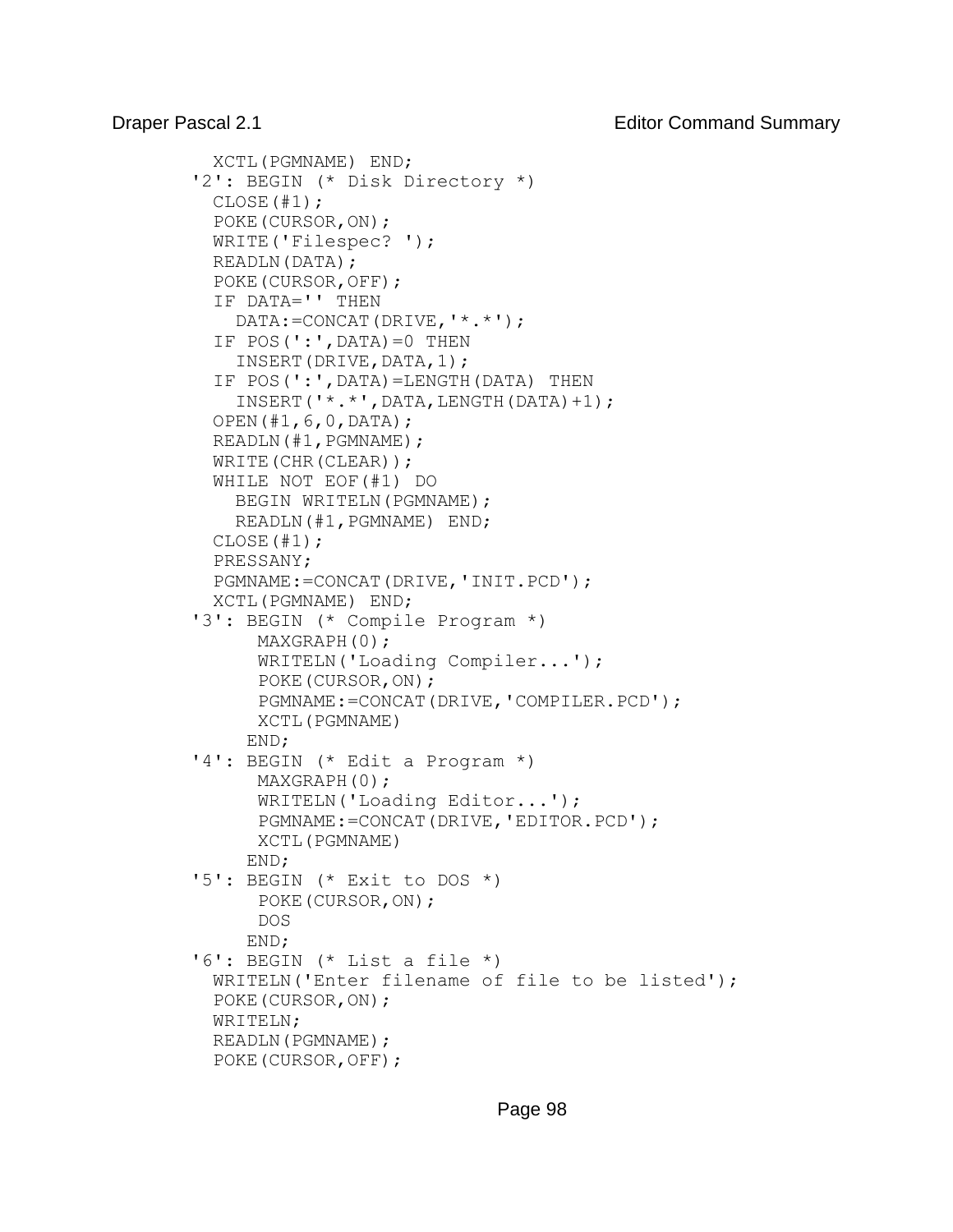```
      XCTL(PGMNAME) END;
    '2': BEGIN (* Disk Directory *)
      CLOSE(#1);
      POKE(CURSOR,ON);
      WRITE('Filespec? ');
      READLN(DATA);
      POKE(CURSOR,OFF);
      IF DATA='' THEN
        DATA:=CONCAT(DRIVE,'*.*');
      IF POS(':',DATA)=0 THEN
        INSERT(DRIVE,DATA,1);
      IF POS(':',DATA)=LENGTH(DATA) THEN
        INSERT('*.*',DATA,LENGTH(DATA)+1);
      OPEN(#1,6,0,DATA);
      READLN(#1,PGMNAME);
      WRITE(CHR(CLEAR));
      WHILE NOT EOF(#1) DO
        BEGIN WRITELN(PGMNAME);
        READLN(#1,PGMNAME) END;
      CLOSE(#1);
      PRESSANY;
      PGMNAME:=CONCAT(DRIVE,'INIT.PCD');
      XCTL(PGMNAME) END;
    '3': BEGIN (* Compile Program *)
          MAXGRAPH(0);
          WRITELN('Loading Compiler...');
          POKE(CURSOR,ON);
          PGMNAME:=CONCAT(DRIVE,'COMPILER.PCD');
          XCTL(PGMNAME)
         END;
    '4': BEGIN (* Edit a Program *)
          MAXGRAPH(0);
          WRITELN('Loading Editor...');
          PGMNAME:=CONCAT(DRIVE,'EDITOR.PCD');
          XCTL(PGMNAME)
         END;
    '5': BEGIN (* Exit to DOS *)
          POKE(CURSOR,ON);
          DOS
         END;
    '6': BEGIN (* List a file *)
      WRITELN('Enter filename of file to be listed');
      POKE(CURSOR,ON);
      WRITELN;
      READLN(PGMNAME);
      POKE(CURSOR,OFF);
```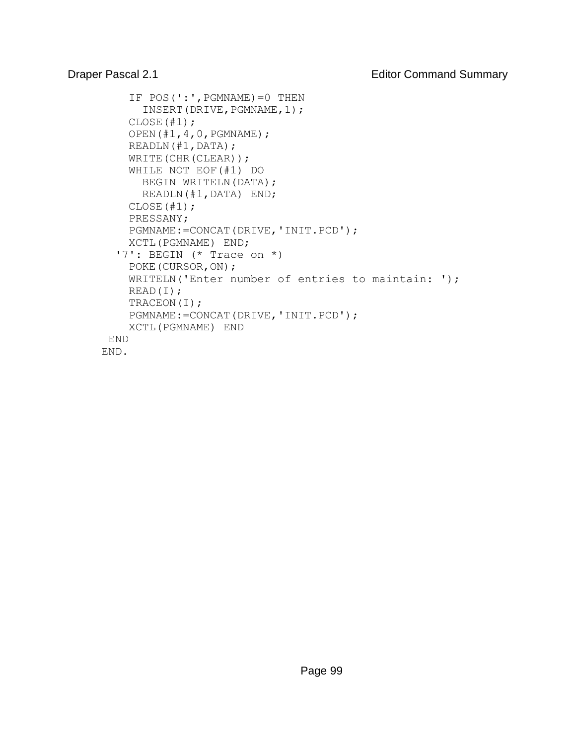```
      IF POS(':',PGMNAME)=0 THEN
        INSERT(DRIVE,PGMNAME,1);
      CLOSE(#1);
      OPEN(#1,4,0,PGMNAME);
      READLN(#1,DATA);
      WRITE(CHR(CLEAR));
      WHILE NOT EOF(#1) DO
        BEGIN WRITELN(DATA);
        READLN(#1,DATA) END;
      CLOSE(#1);
      PRESSANY;
      PGMNAME:=CONCAT(DRIVE,'INIT.PCD');
      XCTL(PGMNAME) END;
    '7': BEGIN (* Trace on *)
      POKE(CURSOR,ON);
      WRITELN('Enter number of entries to maintain: ');
      READ(I);
      TRACEON(I);
      PGMNAME:=CONCAT(DRIVE,'INIT.PCD');
      XCTL(PGMNAME) END
  END
 END.
```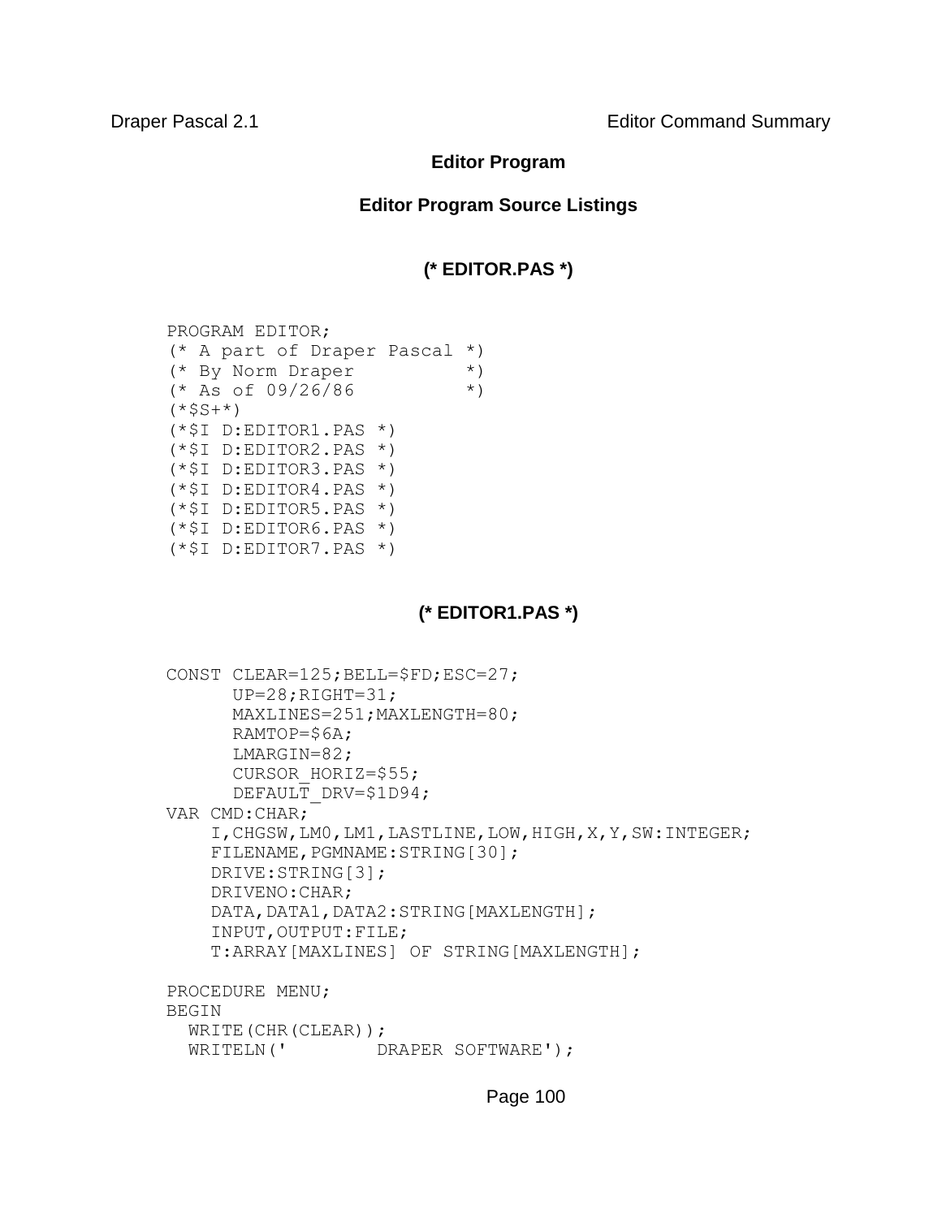## Editor Program

### Editor Program Source Listings

#### (* EDITOR.PAS *)

```
PROGRAM EDITOR;
(* A part of Draper Pascal *)
(* By Norm Draper          *)
(* As of 09/26/86          *)
(*$S+*)
(*$I D:EDITOR1.PAS *)
(*$I D:EDITOR2.PAS *)
(*$I D:EDITOR3.PAS *)
(*$I D:EDITOR4.PAS *)
(*$I D:EDITOR5.PAS *)
(*$I D:EDITOR6.PAS *)
(*$I D:EDITOR7.PAS *)
```

#### (* EDITOR1.PAS *)

```
CONST CLEAR=125;BELL=$FD;ESC=27;
      UP=28;RIGHT=31;
      MAXLINES=251;MAXLENGTH=80;
      RAMTOP=$6A;
      LMARGIN=82;
      CURSOR_HORIZ=$55;
      DEFAULT_DRV=$1D94;
VAR CMD:CHAR;
    I,CHGSW,LM0,LM1,LASTLINE,LOW,HIGH,X,Y,SW:INTEGER;
    FILENAME,PGMNAME:STRING[30];
    DRIVE:STRING[3];
    DRIVENO:CHAR;
    DATA,DATA1,DATA2:STRING[MAXLENGTH];
    INPUT,OUTPUT:FILE;
    T:ARRAY[MAXLINES] OF STRING[MAXLENGTH];

PROCEDURE MENU;
BEGIN
  WRITE(CHR(CLEAR));
  WRITELN('        DRAPER SOFTWARE');
```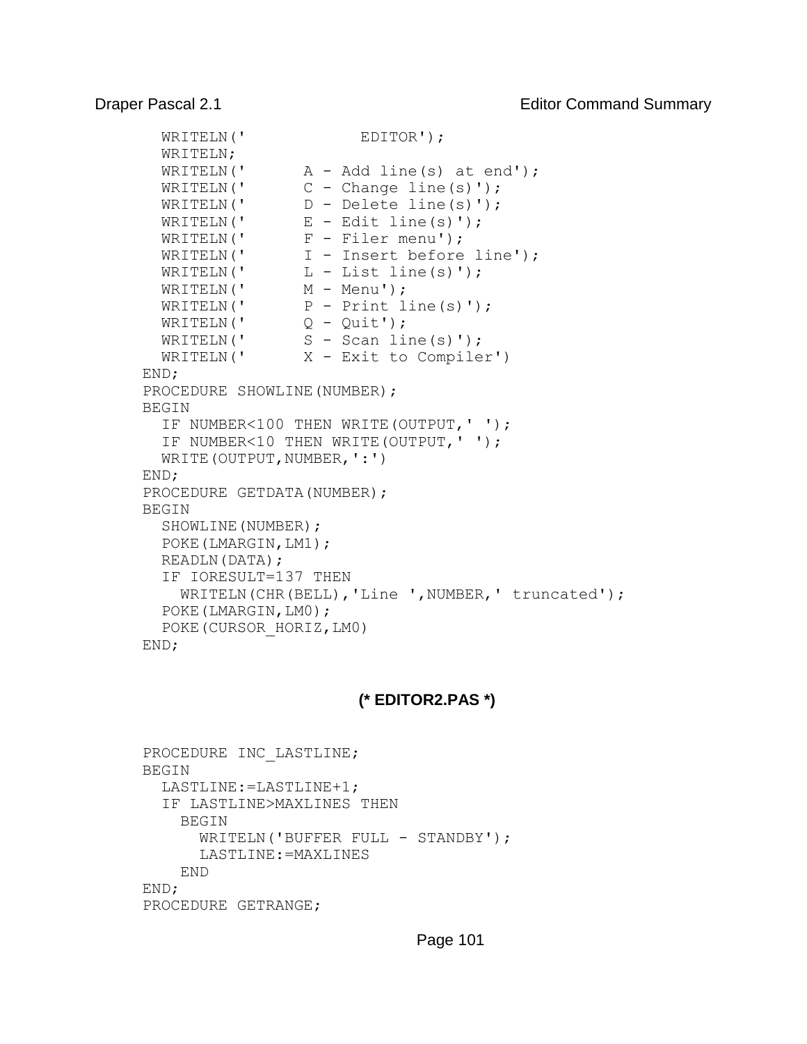```
  WRITELN('           EDITOR');
  WRITELN;
  WRITELN('      A - Add line(s) at end');
  WRITELN('      C - Change line(s)');
  WRITELN('      D - Delete line(s)');
  WRITELN('      E - Edit line(s)');
  WRITELN('      F - Filer menu');
  WRITELN('      I - Insert before line');
  WRITELN('      L - List line(s)');
  WRITELN('      M - Menu');
  WRITELN('      P - Print line(s)');
  WRITELN('      Q - Quit');
  WRITELN('      S - Scan line(s)');
  WRITELN('      X - Exit to Compiler')
END;
PROCEDURE SHOWLINE(NUMBER);
BEGIN
  IF NUMBER<100 THEN WRITE(OUTPUT,' ');
  IF NUMBER<10 THEN WRITE(OUTPUT,' ');
  WRITE(OUTPUT,NUMBER,':')
END;
PROCEDURE GETDATA(NUMBER);
BEGIN
  SHOWLINE(NUMBER);
  POKE(LMARGIN,LM1);
  READLN(DATA);
  IF IORESULT=137 THEN
    WRITELN(CHR(BELL),'Line ',NUMBER,' truncated');
  POKE(LMARGIN,LM0);
  POKE(CURSOR_HORIZ,LM0)
END;
```

**(* EDITOR2.PAS *)**

```
PROCEDURE INC_LASTLINE;
BEGIN
  LASTLINE:=LASTLINE+1;
  IF LASTLINE>MAXLINES THEN
    BEGIN
      WRITELN('BUFFER FULL - STANDBY');
      LASTLINE:=MAXLINES
    END
END;
PROCEDURE GETRANGE;
```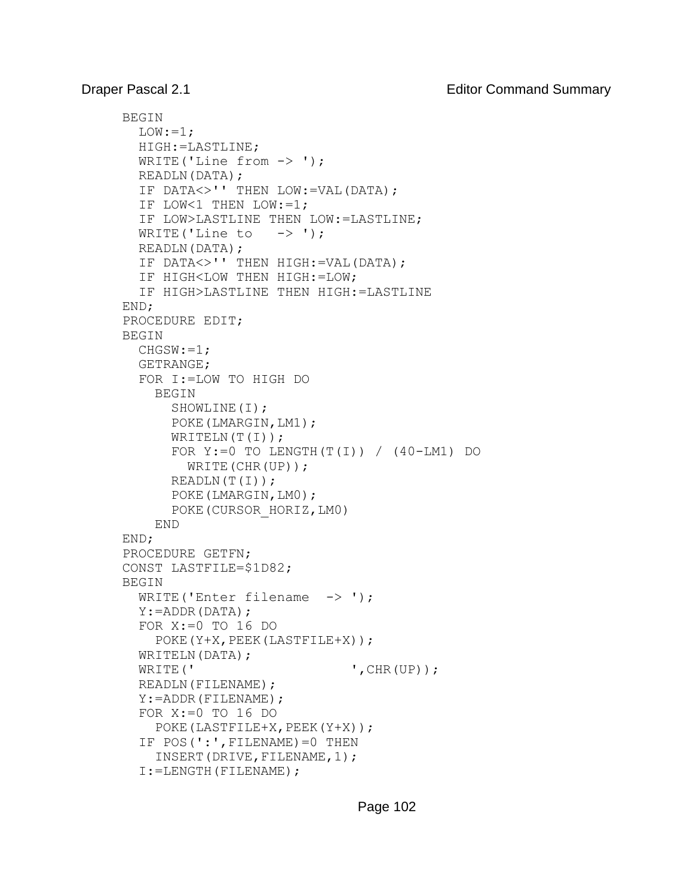```
BEGIN
  LOW:=1;
  HIGH:=LASTLINE;
  WRITE('Line from -> ');
  READLN(DATA);
  IF DATA<>'' THEN LOW:=VAL(DATA);
  IF LOW<1 THEN LOW:=1;
  IF LOW>LASTLINE THEN LOW:=LASTLINE;
  WRITE('Line to   -> ');
  READLN(DATA);
  IF DATA<>'' THEN HIGH:=VAL(DATA);
  IF HIGH<LOW THEN HIGH:=LOW;
  IF HIGH>LASTLINE THEN HIGH:=LASTLINE
END;
PROCEDURE EDIT;
BEGIN
  CHGSW:=1;
  GETRANGE;
  FOR I:=LOW TO HIGH DO
    BEGIN
      SHOWLINE(I);
      POKE(LMARGIN,LM1);
      WRITELN(T(I));
      FOR Y:=0 TO LENGTH(T(I)) / (40-LM1) DO
        WRITE(CHR(UP));
      READLN(T(I));
      POKE(LMARGIN,LM0);
      POKE(CURSOR_HORIZ,LM0)
    END
END;
PROCEDURE GETFN;
CONST LASTFILE=$1D82;
BEGIN
  WRITE('Enter filename  -> ');
  Y:=ADDR(DATA);
  FOR X:=0 TO 16 DO
    POKE(Y+X,PEEK(LASTFILE+X));
  WRITELN(DATA);
  WRITE('                  ',CHR(UP));
  READLN(FILENAME);
  Y:=ADDR(FILENAME);
  FOR X:=0 TO 16 DO
    POKE(LASTFILE+X,PEEK(Y+X));
  IF POS(':',FILENAME)=0 THEN
    INSERT(DRIVE,FILENAME,1);
  I:=LENGTH(FILENAME);
```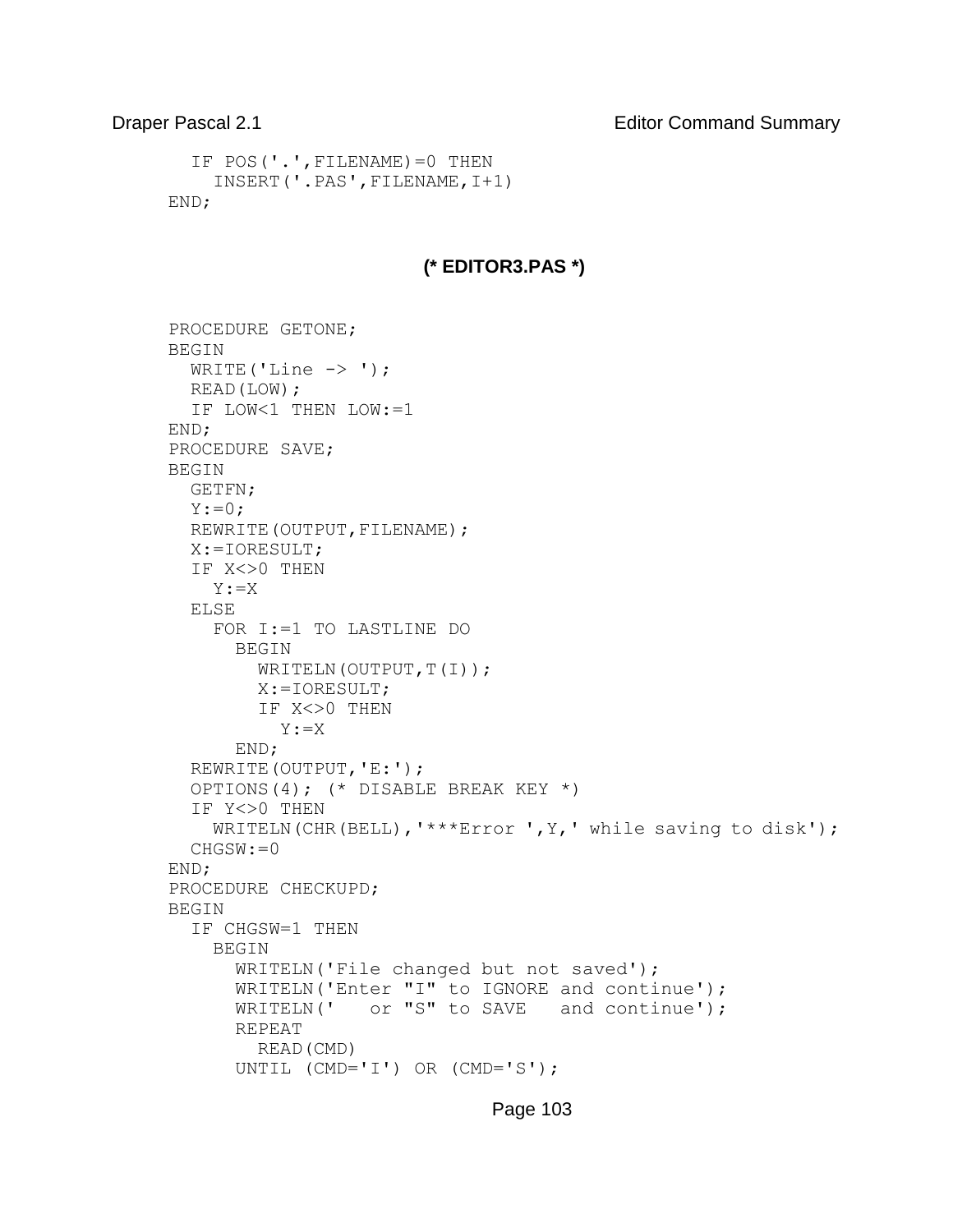```
  IF POS('.',FILENAME)=0 THEN
    INSERT('.PAS',FILENAME,I+1)
END;
```

**(* EDITOR3.PAS *)**

```
PROCEDURE GETONE;
BEGIN
  WRITE('Line -> ');
  READ(LOW);
  IF LOW<1 THEN LOW:=1
END;
PROCEDURE SAVE;
BEGIN
  GETFN;
  Y:=0;
  REWRITE(OUTPUT,FILENAME);
  X:=IORESULT;
  IF X<>0 THEN
    Y:=X
  ELSE
    FOR I:=1 TO LASTLINE DO
      BEGIN
        WRITELN(OUTPUT,T(I));
        X:=IORESULT;
        IF X<>0 THEN
          Y:=X
      END;
  REWRITE(OUTPUT,'E:');
  OPTIONS(4); (* DISABLE BREAK KEY *)
  IF Y<>0 THEN
    WRITELN(CHR(BELL),'***Error ',Y,' while saving to disk');
  CHGSW:=0
END;
PROCEDURE CHECKUPD;
BEGIN
  IF CHGSW=1 THEN
    BEGIN
      WRITELN('File changed but not saved');
      WRITELN('Enter "I" to IGNORE and continue');
      WRITELN('   or "S" to SAVE   and continue');
      REPEAT
        READ(CMD)
      UNTIL (CMD='I') OR (CMD='S');
```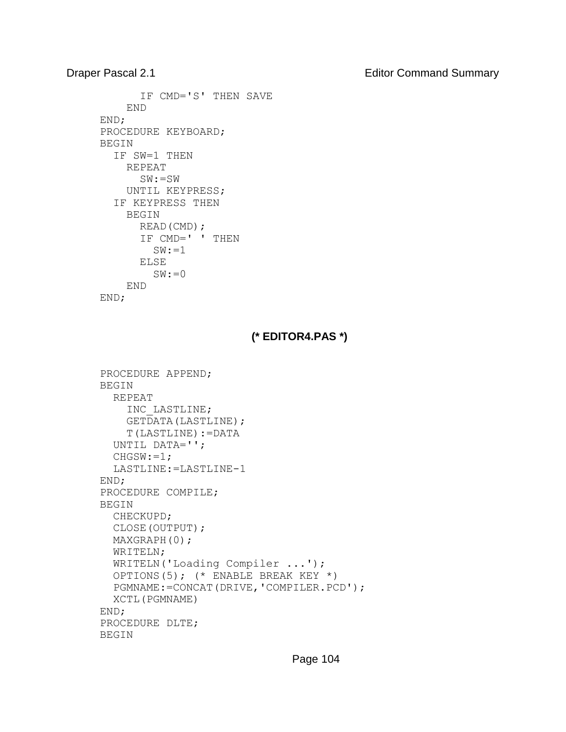```
      IF CMD='S' THEN SAVE
    END
END;
PROCEDURE KEYBOARD;
BEGIN
  IF SW=1 THEN
    REPEAT
      SW:=SW
    UNTIL KEYPRESS;
  IF KEYPRESS THEN
    BEGIN
      READ(CMD);
      IF CMD=' ' THEN
        SW:=1
      ELSE
        SW:=0
    END
END;
```

**(* EDITOR4.PAS *)**

```
PROCEDURE APPEND;
BEGIN
  REPEAT
    INC_LASTLINE;
    GETDATA(LASTLINE);
    T(LASTLINE):=DATA
  UNTIL DATA='';
  CHGSW:=1;
  LASTLINE:=LASTLINE-1
END;
PROCEDURE COMPILE;
BEGIN
  CHECKUPD;
  CLOSE(OUTPUT);
  MAXGRAPH(0);
  WRITELN;
  WRITELN('Loading Compiler ...');
  OPTIONS(5); (* ENABLE BREAK KEY *)
  PGMNAME:=CONCAT(DRIVE,'COMPILER.PCD');
  XCTL(PGMNAME)
END;
PROCEDURE DLTE;
BEGIN
```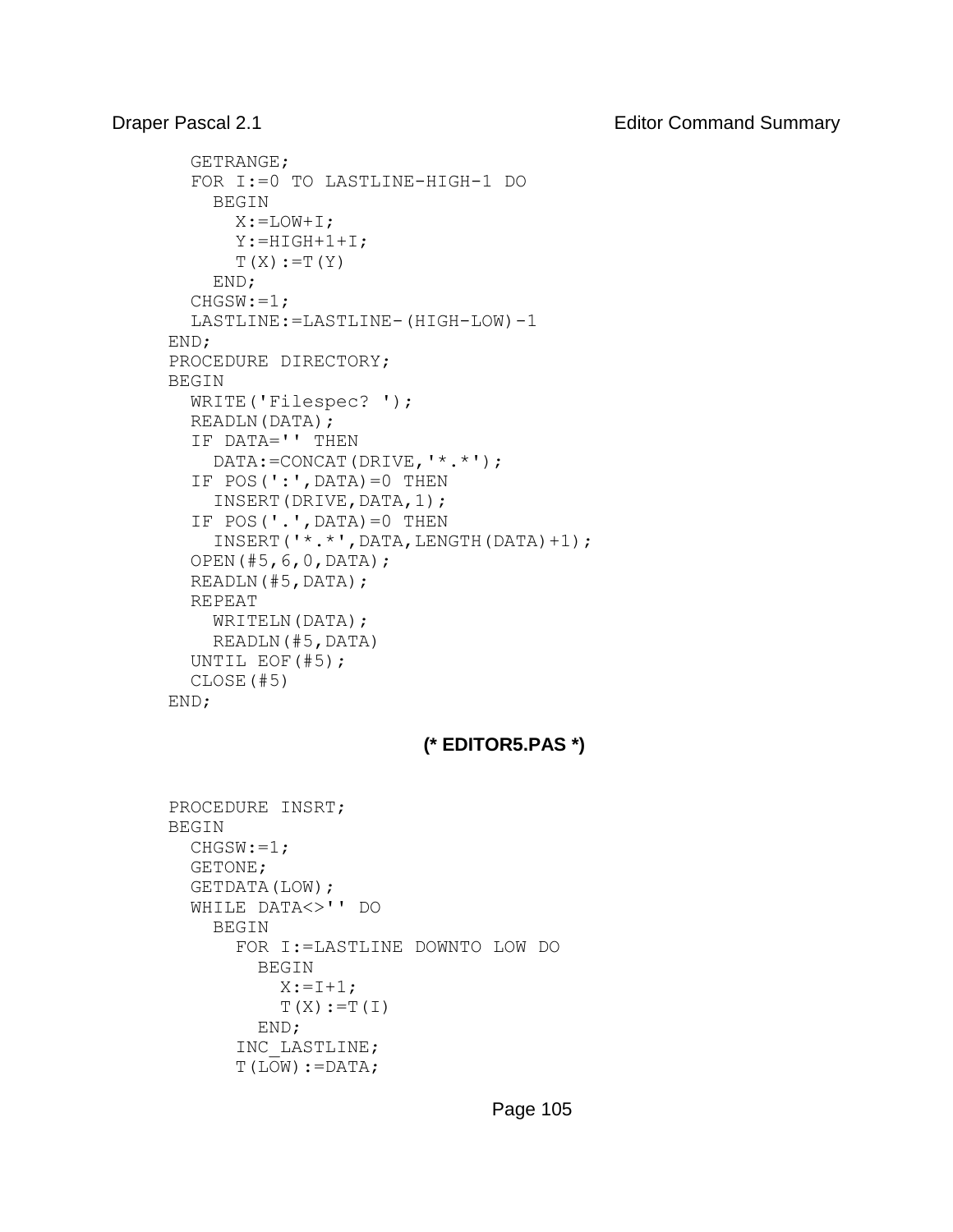```
  GETRANGE;
  FOR I:=0 TO LASTLINE-HIGH-1 DO
    BEGIN
      X:=LOW+I;
      Y:=HIGH+1+I;
      T(X):=T(Y)
    END;
  CHGSW:=1;
  LASTLINE:=LASTLINE-(HIGH-LOW)-1
END;
PROCEDURE DIRECTORY;
BEGIN
  WRITE('Filespec? ');
  READLN(DATA);
  IF DATA='' THEN
    DATA:=CONCAT(DRIVE,'*.*');
  IF POS(':',DATA)=0 THEN
    INSERT(DRIVE,DATA,1);
  IF POS('.',DATA)=0 THEN
    INSERT('*.*',DATA,LENGTH(DATA)+1);
  OPEN(#5,6,0,DATA);
  READLN(#5,DATA);
  REPEAT
    WRITELN(DATA);
    READLN(#5,DATA)
  UNTIL EOF(#5);
  CLOSE(#5)
END;
```

**(* EDITOR5.PAS *)**

```
PROCEDURE INSRT;
BEGIN
  CHGSW:=1;
  GETONE;
  GETDATA(LOW);
  WHILE DATA<>'' DO
    BEGIN
      FOR I:=LASTLINE DOWNTO LOW DO
        BEGIN
          X:=I+1;
          T(X):=T(I)
        END;
      INC_LASTLINE;
      T(LOW):=DATA;
```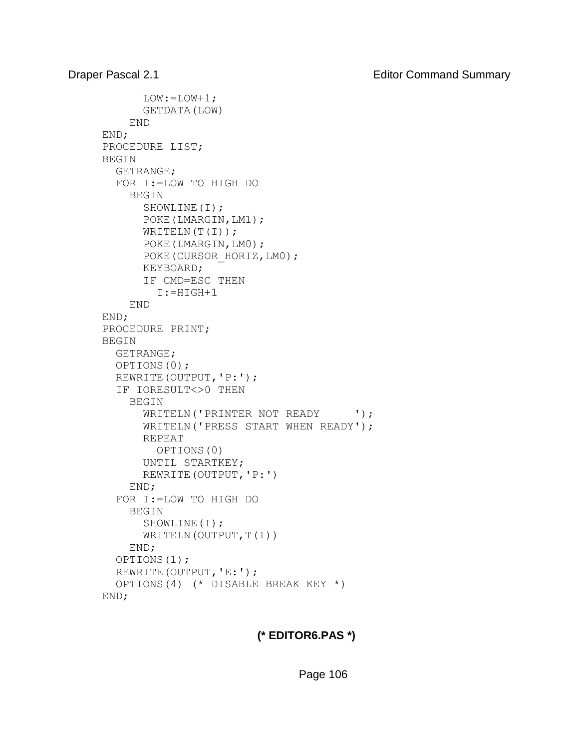```
        LOW:=LOW+1;
        GETDATA(LOW)
      END
  END;
  PROCEDURE LIST;
  BEGIN
    GETRANGE;
    FOR I:=LOW TO HIGH DO
      BEGIN
        SHOWLINE(I);
        POKE(LMARGIN,LM1);
        WRITELN(T(I));
        POKE(LMARGIN,LM0);
        POKE(CURSOR_HORIZ,LM0);
        KEYBOARD;
        IF CMD=ESC THEN
          I:=HIGH+1
      END
  END;
  PROCEDURE PRINT;
  BEGIN
    GETRANGE;
    OPTIONS(0);
    REWRITE(OUTPUT,'P:');
    IF IORESULT<>0 THEN
      BEGIN
        WRITELN('PRINTER NOT READY      ');
        WRITELN('PRESS START WHEN READY');
        REPEAT
          OPTIONS(0)
        UNTIL STARTKEY;
        REWRITE(OUTPUT,'P:')
      END;
    FOR I:=LOW TO HIGH DO
      BEGIN
        SHOWLINE(I);
        WRITELN(OUTPUT,T(I))
      END;
    OPTIONS(1);
    REWRITE(OUTPUT,'E:');
    OPTIONS(4) (* DISABLE BREAK KEY *)
  END;
```

**(* EDITOR6.PAS *)**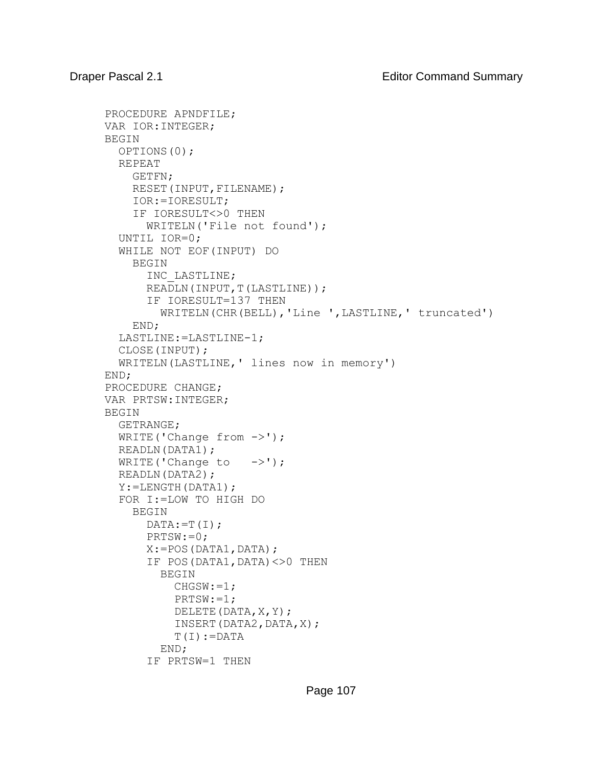```
PROCEDURE APNDFILE;
VAR IOR:INTEGER;
BEGIN
  OPTIONS(0);
  REPEAT
    GETFN;
    RESET(INPUT,FILENAME);
    IOR:=IORESULT;
    IF IORESULT<>0 THEN
      WRITELN('File not found');
  UNTIL IOR=0;
  WHILE NOT EOF(INPUT) DO
    BEGIN
      INC_LASTLINE;
      READLN(INPUT,T(LASTLINE));
      IF IORESULT=137 THEN
        WRITELN(CHR(BELL),'Line ',LASTLINE,' truncated')
    END;
  LASTLINE:=LASTLINE-1;
  CLOSE(INPUT);
  WRITELN(LASTLINE,' lines now in memory')
END;
PROCEDURE CHANGE;
VAR PRTSW:INTEGER;
BEGIN
  GETRANGE;
  WRITE('Change from ->');
  READLN(DATA1);
  WRITE('Change to   ->');
  READLN(DATA2);
  Y:=LENGTH(DATA1);
  FOR I:=LOW TO HIGH DO
    BEGIN
      DATA:=T(I);
      PRTSW:=0;
      X:=POS(DATA1,DATA);
      IF POS(DATA1,DATA)<>0 THEN
        BEGIN
          CHGSW:=1;
          PRTSW:=1;
          DELETE(DATA,X,Y);
          INSERT(DATA2,DATA,X);
          T(I):=DATA
        END;
      IF PRTSW=1 THEN
```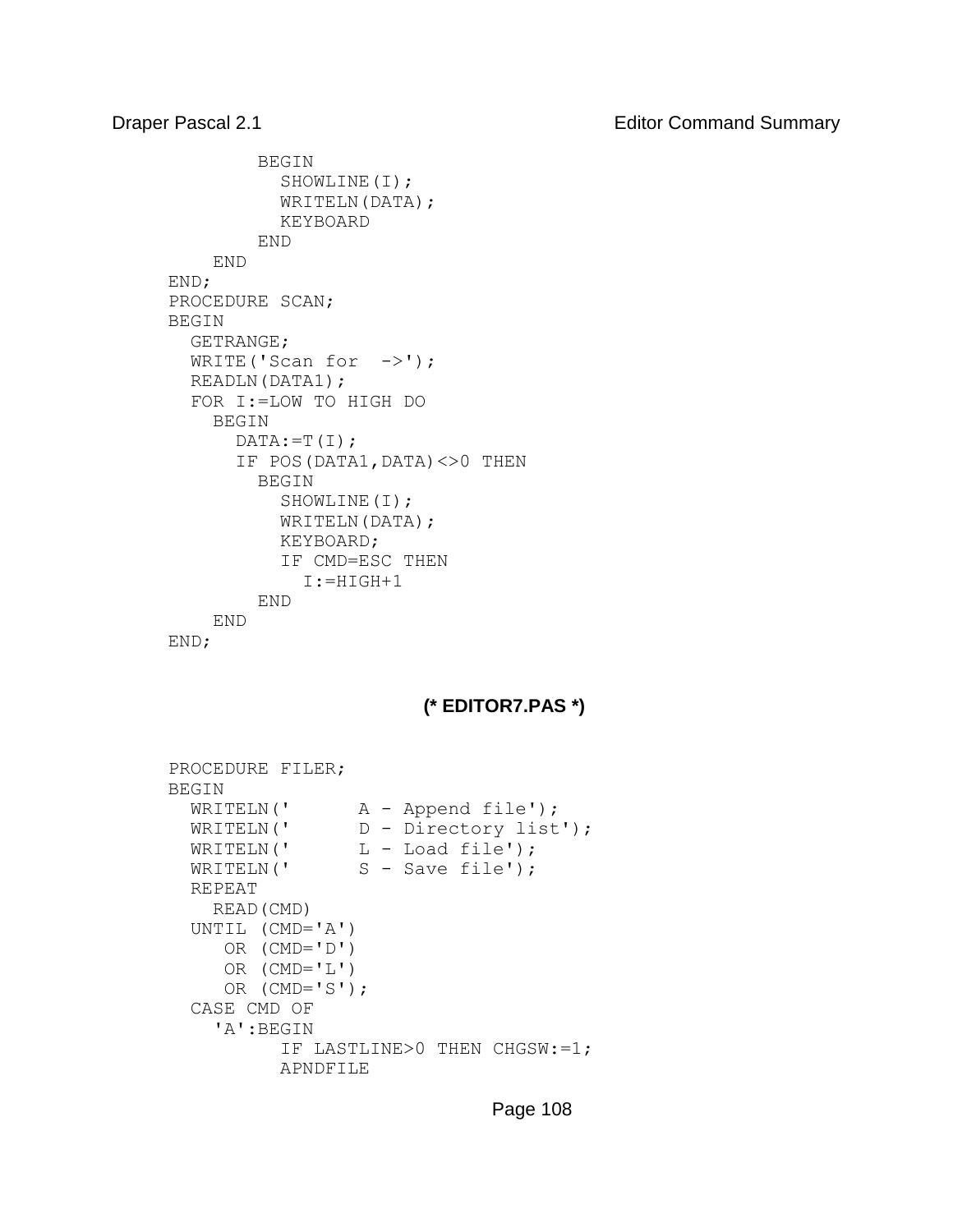```
        BEGIN
          SHOWLINE(I);
          WRITELN(DATA);
          KEYBOARD
        END
    END
END;
PROCEDURE SCAN;
BEGIN
  GETRANGE;
  WRITE('Scan for  ->');
  READLN(DATA1);
  FOR I:=LOW TO HIGH DO
    BEGIN
      DATA:=T(I);
      IF POS(DATA1,DATA)<>0 THEN
        BEGIN
          SHOWLINE(I);
          WRITELN(DATA);
          KEYBOARD;
          IF CMD=ESC THEN
            I:=HIGH+1
        END
    END
END;
```

**(* EDITOR7.PAS *)**

```
PROCEDURE FILER;
BEGIN
  WRITELN('      A - Append file');
  WRITELN('      D - Directory list');
  WRITELN('      L - Load file');
  WRITELN('      S - Save file');
  REPEAT
    READ(CMD)
  UNTIL (CMD='A')
     OR (CMD='D')
     OR (CMD='L')
     OR (CMD='S');
  CASE CMD OF
    'A':BEGIN
          IF LASTLINE>0 THEN CHGSW:=1;
          APNDFILE
```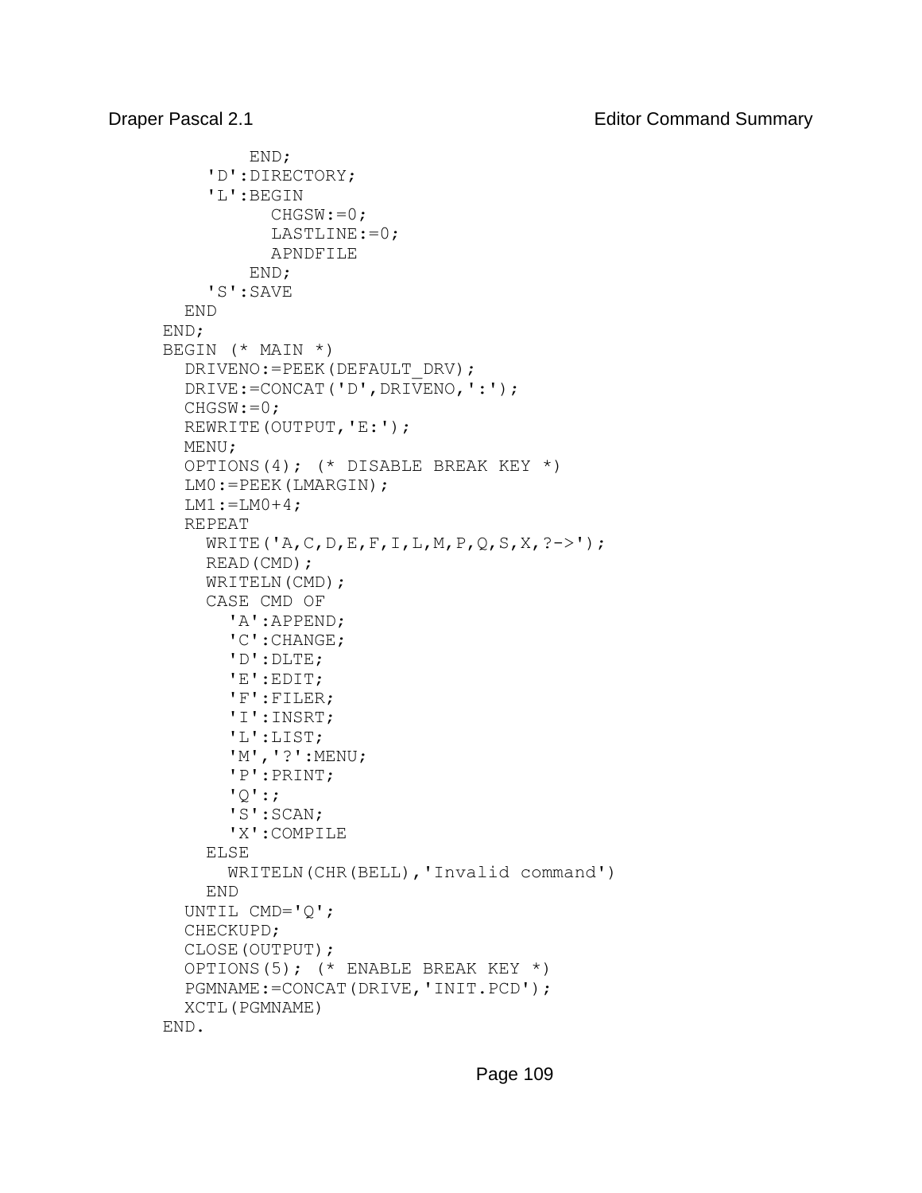```
         END;
      'D':DIRECTORY;
      'L':BEGIN
            CHGSW:=0;
            LASTLINE:=0;
            APNDFILE
         END;
      'S':SAVE
   END
END;
BEGIN (* MAIN *)
   DRIVENO:=PEEK(DEFAULT_DRV);
   DRIVE:=CONCAT('D',DRIVENO,':');
   CHGSW:=0;
   REWRITE(OUTPUT,'E:');
   MENU;
   OPTIONS(4); (* DISABLE BREAK KEY *)
   LM0:=PEEK(LMARGIN);
   LM1:=LM0+4;
   REPEAT
      WRITE('A,C,D,E,F,I,L,M,P,Q,S,X,?->');
      READ(CMD);
      WRITELN(CMD);
      CASE CMD OF
         'A':APPEND;
         'C':CHANGE;
         'D':DLTE;
         'E':EDIT;
         'F':FILER;
         'I':INSRT;
         'L':LIST;
         'M','?':MENU;
         'P':PRINT;
         'Q':;
         'S':SCAN;
         'X':COMPILE
      ELSE
         WRITELN(CHR(BELL),'Invalid command')
      END
   UNTIL CMD='Q';
   CHECKUPD;
   CLOSE(OUTPUT);
   OPTIONS(5); (* ENABLE BREAK KEY *)
   PGMNAME:=CONCAT(DRIVE,'INIT.PCD');
   XCTL(PGMNAME)
END.
```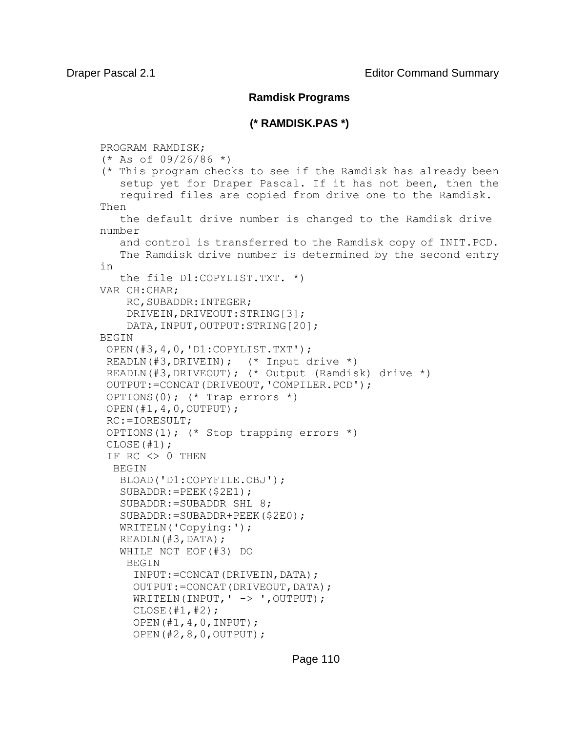## Ramdisk Programs

### (* RAMDISK.PAS *)

```
PROGRAM RAMDISK;
(* As of 09/26/86 *)
(* This program checks to see if the Ramdisk has already been
   setup yet for Draper Pascal. If it has not been, then the
   required files are copied from drive one to the Ramdisk.
Then
   the default drive number is changed to the Ramdisk drive
number
   and control is transferred to the Ramdisk copy of INIT.PCD.
   The Ramdisk drive number is determined by the second entry
in
   the file D1:COPYLIST.TXT. *)
VAR CH:CHAR;
    RC,SUBADDR:INTEGER;
    DRIVEIN,DRIVEOUT:STRING[3];
    DATA,INPUT,OUTPUT:STRING[20];
BEGIN
 OPEN(#3,4,0,'D1:COPYLIST.TXT');
 READLN(#3,DRIVEIN);  (* Input drive *)
 READLN(#3,DRIVEOUT); (* Output (Ramdisk) drive *)
 OUTPUT:=CONCAT(DRIVEOUT,'COMPILER.PCD');
 OPTIONS(0); (* Trap errors *)
 OPEN(#1,4,0,OUTPUT);
 RC:=IORESULT;
 OPTIONS(1); (* Stop trapping errors *)
 CLOSE(#1);
 IF RC <> 0 THEN
  BEGIN
   BLOAD('D1:COPYFILE.OBJ');
   SUBADDR:=PEEK($2E1);
   SUBADDR:=SUBADDR SHL 8;
   SUBADDR:=SUBADDR+PEEK($2E0);
   WRITELN('Copying:');
   READLN(#3,DATA);
   WHILE NOT EOF(#3) DO
    BEGIN
     INPUT:=CONCAT(DRIVEIN,DATA);
     OUTPUT:=CONCAT(DRIVEOUT,DATA);
     WRITELN(INPUT,' -> ',OUTPUT);
     CLOSE(#1,#2);
     OPEN(#1,4,0,INPUT);
     OPEN(#2,8,0,OUTPUT);
```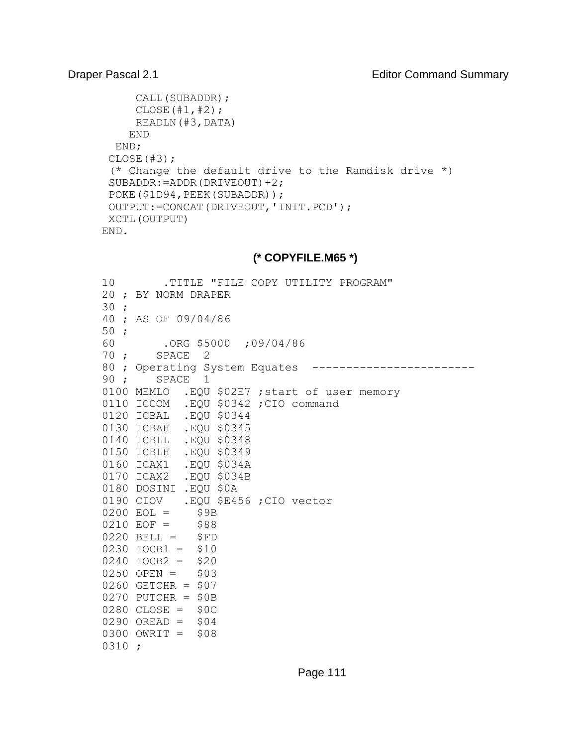```
      CALL(SUBADDR);
      CLOSE(#1,#2);
      READLN(#3,DATA)
    END
  END;
 CLOSE(#3);
 (* Change the default drive to the Ramdisk drive *)
 SUBADDR:=ADDR(DRIVEOUT)+2;
 POKE($1D94,PEEK(SUBADDR));
 OUTPUT:=CONCAT(DRIVEOUT,'INIT.PCD');
 XCTL(OUTPUT)
END.
```

**(* COPYFILE.M65 *)**

```
10        .TITLE "FILE COPY UTILITY PROGRAM"
20 ; BY NORM DRAPER
30 ;
40 ; AS OF 09/04/86
50 ;
60        .ORG $5000  ;09/04/86
70 ;    SPACE  2
80 ; Operating System Equates  ------------------------
90 ;    SPACE  1
0100 MEMLO  .EQU $02E7 ;start of user memory
0110 ICCOM  .EQU $0342 ;CIO command
0120 ICBAL  .EQU $0344
0130 ICBAH  .EQU $0345
0140 ICBLL  .EQU $0348
0150 ICBLH  .EQU $0349
0160 ICAX1  .EQU $034A
0170 ICAX2  .EQU $034B
0180 DOSINI .EQU $0A
0190 CIOV   .EQU $E456 ;CIO vector
0200 EOL =    $9B
0210 EOF =    $88
0220 BELL =   $FD
0230 IOCB1 =  $10
0240 IOCB2 =  $20
0250 OPEN =   $03
0260 GETCHR = $07
0270 PUTCHR = $0B
0280 CLOSE =  $0C
0290 OREAD =  $04
0300 OWRIT =  $08
0310 ;
```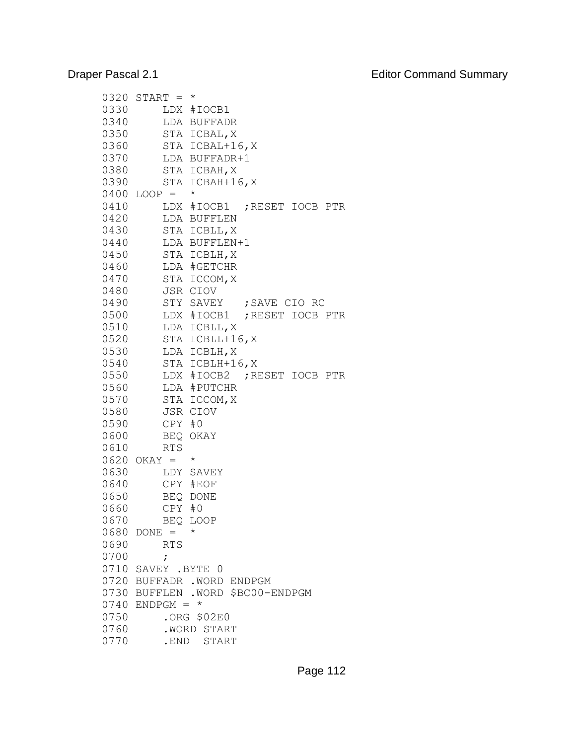```
0320 START = *
0330     LDX #IOCB1
0340     LDA BUFFADR
0350     STA ICBAL,X
0360     STA ICBAL+16,X
0370     LDA BUFFADR+1
0380     STA ICBAH,X
0390     STA ICBAH+16,X
0400 LOOP =  *
0410     LDX #IOCB1  ;RESET IOCB PTR
0420     LDA BUFFLEN
0430     STA ICBLL,X
0440     LDA BUFFLEN+1
0450     STA ICBLH,X
0460     LDA #GETCHR
0470     STA ICCOM,X
0480     JSR CIOV
0490     STY SAVEY   ;SAVE CIO RC
0500     LDX #IOCB1  ;RESET IOCB PTR
0510     LDA ICBLL,X
0520     STA ICBLL+16,X
0530     LDA ICBLH,X
0540     STA ICBLH+16,X
0550     LDX #IOCB2  ;RESET IOCB PTR
0560     LDA #PUTCHR
0570     STA ICCOM,X
0580     JSR CIOV
0590     CPY #0
0600     BEQ OKAY
0610     RTS
0620 OKAY =  *
0630     LDY SAVEY
0640     CPY #EOF
0650     BEQ DONE
0660     CPY #0
0670     BEQ LOOP
0680 DONE =  *
0690     RTS
0700     ;
0710 SAVEY .BYTE 0
0720 BUFFADR .WORD ENDPGM
0730 BUFFLEN .WORD $BC00-ENDPGM
0740 ENDPGM = *
0750     .ORG $02E0
0760     .WORD START
0770     .END  START
```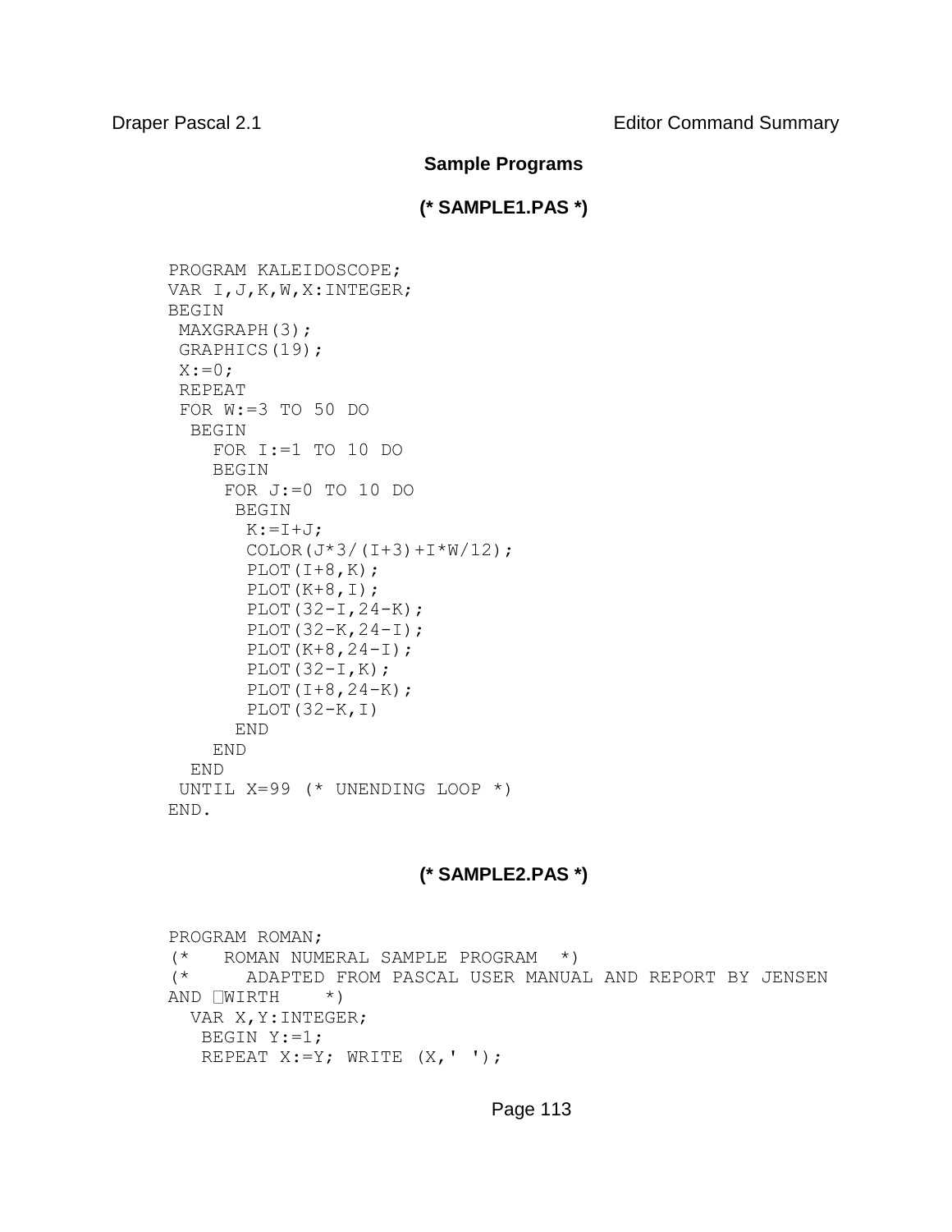## Sample Programs

### (* SAMPLE1.PAS *)

```
PROGRAM KALEIDOSCOPE;
VAR I,J,K,W,X:INTEGER;
BEGIN
 MAXGRAPH(3);
 GRAPHICS(19);
 X:=0;
 REPEAT
 FOR W:=3 TO 50 DO
  BEGIN
    FOR I:=1 TO 10 DO
    BEGIN
     FOR J:=0 TO 10 DO
      BEGIN
       K:=I+J;
       COLOR(J*3/(I+3)+I*W/12);
       PLOT(I+8,K);
       PLOT(K+8,I);
       PLOT(32-I,24-K);
       PLOT(32-K,24-I);
       PLOT(K+8,24-I);
       PLOT(32-I,K);
       PLOT(I+8,24-K);
       PLOT(32-K,I)
      END
    END
  END
 UNTIL X=99 (* UNENDING LOOP *)
END.
```

### (* SAMPLE2.PAS *)

```
PROGRAM ROMAN;
(*   ROMAN NUMERAL SAMPLE PROGRAM  *)
(*     ADAPTED FROM PASCAL USER MANUAL AND REPORT BY JENSEN
AND WIRTH    *)
  VAR X,Y:INTEGER;
   BEGIN Y:=1;
   REPEAT X:=Y; WRITE (X,' ');
```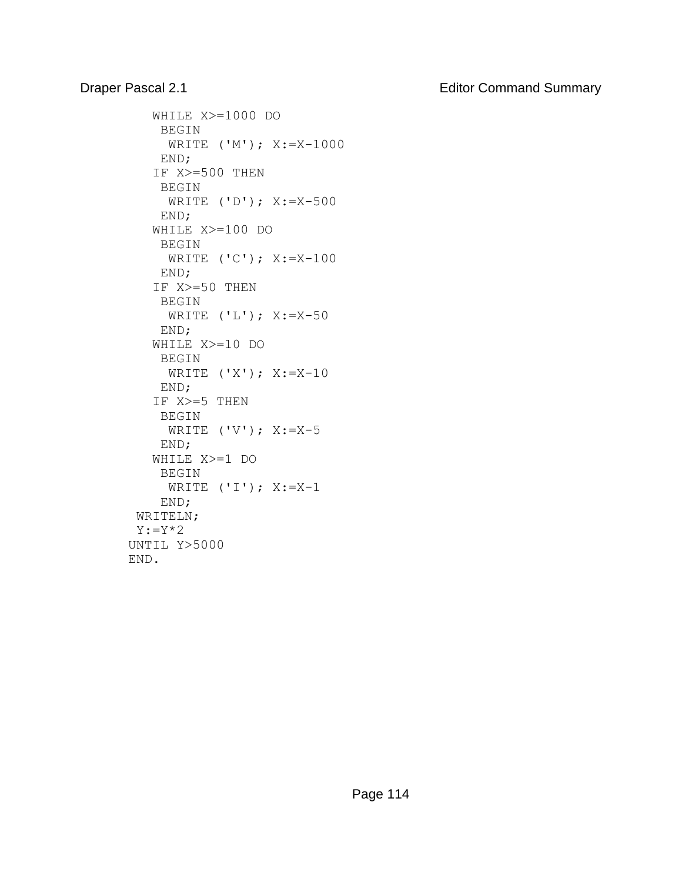```
    WHILE X>=1000 DO
     BEGIN
      WRITE ('M'); X:=X-1000
     END;
    IF X>=500 THEN
     BEGIN
      WRITE ('D'); X:=X-500
     END;
    WHILE X>=100 DO
     BEGIN
      WRITE ('C'); X:=X-100
     END;
    IF X>=50 THEN
     BEGIN
      WRITE ('L'); X:=X-50
     END;
    WHILE X>=10 DO
     BEGIN
      WRITE ('X'); X:=X-10
     END;
    IF X>=5 THEN
     BEGIN
      WRITE ('V'); X:=X-5
     END;
    WHILE X>=1 DO
     BEGIN
      WRITE ('I'); X:=X-1
     END;
  WRITELN;
  Y:=Y*2
 UNTIL Y>5000
 END.
```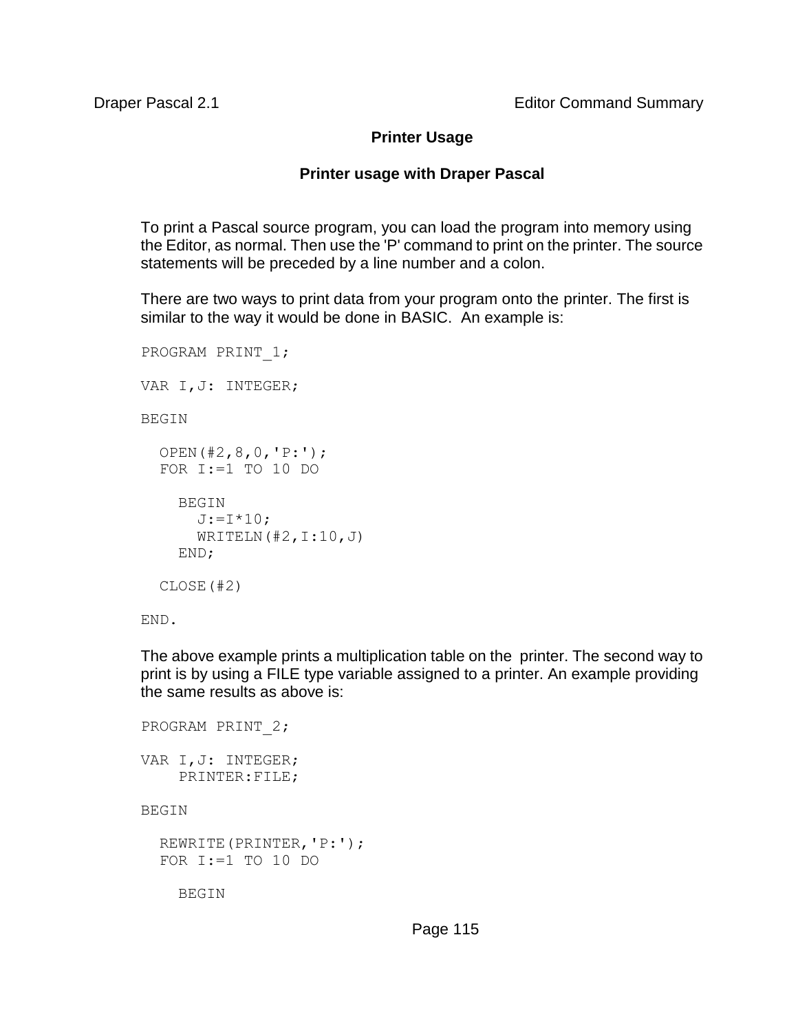## Printer Usage

### Printer usage with Draper Pascal

To print a Pascal source program, you can load the program into memory using the Editor, as normal. Then use the 'P' command to print on the printer. The source statements will be preceded by a line number and a colon.

There are two ways to print data from your program onto the printer. The first is similar to the way it would be done in BASIC. An example is:

```
PROGRAM PRINT_1;

VAR I,J: INTEGER;

BEGIN

  OPEN(#2,8,0,'P:');
  FOR I:=1 TO 10 DO

    BEGIN
      J:=I*10;
      WRITELN(#2,I:10,J)
    END;

  CLOSE(#2)

END.
```

The above example prints a multiplication table on the printer. The second way to print is by using a FILE type variable assigned to a printer. An example providing the same results as above is:

```
PROGRAM PRINT_2;

VAR I,J: INTEGER;
    PRINTER:FILE;

BEGIN

  REWRITE(PRINTER,'P:');
  FOR I:=1 TO 10 DO

    BEGIN
```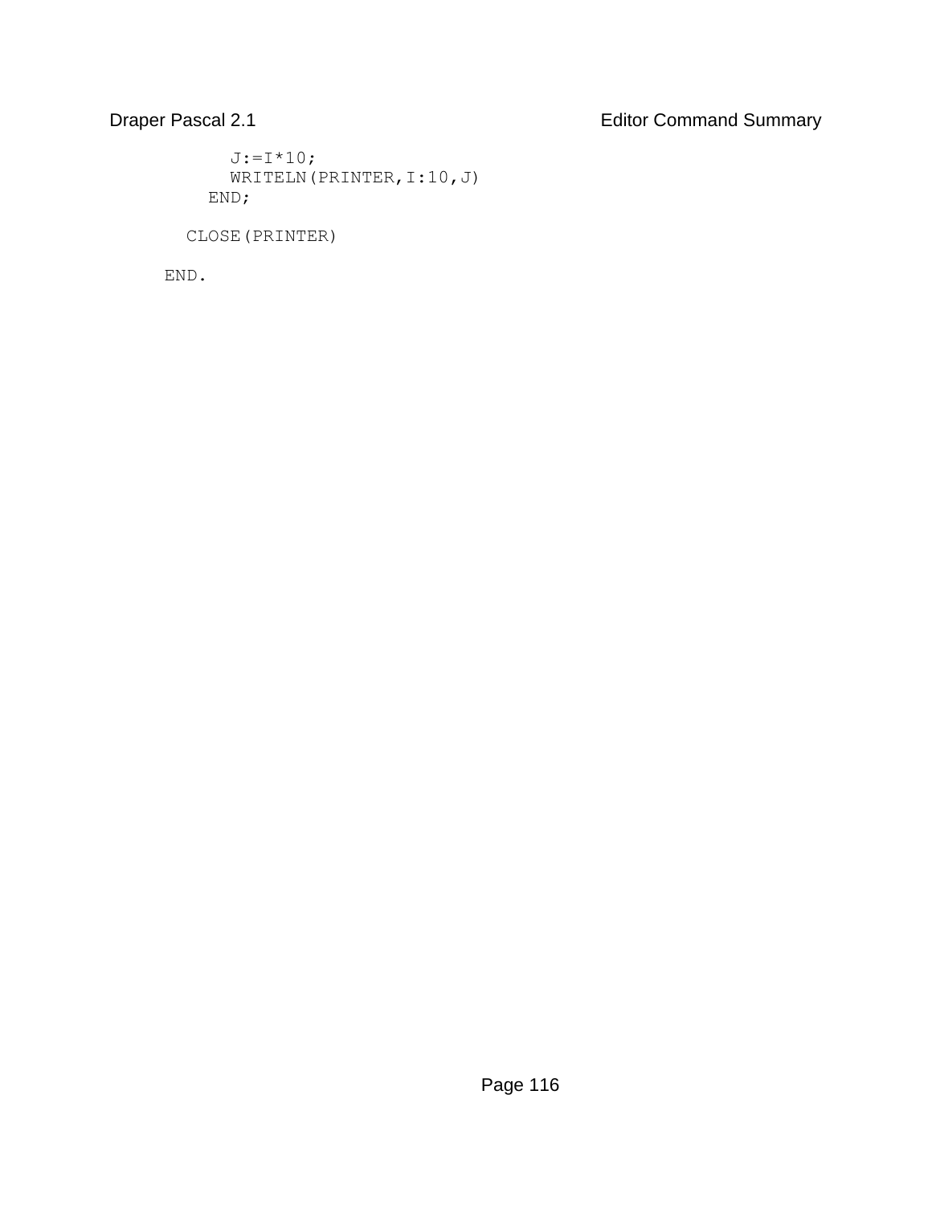```
        J:=I*10;
        WRITELN(PRINTER,I:10,J)
      END;

    CLOSE(PRINTER)

  END.
```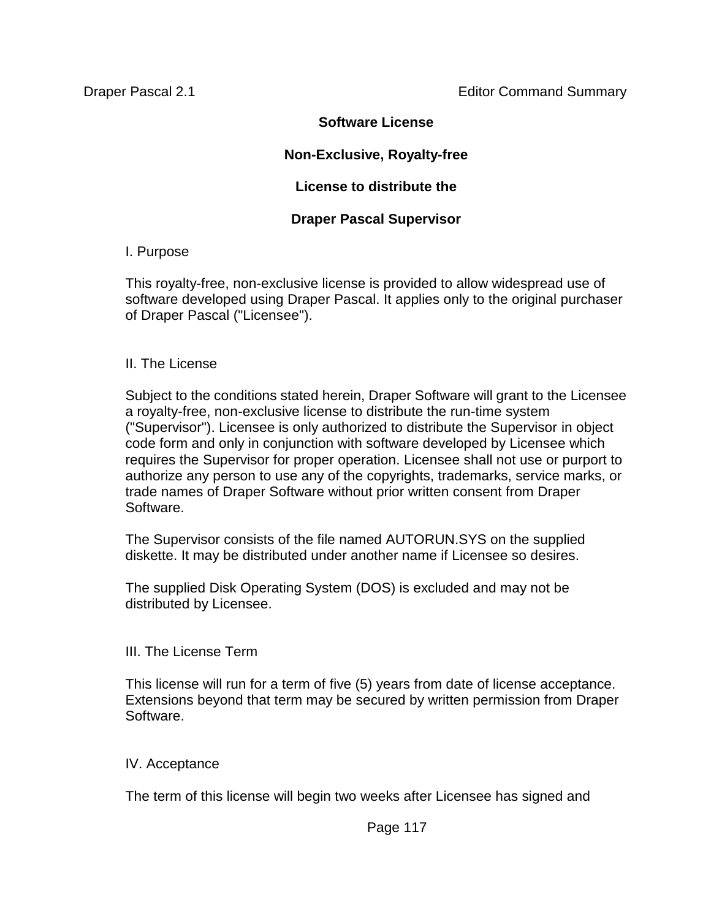**Software License**

**Non-Exclusive, Royalty-free**

**License to distribute the**

**Draper Pascal Supervisor**

I. Purpose

This royalty-free, non-exclusive license is provided to allow widespread use of software developed using Draper Pascal. It applies only to the original purchaser of Draper Pascal ("Licensee").

II. The License

Subject to the conditions stated herein, Draper Software will grant to the Licensee a royalty-free, non-exclusive license to distribute the run-time system ("Supervisor"). Licensee is only authorized to distribute the Supervisor in object code form and only in conjunction with software developed by Licensee which requires the Supervisor for proper operation. Licensee shall not use or purport to authorize any person to use any of the copyrights, trademarks, service marks, or trade names of Draper Software without prior written consent from Draper Software.

The Supervisor consists of the file named AUTORUN.SYS on the supplied diskette. It may be distributed under another name if Licensee so desires.

The supplied Disk Operating System (DOS) is excluded and may not be distributed by Licensee.

III. The License Term

This license will run for a term of five (5) years from date of license acceptance. Extensions beyond that term may be secured by written permission from Draper Software.

IV. Acceptance

The term of this license will begin two weeks after Licensee has signed and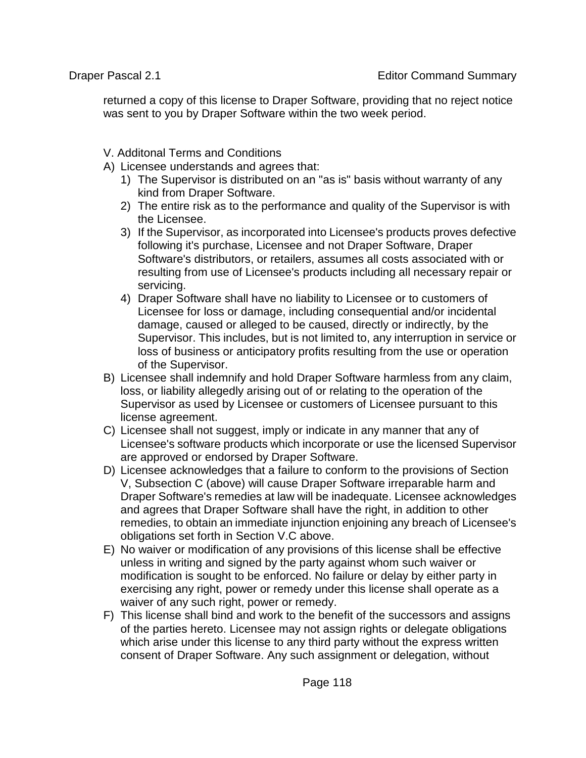returned a copy of this license to Draper Software, providing that no reject notice was sent to you by Draper Software within the two week period.

V. Additonal Terms and Conditions

A) Licensee understands and agrees that:
   1) The Supervisor is distributed on an "as is" basis without warranty of any kind from Draper Software.
   2) The entire risk as to the performance and quality of the Supervisor is with the Licensee.
   3) If the Supervisor, as incorporated into Licensee's products proves defective following it's purchase, Licensee and not Draper Software, Draper Software's distributors, or retailers, assumes all costs associated with or resulting from use of Licensee's products including all necessary repair or servicing.
   4) Draper Software shall have no liability to Licensee or to customers of Licensee for loss or damage, including consequential and/or incidental damage, caused or alleged to be caused, directly or indirectly, by the Supervisor. This includes, but is not limited to, any interruption in service or loss of business or anticipatory profits resulting from the use or operation of the Supervisor.

B) Licensee shall indemnify and hold Draper Software harmless from any claim, loss, or liability allegedly arising out of or relating to the operation of the Supervisor as used by Licensee or customers of Licensee pursuant to this license agreement.

C) Licensee shall not suggest, imply or indicate in any manner that any of Licensee's software products which incorporate or use the licensed Supervisor are approved or endorsed by Draper Software.

D) Licensee acknowledges that a failure to conform to the provisions of Section V, Subsection C (above) will cause Draper Software irreparable harm and Draper Software's remedies at law will be inadequate. Licensee acknowledges and agrees that Draper Software shall have the right, in addition to other remedies, to obtain an immediate injunction enjoining any breach of Licensee's obligations set forth in Section V.C above.

E) No waiver or modification of any provisions of this license shall be effective unless in writing and signed by the party against whom such waiver or modification is sought to be enforced. No failure or delay by either party in exercising any right, power or remedy under this license shall operate as a waiver of any such right, power or remedy.

F) This license shall bind and work to the benefit of the successors and assigns of the parties hereto. Licensee may not assign rights or delegate obligations which arise under this license to any third party without the express written consent of Draper Software. Any such assignment or delegation, without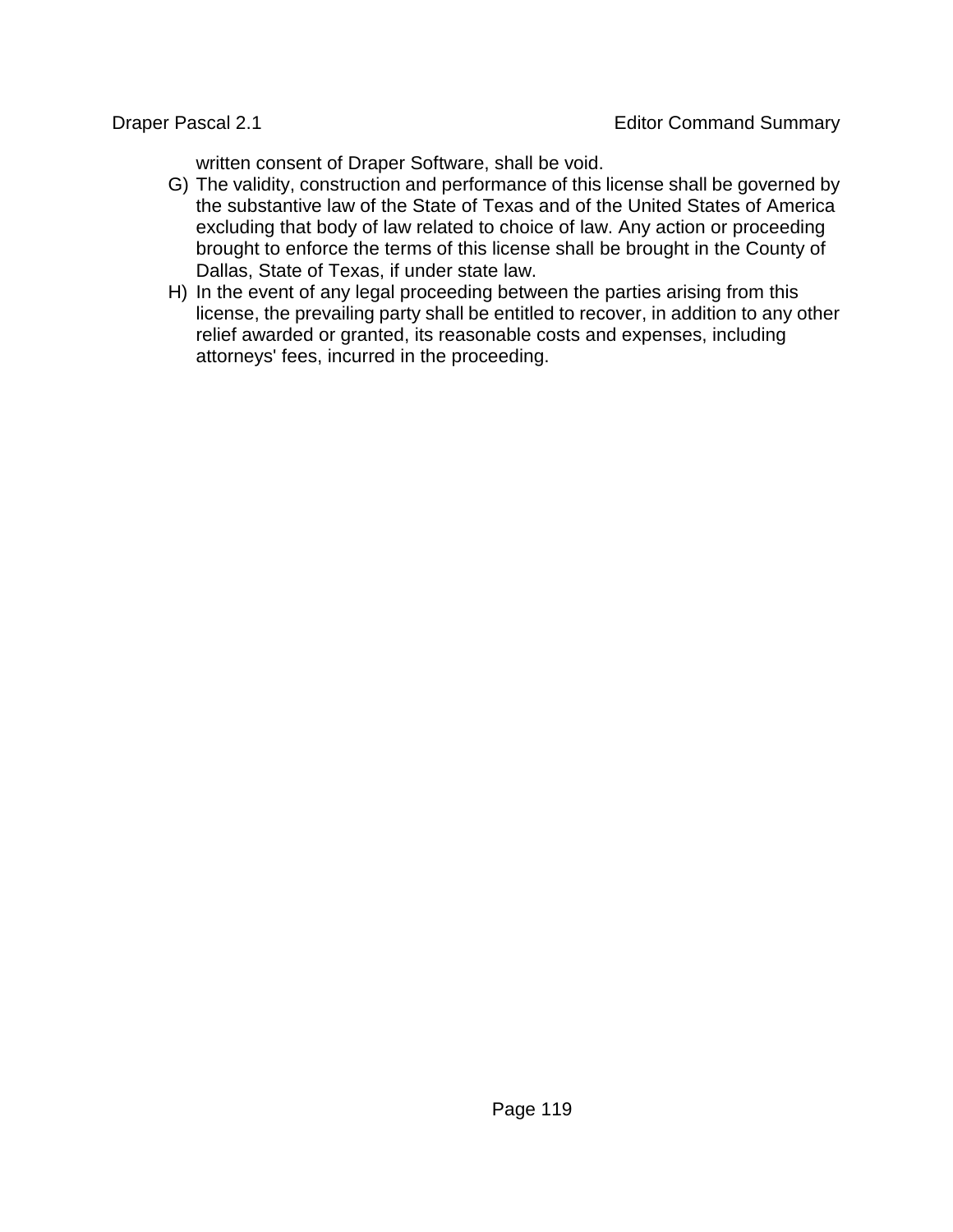written consent of Draper Software, shall be void.

G) The validity, construction and performance of this license shall be governed by the substantive law of the State of Texas and of the United States of America excluding that body of law related to choice of law. Any action or proceeding brought to enforce the terms of this license shall be brought in the County of Dallas, State of Texas, if under state law.

H) In the event of any legal proceeding between the parties arising from this license, the prevailing party shall be entitled to recover, in addition to any other relief awarded or granted, its reasonable costs and expenses, including attorneys' fees, incurred in the proceeding.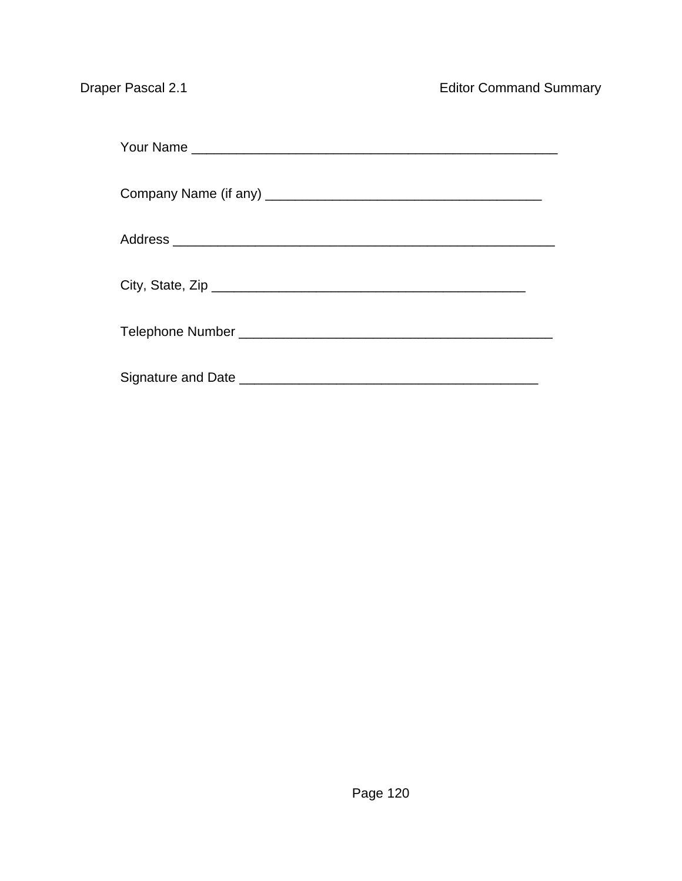Your Name _________________________________________________

Company Name (if any) ______________________________________

Address ____________________________________________________

City, State, Zip ___________________________________________

Telephone Number ___________________________________________

Signature and Date _________________________________________